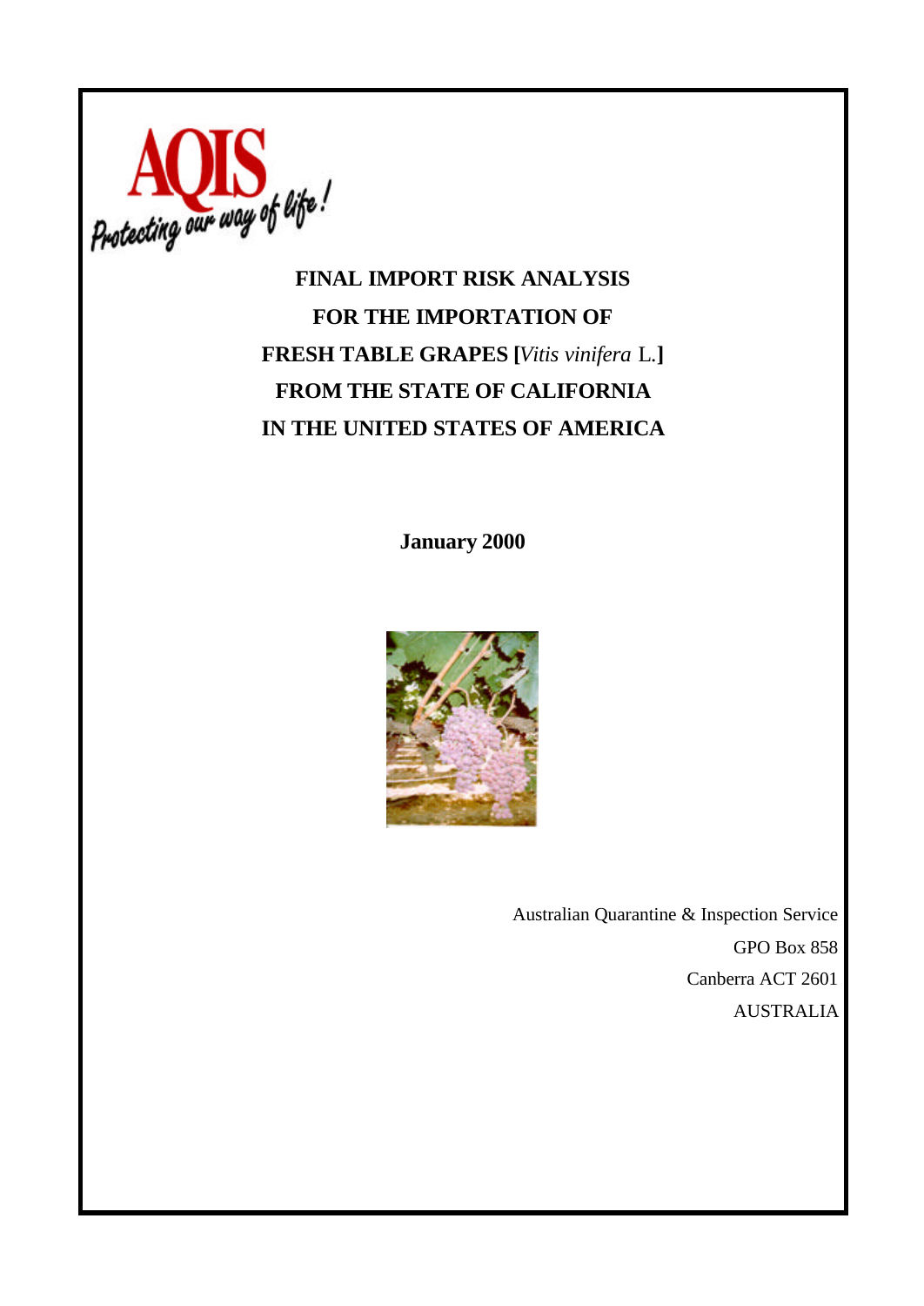AQIS

*Protecting our way of life!*

# FINAL IMPORT RISK ANALYSIS FOR THE IMPORTATION OF FRESH TABLE GRAPES [*Vitis vinifera* L.] FROM THE STATE OF CALIFORNIA IN THE UNITED STATES OF AMERICA

**January 2000**

Australian Quarantine & Inspection Service

GPO Box 858

Canberra ACT 2601

AUSTRALIA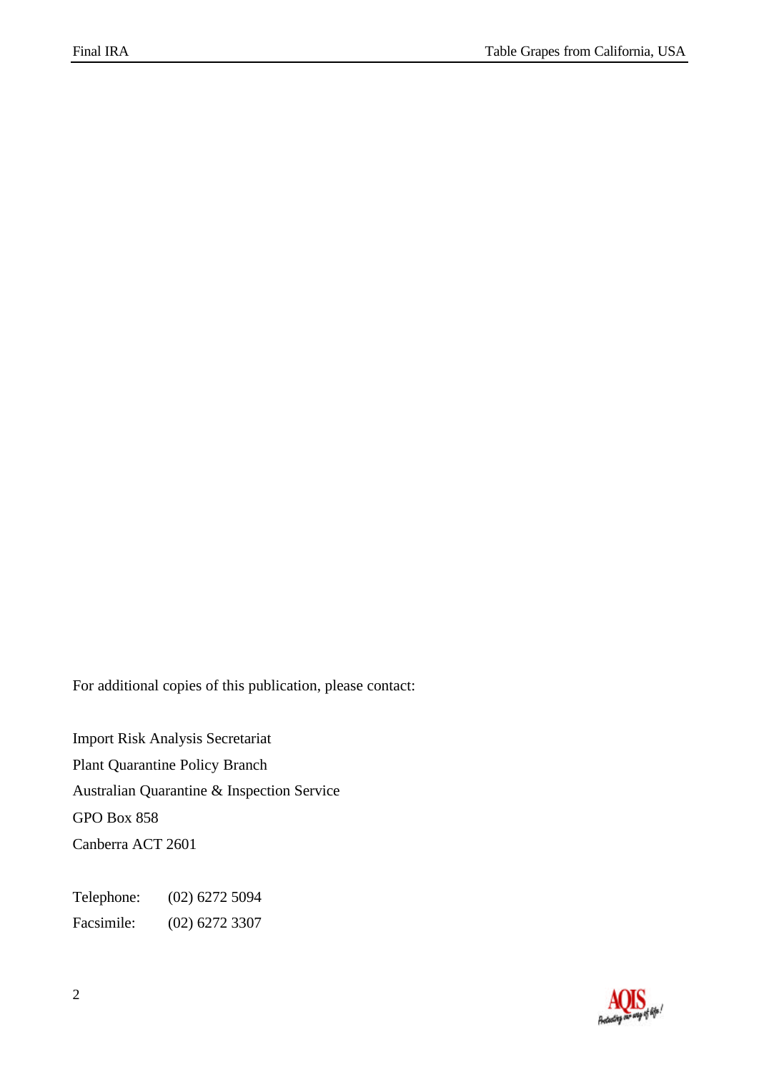For additional copies of this publication, please contact:

Import Risk Analysis Secretariat
Plant Quarantine Policy Branch
Australian Quarantine & Inspection Service
GPO Box 858
Canberra ACT 2601

Telephone: (02) 6272 5094
Facsimile: (02) 6272 3307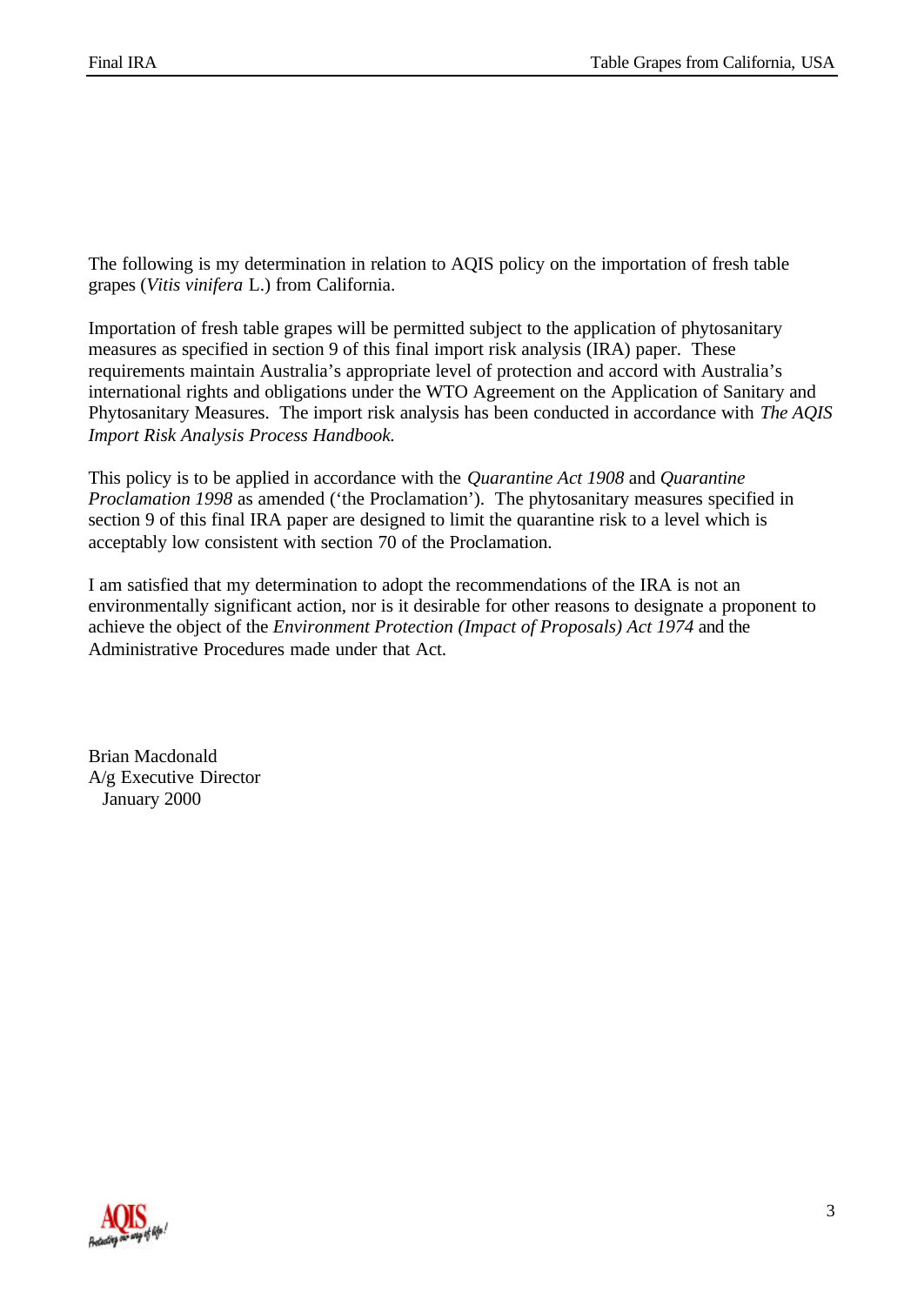The following is my determination in relation to AQIS policy on the importation of fresh table grapes (*Vitis vinifera* L.) from California.

Importation of fresh table grapes will be permitted subject to the application of phytosanitary measures as specified in section 9 of this final import risk analysis (IRA) paper. These requirements maintain Australia's appropriate level of protection and accord with Australia's international rights and obligations under the WTO Agreement on the Application of Sanitary and Phytosanitary Measures. The import risk analysis has been conducted in accordance with *The AQIS Import Risk Analysis Process Handbook.*

This policy is to be applied in accordance with the *Quarantine Act 1908* and *Quarantine Proclamation 1998* as amended ('the Proclamation'). The phytosanitary measures specified in section 9 of this final IRA paper are designed to limit the quarantine risk to a level which is acceptably low consistent with section 70 of the Proclamation.

I am satisfied that my determination to adopt the recommendations of the IRA is not an environmentally significant action, nor is it desirable for other reasons to designate a proponent to achieve the object of the *Environment Protection (Impact of Proposals) Act 1974* and the Administrative Procedures made under that Act.

Brian Macdonald
A/g Executive Director
January 2000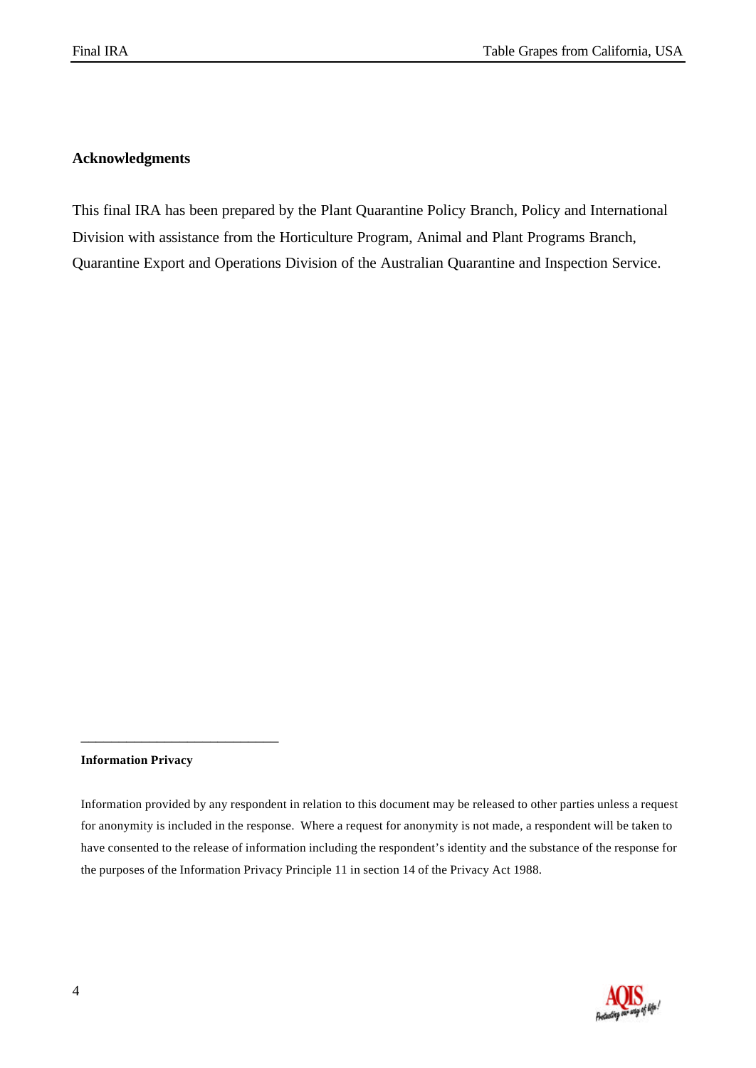## Acknowledgments

This final IRA has been prepared by the Plant Quarantine Policy Branch, Policy and International Division with assistance from the Horticulture Program, Animal and Plant Programs Branch, Quarantine Export and Operations Division of the Australian Quarantine and Inspection Service.

---

**Information Privacy**

Information provided by any respondent in relation to this document may be released to other parties unless a request for anonymity is included in the response. Where a request for anonymity is not made, a respondent will be taken to have consented to the release of information including the respondent's identity and the substance of the response for the purposes of the Information Privacy Principle 11 in section 14 of the Privacy Act 1988.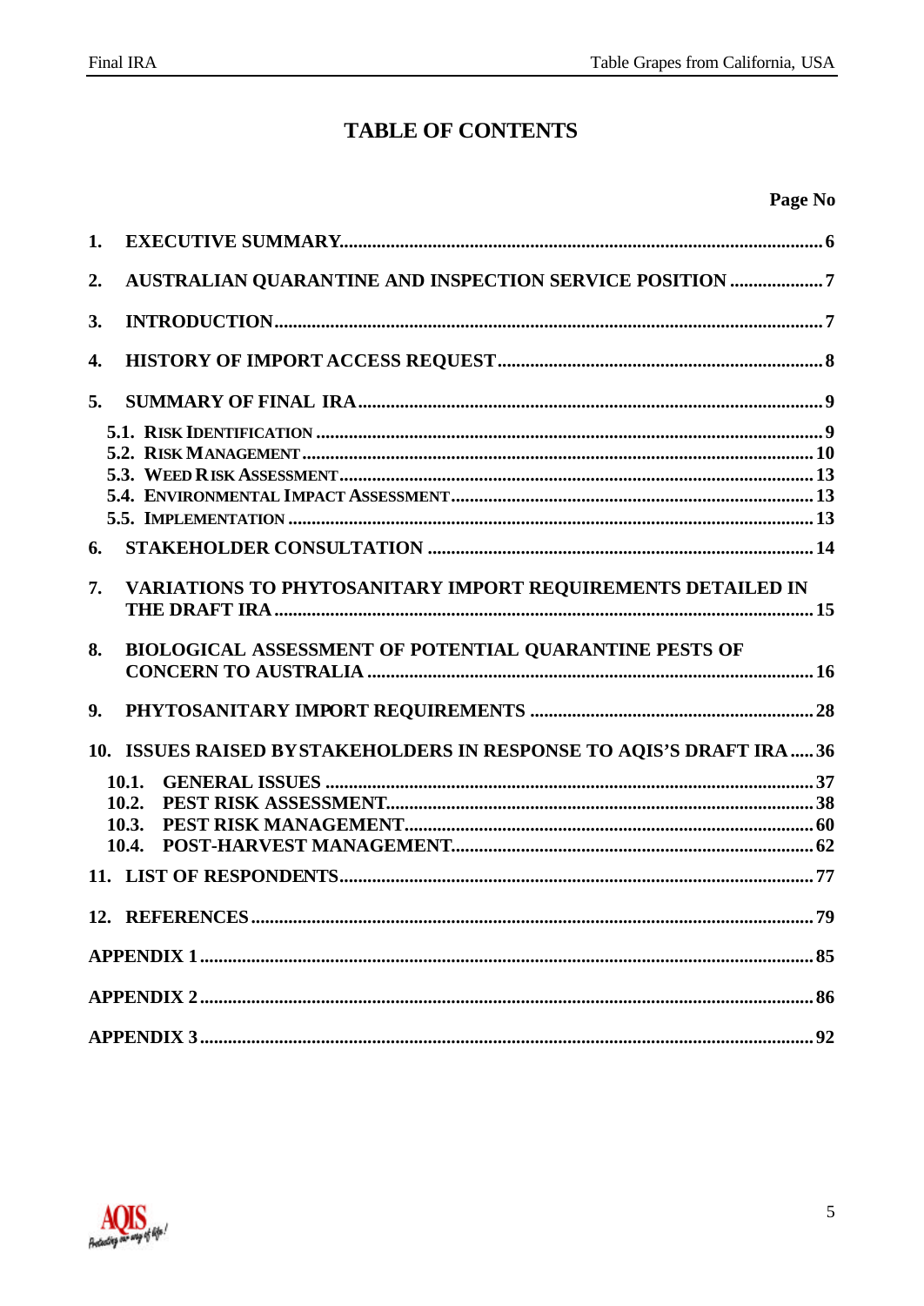# TABLE OF CONTENTS

| | Page No |
|---|---|
| 1. EXECUTIVE SUMMARY | 6 |
| 2. AUSTRALIAN QUARANTINE AND INSPECTION SERVICE POSITION | 7 |
| 3. INTRODUCTION | 7 |
| 4. HISTORY OF IMPORT ACCESS REQUEST | 8 |
| 5. SUMMARY OF FINAL IRA | 9 |
| 5.1. RISK IDENTIFICATION | 9 |
| 5.2. RISK MANAGEMENT | 10 |
| 5.3. WEED RISK ASSESSMENT | 13 |
| 5.4. ENVIRONMENTAL IMPACT ASSESSMENT | 13 |
| 5.5. IMPLEMENTATION | 13 |
| 6. STAKEHOLDER CONSULTATION | 14 |
| 7. VARIATIONS TO PHYTOSANITARY IMPORT REQUIREMENTS DETAILED IN THE DRAFT IRA | 15 |
| 8. BIOLOGICAL ASSESSMENT OF POTENTIAL QUARANTINE PESTS OF CONCERN TO AUSTRALIA | 16 |
| 9. PHYTOSANITARY IMPORT REQUIREMENTS | 28 |
| 10. ISSUES RAISED BY STAKEHOLDERS IN RESPONSE TO AQIS'S DRAFT IRA | 36 |
| 10.1. GENERAL ISSUES | 37 |
| 10.2. PEST RISK ASSESSMENT | 38 |
| 10.3. PEST RISK MANAGEMENT | 60 |
| 10.4. POST-HARVEST MANAGEMENT | 62 |
| 11. LIST OF RESPONDENTS | 77 |
| 12. REFERENCES | 79 |
| APPENDIX 1 | 85 |
| APPENDIX 2 | 86 |
| APPENDIX 3 | 92 |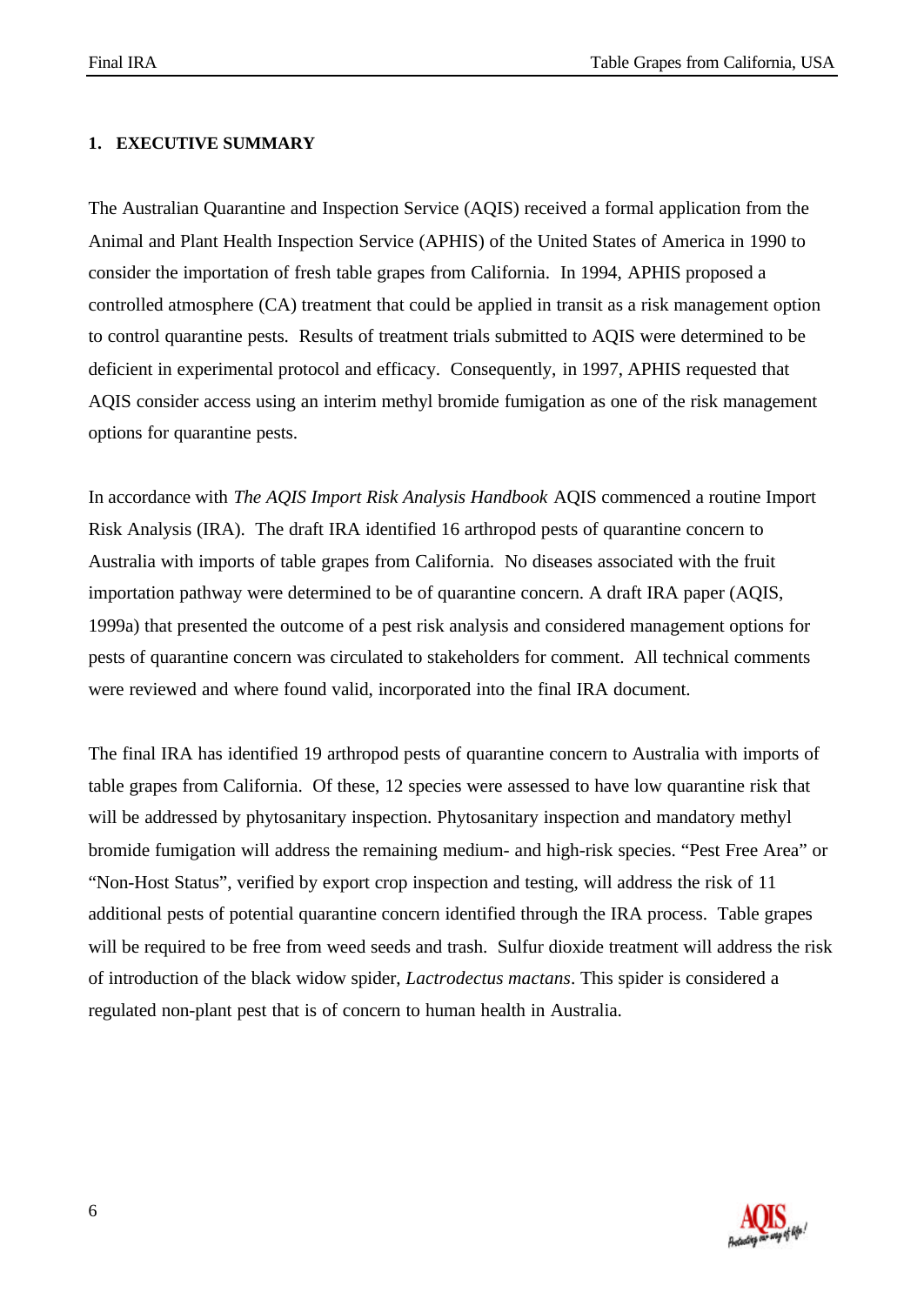# 1. EXECUTIVE SUMMARY

The Australian Quarantine and Inspection Service (AQIS) received a formal application from the Animal and Plant Health Inspection Service (APHIS) of the United States of America in 1990 to consider the importation of fresh table grapes from California. In 1994, APHIS proposed a controlled atmosphere (CA) treatment that could be applied in transit as a risk management option to control quarantine pests. Results of treatment trials submitted to AQIS were determined to be deficient in experimental protocol and efficacy. Consequently, in 1997, APHIS requested that AQIS consider access using an interim methyl bromide fumigation as one of the risk management options for quarantine pests.

In accordance with *The AQIS Import Risk Analysis Handbook* AQIS commenced a routine Import Risk Analysis (IRA). The draft IRA identified 16 arthropod pests of quarantine concern to Australia with imports of table grapes from California. No diseases associated with the fruit importation pathway were determined to be of quarantine concern. A draft IRA paper (AQIS, 1999a) that presented the outcome of a pest risk analysis and considered management options for pests of quarantine concern was circulated to stakeholders for comment. All technical comments were reviewed and where found valid, incorporated into the final IRA document.

The final IRA has identified 19 arthropod pests of quarantine concern to Australia with imports of table grapes from California. Of these, 12 species were assessed to have low quarantine risk that will be addressed by phytosanitary inspection. Phytosanitary inspection and mandatory methyl bromide fumigation will address the remaining medium- and high-risk species. “Pest Free Area” or “Non-Host Status”, verified by export crop inspection and testing, will address the risk of 11 additional pests of potential quarantine concern identified through the IRA process. Table grapes will be required to be free from weed seeds and trash. Sulfur dioxide treatment will address the risk of introduction of the black widow spider, *Lactrodectus mactans*. This spider is considered a regulated non-plant pest that is of concern to human health in Australia.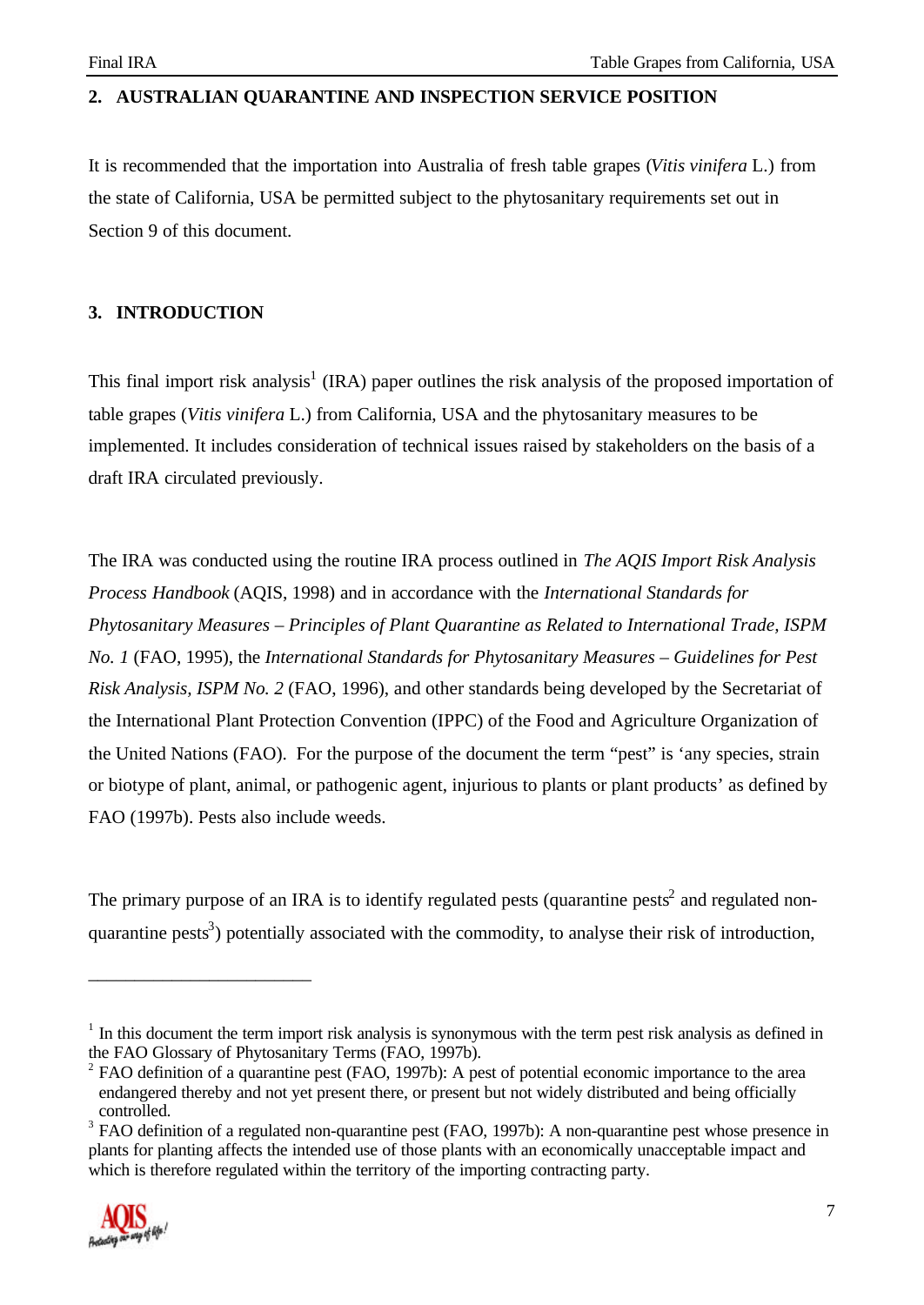## 2. AUSTRALIAN QUARANTINE AND INSPECTION SERVICE POSITION

It is recommended that the importation into Australia of fresh table grapes (*Vitis vinifera* L.) from the state of California, USA be permitted subject to the phytosanitary requirements set out in Section 9 of this document.

## 3. INTRODUCTION

This final import risk analysis[1] (IRA) paper outlines the risk analysis of the proposed importation of table grapes (*Vitis vinifera* L.) from California, USA and the phytosanitary measures to be implemented. It includes consideration of technical issues raised by stakeholders on the basis of a draft IRA circulated previously.

The IRA was conducted using the routine IRA process outlined in *The AQIS Import Risk Analysis Process Handbook* (AQIS, 1998) and in accordance with the *International Standards for Phytosanitary Measures – Principles of Plant Quarantine as Related to International Trade, ISPM No. 1* (FAO, 1995), the *International Standards for Phytosanitary Measures – Guidelines for Pest Risk Analysis, ISPM No. 2* (FAO, 1996), and other standards being developed by the Secretariat of the International Plant Protection Convention (IPPC) of the Food and Agriculture Organization of the United Nations (FAO). For the purpose of the document the term "pest" is 'any species, strain or biotype of plant, animal, or pathogenic agent, injurious to plants or plant products' as defined by FAO (1997b). Pests also include weeds.

The primary purpose of an IRA is to identify regulated pests (quarantine pests[2] and regulated non-quarantine pests[3]) potentially associated with the commodity, to analyse their risk of introduction,

---

[1] In this document the term import risk analysis is synonymous with the term pest risk analysis as defined in the FAO Glossary of Phytosanitary Terms (FAO, 1997b).

[2] FAO definition of a quarantine pest (FAO, 1997b): A pest of potential economic importance to the area endangered thereby and not yet present there, or present but not widely distributed and being officially controlled.

[3] FAO definition of a regulated non-quarantine pest (FAO, 1997b): A non-quarantine pest whose presence in plants for planting affects the intended use of those plants with an economically unacceptable impact and which is therefore regulated within the territory of the importing contracting party.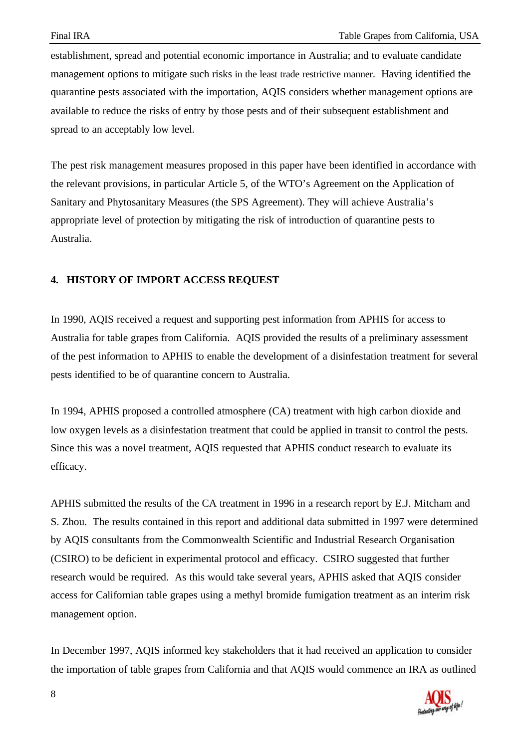establishment, spread and potential economic importance in Australia; and to evaluate candidate management options to mitigate such risks in the least trade restrictive manner. Having identified the quarantine pests associated with the importation, AQIS considers whether management options are available to reduce the risks of entry by those pests and of their subsequent establishment and spread to an acceptably low level.

The pest risk management measures proposed in this paper have been identified in accordance with the relevant provisions, in particular Article 5, of the WTO's Agreement on the Application of Sanitary and Phytosanitary Measures (the SPS Agreement). They will achieve Australia's appropriate level of protection by mitigating the risk of introduction of quarantine pests to Australia.

## 4. HISTORY OF IMPORT ACCESS REQUEST

In 1990, AQIS received a request and supporting pest information from APHIS for access to Australia for table grapes from California. AQIS provided the results of a preliminary assessment of the pest information to APHIS to enable the development of a disinfestation treatment for several pests identified to be of quarantine concern to Australia.

In 1994, APHIS proposed a controlled atmosphere (CA) treatment with high carbon dioxide and low oxygen levels as a disinfestation treatment that could be applied in transit to control the pests. Since this was a novel treatment, AQIS requested that APHIS conduct research to evaluate its efficacy.

APHIS submitted the results of the CA treatment in 1996 in a research report by E.J. Mitcham and S. Zhou. The results contained in this report and additional data submitted in 1997 were determined by AQIS consultants from the Commonwealth Scientific and Industrial Research Organisation (CSIRO) to be deficient in experimental protocol and efficacy. CSIRO suggested that further research would be required. As this would take several years, APHIS asked that AQIS consider access for Californian table grapes using a methyl bromide fumigation treatment as an interim risk management option.

In December 1997, AQIS informed key stakeholders that it had received an application to consider the importation of table grapes from California and that AQIS would commence an IRA as outlined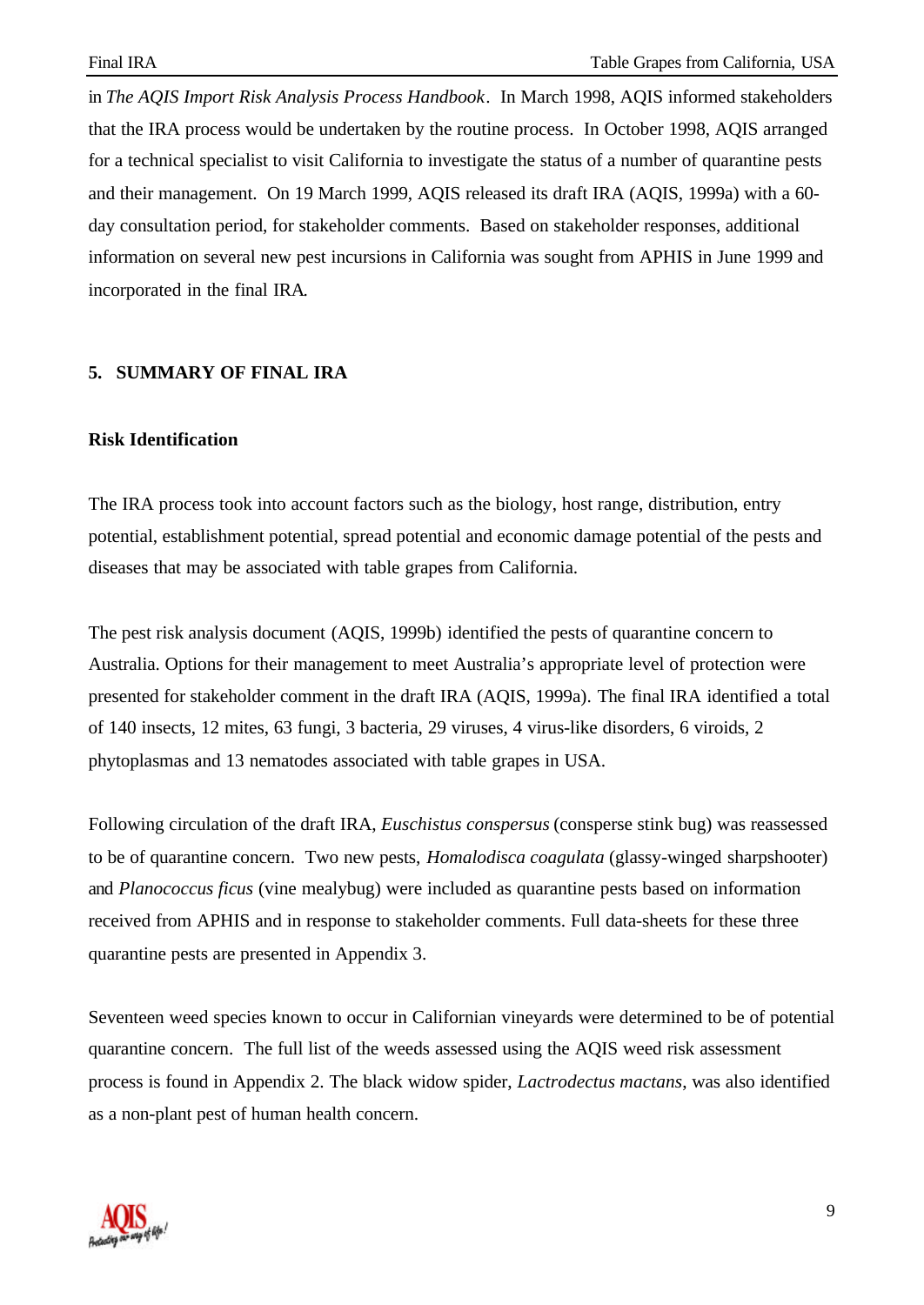in *The AQIS Import Risk Analysis Process Handbook*. In March 1998, AQIS informed stakeholders that the IRA process would be undertaken by the routine process. In October 1998, AQIS arranged for a technical specialist to visit California to investigate the status of a number of quarantine pests and their management. On 19 March 1999, AQIS released its draft IRA (AQIS, 1999a) with a 60-day consultation period, for stakeholder comments. Based on stakeholder responses, additional information on several new pest incursions in California was sought from APHIS in June 1999 and incorporated in the final IRA.

## 5. SUMMARY OF FINAL IRA

### Risk Identification

The IRA process took into account factors such as the biology, host range, distribution, entry potential, establishment potential, spread potential and economic damage potential of the pests and diseases that may be associated with table grapes from California.

The pest risk analysis document (AQIS, 1999b) identified the pests of quarantine concern to Australia. Options for their management to meet Australia's appropriate level of protection were presented for stakeholder comment in the draft IRA (AQIS, 1999a). The final IRA identified a total of 140 insects, 12 mites, 63 fungi, 3 bacteria, 29 viruses, 4 virus-like disorders, 6 viroids, 2 phytoplasmas and 13 nematodes associated with table grapes in USA.

Following circulation of the draft IRA, *Euschistus conspersus* (consperse stink bug) was reassessed to be of quarantine concern. Two new pests, *Homalodisca coagulata* (glassy-winged sharpshooter) and *Planococcus ficus* (vine mealybug) were included as quarantine pests based on information received from APHIS and in response to stakeholder comments. Full data-sheets for these three quarantine pests are presented in Appendix 3.

Seventeen weed species known to occur in Californian vineyards were determined to be of potential quarantine concern. The full list of the weeds assessed using the AQIS weed risk assessment process is found in Appendix 2. The black widow spider, *Lactrodectus mactans*, was also identified as a non-plant pest of human health concern.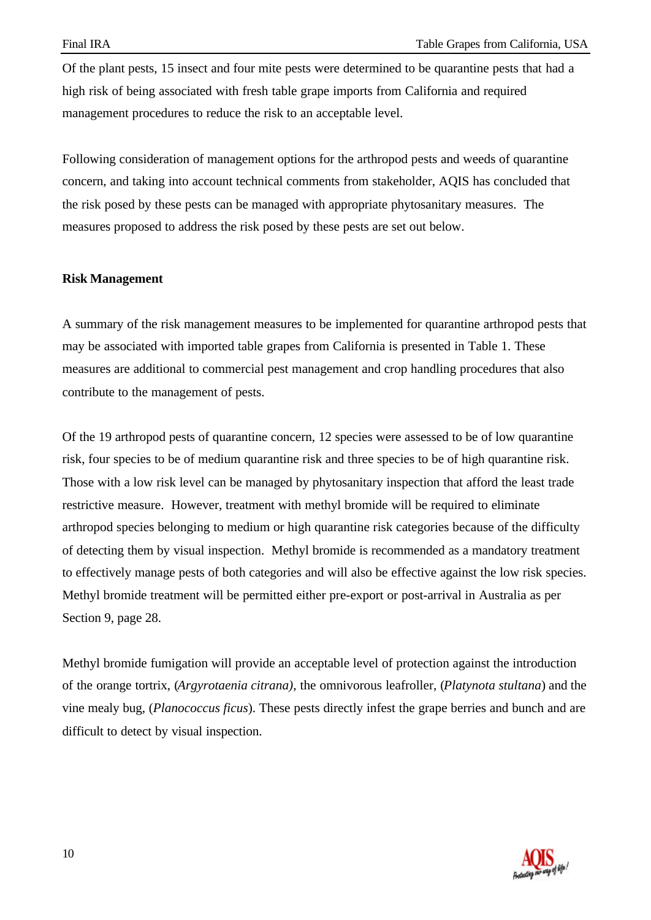Of the plant pests, 15 insect and four mite pests were determined to be quarantine pests that had a high risk of being associated with fresh table grape imports from California and required management procedures to reduce the risk to an acceptable level.

Following consideration of management options for the arthropod pests and weeds of quarantine concern, and taking into account technical comments from stakeholder, AQIS has concluded that the risk posed by these pests can be managed with appropriate phytosanitary measures. The measures proposed to address the risk posed by these pests are set out below.

**Risk Management**

A summary of the risk management measures to be implemented for quarantine arthropod pests that may be associated with imported table grapes from California is presented in Table 1. These measures are additional to commercial pest management and crop handling procedures that also contribute to the management of pests.

Of the 19 arthropod pests of quarantine concern, 12 species were assessed to be of low quarantine risk, four species to be of medium quarantine risk and three species to be of high quarantine risk. Those with a low risk level can be managed by phytosanitary inspection that afford the least trade restrictive measure. However, treatment with methyl bromide will be required to eliminate arthropod species belonging to medium or high quarantine risk categories because of the difficulty of detecting them by visual inspection. Methyl bromide is recommended as a mandatory treatment to effectively manage pests of both categories and will also be effective against the low risk species. Methyl bromide treatment will be permitted either pre-export or post-arrival in Australia as per Section 9, page 28.

Methyl bromide fumigation will provide an acceptable level of protection against the introduction of the orange tortrix, (*Argyrotaenia citrana)*, the omnivorous leafroller, (*Platynota stultana*) and the vine mealy bug, (*Planococcus ficus*). These pests directly infest the grape berries and bunch and are difficult to detect by visual inspection.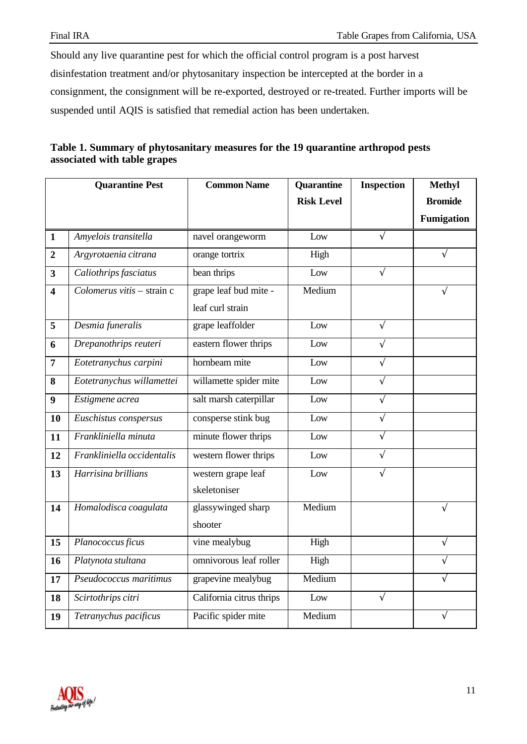Should any live quarantine pest for which the official control program is a post harvest disinfestation treatment and/or phytosanitary inspection be intercepted at the border in a consignment, the consignment will be re-exported, destroyed or re-treated. Further imports will be suspended until AQIS is satisfied that remedial action has been undertaken.

**Table 1. Summary of phytosanitary measures for the 19 quarantine arthropod pests associated with table grapes**

| | Quarantine Pest | Common Name | Quarantine Risk Level | Inspection | Methyl Bromide Fumigation |
|---|---|---|---|---|---|
| **1** | *Amyelois transitella* | navel orangeworm | Low | √ | |
| **2** | *Argyrotaenia citrana* | orange tortrix | High | | √ |
| **3** | *Caliothrips fasciatus* | bean thrips | Low | √ | |
| **4** | *Colomerus vitis* – strain c | grape leaf bud mite - leaf curl strain | Medium | | √ |
| **5** | *Desmia funeralis* | grape leaffolder | Low | √ | |
| **6** | *Drepanothrips reuteri* | eastern flower thrips | Low | √ | |
| **7** | *Eotetranychus carpini* | hornbeam mite | Low | √ | |
| **8** | *Eotetranychus willamettei* | willamette spider mite | Low | √ | |
| **9** | *Estigmene acrea* | salt marsh caterpillar | Low | √ | |
| **10** | *Euschistus conspersus* | consperse stink bug | Low | √ | |
| **11** | *Frankliniella minuta* | minute flower thrips | Low | √ | |
| **12** | *Frankliniella occidentalis* | western flower thrips | Low | √ | |
| **13** | *Harrisina brillians* | western grape leaf skeletoniser | Low | √ | |
| **14** | *Homalodisca coagulata* | glassywinged sharp shooter | Medium | | √ |
| **15** | *Planococcus ficus* | vine mealybug | High | | √ |
| **16** | *Platynota stultana* | omnivorous leaf roller | High | | √ |
| **17** | *Pseudococcus maritimus* | grapevine mealybug | Medium | | √ |
| **18** | *Scirtothrips citri* | California citrus thrips | Low | √ | |
| **19** | *Tetranychus pacificus* | Pacific spider mite | Medium | | √ |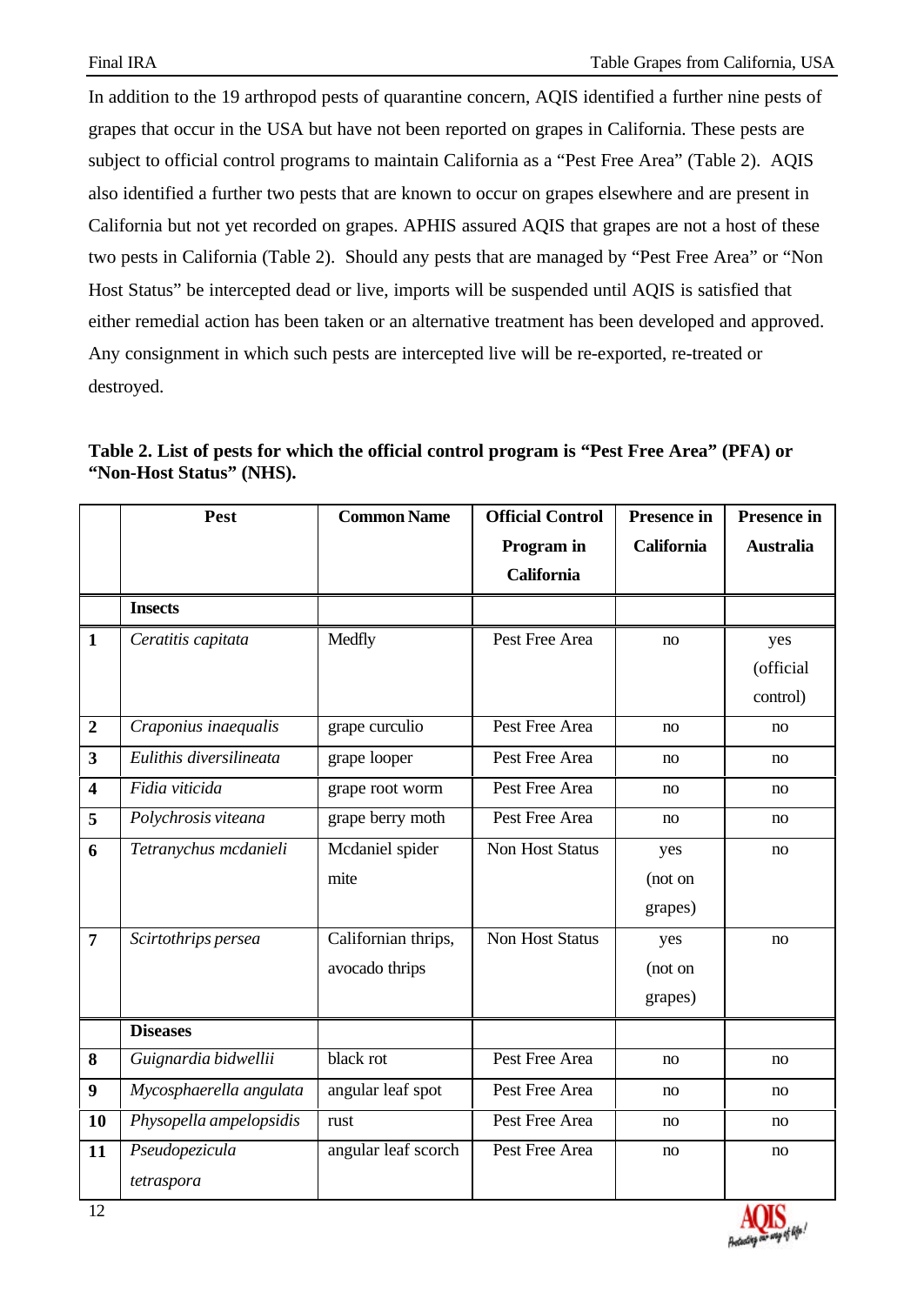In addition to the 19 arthropod pests of quarantine concern, AQIS identified a further nine pests of grapes that occur in the USA but have not been reported on grapes in California. These pests are subject to official control programs to maintain California as a "Pest Free Area" (Table 2). AQIS also identified a further two pests that are known to occur on grapes elsewhere and are present in California but not yet recorded on grapes. APHIS assured AQIS that grapes are not a host of these two pests in California (Table 2). Should any pests that are managed by "Pest Free Area" or "Non Host Status" be intercepted dead or live, imports will be suspended until AQIS is satisfied that either remedial action has been taken or an alternative treatment has been developed and approved. Any consignment in which such pests are intercepted live will be re-exported, re-treated or destroyed.

**Table 2. List of pests for which the official control program is "Pest Free Area" (PFA) or "Non-Host Status" (NHS).**

| | Pest | Common Name | Official Control Program in California | Presence in California | Presence in Australia |
|---|---|---|---|---|---|
| | **Insects** | | | | |
| **1** | *Ceratitis capitata* | Medfly | Pest Free Area | no | yes (official control) |
| **2** | *Craponius inaequalis* | grape curculio | Pest Free Area | no | no |
| **3** | *Eulithis diversilineata* | grape looper | Pest Free Area | no | no |
| **4** | *Fidia viticida* | grape root worm | Pest Free Area | no | no |
| **5** | *Polychrosis viteana* | grape berry moth | Pest Free Area | no | no |
| **6** | *Tetranychus mcdanieli* | Mcdaniel spider mite | Non Host Status | yes (not on grapes) | no |
| **7** | *Scirtothrips persea* | Californian thrips, avocado thrips | Non Host Status | yes (not on grapes) | no |
| | **Diseases** | | | | |
| **8** | *Guignardia bidwellii* | black rot | Pest Free Area | no | no |
| **9** | *Mycosphaerella angulata* | angular leaf spot | Pest Free Area | no | no |
| **10** | *Physopella ampelopsidis* | rust | Pest Free Area | no | no |
| **11** | *Pseudopezicula tetraspora* | angular leaf scorch | Pest Free Area | no | no |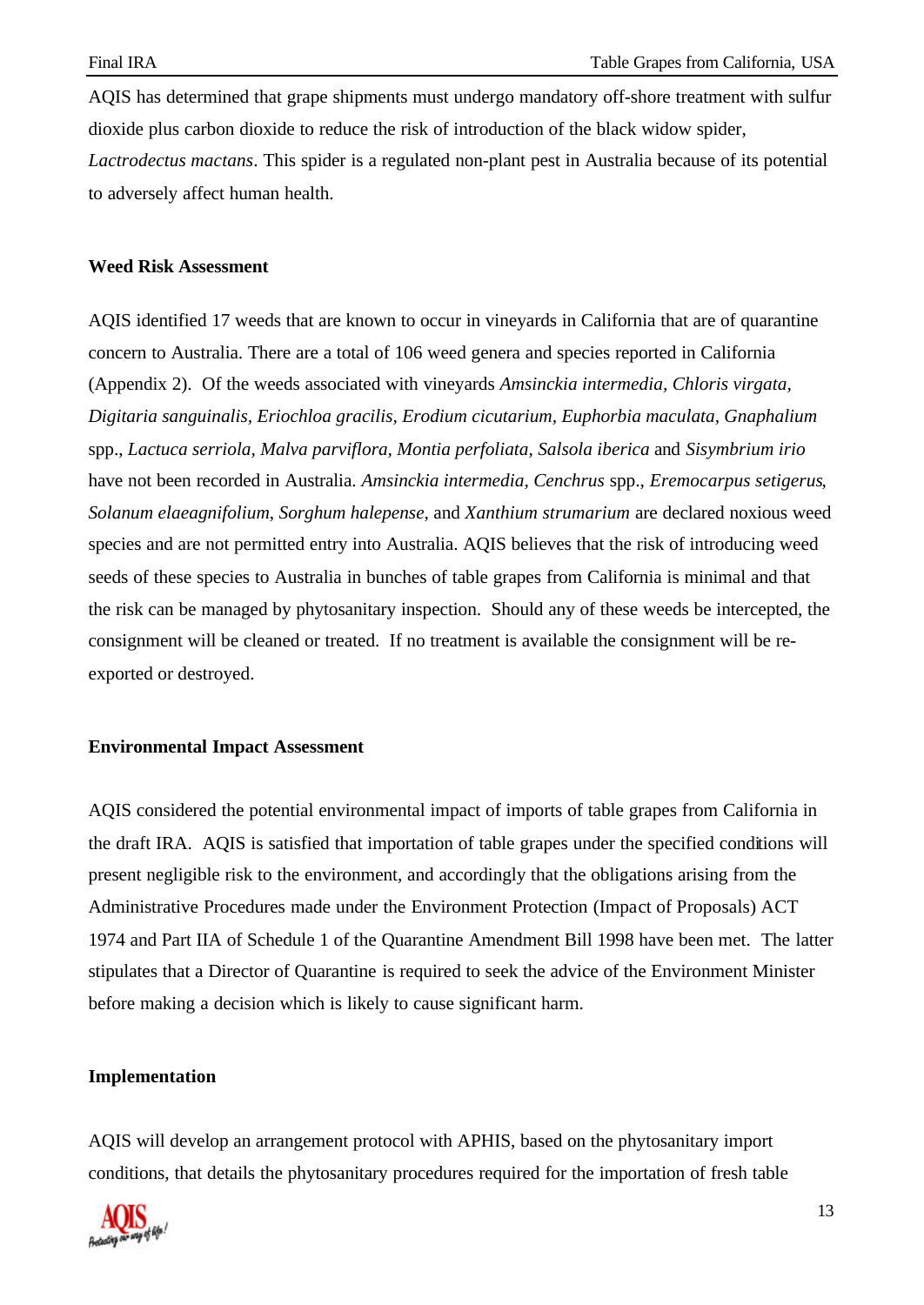AQIS has determined that grape shipments must undergo mandatory off-shore treatment with sulfur dioxide plus carbon dioxide to reduce the risk of introduction of the black widow spider, *Lactrodectus mactans*. This spider is a regulated non-plant pest in Australia because of its potential to adversely affect human health.

**Weed Risk Assessment**

AQIS identified 17 weeds that are known to occur in vineyards in California that are of quarantine concern to Australia. There are a total of 106 weed genera and species reported in California (Appendix 2). Of the weeds associated with vineyards *Amsinckia intermedia, Chloris virgata, Digitaria sanguinalis, Eriochloa gracilis, Erodium cicutarium, Euphorbia maculata, Gnaphalium* spp., *Lactuca serriola, Malva parviflora, Montia perfoliata, Salsola iberica* and *Sisymbrium irio* have not been recorded in Australia. *Amsinckia intermedia, Cenchrus* spp., *Eremocarpus setigerus, Solanum elaeagnifolium, Sorghum halepense,* and *Xanthium strumarium* are declared noxious weed species and are not permitted entry into Australia. AQIS believes that the risk of introducing weed seeds of these species to Australia in bunches of table grapes from California is minimal and that the risk can be managed by phytosanitary inspection. Should any of these weeds be intercepted, the consignment will be cleaned or treated. If no treatment is available the consignment will be re-exported or destroyed.

**Environmental Impact Assessment**

AQIS considered the potential environmental impact of imports of table grapes from California in the draft IRA. AQIS is satisfied that importation of table grapes under the specified conditions will present negligible risk to the environment, and accordingly that the obligations arising from the Administrative Procedures made under the Environment Protection (Impact of Proposals) ACT 1974 and Part IIA of Schedule 1 of the Quarantine Amendment Bill 1998 have been met. The latter stipulates that a Director of Quarantine is required to seek the advice of the Environment Minister before making a decision which is likely to cause significant harm.

**Implementation**

AQIS will develop an arrangement protocol with APHIS, based on the phytosanitary import conditions, that details the phytosanitary procedures required for the importation of fresh table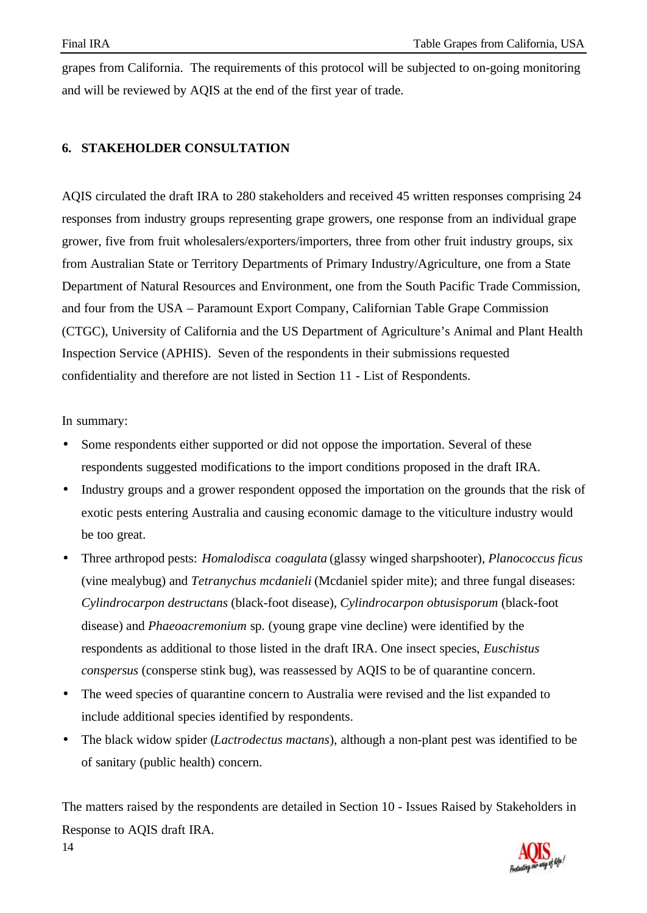grapes from California. The requirements of this protocol will be subjected to on-going monitoring and will be reviewed by AQIS at the end of the first year of trade.

## 6. STAKEHOLDER CONSULTATION

AQIS circulated the draft IRA to 280 stakeholders and received 45 written responses comprising 24 responses from industry groups representing grape growers, one response from an individual grape grower, five from fruit wholesalers/exporters/importers, three from other fruit industry groups, six from Australian State or Territory Departments of Primary Industry/Agriculture, one from a State Department of Natural Resources and Environment, one from the South Pacific Trade Commission, and four from the USA – Paramount Export Company, Californian Table Grape Commission (CTGC), University of California and the US Department of Agriculture's Animal and Plant Health Inspection Service (APHIS). Seven of the respondents in their submissions requested confidentiality and therefore are not listed in Section 11 - List of Respondents.

In summary:

- Some respondents either supported or did not oppose the importation. Several of these respondents suggested modifications to the import conditions proposed in the draft IRA.
- Industry groups and a grower respondent opposed the importation on the grounds that the risk of exotic pests entering Australia and causing economic damage to the viticulture industry would be too great.
- Three arthropod pests: *Homalodisca coagulata* (glassy winged sharpshooter), *Planococcus ficus* (vine mealybug) and *Tetranychus mcdanieli* (Mcdaniel spider mite); and three fungal diseases: *Cylindrocarpon destructans* (black-foot disease), *Cylindrocarpon obtusisporum* (black-foot disease) and *Phaeoacremonium* sp. (young grape vine decline) were identified by the respondents as additional to those listed in the draft IRA. One insect species, *Euschistus conspersus* (consperse stink bug), was reassessed by AQIS to be of quarantine concern.
- The weed species of quarantine concern to Australia were revised and the list expanded to include additional species identified by respondents.
- The black widow spider (*Lactrodectus mactans*), although a non-plant pest was identified to be of sanitary (public health) concern.

The matters raised by the respondents are detailed in Section 10 - Issues Raised by Stakeholders in Response to AQIS draft IRA.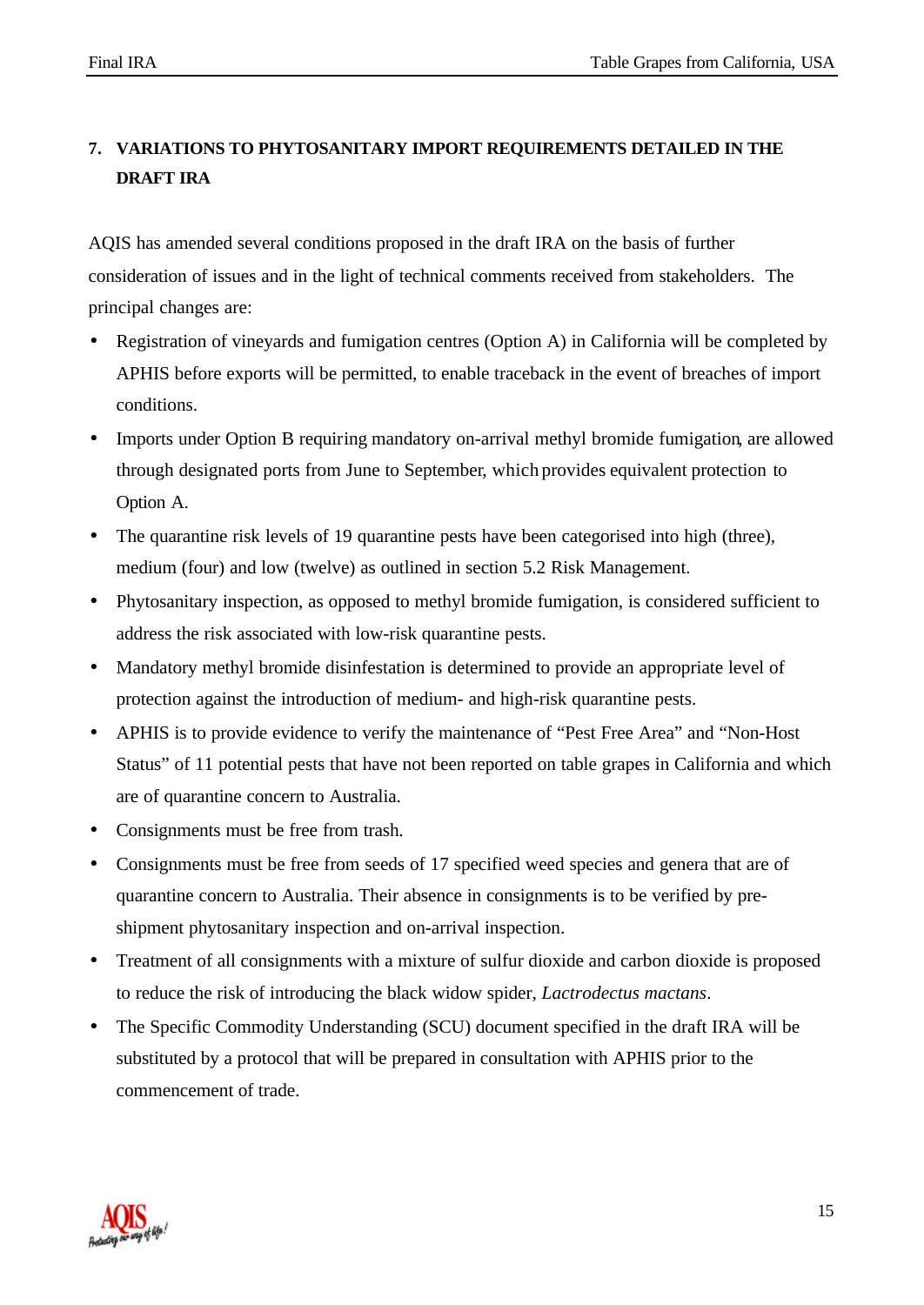## 7. VARIATIONS TO PHYTOSANITARY IMPORT REQUIREMENTS DETAILED IN THE DRAFT IRA

AQIS has amended several conditions proposed in the draft IRA on the basis of further consideration of issues and in the light of technical comments received from stakeholders. The principal changes are:

- Registration of vineyards and fumigation centres (Option A) in California will be completed by APHIS before exports will be permitted, to enable traceback in the event of breaches of import conditions.
- Imports under Option B requiring mandatory on-arrival methyl bromide fumigation, are allowed through designated ports from June to September, which provides equivalent protection to Option A.
- The quarantine risk levels of 19 quarantine pests have been categorised into high (three), medium (four) and low (twelve) as outlined in section 5.2 Risk Management.
- Phytosanitary inspection, as opposed to methyl bromide fumigation, is considered sufficient to address the risk associated with low-risk quarantine pests.
- Mandatory methyl bromide disinfestation is determined to provide an appropriate level of protection against the introduction of medium- and high-risk quarantine pests.
- APHIS is to provide evidence to verify the maintenance of "Pest Free Area" and "Non-Host Status" of 11 potential pests that have not been reported on table grapes in California and which are of quarantine concern to Australia.
- Consignments must be free from trash.
- Consignments must be free from seeds of 17 specified weed species and genera that are of quarantine concern to Australia. Their absence in consignments is to be verified by pre-shipment phytosanitary inspection and on-arrival inspection.
- Treatment of all consignments with a mixture of sulfur dioxide and carbon dioxide is proposed to reduce the risk of introducing the black widow spider, *Lactrodectus mactans*.
- The Specific Commodity Understanding (SCU) document specified in the draft IRA will be substituted by a protocol that will be prepared in consultation with APHIS prior to the commencement of trade.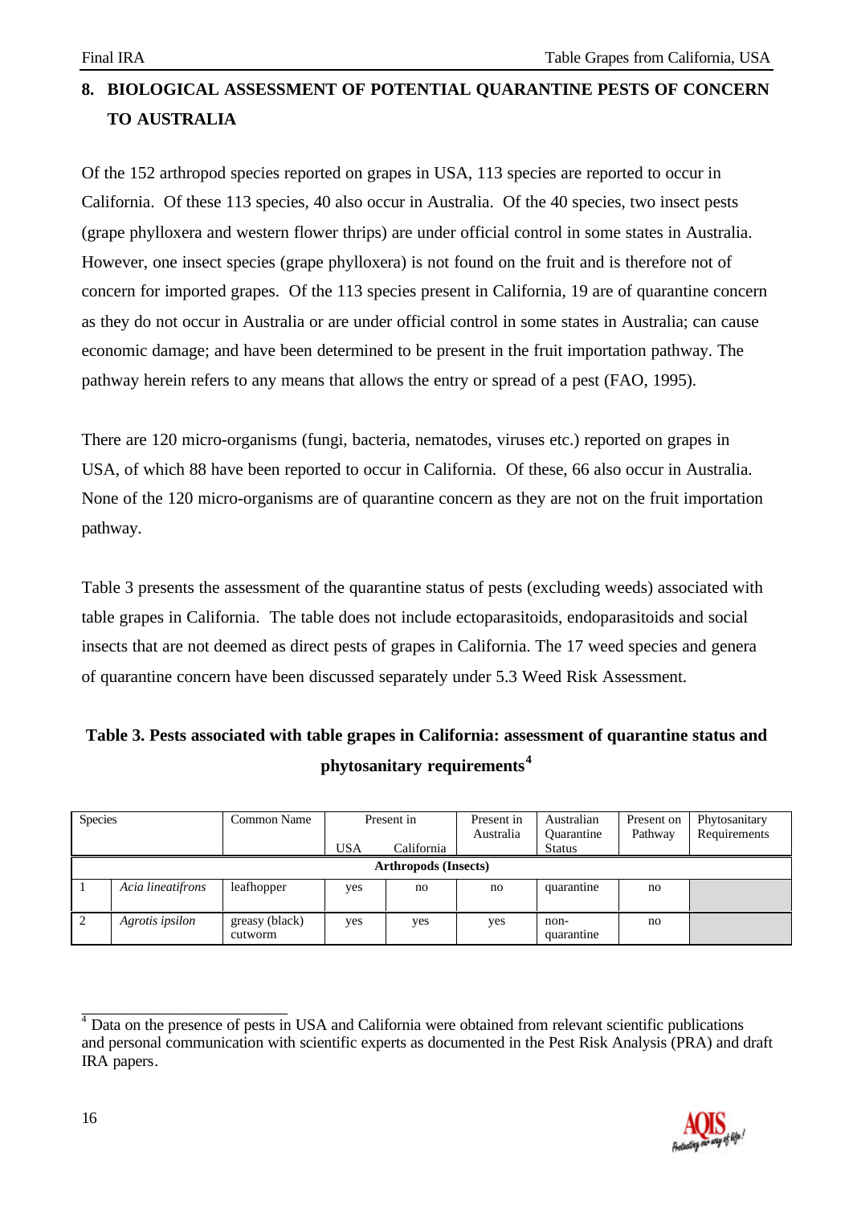## 8. BIOLOGICAL ASSESSMENT OF POTENTIAL QUARANTINE PESTS OF CONCERN TO AUSTRALIA

Of the 152 arthropod species reported on grapes in USA, 113 species are reported to occur in California. Of these 113 species, 40 also occur in Australia. Of the 40 species, two insect pests (grape phylloxera and western flower thrips) are under official control in some states in Australia. However, one insect species (grape phylloxera) is not found on the fruit and is therefore not of concern for imported grapes. Of the 113 species present in California, 19 are of quarantine concern as they do not occur in Australia or are under official control in some states in Australia; can cause economic damage; and have been determined to be present in the fruit importation pathway. The pathway herein refers to any means that allows the entry or spread of a pest (FAO, 1995).

There are 120 micro-organisms (fungi, bacteria, nematodes, viruses etc.) reported on grapes in USA, of which 88 have been reported to occur in California. Of these, 66 also occur in Australia. None of the 120 micro-organisms are of quarantine concern as they are not on the fruit importation pathway.

Table 3 presents the assessment of the quarantine status of pests (excluding weeds) associated with table grapes in California. The table does not include ectoparasitoids, endoparasitoids and social insects that are not deemed as direct pests of grapes in California. The 17 weed species and genera of quarantine concern have been discussed separately under 5.3 Weed Risk Assessment.

**Table 3. Pests associated with table grapes in California: assessment of quarantine status and phytosanitary requirements[4]**

| Species | | Common Name | Present in | | Present in Australia | Australian Quarantine Status | Present on Pathway | Phytosanitary Requirements |
|---|---|---|---|---|---|---|---|---|
| | | | USA | California | | | | |
| **Arthropods (Insects)** | | | | | | | | |
| 1 | *Acia lineatifrons* | leafhopper | yes | no | no | quarantine | no | |
| 2 | *Agrotis ipsilon* | greasy (black) cutworm | yes | yes | yes | non-quarantine | no | |

[4] Data on the presence of pests in USA and California were obtained from relevant scientific publications and personal communication with scientific experts as documented in the Pest Risk Analysis (PRA) and draft IRA papers.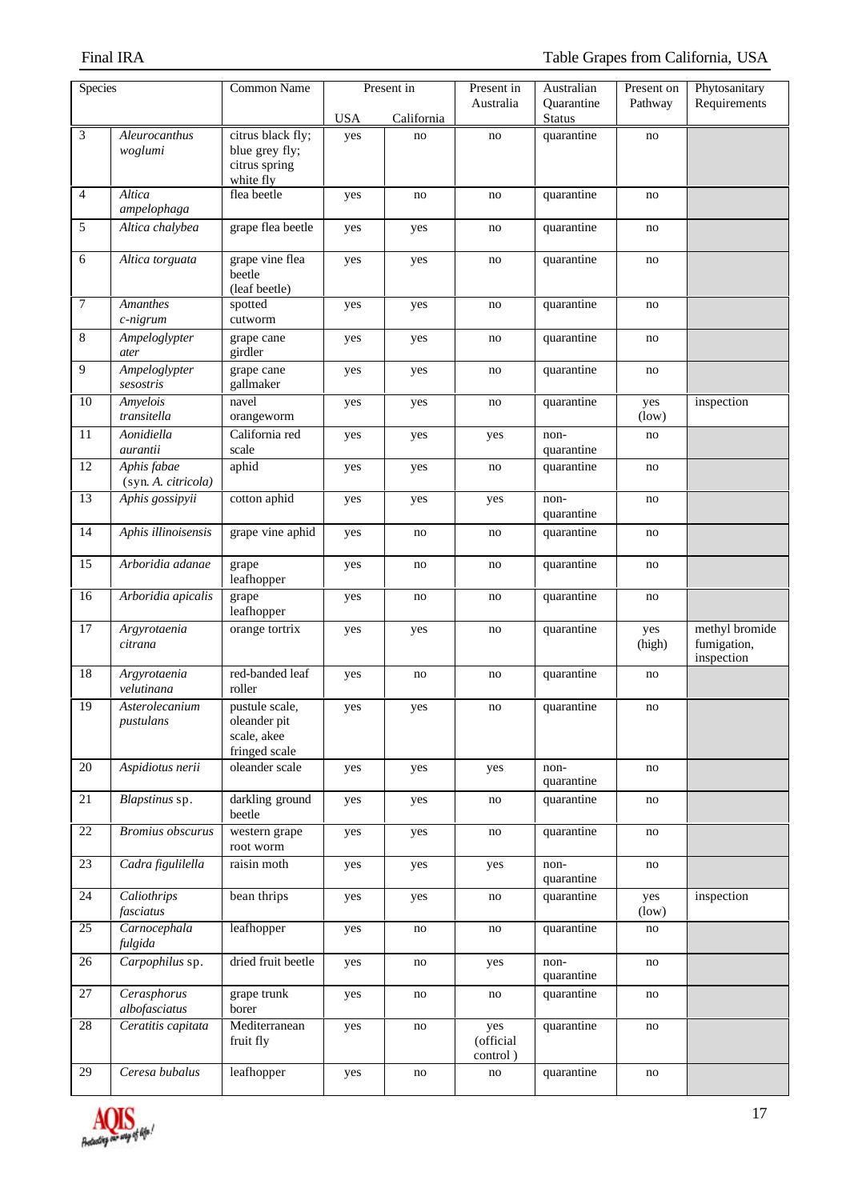| | Species | Common Name | Present in | | Present in Australia | Australian Quarantine Status | Present on Pathway | Phytosanitary Requirements |
|---|---|---|---|---|---|---|---|---|
| | | | USA | California | | | | |
| 3 | *Aleurocanthus woglumi* | citrus black fly; blue grey fly; citrus spring white fly | yes | no | no | quarantine | no | |
| 4 | *Altica ampelophaga* | flea beetle | yes | no | no | quarantine | no | |
| 5 | *Altica chalybea* | grape flea beetle | yes | yes | no | quarantine | no | |
| 6 | *Altica torguata* | grape vine flea beetle (leaf beetle) | yes | yes | no | quarantine | no | |
| 7 | *Amanthes c-nigrum* | spotted cutworm | yes | yes | no | quarantine | no | |
| 8 | *Ampeloglypter ater* | grape cane girdler | yes | yes | no | quarantine | no | |
| 9 | *Ampeloglypter sesostris* | grape cane gallmaker | yes | yes | no | quarantine | no | |
| 10 | *Amyelois transitella* | navel orangeworm | yes | yes | no | quarantine | yes (low) | inspection |
| 11 | *Aonidiella aurantii* | California red scale | yes | yes | yes | non-quarantine | no | |
| 12 | *Aphis fabae* (syn. *A. citricola*) | aphid | yes | yes | no | quarantine | no | |
| 13 | *Aphis gossipyii* | cotton aphid | yes | yes | yes | non-quarantine | no | |
| 14 | *Aphis illinoisensis* | grape vine aphid | yes | no | no | quarantine | no | |
| 15 | *Arboridia adanae* | grape leafhopper | yes | no | no | quarantine | no | |
| 16 | *Arboridia apicalis* | grape leafhopper | yes | no | no | quarantine | no | |
| 17 | *Argyrotaenia citrana* | orange tortrix | yes | yes | no | quarantine | yes (high) | methyl bromide fumigation, inspection |
| 18 | *Argyrotaenia velutinana* | red-banded leaf roller | yes | no | no | quarantine | no | |
| 19 | *Asterolecanium pustulans* | pustule scale, oleander pit scale, akee fringed scale | yes | yes | no | quarantine | no | |
| 20 | *Aspidiotus nerii* | oleander scale | yes | yes | yes | non-quarantine | no | |
| 21 | *Blapstinus* sp. | darkling ground beetle | yes | yes | no | quarantine | no | |
| 22 | *Bromius obscurus* | western grape root worm | yes | yes | no | quarantine | no | |
| 23 | *Cadra figulilella* | raisin moth | yes | yes | yes | non-quarantine | no | |
| 24 | *Caliothrips fasciatus* | bean thrips | yes | yes | no | quarantine | yes (low) | inspection |
| 25 | *Carnocephala fulgida* | leafhopper | yes | no | no | quarantine | no | |
| 26 | *Carpophilus* sp. | dried fruit beetle | yes | no | yes | non-quarantine | no | |
| 27 | *Cerasphorus albofasciatus* | grape trunk borer | yes | no | no | quarantine | no | |
| 28 | *Ceratitis capitata* | Mediterranean fruit fly | yes | no | yes (official control ) | quarantine | no | |
| 29 | *Ceresa bubalus* | leafhopper | yes | no | no | quarantine | no | |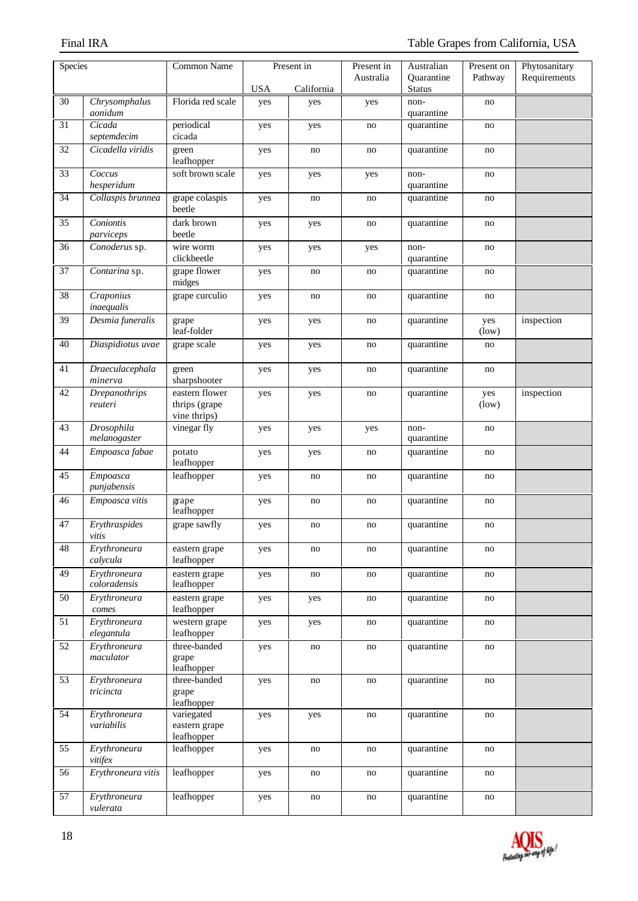| Species | | Common Name | Present in | | Present in Australia | Australian Quarantine Status | Present on Pathway | Phytosanitary Requirements |
|---|---|---|---|---|---|---|---|---|
| | | | USA | California | | | | |
| 30 | *Chrysomphalus aonidum* | Florida red scale | yes | yes | yes | non-quarantine | no | |
| 31 | *Cicada septemdecim* | periodical cicada | yes | yes | no | quarantine | no | |
| 32 | *Cicadella viridis* | green leafhopper | yes | no | no | quarantine | no | |
| 33 | *Coccus hesperidum* | soft brown scale | yes | yes | yes | non-quarantine | no | |
| 34 | *Collaspis brunnea* | grape colaspis beetle | yes | no | no | quarantine | no | |
| 35 | *Coniontis parviceps* | dark brown beetle | yes | yes | no | quarantine | no | |
| 36 | *Conoderus* sp. | wire worm clickbeetle | yes | yes | yes | non-quarantine | no | |
| 37 | *Contarina* sp. | grape flower midges | yes | no | no | quarantine | no | |
| 38 | *Craponius inaequalis* | grape curculio | yes | no | no | quarantine | no | |
| 39 | *Desmia funeralis* | grape leaf-folder | yes | yes | no | quarantine | yes (low) | inspection |
| 40 | *Diaspidiotus uvae* | grape scale | yes | yes | no | quarantine | no | |
| 41 | *Draeculacephala minerva* | green sharpshooter | yes | yes | no | quarantine | no | |
| 42 | *Drepanothrips reuteri* | eastern flower thrips (grape vine thrips) | yes | yes | no | quarantine | yes (low) | inspection |
| 43 | *Drosophila melanogaster* | vinegar fly | yes | yes | yes | non-quarantine | no | |
| 44 | *Empoasca fabae* | potato leafhopper | yes | yes | no | quarantine | no | |
| 45 | *Empoasca punjabensis* | leafhopper | yes | no | no | quarantine | no | |
| 46 | *Empoasca vitis* | grape leafhopper | yes | no | no | quarantine | no | |
| 47 | *Erythraspides vitis* | grape sawfly | yes | no | no | quarantine | no | |
| 48 | *Erythroneura calycula* | eastern grape leafhopper | yes | no | no | quarantine | no | |
| 49 | *Erythroneura coloradensis* | eastern grape leafhopper | yes | no | no | quarantine | no | |
| 50 | *Erythroneura comes* | eastern grape leafhopper | yes | yes | no | quarantine | no | |
| 51 | *Erythroneura elegantula* | western grape leafhopper | yes | yes | no | quarantine | no | |
| 52 | *Erythroneura maculator* | three-banded grape leafhopper | yes | no | no | quarantine | no | |
| 53 | *Erythroneura tricincta* | three-banded grape leafhopper | yes | no | no | quarantine | no | |
| 54 | *Erythroneura variabilis* | variegated eastern grape leafhopper | yes | yes | no | quarantine | no | |
| 55 | *Erythroneura vitifex* | leafhopper | yes | no | no | quarantine | no | |
| 56 | *Erythroneura vitis* | leafhopper | yes | no | no | quarantine | no | |
| 57 | *Erythroneura vulerata* | leafhopper | yes | no | no | quarantine | no | |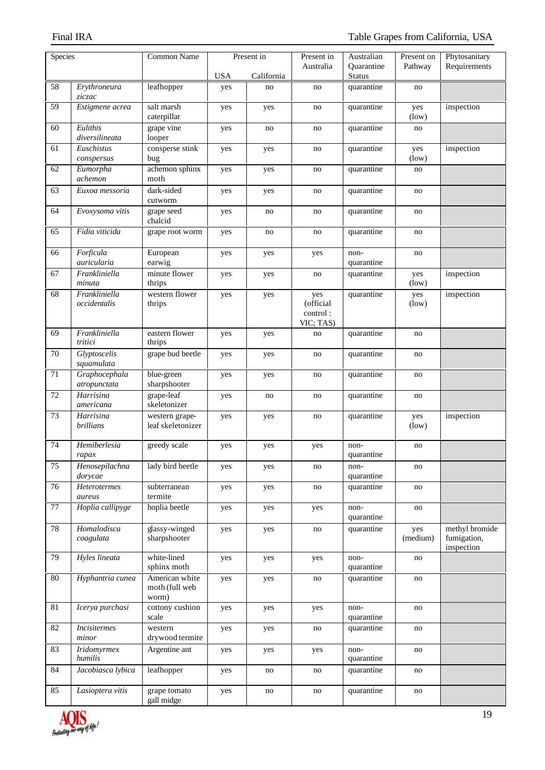| Species | | Common Name | Present in | | Present in Australia | Australian Quarantine Status | Present on Pathway | Phytosanitary Requirements |
|---|---|---|---|---|---|---|---|---|
| | | | USA | California | | | | |
| 58 | *Erythroneura ziczac* | leafhopper | yes | no | no | quarantine | no | |
| 59 | *Estigmene acrea* | salt marsh caterpillar | yes | yes | no | quarantine | yes (low) | inspection |
| 60 | *Eulithis diversilineata* | grape vine looper | yes | no | no | quarantine | no | |
| 61 | *Euschistus conspersus* | consperse stink bug | yes | yes | no | quarantine | yes (low) | inspection |
| 62 | *Eumorpha achemon* | achemon sphinx moth | yes | yes | no | quarantine | no | |
| 63 | *Euxoa messoria* | dark-sided cutworm | yes | yes | no | quarantine | no | |
| 64 | *Evoxysoma vitis* | grape seed chalcid | yes | no | no | quarantine | no | |
| 65 | *Fidia viticida* | grape root worm | yes | no | no | quarantine | no | |
| 66 | *Forficula auricularia* | European earwig | yes | yes | yes | non-quarantine | no | |
| 67 | *Frankliniella minuta* | minute flower thrips | yes | yes | no | quarantine | yes (low) | inspection |
| 68 | *Frankliniella occidentalis* | western flower thrips | yes | yes | yes (official control : VIC; TAS) | quarantine | yes (low) | inspection |
| 69 | *Frankliniella tritici* | eastern flower thrips | yes | yes | no | quarantine | no | |
| 70 | *Glyptoscelis squamulata* | grape bud beetle | yes | yes | no | quarantine | no | |
| 71 | *Graphocephala atropunctata* | blue-green sharpshooter | yes | yes | no | quarantine | no | |
| 72 | *Harrisina americana* | grape-leaf skeletonizer | yes | no | no | quarantine | no | |
| 73 | *Harrisina brillians* | western grape-leaf skeletonizer | yes | yes | no | quarantine | yes (low) | inspection |
| 74 | *Hemiberlesia rapax* | greedy scale | yes | yes | yes | non-quarantine | no | |
| 75 | *Henosepilachna dorycae* | lady bird beetle | yes | yes | no | non-quarantine | no | |
| 76 | *Heterotermes aureus* | subterranean termite | yes | yes | no | quarantine | no | |
| 77 | *Hoplia callipyge* | hoplia beetle | yes | yes | yes | non-quarantine | no | |
| 78 | *Homalodisca coagulata* | glassy-winged sharpshooter | yes | yes | no | quarantine | yes (medium) | methyl bromide fumigation, inspection |
| 79 | *Hyles lineata* | white-lined sphinx moth | yes | yes | yes | non-quarantine | no | |
| 80 | *Hyphantria cunea* | American white moth (full web worm) | yes | yes | no | quarantine | no | |
| 81 | *Icerya purchasi* | cottony cushion scale | yes | yes | yes | non-quarantine | no | |
| 82 | *Incisitermes minor* | western drywood termite | yes | yes | no | quarantine | no | |
| 83 | *Iridomyrmex humilis* | Argentine ant | yes | yes | yes | non-quarantine | no | |
| 84 | *Jacobiasca lybica* | leafhopper | yes | no | no | quarantine | no | |
| 85 | *Lasioptera vitis* | grape tomato gall midge | yes | no | no | quarantine | no | |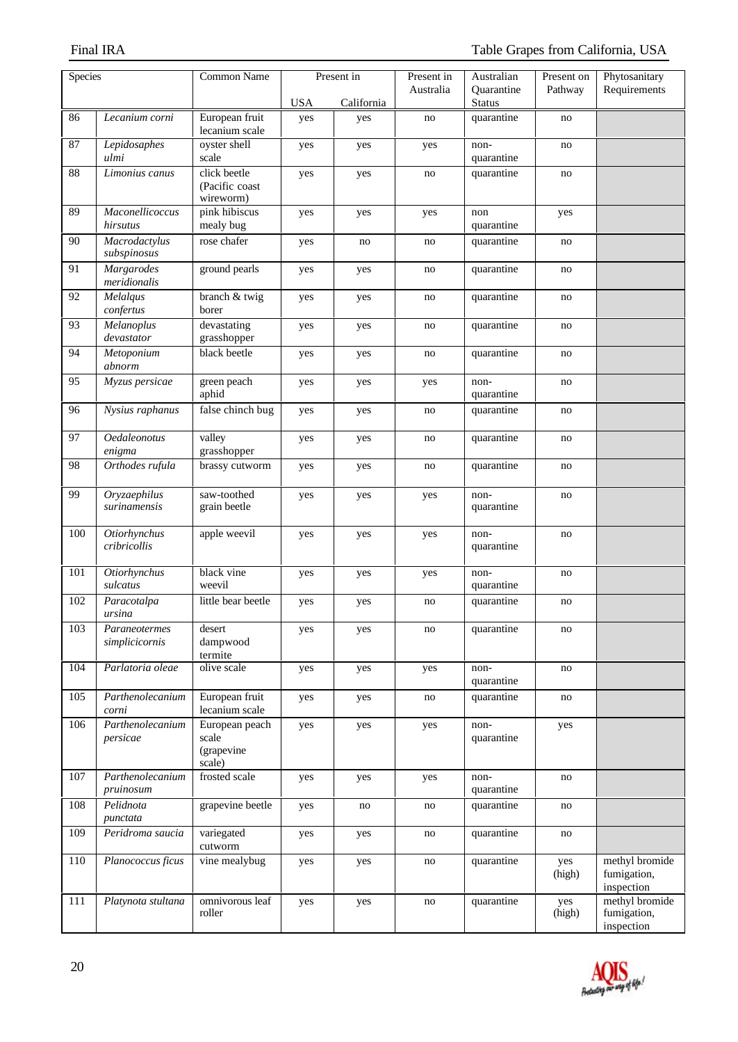| Species | | Common Name | Present in | | Present in Australia | Australian Quarantine Status | Present on Pathway | Phytosanitary Requirements |
|---|---|---|---|---|---|---|---|---|
| | | | USA | California | | | | |
| 86 | *Lecanium corni* | European fruit lecanium scale | yes | yes | no | quarantine | no | |
| 87 | *Lepidosaphes ulmi* | oyster shell scale | yes | yes | yes | non-quarantine | no | |
| 88 | *Limonius canus* | click beetle (Pacific coast wireworm) | yes | yes | no | quarantine | no | |
| 89 | *Maconellicoccus hirsutus* | pink hibiscus mealy bug | yes | yes | yes | non quarantine | yes | |
| 90 | *Macrodactylus subspinosus* | rose chafer | yes | no | no | quarantine | no | |
| 91 | *Margarodes meridionalis* | ground pearls | yes | yes | no | quarantine | no | |
| 92 | *Melalqus confertus* | branch & twig borer | yes | yes | no | quarantine | no | |
| 93 | *Melanoplus devastator* | devastating grasshopper | yes | yes | no | quarantine | no | |
| 94 | *Metoponium abnorm* | black beetle | yes | yes | no | quarantine | no | |
| 95 | *Myzus persicae* | green peach aphid | yes | yes | yes | non-quarantine | no | |
| 96 | *Nysius raphanus* | false chinch bug | yes | yes | no | quarantine | no | |
| 97 | *Oedaleonotus enigma* | valley grasshopper | yes | yes | no | quarantine | no | |
| 98 | *Orthodes rufula* | brassy cutworm | yes | yes | no | quarantine | no | |
| 99 | *Oryzaephilus surinamensis* | saw-toothed grain beetle | yes | yes | yes | non-quarantine | no | |
| 100 | *Otiorhynchus cribricollis* | apple weevil | yes | yes | yes | non-quarantine | no | |
| 101 | *Otiorhynchus sulcatus* | black vine weevil | yes | yes | yes | non-quarantine | no | |
| 102 | *Paracotalpa ursina* | little bear beetle | yes | yes | no | quarantine | no | |
| 103 | *Paraneotermes simplicicornis* | desert dampwood termite | yes | yes | no | quarantine | no | |
| 104 | *Parlatoria oleae* | olive scale | yes | yes | yes | non-quarantine | no | |
| 105 | *Parthenolecanium corni* | European fruit lecanium scale | yes | yes | no | quarantine | no | |
| 106 | *Parthenolecanium persicae* | European peach scale (grapevine scale) | yes | yes | yes | non-quarantine | yes | |
| 107 | *Parthenolecanium pruinosum* | frosted scale | yes | yes | yes | non-quarantine | no | |
| 108 | *Pelidnota punctata* | grapevine beetle | yes | no | no | quarantine | no | |
| 109 | *Peridroma saucia* | variegated cutworm | yes | yes | no | quarantine | no | |
| 110 | *Planococcus ficus* | vine mealybug | yes | yes | no | quarantine | yes (high) | methyl bromide fumigation, inspection |
| 111 | *Platynota stultana* | omnivorous leaf roller | yes | yes | no | quarantine | yes (high) | methyl bromide fumigation, inspection |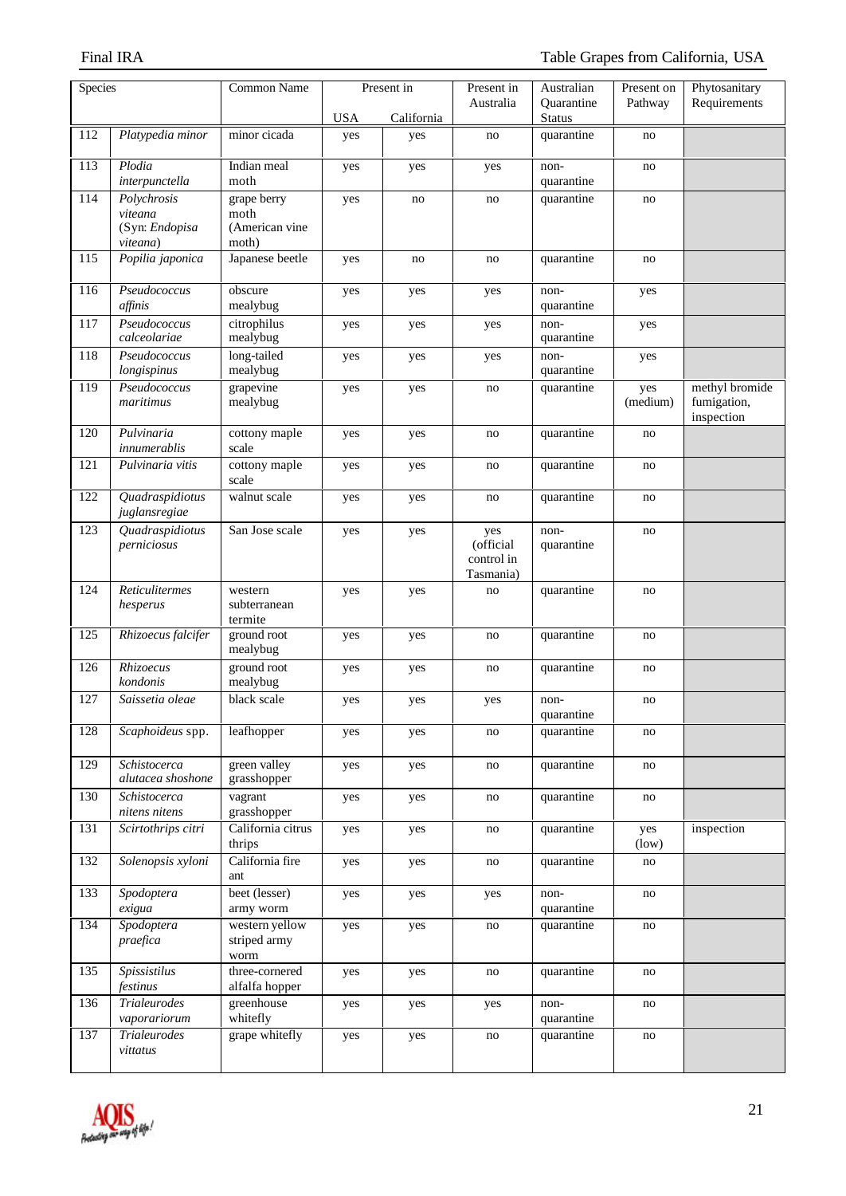| Species | | Common Name | Present in | | Present in Australia | Australian Quarantine Status | Present on Pathway | Phytosanitary Requirements |
|---|---|---|---|---|---|---|---|---|
| | | | USA | California | | | | |
| 112 | *Platypedia minor* | minor cicada | yes | yes | no | quarantine | no | |
| 113 | *Plodia interpunctella* | Indian meal moth | yes | yes | yes | non-quarantine | no | |
| 114 | *Polychrosis viteana* (Syn: *Endopisa viteana*) | grape berry moth (American vine moth) | yes | no | no | quarantine | no | |
| 115 | *Popilia japonica* | Japanese beetle | yes | no | no | quarantine | no | |
| 116 | *Pseudococcus affinis* | obscure mealybug | yes | yes | yes | non-quarantine | yes | |
| 117 | *Pseudococcus calceolariae* | citrophilus mealybug | yes | yes | yes | non-quarantine | yes | |
| 118 | *Pseudococcus longispinus* | long-tailed mealybug | yes | yes | yes | non-quarantine | yes | |
| 119 | *Pseudococcus maritimus* | grapevine mealybug | yes | yes | no | quarantine | yes (medium) | methyl bromide fumigation, inspection |
| 120 | *Pulvinaria innumerablis* | cottony maple scale | yes | yes | no | quarantine | no | |
| 121 | *Pulvinaria vitis* | cottony maple scale | yes | yes | no | quarantine | no | |
| 122 | *Quadraspidiotus juglansregiae* | walnut scale | yes | yes | no | quarantine | no | |
| 123 | *Quadraspidiotus perniciosus* | San Jose scale | yes | yes | yes (official control in Tasmania) | non-quarantine | no | |
| 124 | *Reticulitermes hesperus* | western subterranean termite | yes | yes | no | quarantine | no | |
| 125 | *Rhizoecus falcifer* | ground root mealybug | yes | yes | no | quarantine | no | |
| 126 | *Rhizoecus kondonis* | ground root mealybug | yes | yes | no | quarantine | no | |
| 127 | *Saissetia oleae* | black scale | yes | yes | yes | non-quarantine | no | |
| 128 | *Scaphoideus* spp. | leafhopper | yes | yes | no | quarantine | no | |
| 129 | *Schistocerca alutacea shoshone* | green valley grasshopper | yes | yes | no | quarantine | no | |
| 130 | *Schistocerca nitens nitens* | vagrant grasshopper | yes | yes | no | quarantine | no | |
| 131 | *Scirtothrips citri* | California citrus thrips | yes | yes | no | quarantine | yes (low) | inspection |
| 132 | *Solenopsis xyloni* | California fire ant | yes | yes | no | quarantine | no | |
| 133 | *Spodoptera exigua* | beet (lesser) army worm | yes | yes | yes | non-quarantine | no | |
| 134 | *Spodoptera praefica* | western yellow striped army worm | yes | yes | no | quarantine | no | |
| 135 | *Spissistilus festinus* | three-cornered alfalfa hopper | yes | yes | no | quarantine | no | |
| 136 | *Trialeurodes vaporariorum* | greenhouse whitefly | yes | yes | yes | non-quarantine | no | |
| 137 | *Trialeurodes vittatus* | grape whitefly | yes | yes | no | quarantine | no | |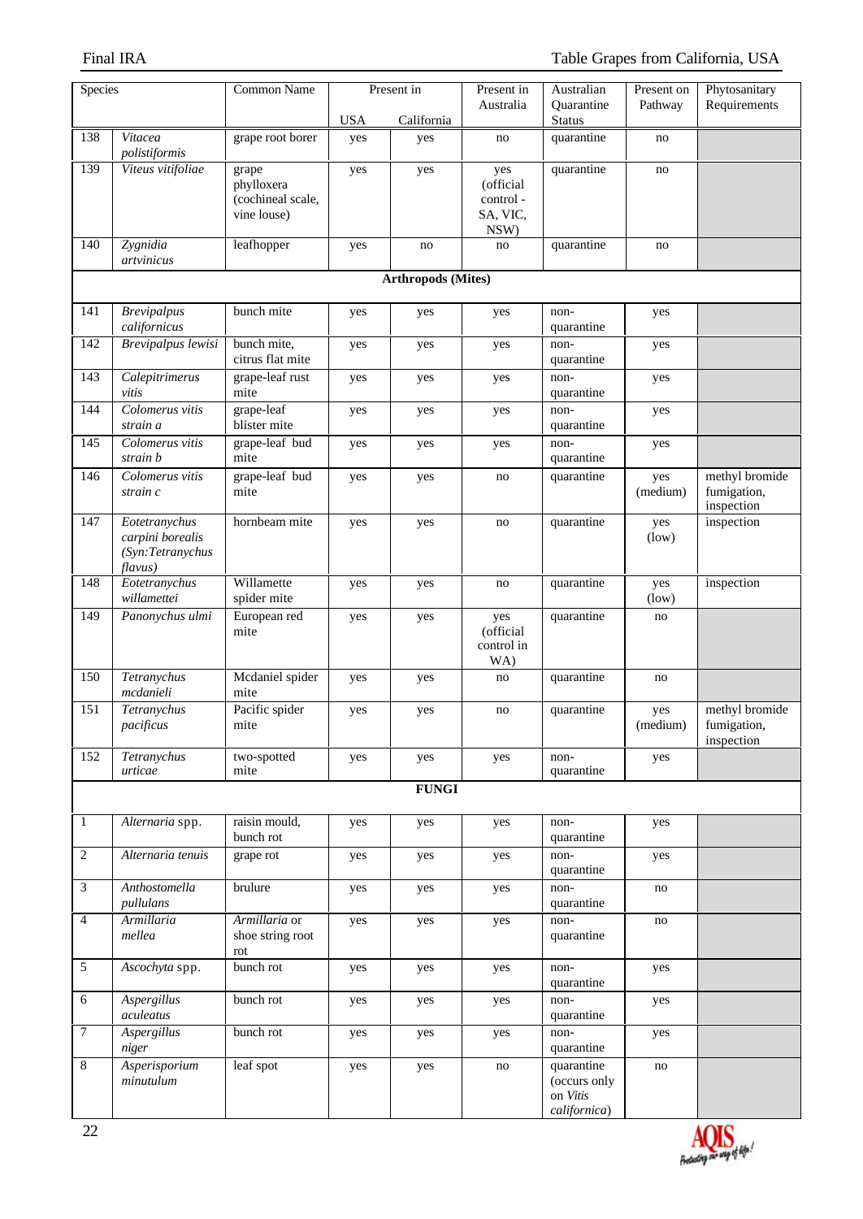| Species | | Common Name | Present in | | Present in Australia | Australian Quarantine Status | Present on Pathway | Phytosanitary Requirements |
|---|---|---|---|---|---|---|---|---|
| | | | USA | California | | | | |
| 138 | *Vitacea polistiformis* | grape root borer | yes | yes | no | quarantine | no | |
| 139 | *Viteus vitifoliae* | grape phylloxera (cochineal scale, vine louse) | yes | yes | yes (official control - SA, VIC, NSW) | quarantine | no | |
| 140 | *Zygnidia artvinicus* | leafhopper | yes | no | no | quarantine | no | |
| | | | | **Arthropods (Mites)** | | | | |
| 141 | *Brevipalpus californicus* | bunch mite | yes | yes | yes | non-quarantine | yes | |
| 142 | *Brevipalpus lewisi* | bunch mite, citrus flat mite | yes | yes | yes | non-quarantine | yes | |
| 143 | *Calepitrimerus vitis* | grape-leaf rust mite | yes | yes | yes | non-quarantine | yes | |
| 144 | *Colomerus vitis strain a* | grape-leaf blister mite | yes | yes | yes | non-quarantine | yes | |
| 145 | *Colomerus vitis strain b* | grape-leaf bud mite | yes | yes | yes | non-quarantine | yes | |
| 146 | *Colomerus vitis strain c* | grape-leaf bud mite | yes | yes | no | quarantine | yes (medium) | methyl bromide fumigation, inspection |
| 147 | *Eotetranychus carpini borealis (Syn:Tetranychus flavus)* | hornbeam mite | yes | yes | no | quarantine | yes (low) | inspection |
| 148 | *Eotetranychus willamettei* | Willamette spider mite | yes | yes | no | quarantine | yes (low) | inspection |
| 149 | *Panonychus ulmi* | European red mite | yes | yes | yes (official control in WA) | quarantine | no | |
| 150 | *Tetranychus mcdanieli* | Mcdaniel spider mite | yes | yes | no | quarantine | no | |
| 151 | *Tetranychus pacificus* | Pacific spider mite | yes | yes | no | quarantine | yes (medium) | methyl bromide fumigation, inspection |
| 152 | *Tetranychus urticae* | two-spotted mite | yes | yes | yes | non-quarantine | yes | |
| | | | | **FUNGI** | | | | |
| 1 | *Alternaria* spp. | raisin mould, bunch rot | yes | yes | yes | non-quarantine | yes | |
| 2 | *Alternaria tenuis* | grape rot | yes | yes | yes | non-quarantine | yes | |
| 3 | *Anthostomella pullulans* | brulure | yes | yes | yes | non-quarantine | no | |
| 4 | *Armillaria mellea* | *Armillaria* or shoe string root rot | yes | yes | yes | non-quarantine | no | |
| 5 | *Ascochyta* spp. | bunch rot | yes | yes | yes | non-quarantine | yes | |
| 6 | *Aspergillus aculeatus* | bunch rot | yes | yes | yes | non-quarantine | yes | |
| 7 | *Aspergillus niger* | bunch rot | yes | yes | yes | non-quarantine | yes | |
| 8 | *Asperisporium minutulum* | leaf spot | yes | yes | no | quarantine (occurs only on *Vitis californica*) | no | |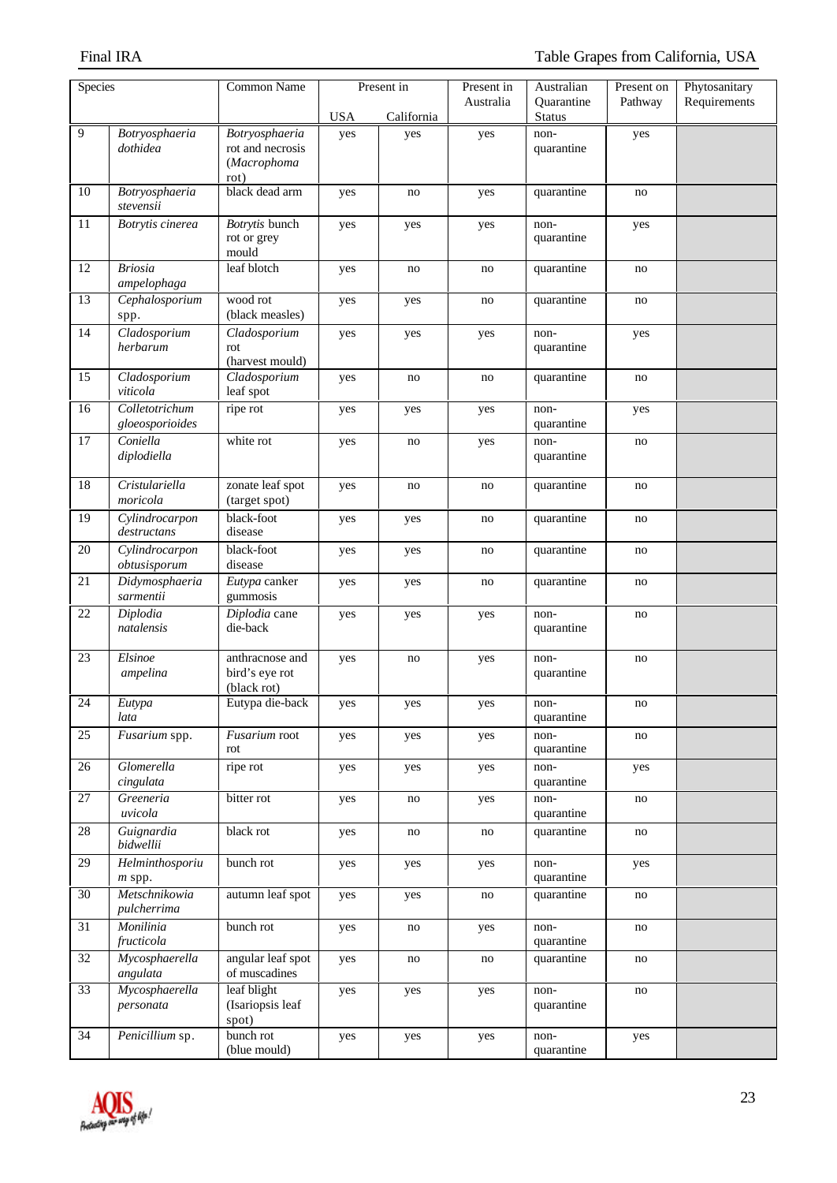| Species | | Common Name | Present in | | Present in Australia | Australian Quarantine Status | Present on Pathway | Phytosanitary Requirements |
|---|---|---|---|---|---|---|---|---|
| | | | USA | California | | | | |
| 9 | *Botryosphaeria dothidea* | *Botryosphaeria* rot and necrosis (*Macrophoma* rot) | yes | yes | yes | non-quarantine | yes | |
| 10 | *Botryosphaeria stevensii* | black dead arm | yes | no | yes | quarantine | no | |
| 11 | *Botrytis cinerea* | *Botrytis* bunch rot or grey mould | yes | yes | yes | non-quarantine | yes | |
| 12 | *Briosia ampelophaga* | leaf blotch | yes | no | no | quarantine | no | |
| 13 | *Cephalosporium* spp. | wood rot (black measles) | yes | yes | no | quarantine | no | |
| 14 | *Cladosporium herbarum* | *Cladosporium* rot (harvest mould) | yes | yes | yes | non-quarantine | yes | |
| 15 | *Cladosporium viticola* | *Cladosporium* leaf spot | yes | no | no | quarantine | no | |
| 16 | *Colletotrichum gloeosporioides* | ripe rot | yes | yes | yes | non-quarantine | yes | |
| 17 | *Coniella diplodiella* | white rot | yes | no | yes | non-quarantine | no | |
| 18 | *Cristulariella moricola* | zonate leaf spot (target spot) | yes | no | no | quarantine | no | |
| 19 | *Cylindrocarpon destructans* | black-foot disease | yes | yes | no | quarantine | no | |
| 20 | *Cylindrocarpon obtusisporum* | black-foot disease | yes | yes | no | quarantine | no | |
| 21 | *Didymosphaeria sarmentii* | *Eutypa* canker gummosis | yes | yes | no | quarantine | no | |
| 22 | *Diplodia natalensis* | *Diplodia* cane die-back | yes | yes | yes | non-quarantine | no | |
| 23 | *Elsinoe ampelina* | anthracnose and bird's eye rot (black rot) | yes | no | yes | non-quarantine | no | |
| 24 | *Eutypa lata* | Eutypa die-back | yes | yes | yes | non-quarantine | no | |
| 25 | *Fusarium* spp. | *Fusarium* root rot | yes | yes | yes | non-quarantine | no | |
| 26 | *Glomerella cingulata* | ripe rot | yes | yes | yes | non-quarantine | yes | |
| 27 | *Greeneria uvicola* | bitter rot | yes | no | yes | non-quarantine | no | |
| 28 | *Guignardia bidwellii* | black rot | yes | no | no | quarantine | no | |
| 29 | *Helminthosporium* spp. | bunch rot | yes | yes | yes | non-quarantine | yes | |
| 30 | *Metschnikowia pulcherrima* | autumn leaf spot | yes | yes | no | quarantine | no | |
| 31 | *Monilinia fructicola* | bunch rot | yes | no | yes | non-quarantine | no | |
| 32 | *Mycosphaerella angulata* | angular leaf spot of muscadines | yes | no | no | quarantine | no | |
| 33 | *Mycosphaerella personata* | leaf blight (Isariopsis leaf spot) | yes | yes | yes | non-quarantine | no | |
| 34 | *Penicillium* sp. | bunch rot (blue mould) | yes | yes | yes | non-quarantine | yes | |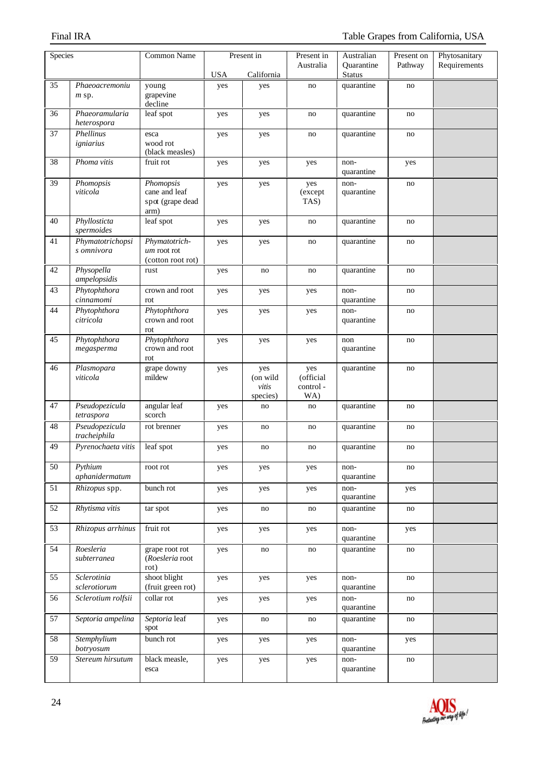| Species | | Common Name | Present in | | Present in Australia | Australian Quarantine Status | Present on Pathway | Phytosanitary Requirements |
|---|---|---|---|---|---|---|---|---|
| | | | USA | California | | | | |
| 35 | *Phaeoacremonium* sp. | young grapevine decline | yes | yes | no | quarantine | no | |
| 36 | *Phaeoramularia heterospora* | leaf spot | yes | yes | no | quarantine | no | |
| 37 | *Phellinus igniarius* | esca wood rot (black measles) | yes | yes | no | quarantine | no | |
| 38 | *Phoma vitis* | fruit rot | yes | yes | yes | non-quarantine | yes | |
| 39 | *Phomopsis viticola* | *Phomopsis* cane and leaf spot (grape dead arm) | yes | yes | yes (except TAS) | non-quarantine | no | |
| 40 | *Phyllosticta spermoides* | leaf spot | yes | yes | no | quarantine | no | |
| 41 | *Phymatotrichopsis omnivora* | *Phymatotrichum* root rot (cotton root rot) | yes | yes | no | quarantine | no | |
| 42 | *Physopella ampelopsidis* | rust | yes | no | no | quarantine | no | |
| 43 | *Phytophthora cinnamomi* | crown and root rot | yes | yes | yes | non-quarantine | no | |
| 44 | *Phytophthora citricola* | *Phytophthora* crown and root rot | yes | yes | yes | non-quarantine | no | |
| 45 | *Phytophthora megasperma* | *Phytophthora* crown and root rot | yes | yes | yes | non quarantine | no | |
| 46 | *Plasmopara viticola* | grape downy mildew | yes | yes (on wild *vitis* species) | yes (official control - WA) | quarantine | no | |
| 47 | *Pseudopezicula tetraspora* | angular leaf scorch | yes | no | no | quarantine | no | |
| 48 | *Pseudopezicula tracheiphila* | rot brenner | yes | no | no | quarantine | no | |
| 49 | *Pyrenochaeta vitis* | leaf spot | yes | no | no | quarantine | no | |
| 50 | *Pythium aphanidermatum* | root rot | yes | yes | yes | non-quarantine | no | |
| 51 | *Rhizopus* spp. | bunch rot | yes | yes | yes | non-quarantine | yes | |
| 52 | *Rhytisma vitis* | tar spot | yes | no | no | quarantine | no | |
| 53 | *Rhizopus arrhinus* | fruit rot | yes | yes | yes | non-quarantine | yes | |
| 54 | *Roesleria subterranea* | grape root rot (*Roesleria* root rot) | yes | no | no | quarantine | no | |
| 55 | *Sclerotinia sclerotiorum* | shoot blight (fruit green rot) | yes | yes | yes | non-quarantine | no | |
| 56 | *Sclerotium rolfsii* | collar rot | yes | yes | yes | non-quarantine | no | |
| 57 | *Septoria ampelina* | *Septoria* leaf spot | yes | no | no | quarantine | no | |
| 58 | *Stemphylium botryosum* | bunch rot | yes | yes | yes | non-quarantine | yes | |
| 59 | *Stereum hirsutum* | black measle, esca | yes | yes | yes | non-quarantine | no | |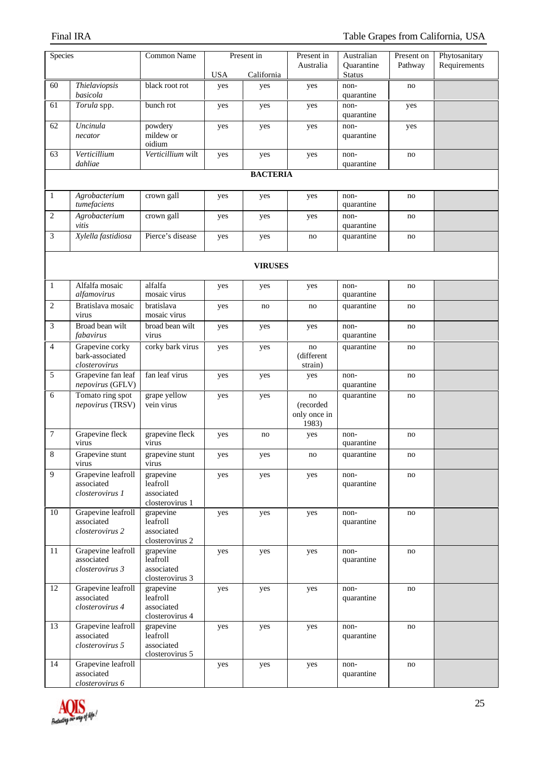| | Species | Common Name | Present in | | Present in Australia | Australian Quarantine Status | Present on Pathway | Phytosanitary Requirements |
|---|---|---|---|---|---|---|---|---|
| | | | USA | California | | | | |
| 60 | *Thielaviopsis basicola* | black root rot | yes | yes | yes | non-quarantine | no | |
| 61 | *Torula* spp. | bunch rot | yes | yes | yes | non-quarantine | yes | |
| 62 | *Uncinula necator* | powdery mildew or oidium | yes | yes | yes | non-quarantine | yes | |
| 63 | *Verticillium dahliae* | *Verticillium* wilt | yes | yes | yes | non-quarantine | no | |
| | **BACTERIA** | | | | | | | |
| 1 | *Agrobacterium tumefaciens* | crown gall | yes | yes | yes | non-quarantine | no | |
| 2 | *Agrobacterium vitis* | crown gall | yes | yes | yes | non-quarantine | no | |
| 3 | *Xylella fastidiosa* | Pierce's disease | yes | yes | no | quarantine | no | |
| | **VIRUSES** | | | | | | | |
| 1 | Alfalfa mosaic *alfamovirus* | alfalfa mosaic virus | yes | yes | yes | non-quarantine | no | |
| 2 | Bratislava mosaic virus | bratislava mosaic virus | yes | no | no | quarantine | no | |
| 3 | Broad bean wilt *fabavirus* | broad bean wilt virus | yes | yes | yes | non-quarantine | no | |
| 4 | Grapevine corky bark-associated *closterovirus* | corky bark virus | yes | yes | no (different strain) | quarantine | no | |
| 5 | Grapevine fan leaf *nepovirus* (GFLV) | fan leaf virus | yes | yes | yes | non-quarantine | no | |
| 6 | Tomato ring spot *nepovirus* (TRSV) | grape yellow vein virus | yes | yes | no (recorded only once in 1983) | quarantine | no | |
| 7 | Grapevine fleck virus | grapevine fleck virus | yes | no | yes | non-quarantine | no | |
| 8 | Grapevine stunt virus | grapevine stunt virus | yes | yes | no | quarantine | no | |
| 9 | Grapevine leafroll associated *closterovirus 1* | grapevine leafroll associated closterovirus 1 | yes | yes | yes | non-quarantine | no | |
| 10 | Grapevine leafroll associated *closterovirus 2* | grapevine leafroll associated closterovirus 2 | yes | yes | yes | non-quarantine | no | |
| 11 | Grapevine leafroll associated *closterovirus 3* | grapevine leafroll associated closterovirus 3 | yes | yes | yes | non-quarantine | no | |
| 12 | Grapevine leafroll associated *closterovirus 4* | grapevine leafroll associated closterovirus 4 | yes | yes | yes | non-quarantine | no | |
| 13 | Grapevine leafroll associated *closterovirus 5* | grapevine leafroll associated closterovirus 5 | yes | yes | yes | non-quarantine | no | |
| 14 | Grapevine leafroll associated *closterovirus 6* | | yes | yes | yes | non-quarantine | no | |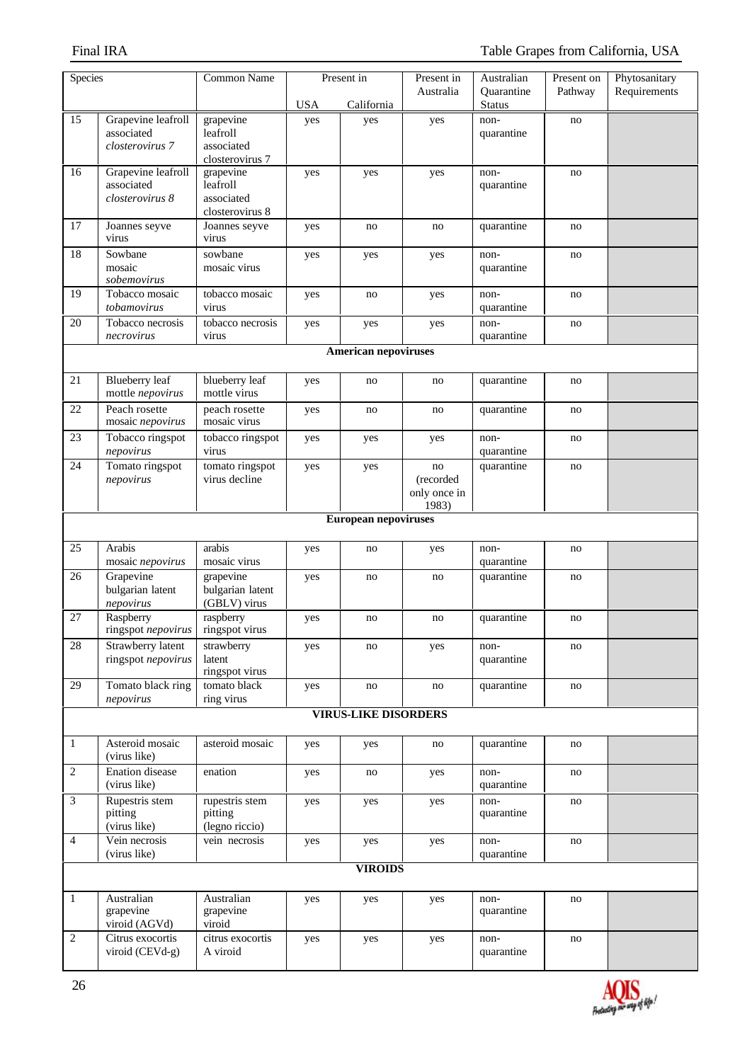| | Species | Common Name | Present in | | Present in Australia | Australian Quarantine Status | Present on Pathway | Phytosanitary Requirements |
|---|---|---|---|---|---|---|---|---|
| | | | USA | California | | | | |
| 15 | Grapevine leafroll associated *closterovirus 7* | grapevine leafroll associated closterovirus 7 | yes | yes | yes | non-quarantine | no | |
| 16 | Grapevine leafroll associated *closterovirus 8* | grapevine leafroll associated closterovirus 8 | yes | yes | yes | non-quarantine | no | |
| 17 | Joannes seyve virus | Joannes seyve virus | yes | no | no | quarantine | no | |
| 18 | Sowbane mosaic *sobemovirus* | sowbane mosaic virus | yes | yes | yes | non-quarantine | no | |
| 19 | Tobacco mosaic *tobamovirus* | tobacco mosaic virus | yes | no | yes | non-quarantine | no | |
| 20 | Tobacco necrosis *necrovirus* | tobacco necrosis virus | yes | yes | yes | non-quarantine | no | |
| | | | | **American nepoviruses** | | | | |
| 21 | Blueberry leaf mottle *nepovirus* | blueberry leaf mottle virus | yes | no | no | quarantine | no | |
| 22 | Peach rosette mosaic *nepovirus* | peach rosette mosaic virus | yes | no | no | quarantine | no | |
| 23 | Tobacco ringspot *nepovirus* | tobacco ringspot virus | yes | yes | yes | non-quarantine | no | |
| 24 | Tomato ringspot *nepovirus* | tomato ringspot virus decline | yes | yes | no (recorded only once in 1983) | quarantine | no | |
| | | | | **European nepoviruses** | | | | |
| 25 | Arabis mosaic *nepovirus* | arabis mosaic virus | yes | no | yes | non-quarantine | no | |
| 26 | Grapevine bulgarian latent *nepovirus* | grapevine bulgarian latent (GBLV) virus | yes | no | no | quarantine | no | |
| 27 | Raspberry ringspot *nepovirus* | raspberry ringspot virus | yes | no | no | quarantine | no | |
| 28 | Strawberry latent ringspot *nepovirus* | strawberry latent ringspot virus | yes | no | yes | non-quarantine | no | |
| 29 | Tomato black ring *nepovirus* | tomato black ring virus | yes | no | no | quarantine | no | |
| | | | | **VIRUS-LIKE DISORDERS** | | | | |
| 1 | Asteroid mosaic (virus like) | asteroid mosaic | yes | yes | no | quarantine | no | |
| 2 | Enation disease (virus like) | enation | yes | no | yes | non-quarantine | no | |
| 3 | Rupestris stem pitting (virus like) | rupestris stem pitting (legno riccio) | yes | yes | yes | non-quarantine | no | |
| 4 | Vein necrosis (virus like) | vein necrosis | yes | yes | yes | non-quarantine | no | |
| | | | | **VIROIDS** | | | | |
| 1 | Australian grapevine viroid (AGVd) | Australian grapevine viroid | yes | yes | yes | non-quarantine | no | |
| 2 | Citrus exocortis viroid (CEVd-g) | citrus exocortis A viroid | yes | yes | yes | non-quarantine | no | |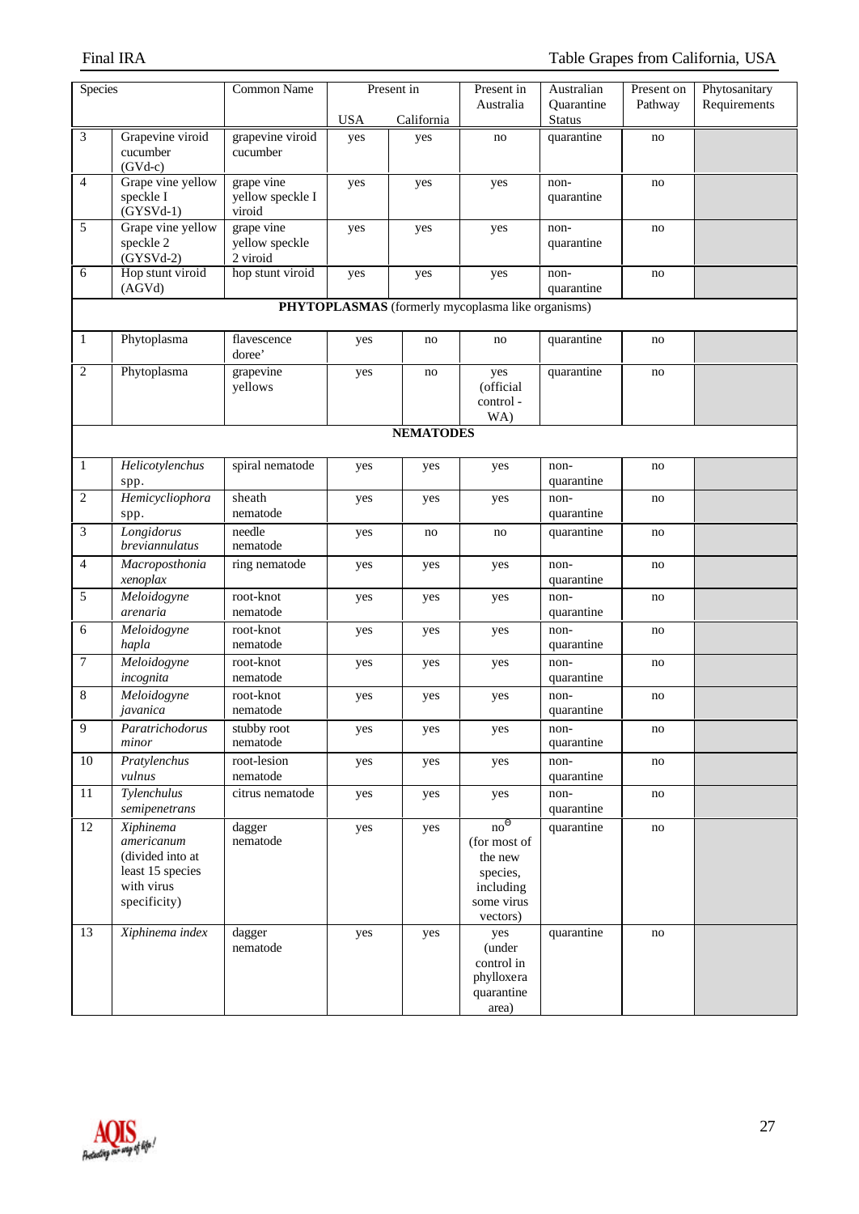| Species | | Common Name | Present in | | Present in Australia | Australian Quarantine Status | Present on Pathway | Phytosanitary Requirements |
|---|---|---|---|---|---|---|---|---|
| | | | USA | California | | | | |
| 3 | Grapevine viroid cucumber (GVd-c) | grapevine viroid cucumber | yes | yes | no | quarantine | no | |
| 4 | Grape vine yellow speckle I (GYSVd-1) | grape vine yellow speckle I viroid | yes | yes | yes | non-quarantine | no | |
| 5 | Grape vine yellow speckle 2 (GYSVd-2) | grape vine yellow speckle 2 viroid | yes | yes | yes | non-quarantine | no | |
| 6 | Hop stunt viroid (AGVd) | hop stunt viroid | yes | yes | yes | non-quarantine | no | |
| | | **PHYTOPLASMAS** (formerly mycoplasma like organisms) | | | | | | |
| 1 | Phytoplasma | flavescence doree' | yes | no | no | quarantine | no | |
| 2 | Phytoplasma | grapevine yellows | yes | no | yes (official control - WA) | quarantine | no | |
| | | **NEMATODES** | | | | | | |
| 1 | *Helicotylenchus* spp. | spiral nematode | yes | yes | yes | non-quarantine | no | |
| 2 | *Hemicycliophora* spp. | sheath nematode | yes | yes | yes | non-quarantine | no | |
| 3 | *Longidorus breviannulatus* | needle nematode | yes | no | no | quarantine | no | |
| 4 | *Macroposthonia xenoplax* | ring nematode | yes | yes | yes | non-quarantine | no | |
| 5 | *Meloidogyne arenaria* | root-knot nematode | yes | yes | yes | non-quarantine | no | |
| 6 | *Meloidogyne hapla* | root-knot nematode | yes | yes | yes | non-quarantine | no | |
| 7 | *Meloidogyne incognita* | root-knot nematode | yes | yes | yes | non-quarantine | no | |
| 8 | *Meloidogyne javanica* | root-knot nematode | yes | yes | yes | non-quarantine | no | |
| 9 | *Paratrichodorus minor* | stubby root nematode | yes | yes | yes | non-quarantine | no | |
| 10 | *Pratylenchus vulnus* | root-lesion nematode | yes | yes | yes | non-quarantine | no | |
| 11 | *Tylenchulus semipenetrans* | citrus nematode | yes | yes | yes | non-quarantine | no | |
| 12 | *Xiphinema americanum* (divided into at least 15 species with virus specificity) | dagger nematode | yes | yes | no$^{\Theta}$ (for most of the new species, including some virus vectors) | quarantine | no | |
| 13 | *Xiphinema index* | dagger nematode | yes | yes | yes (under control in phylloxera quarantine area) | quarantine | no | |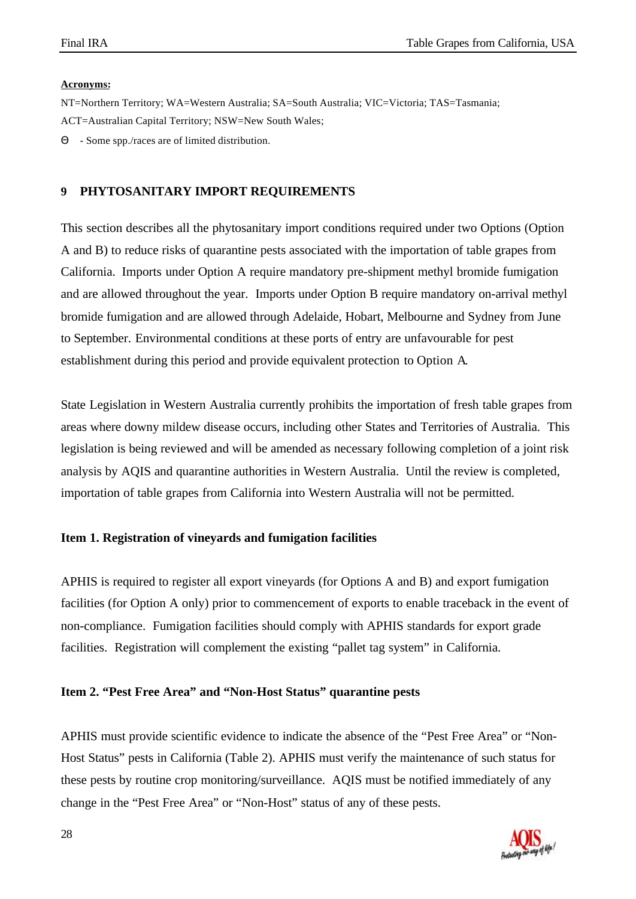**Acronyms:**

NT=Northern Territory; WA=Western Australia; SA=South Australia; VIC=Victoria; TAS=Tasmania; ACT=Australian Capital Territory; NSW=New South Wales;

Θ - Some spp./races are of limited distribution.

## 9 PHYTOSANITARY IMPORT REQUIREMENTS

This section describes all the phytosanitary import conditions required under two Options (Option A and B) to reduce risks of quarantine pests associated with the importation of table grapes from California. Imports under Option A require mandatory pre-shipment methyl bromide fumigation and are allowed throughout the year. Imports under Option B require mandatory on-arrival methyl bromide fumigation and are allowed through Adelaide, Hobart, Melbourne and Sydney from June to September. Environmental conditions at these ports of entry are unfavourable for pest establishment during this period and provide equivalent protection to Option A.

State Legislation in Western Australia currently prohibits the importation of fresh table grapes from areas where downy mildew disease occurs, including other States and Territories of Australia. This legislation is being reviewed and will be amended as necessary following completion of a joint risk analysis by AQIS and quarantine authorities in Western Australia. Until the review is completed, importation of table grapes from California into Western Australia will not be permitted.

### Item 1. Registration of vineyards and fumigation facilities

APHIS is required to register all export vineyards (for Options A and B) and export fumigation facilities (for Option A only) prior to commencement of exports to enable traceback in the event of non-compliance. Fumigation facilities should comply with APHIS standards for export grade facilities. Registration will complement the existing "pallet tag system" in California.

### Item 2. "Pest Free Area" and "Non-Host Status" quarantine pests

APHIS must provide scientific evidence to indicate the absence of the "Pest Free Area" or "Non-Host Status" pests in California (Table 2). APHIS must verify the maintenance of such status for these pests by routine crop monitoring/surveillance. AQIS must be notified immediately of any change in the "Pest Free Area" or "Non-Host" status of any of these pests.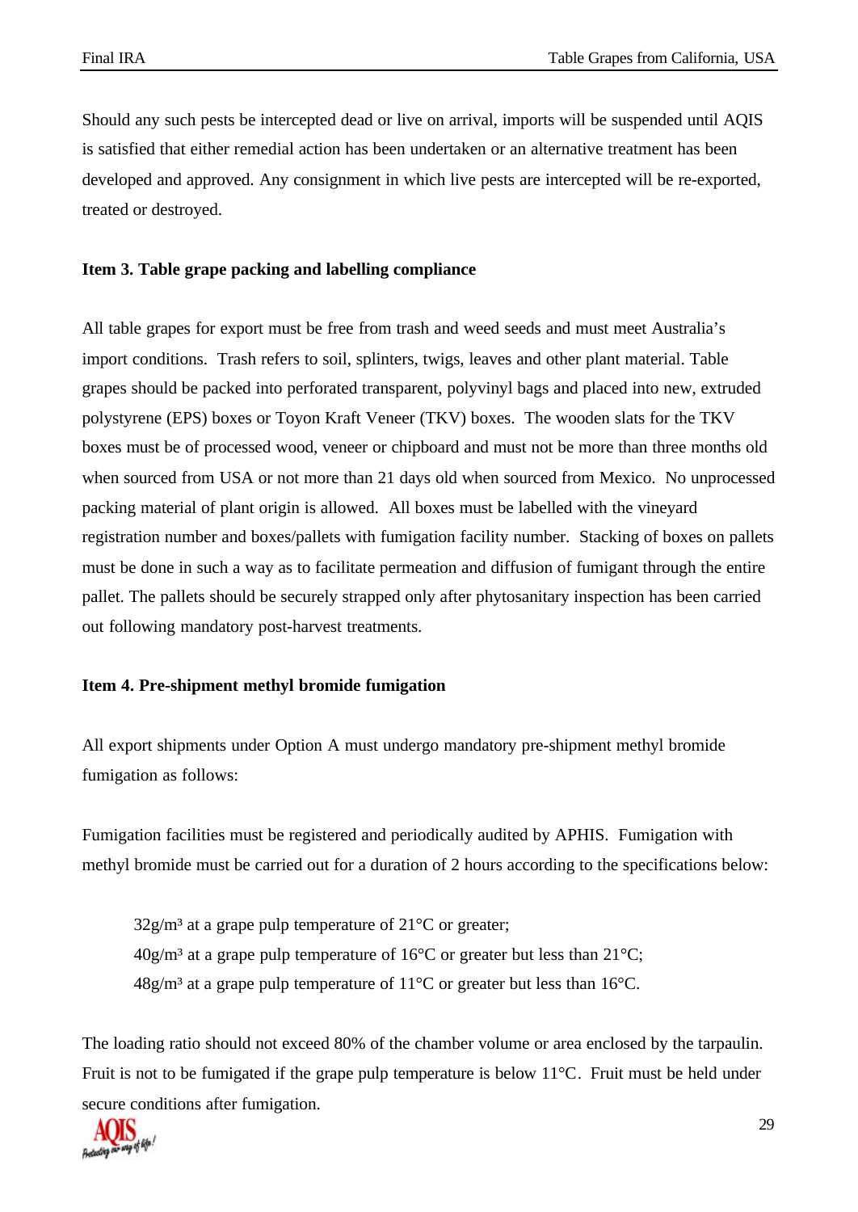Should any such pests be intercepted dead or live on arrival, imports will be suspended until AQIS is satisfied that either remedial action has been undertaken or an alternative treatment has been developed and approved. Any consignment in which live pests are intercepted will be re-exported, treated or destroyed.

**Item 3. Table grape packing and labelling compliance**

All table grapes for export must be free from trash and weed seeds and must meet Australia's import conditions. Trash refers to soil, splinters, twigs, leaves and other plant material. Table grapes should be packed into perforated transparent, polyvinyl bags and placed into new, extruded polystyrene (EPS) boxes or Toyon Kraft Veneer (TKV) boxes. The wooden slats for the TKV boxes must be of processed wood, veneer or chipboard and must not be more than three months old when sourced from USA or not more than 21 days old when sourced from Mexico. No unprocessed packing material of plant origin is allowed. All boxes must be labelled with the vineyard registration number and boxes/pallets with fumigation facility number. Stacking of boxes on pallets must be done in such a way as to facilitate permeation and diffusion of fumigant through the entire pallet. The pallets should be securely strapped only after phytosanitary inspection has been carried out following mandatory post-harvest treatments.

**Item 4. Pre-shipment methyl bromide fumigation**

All export shipments under Option A must undergo mandatory pre-shipment methyl bromide fumigation as follows:

Fumigation facilities must be registered and periodically audited by APHIS. Fumigation with methyl bromide must be carried out for a duration of 2 hours according to the specifications below:

> $32 g/m^3$ at a grape pulp temperature of 21°C or greater;
> $40 g/m^3$ at a grape pulp temperature of 16°C or greater but less than 21°C;
> $48 g/m^3$ at a grape pulp temperature of 11°C or greater but less than 16°C.

The loading ratio should not exceed 80% of the chamber volume or area enclosed by the tarpaulin. Fruit is not to be fumigated if the grape pulp temperature is below 11°C. Fruit must be held under secure conditions after fumigation.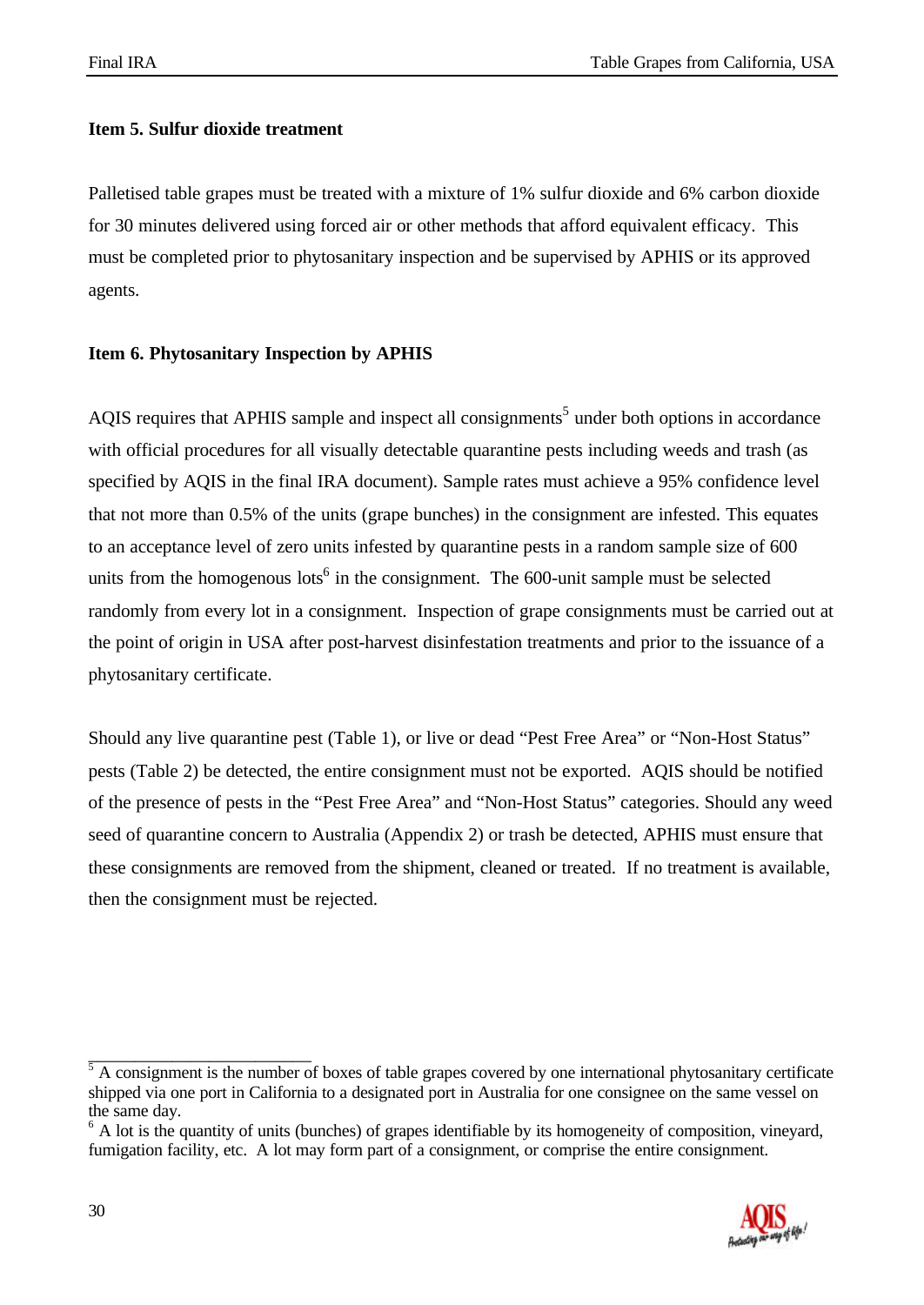**Item 5. Sulfur dioxide treatment**

Palletised table grapes must be treated with a mixture of 1% sulfur dioxide and 6% carbon dioxide for 30 minutes delivered using forced air or other methods that afford equivalent efficacy. This must be completed prior to phytosanitary inspection and be supervised by APHIS or its approved agents.

**Item 6. Phytosanitary Inspection by APHIS**

AQIS requires that APHIS sample and inspect all consignments[5] under both options in accordance with official procedures for all visually detectable quarantine pests including weeds and trash (as specified by AQIS in the final IRA document). Sample rates must achieve a 95% confidence level that not more than 0.5% of the units (grape bunches) in the consignment are infested. This equates to an acceptance level of zero units infested by quarantine pests in a random sample size of 600 units from the homogenous lots[6] in the consignment. The 600-unit sample must be selected randomly from every lot in a consignment. Inspection of grape consignments must be carried out at the point of origin in USA after post-harvest disinfestation treatments and prior to the issuance of a phytosanitary certificate.

Should any live quarantine pest (Table 1), or live or dead "Pest Free Area" or "Non-Host Status" pests (Table 2) be detected, the entire consignment must not be exported. AQIS should be notified of the presence of pests in the "Pest Free Area" and "Non-Host Status" categories. Should any weed seed of quarantine concern to Australia (Appendix 2) or trash be detected, APHIS must ensure that these consignments are removed from the shipment, cleaned or treated. If no treatment is available, then the consignment must be rejected.

---

[5] A consignment is the number of boxes of table grapes covered by one international phytosanitary certificate shipped via one port in California to a designated port in Australia for one consignee on the same vessel on the same day.

[6] A lot is the quantity of units (bunches) of grapes identifiable by its homogeneity of composition, vineyard, fumigation facility, etc. A lot may form part of a consignment, or comprise the entire consignment.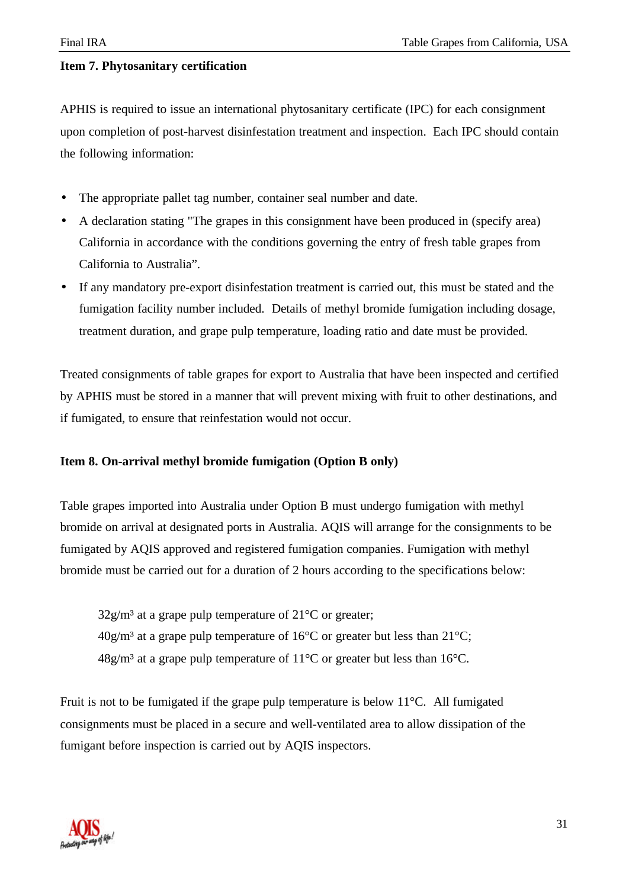**Item 7. Phytosanitary certification**

APHIS is required to issue an international phytosanitary certificate (IPC) for each consignment upon completion of post-harvest disinfestation treatment and inspection. Each IPC should contain the following information:

- The appropriate pallet tag number, container seal number and date.
- A declaration stating "The grapes in this consignment have been produced in (specify area) California in accordance with the conditions governing the entry of fresh table grapes from California to Australia".
- If any mandatory pre-export disinfestation treatment is carried out, this must be stated and the fumigation facility number included. Details of methyl bromide fumigation including dosage, treatment duration, and grape pulp temperature, loading ratio and date must be provided.

Treated consignments of table grapes for export to Australia that have been inspected and certified by APHIS must be stored in a manner that will prevent mixing with fruit to other destinations, and if fumigated, to ensure that reinfestation would not occur.

**Item 8. On-arrival methyl bromide fumigation (Option B only)**

Table grapes imported into Australia under Option B must undergo fumigation with methyl bromide on arrival at designated ports in Australia. AQIS will arrange for the consignments to be fumigated by AQIS approved and registered fumigation companies. Fumigation with methyl bromide must be carried out for a duration of 2 hours according to the specifications below:

> 32g/m³ at a grape pulp temperature of 21°C or greater;
> 40g/m³ at a grape pulp temperature of 16°C or greater but less than 21°C;
> 48g/m³ at a grape pulp temperature of 11°C or greater but less than 16°C.

Fruit is not to be fumigated if the grape pulp temperature is below 11°C. All fumigated consignments must be placed in a secure and well-ventilated area to allow dissipation of the fumigant before inspection is carried out by AQIS inspectors.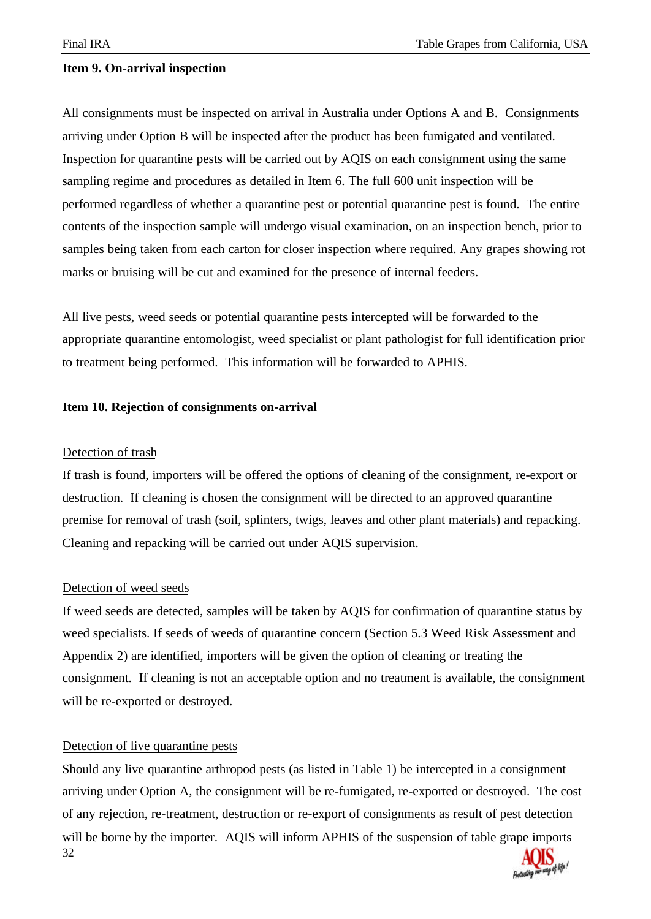**Item 9. On-arrival inspection**

All consignments must be inspected on arrival in Australia under Options A and B. Consignments arriving under Option B will be inspected after the product has been fumigated and ventilated. Inspection for quarantine pests will be carried out by AQIS on each consignment using the same sampling regime and procedures as detailed in Item 6. The full 600 unit inspection will be performed regardless of whether a quarantine pest or potential quarantine pest is found. The entire contents of the inspection sample will undergo visual examination, on an inspection bench, prior to samples being taken from each carton for closer inspection where required. Any grapes showing rot marks or bruising will be cut and examined for the presence of internal feeders.

All live pests, weed seeds or potential quarantine pests intercepted will be forwarded to the appropriate quarantine entomologist, weed specialist or plant pathologist for full identification prior to treatment being performed. This information will be forwarded to APHIS.

**Item 10. Rejection of consignments on-arrival**

Detection of trash

If trash is found, importers will be offered the options of cleaning of the consignment, re-export or destruction. If cleaning is chosen the consignment will be directed to an approved quarantine premise for removal of trash (soil, splinters, twigs, leaves and other plant materials) and repacking. Cleaning and repacking will be carried out under AQIS supervision.

Detection of weed seeds

If weed seeds are detected, samples will be taken by AQIS for confirmation of quarantine status by weed specialists. If seeds of weeds of quarantine concern (Section 5.3 Weed Risk Assessment and Appendix 2) are identified, importers will be given the option of cleaning or treating the consignment. If cleaning is not an acceptable option and no treatment is available, the consignment will be re-exported or destroyed.

Detection of live quarantine pests

Should any live quarantine arthropod pests (as listed in Table 1) be intercepted in a consignment arriving under Option A, the consignment will be re-fumigated, re-exported or destroyed. The cost of any rejection, re-treatment, destruction or re-export of consignments as result of pest detection will be borne by the importer. AQIS will inform APHIS of the suspension of table grape imports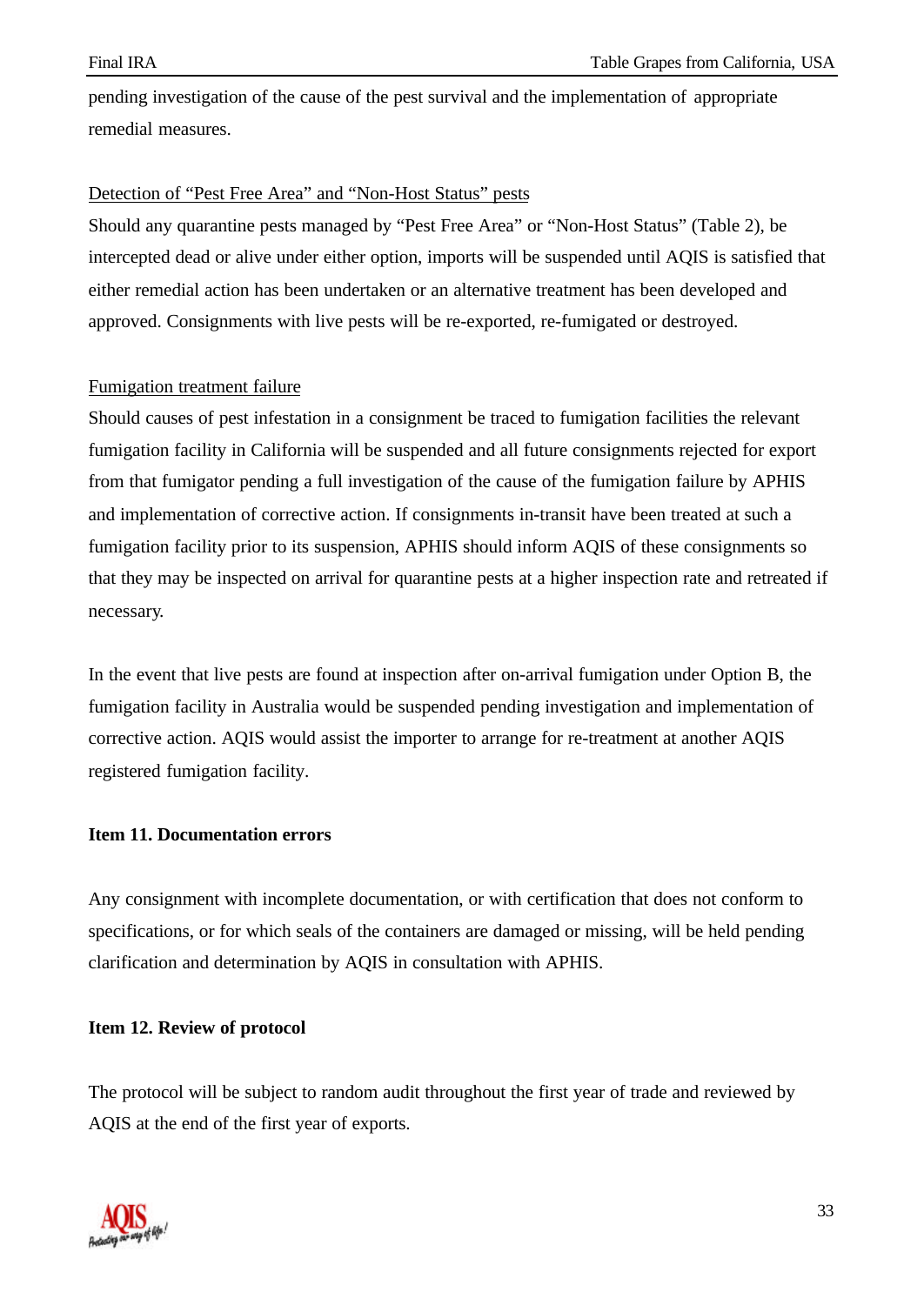pending investigation of the cause of the pest survival and the implementation of appropriate remedial measures.

<u>Detection of "Pest Free Area" and "Non-Host Status" pests</u>

Should any quarantine pests managed by "Pest Free Area" or "Non-Host Status" (Table 2), be intercepted dead or alive under either option, imports will be suspended until AQIS is satisfied that either remedial action has been undertaken or an alternative treatment has been developed and approved. Consignments with live pests will be re-exported, re-fumigated or destroyed.

<u>Fumigation treatment failure</u>

Should causes of pest infestation in a consignment be traced to fumigation facilities the relevant fumigation facility in California will be suspended and all future consignments rejected for export from that fumigator pending a full investigation of the cause of the fumigation failure by APHIS and implementation of corrective action. If consignments in-transit have been treated at such a fumigation facility prior to its suspension, APHIS should inform AQIS of these consignments so that they may be inspected on arrival for quarantine pests at a higher inspection rate and retreated if necessary.

In the event that live pests are found at inspection after on-arrival fumigation under Option B, the fumigation facility in Australia would be suspended pending investigation and implementation of corrective action. AQIS would assist the importer to arrange for re-treatment at another AQIS registered fumigation facility.

**Item 11. Documentation errors**

Any consignment with incomplete documentation, or with certification that does not conform to specifications, or for which seals of the containers are damaged or missing, will be held pending clarification and determination by AQIS in consultation with APHIS.

**Item 12. Review of protocol**

The protocol will be subject to random audit throughout the first year of trade and reviewed by AQIS at the end of the first year of exports.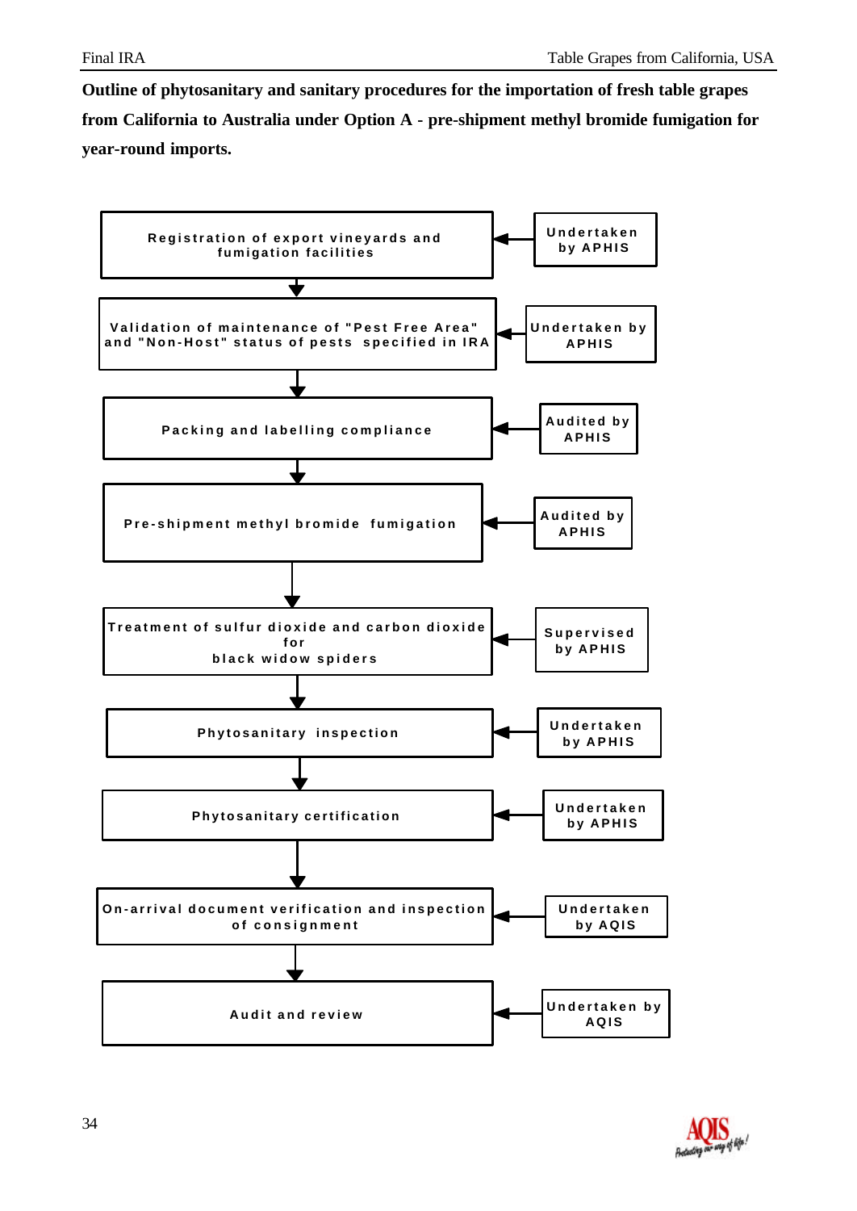**Outline of phytosanitary and sanitary procedures for the importation of fresh table grapes from California to Australia under Option A - pre-shipment methyl bromide fumigation for year-round imports.**

| Procedure | Responsibility |
|---|---|
| Registration of export vineyards and fumigation facilities | Undertaken by APHIS |
| Validation of maintenance of "Pest Free Area" and "Non-Host" status of pests specified in IRA | Undertaken by APHIS |
| Packing and labelling compliance | Audited by APHIS |
| Pre-shipment methyl bromide fumigation | Audited by APHIS |
| Treatment of sulfur dioxide and carbon dioxide for black widow spiders | Supervised by APHIS |
| Phytosanitary inspection | Undertaken by APHIS |
| Phytosanitary certification | Undertaken by APHIS |
| On-arrival document verification and inspection of consignment | Undertaken by AQIS |
| Audit and review | Undertaken by AQIS |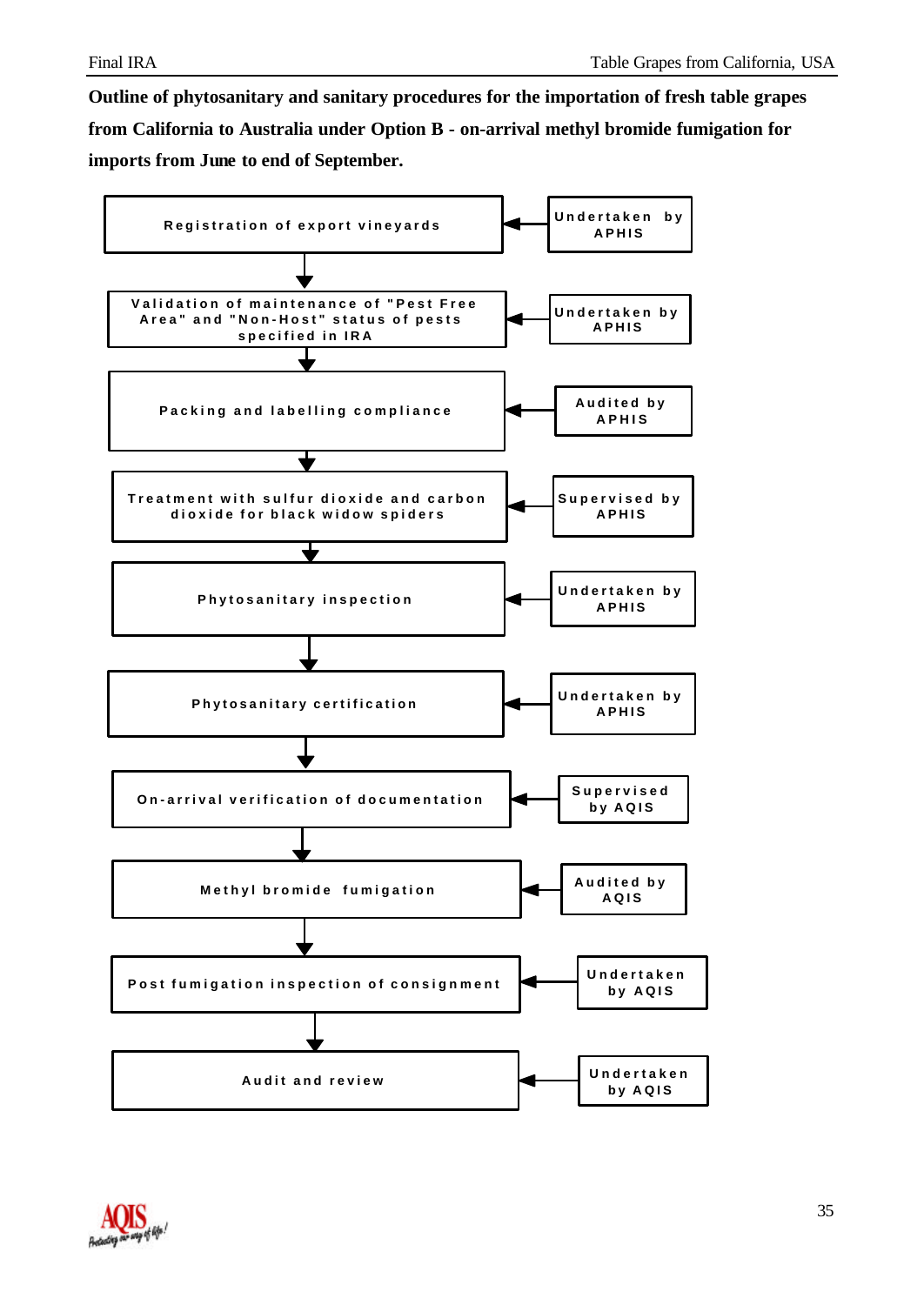**Outline of phytosanitary and sanitary procedures for the importation of fresh table grapes from California to Australia under Option B - on-arrival methyl bromide fumigation for imports from June to end of September.**

| Procedure | Responsibility |
|---|---|
| Registration of export vineyards | Undertaken by APHIS |
| Validation of maintenance of "Pest Free Area" and "Non-Host" status of pests specified in IRA | Undertaken by APHIS |
| Packing and labelling compliance | Audited by APHIS |
| Treatment with sulfur dioxide and carbon dioxide for black widow spiders | Supervised by APHIS |
| Phytosanitary inspection | Undertaken by APHIS |
| Phytosanitary certification | Undertaken by APHIS |
| On-arrival verification of documentation | Supervised by AQIS |
| Methyl bromide fumigation | Audited by AQIS |
| Post fumigation inspection of consignment | Undertaken by AQIS |
| Audit and review | Undertaken by AQIS |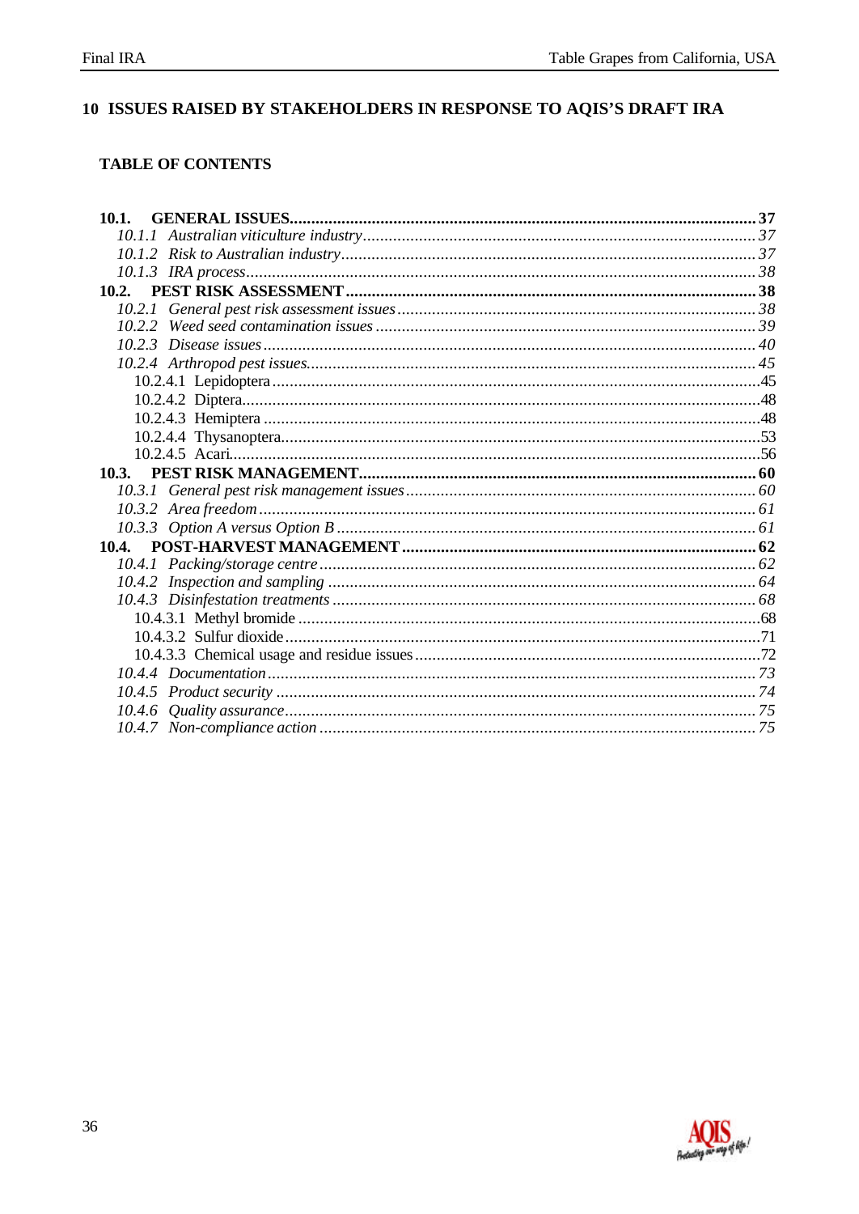# 10 ISSUES RAISED BY STAKEHOLDERS IN RESPONSE TO AQIS'S DRAFT IRA

## TABLE OF CONTENTS

**10.1. GENERAL ISSUES** ........ **37**

*10.1.1 Australian viticulture industry* ........ *37*

*10.1.2 Risk to Australian industry* ........ *37*

*10.1.3 IRA process* ........ *38*

**10.2. PEST RISK ASSESSMENT** ........ **38**

*10.2.1 General pest risk assessment issues* ........ *38*

*10.2.2 Weed seed contamination issues* ........ *39*

*10.2.3 Disease issues* ........ *40*

*10.2.4 Arthropod pest issues* ........ *45*

10.2.4.1 Lepidoptera ........ 45

10.2.4.2 Diptera ........ 48

10.2.4.3 Hemiptera ........ 48

10.2.4.4 Thysanoptera ........ 53

10.2.4.5 Acari ........ 56

**10.3. PEST RISK MANAGEMENT** ........ **60**

*10.3.1 General pest risk management issues* ........ *60*

*10.3.2 Area freedom* ........ *61*

*10.3.3 Option A versus Option B* ........ *61*

**10.4. POST-HARVEST MANAGEMENT** ........ **62**

*10.4.1 Packing/storage centre* ........ *62*

*10.4.2 Inspection and sampling* ........ *64*

*10.4.3 Disinfestation treatments* ........ *68*

10.4.3.1 Methyl bromide ........ 68

10.4.3.2 Sulfur dioxide ........ 71

10.4.3.3 Chemical usage and residue issues ........ 72

*10.4.4 Documentation* ........ *73*

*10.4.5 Product security* ........ *74*

*10.4.6 Quality assurance* ........ *75*

*10.4.7 Non-compliance action* ........ *75*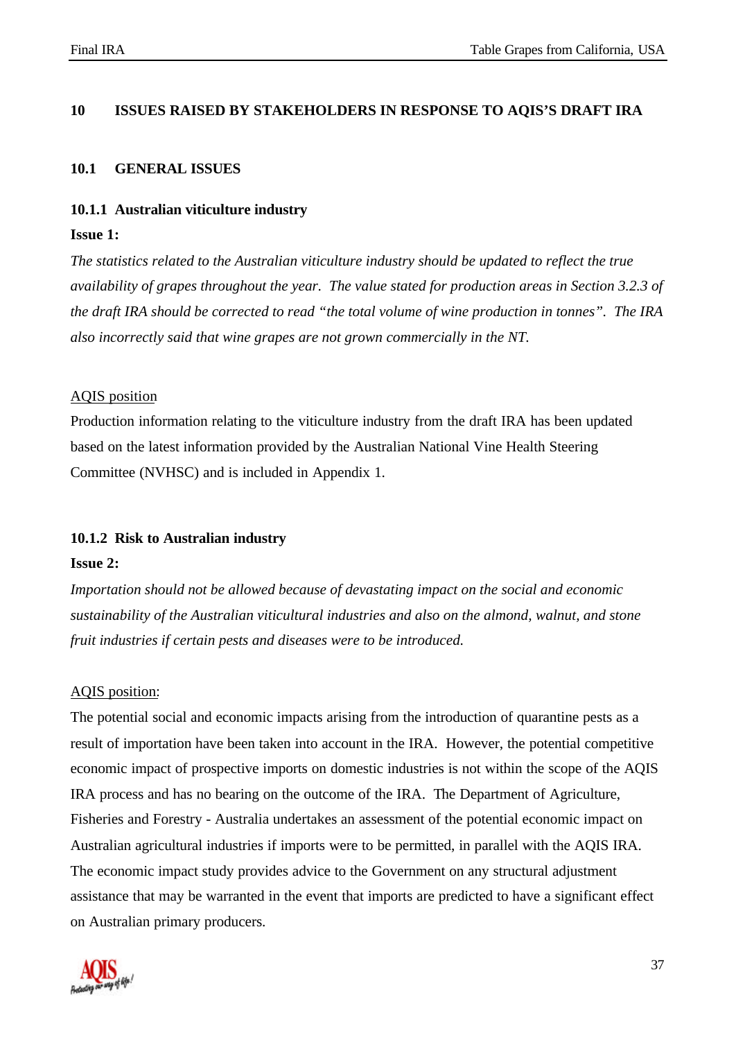# 10 ISSUES RAISED BY STAKEHOLDERS IN RESPONSE TO AQIS'S DRAFT IRA

## 10.1 GENERAL ISSUES

### 10.1.1 Australian viticulture industry

**Issue 1:**

*The statistics related to the Australian viticulture industry should be updated to reflect the true availability of grapes throughout the year. The value stated for production areas in Section 3.2.3 of the draft IRA should be corrected to read "the total volume of wine production in tonnes". The IRA also incorrectly said that wine grapes are not grown commercially in the NT.*

AQIS position

Production information relating to the viticulture industry from the draft IRA has been updated based on the latest information provided by the Australian National Vine Health Steering Committee (NVHSC) and is included in Appendix 1.

### 10.1.2 Risk to Australian industry

**Issue 2:**

*Importation should not be allowed because of devastating impact on the social and economic sustainability of the Australian viticultural industries and also on the almond, walnut, and stone fruit industries if certain pests and diseases were to be introduced.*

AQIS position:

The potential social and economic impacts arising from the introduction of quarantine pests as a result of importation have been taken into account in the IRA. However, the potential competitive economic impact of prospective imports on domestic industries is not within the scope of the AQIS IRA process and has no bearing on the outcome of the IRA. The Department of Agriculture, Fisheries and Forestry - Australia undertakes an assessment of the potential economic impact on Australian agricultural industries if imports were to be permitted, in parallel with the AQIS IRA. The economic impact study provides advice to the Government on any structural adjustment assistance that may be warranted in the event that imports are predicted to have a significant effect on Australian primary producers.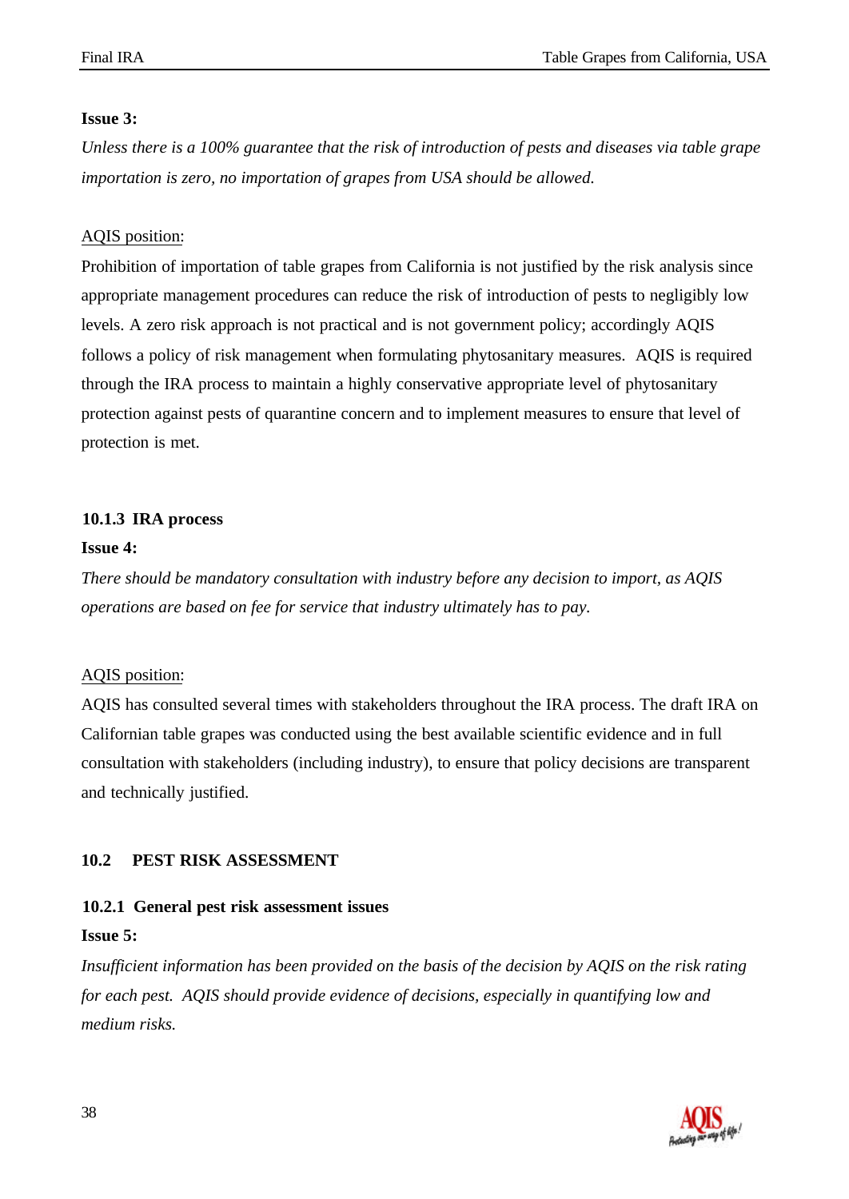**Issue 3:**

*Unless there is a 100% guarantee that the risk of introduction of pests and diseases via table grape importation is zero, no importation of grapes from USA should be allowed.*

AQIS position:

Prohibition of importation of table grapes from California is not justified by the risk analysis since appropriate management procedures can reduce the risk of introduction of pests to negligibly low levels. A zero risk approach is not practical and is not government policy; accordingly AQIS follows a policy of risk management when formulating phytosanitary measures. AQIS is required through the IRA process to maintain a highly conservative appropriate level of phytosanitary protection against pests of quarantine concern and to implement measures to ensure that level of protection is met.

### 10.1.3 IRA process

**Issue 4:**

*There should be mandatory consultation with industry before any decision to import, as AQIS operations are based on fee for service that industry ultimately has to pay.*

AQIS position:

AQIS has consulted several times with stakeholders throughout the IRA process. The draft IRA on Californian table grapes was conducted using the best available scientific evidence and in full consultation with stakeholders (including industry), to ensure that policy decisions are transparent and technically justified.

## 10.2 PEST RISK ASSESSMENT

### 10.2.1 General pest risk assessment issues

**Issue 5:**

*Insufficient information has been provided on the basis of the decision by AQIS on the risk rating for each pest. AQIS should provide evidence of decisions, especially in quantifying low and medium risks.*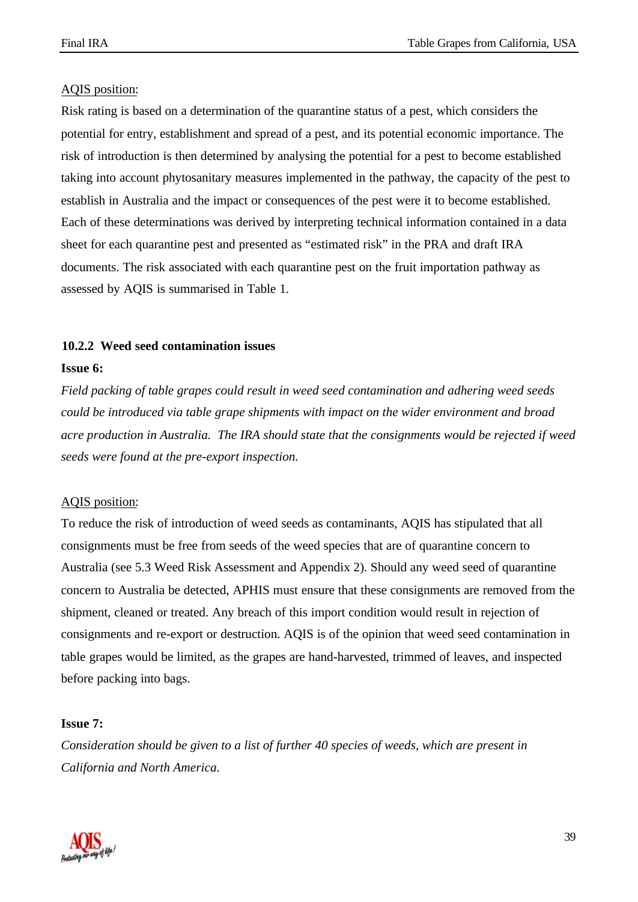<u>AQIS position</u>:

Risk rating is based on a determination of the quarantine status of a pest, which considers the potential for entry, establishment and spread of a pest, and its potential economic importance. The risk of introduction is then determined by analysing the potential for a pest to become established taking into account phytosanitary measures implemented in the pathway, the capacity of the pest to establish in Australia and the impact or consequences of the pest were it to become established. Each of these determinations was derived by interpreting technical information contained in a data sheet for each quarantine pest and presented as "estimated risk" in the PRA and draft IRA documents. The risk associated with each quarantine pest on the fruit importation pathway as assessed by AQIS is summarised in Table 1.

### 10.2.2 Weed seed contamination issues

**Issue 6:**

*Field packing of table grapes could result in weed seed contamination and adhering weed seeds could be introduced via table grape shipments with impact on the wider environment and broad acre production in Australia. The IRA should state that the consignments would be rejected if weed seeds were found at the pre-export inspection.*

<u>AQIS position</u>:

To reduce the risk of introduction of weed seeds as contaminants, AQIS has stipulated that all consignments must be free from seeds of the weed species that are of quarantine concern to Australia (see 5.3 Weed Risk Assessment and Appendix 2). Should any weed seed of quarantine concern to Australia be detected, APHIS must ensure that these consignments are removed from the shipment, cleaned or treated. Any breach of this import condition would result in rejection of consignments and re-export or destruction. AQIS is of the opinion that weed seed contamination in table grapes would be limited, as the grapes are hand-harvested, trimmed of leaves, and inspected before packing into bags.

**Issue 7:**

*Consideration should be given to a list of further 40 species of weeds, which are present in California and North America.*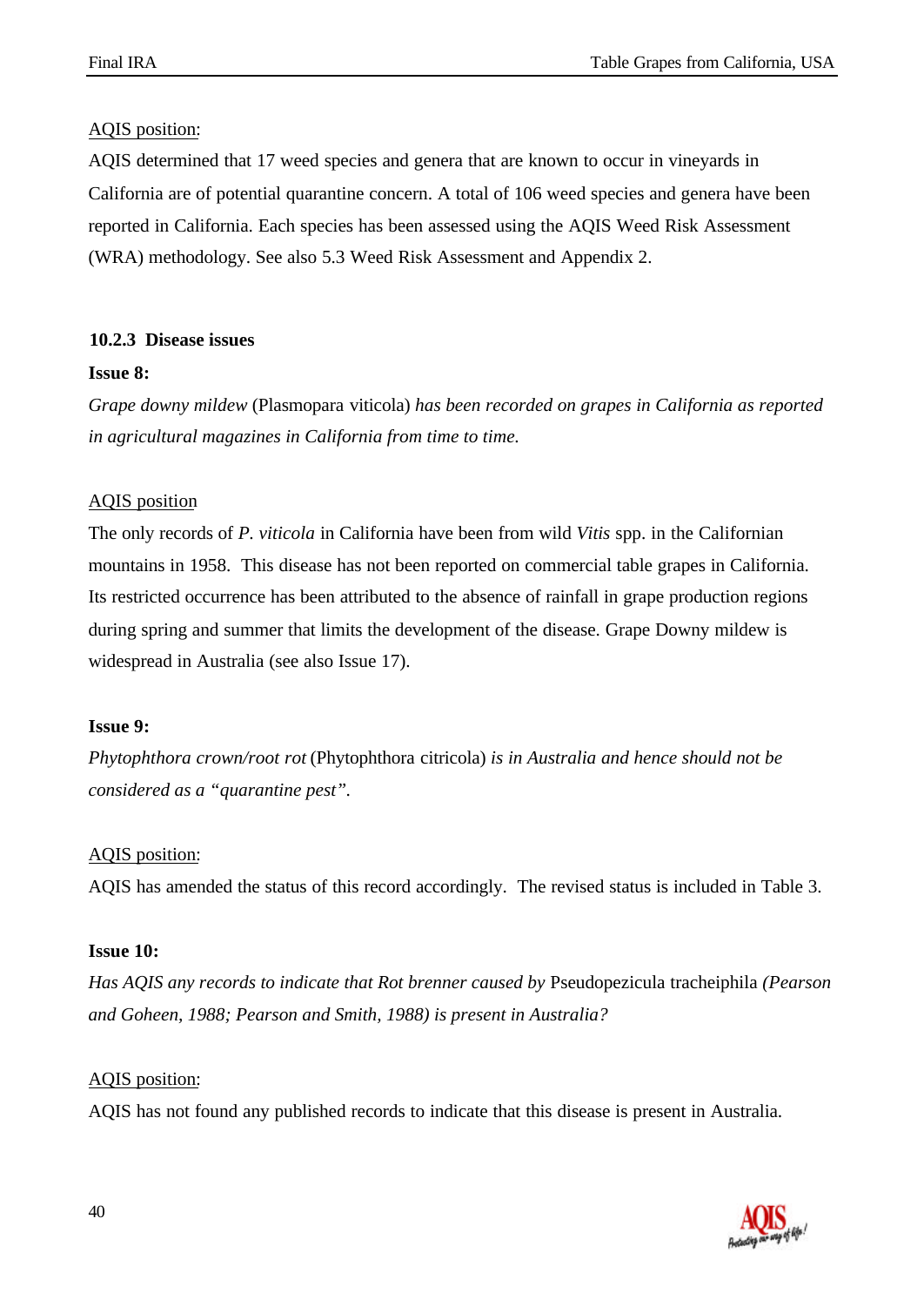AQIS position:

AQIS determined that 17 weed species and genera that are known to occur in vineyards in California are of potential quarantine concern. A total of 106 weed species and genera have been reported in California. Each species has been assessed using the AQIS Weed Risk Assessment (WRA) methodology. See also 5.3 Weed Risk Assessment and Appendix 2.

### 10.2.3 Disease issues

**Issue 8:**

*Grape downy mildew* (Plasmopara viticola) *has been recorded on grapes in California as reported in agricultural magazines in California from time to time.*

AQIS position

The only records of *P. viticola* in California have been from wild *Vitis* spp. in the Californian mountains in 1958. This disease has not been reported on commercial table grapes in California. Its restricted occurrence has been attributed to the absence of rainfall in grape production regions during spring and summer that limits the development of the disease. Grape Downy mildew is widespread in Australia (see also Issue 17).

**Issue 9:**

*Phytophthora crown/root rot* (Phytophthora citricola) *is in Australia and hence should not be considered as a "quarantine pest".*

AQIS position:

AQIS has amended the status of this record accordingly. The revised status is included in Table 3.

**Issue 10:**

*Has AQIS any records to indicate that Rot brenner caused by* Pseudopezicula tracheiphila *(Pearson and Goheen, 1988; Pearson and Smith, 1988) is present in Australia?*

AQIS position:

AQIS has not found any published records to indicate that this disease is present in Australia.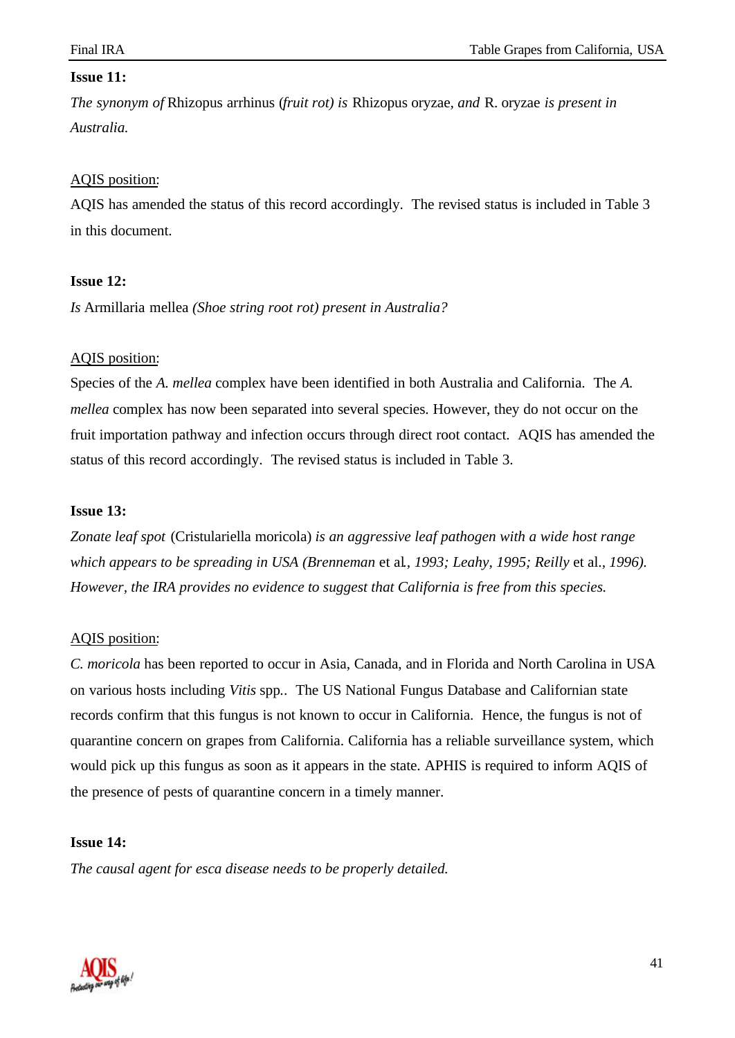**Issue 11:**

*The synonym of* Rhizopus arrhinus (*fruit rot) is* Rhizopus oryzae, *and* R. oryzae *is present in Australia.*

AQIS position:

AQIS has amended the status of this record accordingly. The revised status is included in Table 3 in this document.

**Issue 12:**

*Is* Armillaria mellea *(Shoe string root rot) present in Australia?*

AQIS position:

Species of the *A. mellea* complex have been identified in both Australia and California. The *A. mellea* complex has now been separated into several species. However, they do not occur on the fruit importation pathway and infection occurs through direct root contact. AQIS has amended the status of this record accordingly. The revised status is included in Table 3.

**Issue 13:**

*Zonate leaf spot* (Cristulariella moricola) *is an aggressive leaf pathogen with a wide host range which appears to be spreading in USA (Brenneman* et al*., 1993; Leahy, 1995; Reilly* et al*., 1996). However, the IRA provides no evidence to suggest that California is free from this species.*

AQIS position:

*C. moricola* has been reported to occur in Asia, Canada, and in Florida and North Carolina in USA on various hosts including *Vitis* spp.. The US National Fungus Database and Californian state records confirm that this fungus is not known to occur in California. Hence, the fungus is not of quarantine concern on grapes from California. California has a reliable surveillance system, which would pick up this fungus as soon as it appears in the state. APHIS is required to inform AQIS of the presence of pests of quarantine concern in a timely manner.

**Issue 14:**

*The causal agent for esca disease needs to be properly detailed.*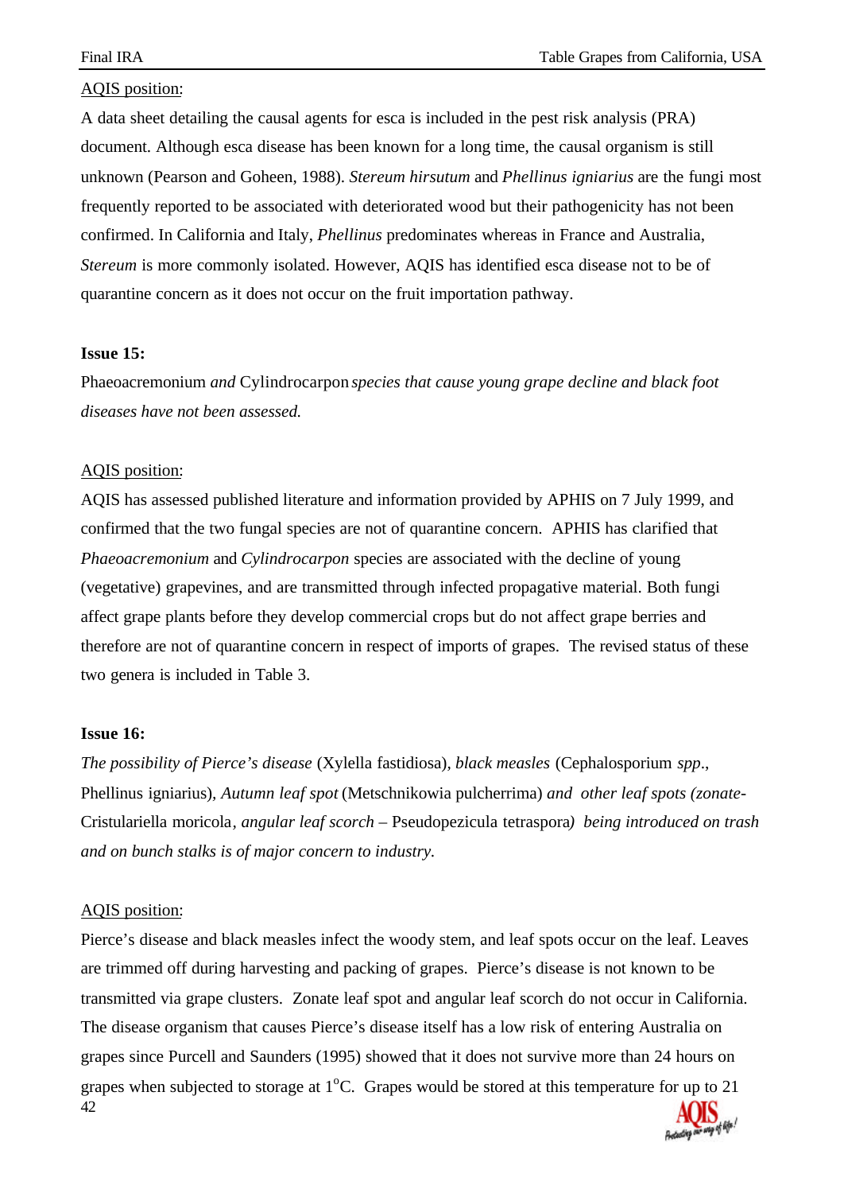AQIS position:

A data sheet detailing the causal agents for esca is included in the pest risk analysis (PRA) document. Although esca disease has been known for a long time, the causal organism is still unknown (Pearson and Goheen, 1988). *Stereum hirsutum* and *Phellinus igniarius* are the fungi most frequently reported to be associated with deteriorated wood but their pathogenicity has not been confirmed. In California and Italy, *Phellinus* predominates whereas in France and Australia, *Stereum* is more commonly isolated. However, AQIS has identified esca disease not to be of quarantine concern as it does not occur on the fruit importation pathway.

**Issue 15:**

Phaeoacremonium *and* Cylindrocarpon *species that cause young grape decline and black foot diseases have not been assessed.*

AQIS position:

AQIS has assessed published literature and information provided by APHIS on 7 July 1999, and confirmed that the two fungal species are not of quarantine concern. APHIS has clarified that *Phaeoacremonium* and *Cylindrocarpon* species are associated with the decline of young (vegetative) grapevines, and are transmitted through infected propagative material. Both fungi affect grape plants before they develop commercial crops but do not affect grape berries and therefore are not of quarantine concern in respect of imports of grapes. The revised status of these two genera is included in Table 3.

**Issue 16:**

*The possibility of Pierce's disease* (Xylella fastidiosa)*, black measles* (Cephalosporium *spp*., Phellinus igniarius)*, Autumn leaf spot* (Metschnikowia pulcherrima) *and other leaf spots (zonate-* Cristulariella moricola*, angular leaf scorch* – Pseudopezicula tetraspora*) being introduced on trash and on bunch stalks is of major concern to industry.*

AQIS position:

Pierce's disease and black measles infect the woody stem, and leaf spots occur on the leaf. Leaves are trimmed off during harvesting and packing of grapes. Pierce's disease is not known to be transmitted via grape clusters. Zonate leaf spot and angular leaf scorch do not occur in California. The disease organism that causes Pierce's disease itself has a low risk of entering Australia on grapes since Purcell and Saunders (1995) showed that it does not survive more than 24 hours on grapes when subjected to storage at 1$^{o}$C. Grapes would be stored at this temperature for up to 21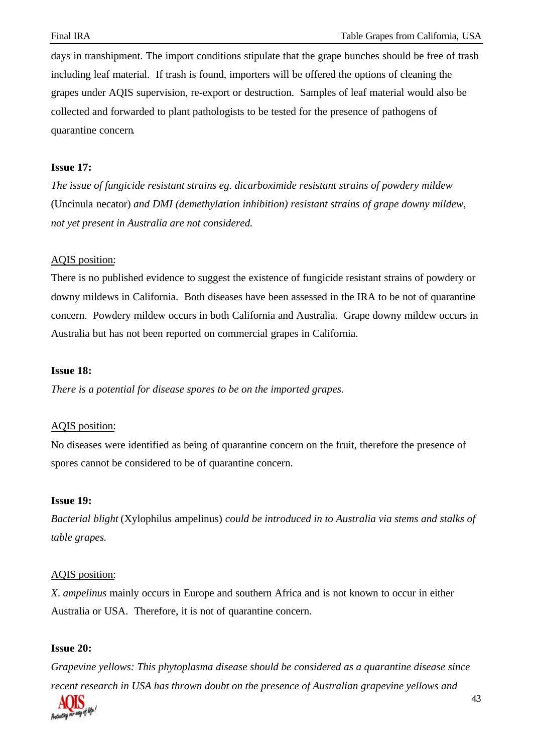days in transhipment. The import conditions stipulate that the grape bunches should be free of trash including leaf material. If trash is found, importers will be offered the options of cleaning the grapes under AQIS supervision, re-export or destruction. Samples of leaf material would also be collected and forwarded to plant pathologists to be tested for the presence of pathogens of quarantine concern.

**Issue 17:**

*The issue of fungicide resistant strains eg. dicarboximide resistant strains of powdery mildew* (Uncinula necator) *and DMI (demethylation inhibition) resistant strains of grape downy mildew, not yet present in Australia are not considered.*

AQIS position:

There is no published evidence to suggest the existence of fungicide resistant strains of powdery or downy mildews in California. Both diseases have been assessed in the IRA to be not of quarantine concern. Powdery mildew occurs in both California and Australia. Grape downy mildew occurs in Australia but has not been reported on commercial grapes in California.

**Issue 18:**

*There is a potential for disease spores to be on the imported grapes.*

AQIS position:

No diseases were identified as being of quarantine concern on the fruit, therefore the presence of spores cannot be considered to be of quarantine concern.

**Issue 19:**

*Bacterial blight* (Xylophilus ampelinus) *could be introduced in to Australia via stems and stalks of table grapes.*

AQIS position:

*X. ampelinus* mainly occurs in Europe and southern Africa and is not known to occur in either Australia or USA. Therefore, it is not of quarantine concern.

**Issue 20:**

*Grapevine yellows: This phytoplasma disease should be considered as a quarantine disease since recent research in USA has thrown doubt on the presence of Australian grapevine yellows and*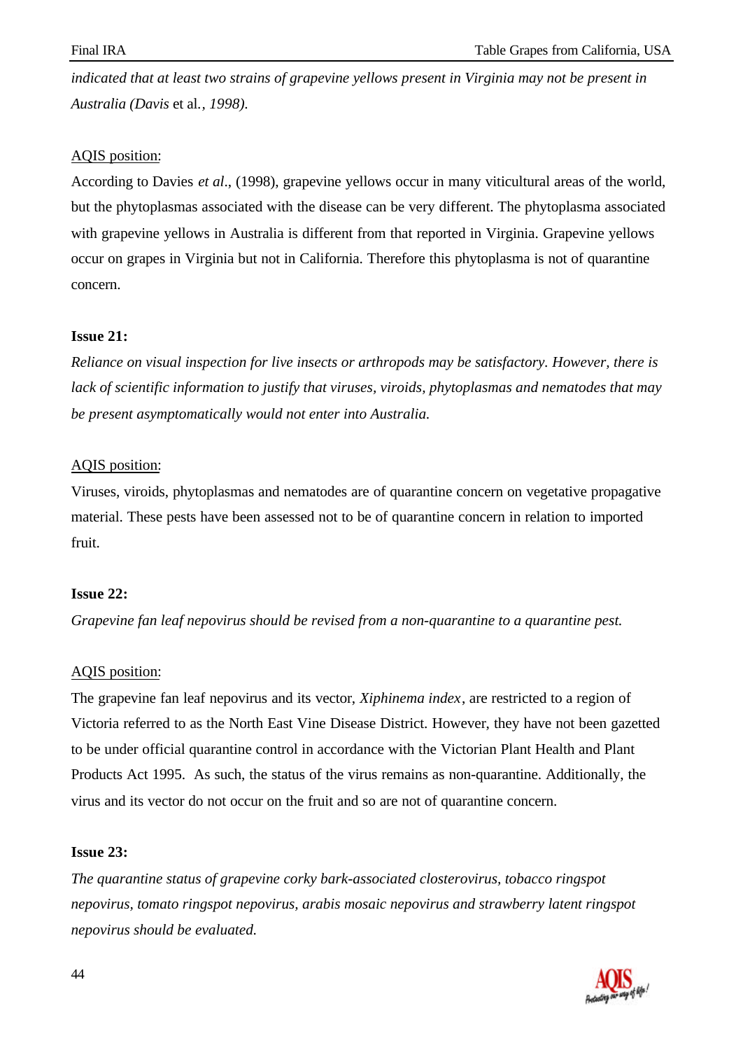*indicated that at least two strains of grapevine yellows present in Virginia may not be present in Australia (Davis* et al.*, 1998).*

AQIS position:

According to Davies *et al*., (1998), grapevine yellows occur in many viticultural areas of the world, but the phytoplasmas associated with the disease can be very different. The phytoplasma associated with grapevine yellows in Australia is different from that reported in Virginia. Grapevine yellows occur on grapes in Virginia but not in California. Therefore this phytoplasma is not of quarantine concern.

**Issue 21:**

*Reliance on visual inspection for live insects or arthropods may be satisfactory. However, there is lack of scientific information to justify that viruses, viroids, phytoplasmas and nematodes that may be present asymptomatically would not enter into Australia.*

AQIS position:

Viruses, viroids, phytoplasmas and nematodes are of quarantine concern on vegetative propagative material. These pests have been assessed not to be of quarantine concern in relation to imported fruit.

**Issue 22:**

*Grapevine fan leaf nepovirus should be revised from a non-quarantine to a quarantine pest.*

AQIS position:

The grapevine fan leaf nepovirus and its vector, *Xiphinema index*, are restricted to a region of Victoria referred to as the North East Vine Disease District. However, they have not been gazetted to be under official quarantine control in accordance with the Victorian Plant Health and Plant Products Act 1995. As such, the status of the virus remains as non-quarantine. Additionally, the virus and its vector do not occur on the fruit and so are not of quarantine concern.

**Issue 23:**

*The quarantine status of grapevine corky bark-associated closterovirus, tobacco ringspot nepovirus, tomato ringspot nepovirus, arabis mosaic nepovirus and strawberry latent ringspot nepovirus should be evaluated.*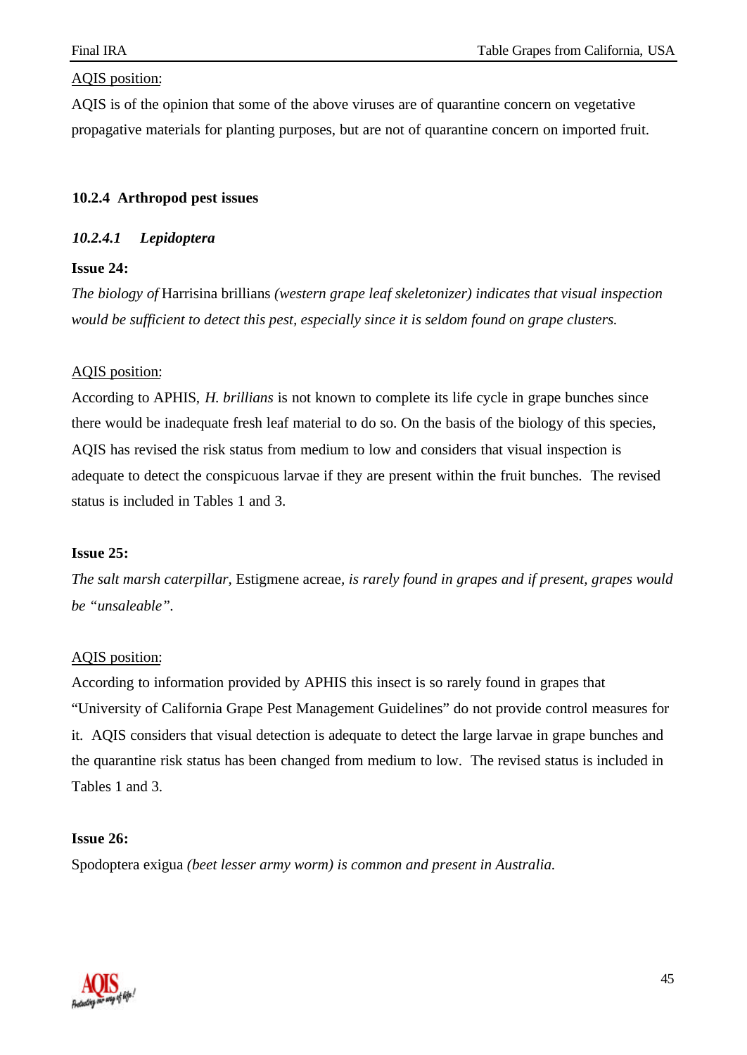AQIS position:

AQIS is of the opinion that some of the above viruses are of quarantine concern on vegetative propagative materials for planting purposes, but are not of quarantine concern on imported fruit.

### 10.2.4 Arthropod pest issues

#### *10.2.4.1 Lepidoptera*

**Issue 24:**

*The biology of* Harrisina brillians *(western grape leaf skeletonizer) indicates that visual inspection would be sufficient to detect this pest, especially since it is seldom found on grape clusters.*

AQIS position:

According to APHIS, *H. brillians* is not known to complete its life cycle in grape bunches since there would be inadequate fresh leaf material to do so. On the basis of the biology of this species, AQIS has revised the risk status from medium to low and considers that visual inspection is adequate to detect the conspicuous larvae if they are present within the fruit bunches. The revised status is included in Tables 1 and 3.

**Issue 25:**

*The salt marsh caterpillar,* Estigmene acreae*, is rarely found in grapes and if present, grapes would be "unsaleable".*

AQIS position:

According to information provided by APHIS this insect is so rarely found in grapes that "University of California Grape Pest Management Guidelines" do not provide control measures for it. AQIS considers that visual detection is adequate to detect the large larvae in grape bunches and the quarantine risk status has been changed from medium to low. The revised status is included in Tables 1 and 3.

**Issue 26:**

Spodoptera exigua *(beet lesser army worm) is common and present in Australia.*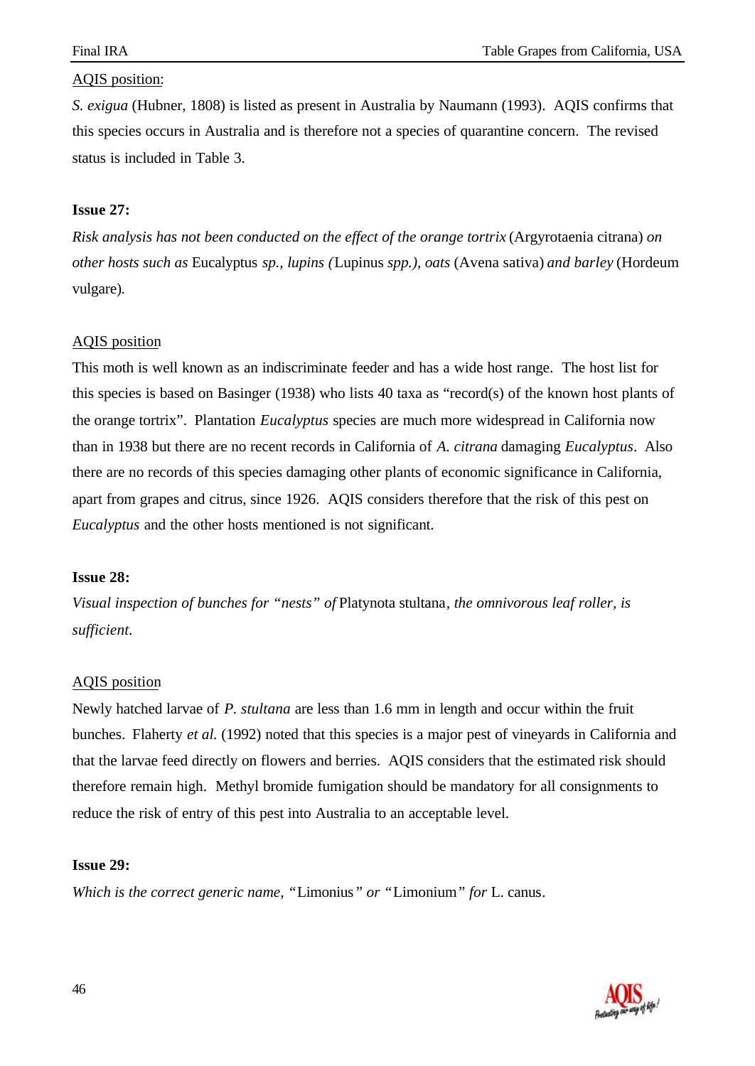AQIS position:

*S. exigua* (Hubner, 1808) is listed as present in Australia by Naumann (1993). AQIS confirms that this species occurs in Australia and is therefore not a species of quarantine concern. The revised status is included in Table 3.

**Issue 27:**

*Risk analysis has not been conducted on the effect of the orange tortrix* (Argyrotaenia citrana) *on other hosts such as* Eucalyptus *sp., lupins (*Lupinus *spp.), oats* (Avena sativa) *and barley* (Hordeum vulgare)*.*

AQIS position

This moth is well known as an indiscriminate feeder and has a wide host range. The host list for this species is based on Basinger (1938) who lists 40 taxa as "record(s) of the known host plants of the orange tortrix". Plantation *Eucalyptus* species are much more widespread in California now than in 1938 but there are no recent records in California of *A. citrana* damaging *Eucalyptus*. Also there are no records of this species damaging other plants of economic significance in California, apart from grapes and citrus, since 1926. AQIS considers therefore that the risk of this pest on *Eucalyptus* and the other hosts mentioned is not significant.

**Issue 28:**

*Visual inspection of bunches for "nests" of* Platynota stultana*, the omnivorous leaf roller, is sufficient.*

AQIS position

Newly hatched larvae of *P. stultana* are less than 1.6 mm in length and occur within the fruit bunches. Flaherty *et al.* (1992) noted that this species is a major pest of vineyards in California and that the larvae feed directly on flowers and berries. AQIS considers that the estimated risk should therefore remain high. Methyl bromide fumigation should be mandatory for all consignments to reduce the risk of entry of this pest into Australia to an acceptable level.

**Issue 29:**

*Which is the correct generic name, "*Limonius*" or "*Limonium*" for* L. canus*.*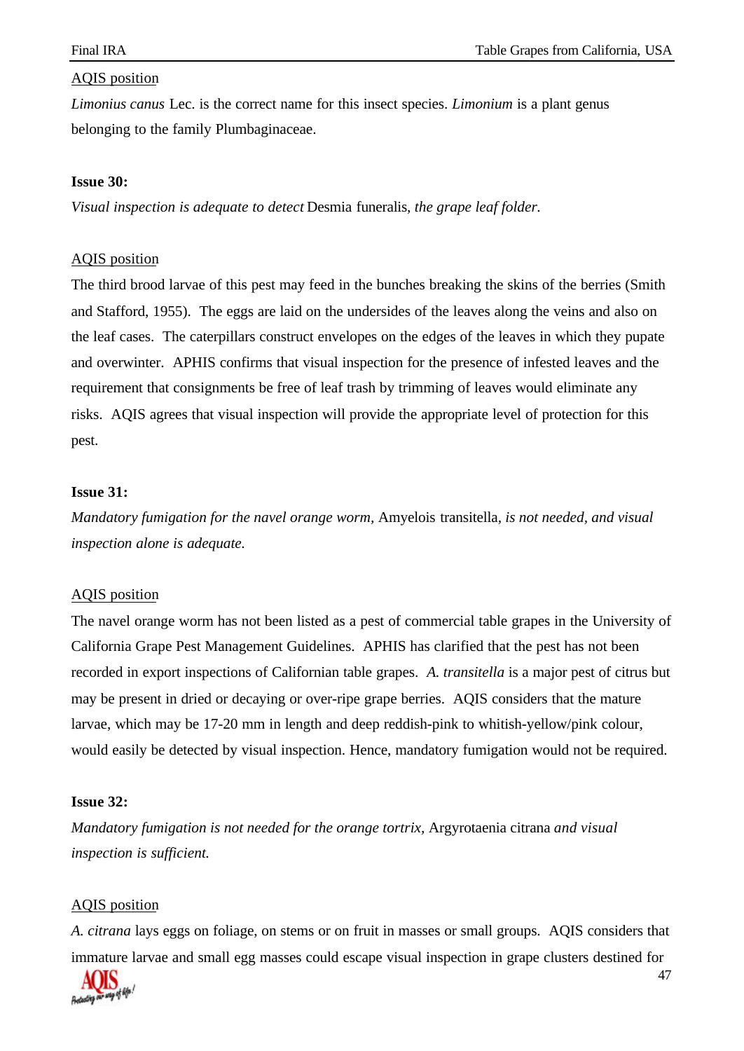<u>AQIS position</u>

*Limonius canus* Lec. is the correct name for this insect species. *Limonium* is a plant genus belonging to the family Plumbaginaceae.

**Issue 30:**

*Visual inspection is adequate to detect* Desmia funeralis, *the grape leaf folder.*

<u>AQIS position</u>

The third brood larvae of this pest may feed in the bunches breaking the skins of the berries (Smith and Stafford, 1955). The eggs are laid on the undersides of the leaves along the veins and also on the leaf cases. The caterpillars construct envelopes on the edges of the leaves in which they pupate and overwinter. APHIS confirms that visual inspection for the presence of infested leaves and the requirement that consignments be free of leaf trash by trimming of leaves would eliminate any risks. AQIS agrees that visual inspection will provide the appropriate level of protection for this pest.

**Issue 31:**

*Mandatory fumigation for the navel orange worm,* Amyelois transitella, *is not needed, and visual inspection alone is adequate.*

<u>AQIS position</u>

The navel orange worm has not been listed as a pest of commercial table grapes in the University of California Grape Pest Management Guidelines. APHIS has clarified that the pest has not been recorded in export inspections of Californian table grapes. *A. transitella* is a major pest of citrus but may be present in dried or decaying or over-ripe grape berries. AQIS considers that the mature larvae, which may be 17-20 mm in length and deep reddish-pink to whitish-yellow/pink colour, would easily be detected by visual inspection. Hence, mandatory fumigation would not be required.

**Issue 32:**

*Mandatory fumigation is not needed for the orange tortrix,* Argyrotaenia citrana *and visual inspection is sufficient.*

<u>AQIS position</u>

*A. citrana* lays eggs on foliage, on stems or on fruit in masses or small groups. AQIS considers that immature larvae and small egg masses could escape visual inspection in grape clusters destined for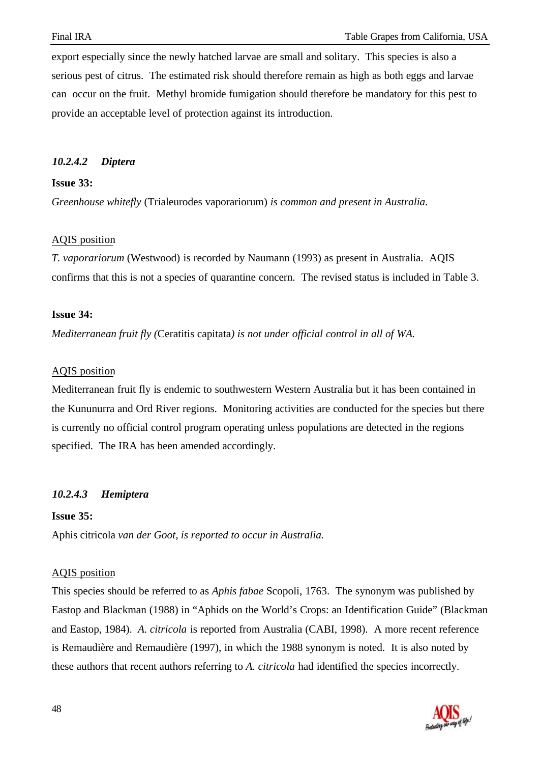export especially since the newly hatched larvae are small and solitary. This species is also a serious pest of citrus. The estimated risk should therefore remain as high as both eggs and larvae can occur on the fruit. Methyl bromide fumigation should therefore be mandatory for this pest to provide an acceptable level of protection against its introduction.

#### *10.2.4.2 Diptera*

**Issue 33:**

*Greenhouse whitefly* (Trialeurodes vaporariorum) *is common and present in Australia.*

<u>AQIS position</u>

*T. vaporariorum* (Westwood) is recorded by Naumann (1993) as present in Australia. AQIS confirms that this is not a species of quarantine concern. The revised status is included in Table 3.

**Issue 34:**

*Mediterranean fruit fly (*Ceratitis capitata*) is not under official control in all of WA.*

<u>AQIS position</u>

Mediterranean fruit fly is endemic to southwestern Western Australia but it has been contained in the Kununurra and Ord River regions. Monitoring activities are conducted for the species but there is currently no official control program operating unless populations are detected in the regions specified. The IRA has been amended accordingly.

#### *10.2.4.3 Hemiptera*

**Issue 35:**

Aphis citricola *van der Goot, is reported to occur in Australia.*

<u>AQIS position</u>

This species should be referred to as *Aphis fabae* Scopoli, 1763. The synonym was published by Eastop and Blackman (1988) in "Aphids on the World's Crops: an Identification Guide" (Blackman and Eastop, 1984). *A. citricola* is reported from Australia (CABI, 1998). A more recent reference is Remaudière and Remaudière (1997), in which the 1988 synonym is noted. It is also noted by these authors that recent authors referring to *A. citricola* had identified the species incorrectly.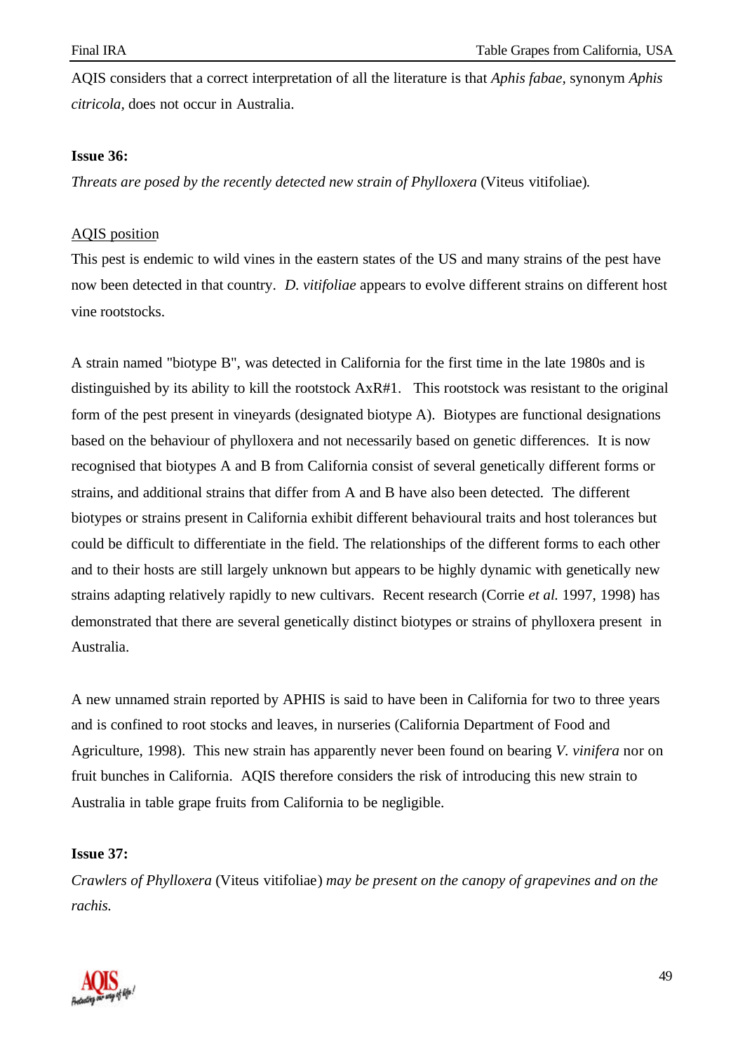AQIS considers that a correct interpretation of all the literature is that *Aphis fabae,* synonym *Aphis citricola,* does not occur in Australia.

**Issue 36:**

*Threats are posed by the recently detected new strain of Phylloxera* (Viteus vitifoliae)*.*

AQIS position

This pest is endemic to wild vines in the eastern states of the US and many strains of the pest have now been detected in that country. *D. vitifoliae* appears to evolve different strains on different host vine rootstocks.

A strain named "biotype B", was detected in California for the first time in the late 1980s and is distinguished by its ability to kill the rootstock AxR#1. This rootstock was resistant to the original form of the pest present in vineyards (designated biotype A). Biotypes are functional designations based on the behaviour of phylloxera and not necessarily based on genetic differences. It is now recognised that biotypes A and B from California consist of several genetically different forms or strains, and additional strains that differ from A and B have also been detected. The different biotypes or strains present in California exhibit different behavioural traits and host tolerances but could be difficult to differentiate in the field. The relationships of the different forms to each other and to their hosts are still largely unknown but appears to be highly dynamic with genetically new strains adapting relatively rapidly to new cultivars. Recent research (Corrie *et al.* 1997, 1998) has demonstrated that there are several genetically distinct biotypes or strains of phylloxera present in Australia.

A new unnamed strain reported by APHIS is said to have been in California for two to three years and is confined to root stocks and leaves, in nurseries (California Department of Food and Agriculture, 1998). This new strain has apparently never been found on bearing *V. vinifera* nor on fruit bunches in California. AQIS therefore considers the risk of introducing this new strain to Australia in table grape fruits from California to be negligible.

**Issue 37:**

*Crawlers of Phylloxera* (Viteus vitifoliae) *may be present on the canopy of grapevines and on the rachis.*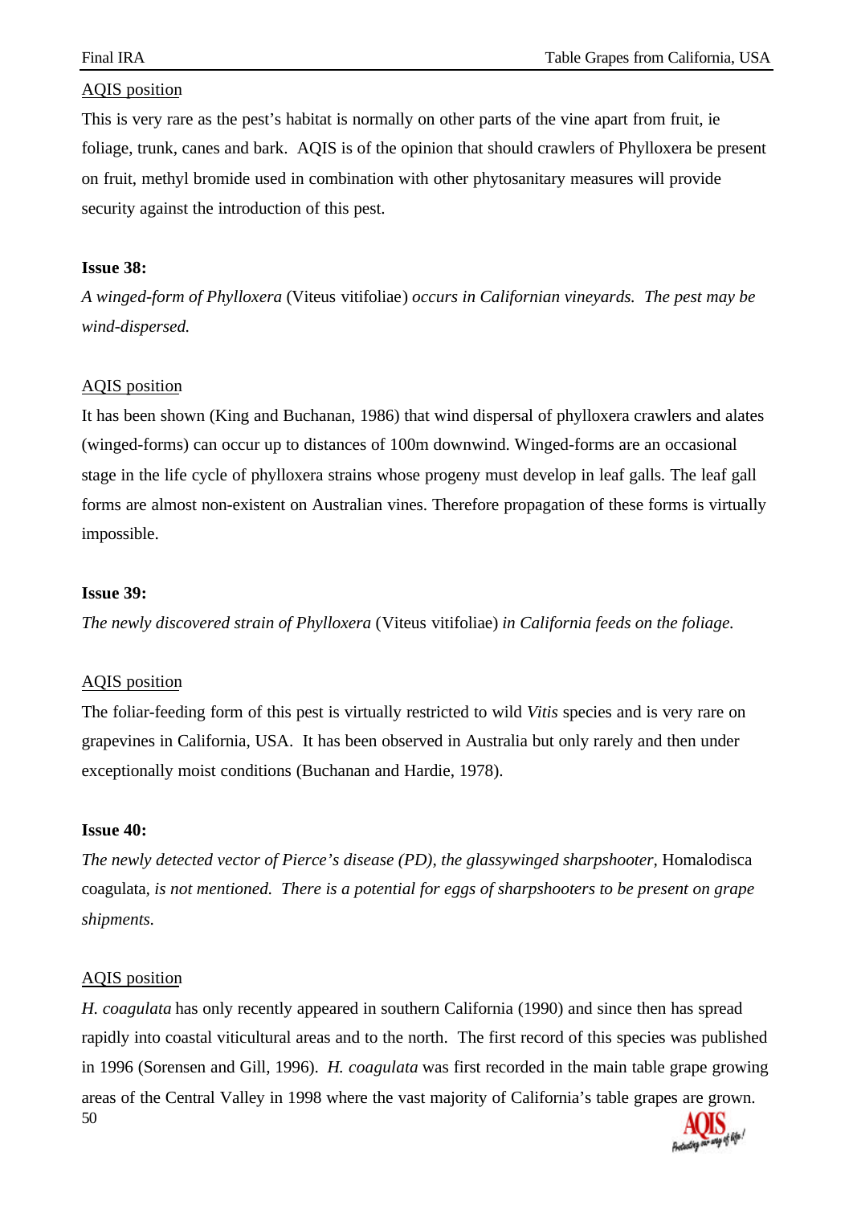AQIS position

This is very rare as the pest's habitat is normally on other parts of the vine apart from fruit, ie foliage, trunk, canes and bark. AQIS is of the opinion that should crawlers of Phylloxera be present on fruit, methyl bromide used in combination with other phytosanitary measures will provide security against the introduction of this pest.

**Issue 38:**

*A winged-form of Phylloxera* (Viteus vitifoliae) *occurs in Californian vineyards. The pest may be wind-dispersed.*

AQIS position

It has been shown (King and Buchanan, 1986) that wind dispersal of phylloxera crawlers and alates (winged-forms) can occur up to distances of 100m downwind. Winged-forms are an occasional stage in the life cycle of phylloxera strains whose progeny must develop in leaf galls. The leaf gall forms are almost non-existent on Australian vines. Therefore propagation of these forms is virtually impossible.

**Issue 39:**

*The newly discovered strain of Phylloxera* (Viteus vitifoliae) *in California feeds on the foliage.*

AQIS position

The foliar-feeding form of this pest is virtually restricted to wild *Vitis* species and is very rare on grapevines in California, USA. It has been observed in Australia but only rarely and then under exceptionally moist conditions (Buchanan and Hardie, 1978).

**Issue 40:**

*The newly detected vector of Pierce's disease (PD), the glassywinged sharpshooter,* Homalodisca coagulata, *is not mentioned. There is a potential for eggs of sharpshooters to be present on grape shipments.*

AQIS position

*H. coagulata* has only recently appeared in southern California (1990) and since then has spread rapidly into coastal viticultural areas and to the north. The first record of this species was published in 1996 (Sorensen and Gill, 1996). *H. coagulata* was first recorded in the main table grape growing areas of the Central Valley in 1998 where the vast majority of California's table grapes are grown.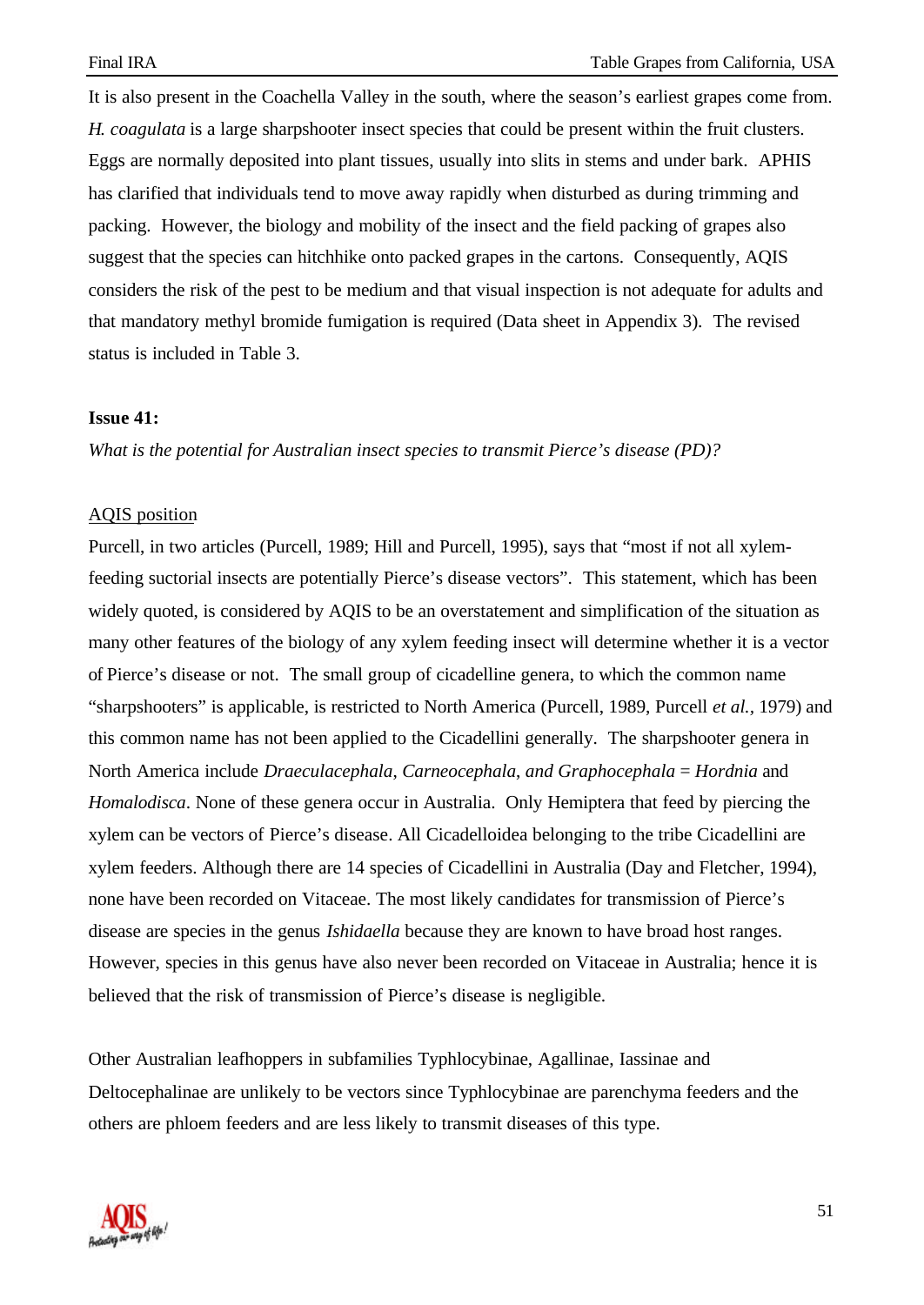It is also present in the Coachella Valley in the south, where the season's earliest grapes come from. *H. coagulata* is a large sharpshooter insect species that could be present within the fruit clusters. Eggs are normally deposited into plant tissues, usually into slits in stems and under bark. APHIS has clarified that individuals tend to move away rapidly when disturbed as during trimming and packing. However, the biology and mobility of the insect and the field packing of grapes also suggest that the species can hitchhike onto packed grapes in the cartons. Consequently, AQIS considers the risk of the pest to be medium and that visual inspection is not adequate for adults and that mandatory methyl bromide fumigation is required (Data sheet in Appendix 3). The revised status is included in Table 3.

**Issue 41:**

*What is the potential for Australian insect species to transmit Pierce's disease (PD)?*

<u>AQIS position</u>

Purcell, in two articles (Purcell, 1989; Hill and Purcell, 1995), says that "most if not all xylem-feeding suctorial insects are potentially Pierce's disease vectors". This statement, which has been widely quoted, is considered by AQIS to be an overstatement and simplification of the situation as many other features of the biology of any xylem feeding insect will determine whether it is a vector of Pierce's disease or not. The small group of cicadelline genera, to which the common name "sharpshooters" is applicable, is restricted to North America (Purcell, 1989, Purcell *et al.*, 1979) and this common name has not been applied to the Cicadellini generally. The sharpshooter genera in North America include *Draeculacephala*, *Carneocephala, and Graphocephala* = *Hordnia* and *Homalodisca*. None of these genera occur in Australia. Only Hemiptera that feed by piercing the xylem can be vectors of Pierce's disease. All Cicadelloidea belonging to the tribe Cicadellini are xylem feeders. Although there are 14 species of Cicadellini in Australia (Day and Fletcher, 1994), none have been recorded on Vitaceae. The most likely candidates for transmission of Pierce's disease are species in the genus *Ishidaella* because they are known to have broad host ranges. However, species in this genus have also never been recorded on Vitaceae in Australia; hence it is believed that the risk of transmission of Pierce's disease is negligible.

Other Australian leafhoppers in subfamilies Typhlocybinae, Agallinae, Iassinae and Deltocephalinae are unlikely to be vectors since Typhlocybinae are parenchyma feeders and the others are phloem feeders and are less likely to transmit diseases of this type.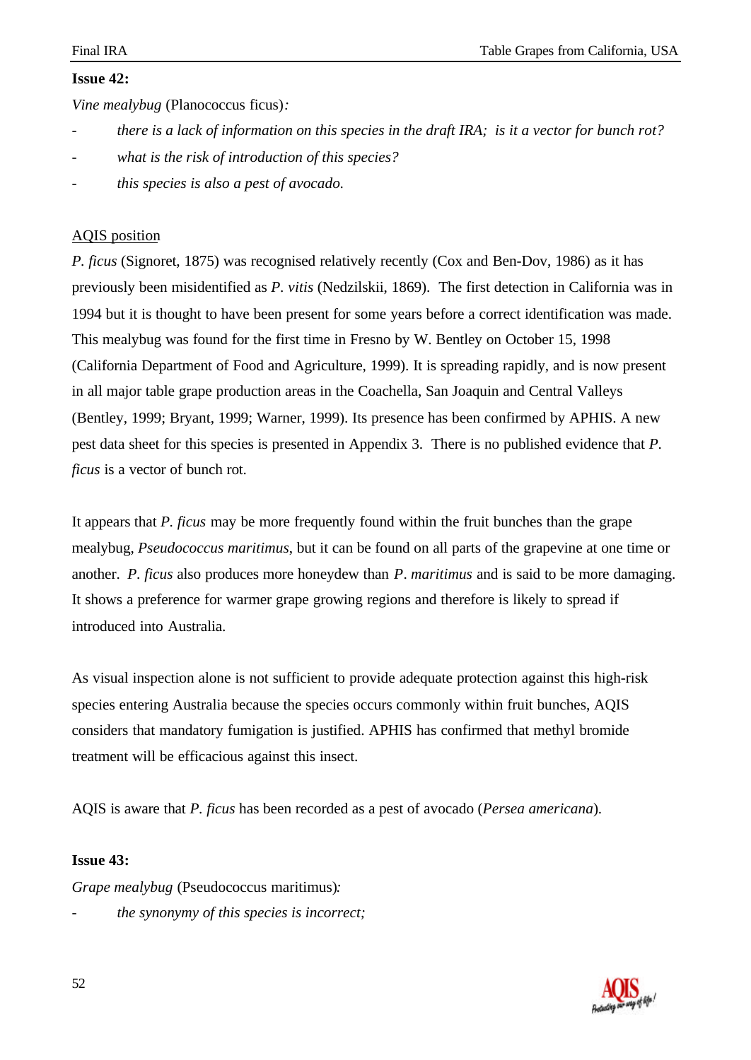**Issue 42:**

*Vine mealybug* (Planococcus ficus)*:*

- *there is a lack of information on this species in the draft IRA; is it a vector for bunch rot?*
- *what is the risk of introduction of this species?*
- *this species is also a pest of avocado.*

<u>AQIS position</u>

*P. ficus* (Signoret, 1875) was recognised relatively recently (Cox and Ben-Dov, 1986) as it has previously been misidentified as *P. vitis* (Nedzilskii, 1869). The first detection in California was in 1994 but it is thought to have been present for some years before a correct identification was made. This mealybug was found for the first time in Fresno by W. Bentley on October 15, 1998 (California Department of Food and Agriculture, 1999). It is spreading rapidly, and is now present in all major table grape production areas in the Coachella, San Joaquin and Central Valleys (Bentley, 1999; Bryant, 1999; Warner, 1999). Its presence has been confirmed by APHIS. A new pest data sheet for this species is presented in Appendix 3. There is no published evidence that *P. ficus* is a vector of bunch rot.

It appears that *P. ficus* may be more frequently found within the fruit bunches than the grape mealybug, *Pseudococcus maritimus*, but it can be found on all parts of the grapevine at one time or another. *P. ficus* also produces more honeydew than *P. maritimus* and is said to be more damaging. It shows a preference for warmer grape growing regions and therefore is likely to spread if introduced into Australia.

As visual inspection alone is not sufficient to provide adequate protection against this high-risk species entering Australia because the species occurs commonly within fruit bunches, AQIS considers that mandatory fumigation is justified. APHIS has confirmed that methyl bromide treatment will be efficacious against this insect.

AQIS is aware that *P. ficus* has been recorded as a pest of avocado (*Persea americana*).

**Issue 43:**

*Grape mealybug* (Pseudococcus maritimus)*:*

- *the synonymy of this species is incorrect;*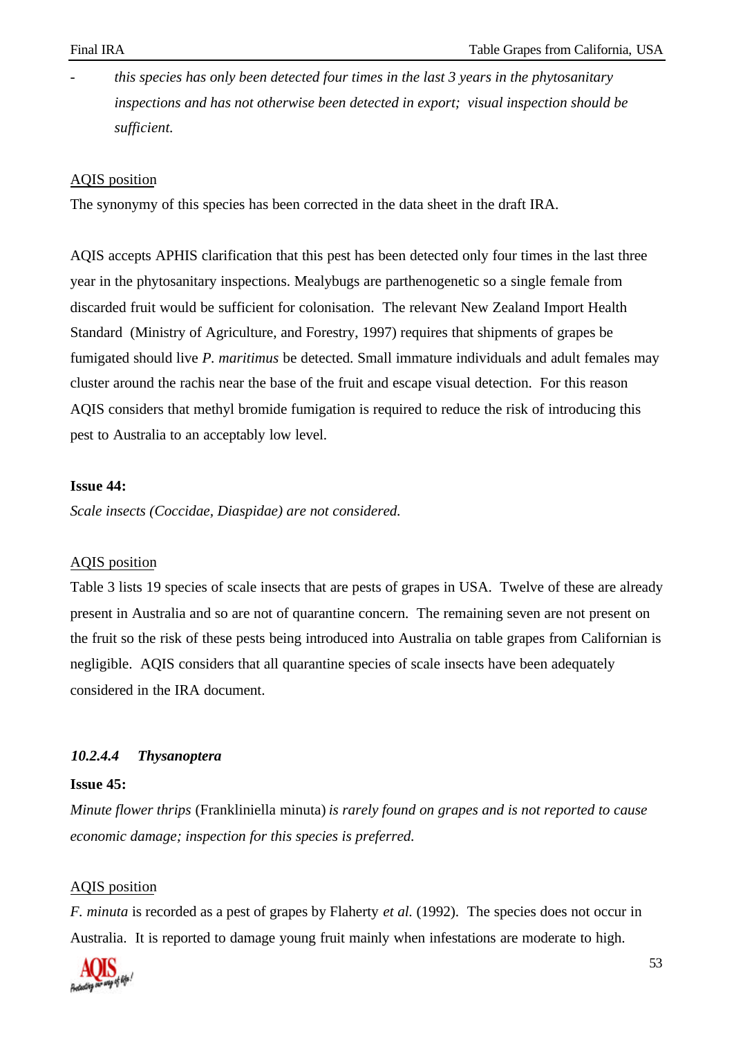- *this species has only been detected four times in the last 3 years in the phytosanitary inspections and has not otherwise been detected in export; visual inspection should be sufficient.*

AQIS position

The synonymy of this species has been corrected in the data sheet in the draft IRA.

AQIS accepts APHIS clarification that this pest has been detected only four times in the last three year in the phytosanitary inspections. Mealybugs are parthenogenetic so a single female from discarded fruit would be sufficient for colonisation. The relevant New Zealand Import Health Standard (Ministry of Agriculture, and Forestry, 1997) requires that shipments of grapes be fumigated should live *P. maritimus* be detected. Small immature individuals and adult females may cluster around the rachis near the base of the fruit and escape visual detection. For this reason AQIS considers that methyl bromide fumigation is required to reduce the risk of introducing this pest to Australia to an acceptably low level.

**Issue 44:**

*Scale insects (Coccidae, Diaspidae) are not considered.*

AQIS position

Table 3 lists 19 species of scale insects that are pests of grapes in USA. Twelve of these are already present in Australia and so are not of quarantine concern. The remaining seven are not present on the fruit so the risk of these pests being introduced into Australia on table grapes from Californian is negligible. AQIS considers that all quarantine species of scale insects have been adequately considered in the IRA document.

#### *10.2.4.4 Thysanoptera*

**Issue 45:**

*Minute flower thrips* (Frankliniella minuta) *is rarely found on grapes and is not reported to cause economic damage; inspection for this species is preferred.*

AQIS position

*F. minuta* is recorded as a pest of grapes by Flaherty *et al.* (1992). The species does not occur in Australia. It is reported to damage young fruit mainly when infestations are moderate to high.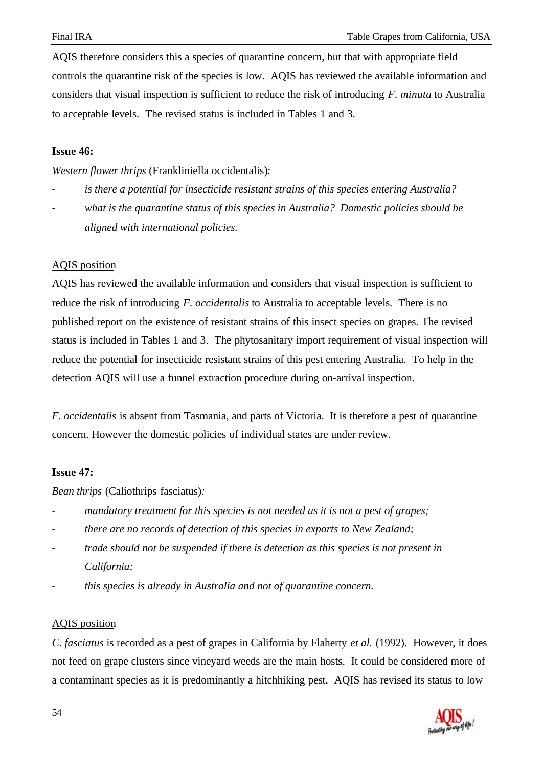AQIS therefore considers this a species of quarantine concern, but that with appropriate field controls the quarantine risk of the species is low. AQIS has reviewed the available information and considers that visual inspection is sufficient to reduce the risk of introducing *F. minuta* to Australia to acceptable levels. The revised status is included in Tables 1 and 3.

**Issue 46:**

*Western flower thrips* (Frankliniella occidentalis)*:*

- *is there a potential for insecticide resistant strains of this species entering Australia?*
- *what is the quarantine status of this species in Australia? Domestic policies should be aligned with international policies.*

AQIS position

AQIS has reviewed the available information and considers that visual inspection is sufficient to reduce the risk of introducing *F. occidentalis* to Australia to acceptable levels. There is no published report on the existence of resistant strains of this insect species on grapes. The revised status is included in Tables 1 and 3. The phytosanitary import requirement of visual inspection will reduce the potential for insecticide resistant strains of this pest entering Australia. To help in the detection AQIS will use a funnel extraction procedure during on-arrival inspection.

*F. occidentalis* is absent from Tasmania, and parts of Victoria. It is therefore a pest of quarantine concern. However the domestic policies of individual states are under review.

**Issue 47:**

*Bean thrips* (Caliothrips fasciatus)*:*

- *mandatory treatment for this species is not needed as it is not a pest of grapes;*
- *there are no records of detection of this species in exports to New Zealand;*
- *trade should not be suspended if there is detection as this species is not present in California;*
- *this species is already in Australia and not of quarantine concern.*

AQIS position

*C. fasciatus* is recorded as a pest of grapes in California by Flaherty *et al.* (1992). However, it does not feed on grape clusters since vineyard weeds are the main hosts. It could be considered more of a contaminant species as it is predominantly a hitchhiking pest. AQIS has revised its status to low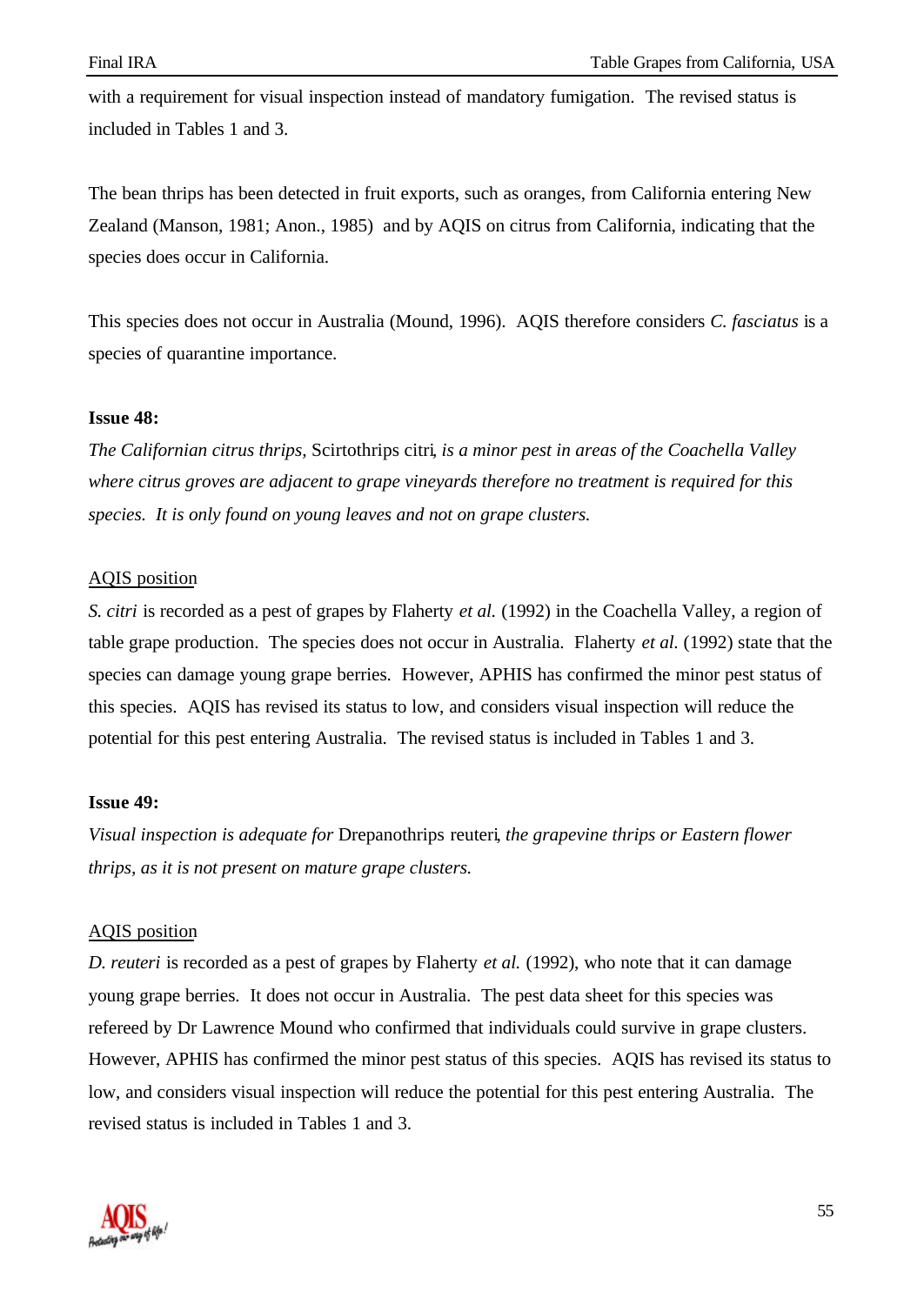with a requirement for visual inspection instead of mandatory fumigation. The revised status is included in Tables 1 and 3.

The bean thrips has been detected in fruit exports, such as oranges, from California entering New Zealand (Manson, 1981; Anon., 1985) and by AQIS on citrus from California, indicating that the species does occur in California.

This species does not occur in Australia (Mound, 1996). AQIS therefore considers *C. fasciatus* is a species of quarantine importance.

**Issue 48:**

*The Californian citrus thrips,* Scirtothrips citri*, is a minor pest in areas of the Coachella Valley where citrus groves are adjacent to grape vineyards therefore no treatment is required for this species. It is only found on young leaves and not on grape clusters.*

<u>AQIS position</u>

*S. citri* is recorded as a pest of grapes by Flaherty *et al.* (1992) in the Coachella Valley, a region of table grape production. The species does not occur in Australia. Flaherty *et al.* (1992) state that the species can damage young grape berries. However, APHIS has confirmed the minor pest status of this species. AQIS has revised its status to low, and considers visual inspection will reduce the potential for this pest entering Australia. The revised status is included in Tables 1 and 3.

**Issue 49:**

*Visual inspection is adequate for* Drepanothrips reuteri*, the grapevine thrips or Eastern flower thrips, as it is not present on mature grape clusters.*

<u>AQIS position</u>

*D. reuteri* is recorded as a pest of grapes by Flaherty *et al.* (1992), who note that it can damage young grape berries. It does not occur in Australia. The pest data sheet for this species was refereed by Dr Lawrence Mound who confirmed that individuals could survive in grape clusters. However, APHIS has confirmed the minor pest status of this species. AQIS has revised its status to low, and considers visual inspection will reduce the potential for this pest entering Australia. The revised status is included in Tables 1 and 3.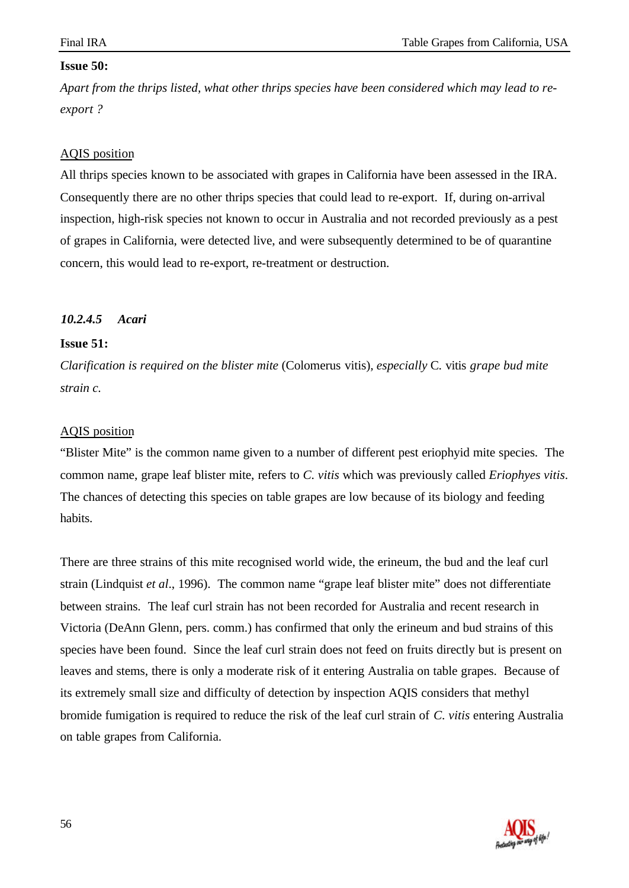**Issue 50:**

*Apart from the thrips listed, what other thrips species have been considered which may lead to re-export ?*

AQIS position

All thrips species known to be associated with grapes in California have been assessed in the IRA. Consequently there are no other thrips species that could lead to re-export. If, during on-arrival inspection, high-risk species not known to occur in Australia and not recorded previously as a pest of grapes in California, were detected live, and were subsequently determined to be of quarantine concern, this would lead to re-export, re-treatment or destruction.

### *10.2.4.5 Acari*

**Issue 51:**

*Clarification is required on the blister mite* (Colomerus vitis)*, especially* C. vitis *grape bud mite strain c.*

AQIS position

"Blister Mite" is the common name given to a number of different pest eriophyid mite species. The common name, grape leaf blister mite, refers to *C. vitis* which was previously called *Eriophyes vitis*. The chances of detecting this species on table grapes are low because of its biology and feeding habits.

There are three strains of this mite recognised world wide, the erineum, the bud and the leaf curl strain (Lindquist *et al*., 1996). The common name "grape leaf blister mite" does not differentiate between strains. The leaf curl strain has not been recorded for Australia and recent research in Victoria (DeAnn Glenn, pers. comm.) has confirmed that only the erineum and bud strains of this species have been found. Since the leaf curl strain does not feed on fruits directly but is present on leaves and stems, there is only a moderate risk of it entering Australia on table grapes. Because of its extremely small size and difficulty of detection by inspection AQIS considers that methyl bromide fumigation is required to reduce the risk of the leaf curl strain of *C. vitis* entering Australia on table grapes from California.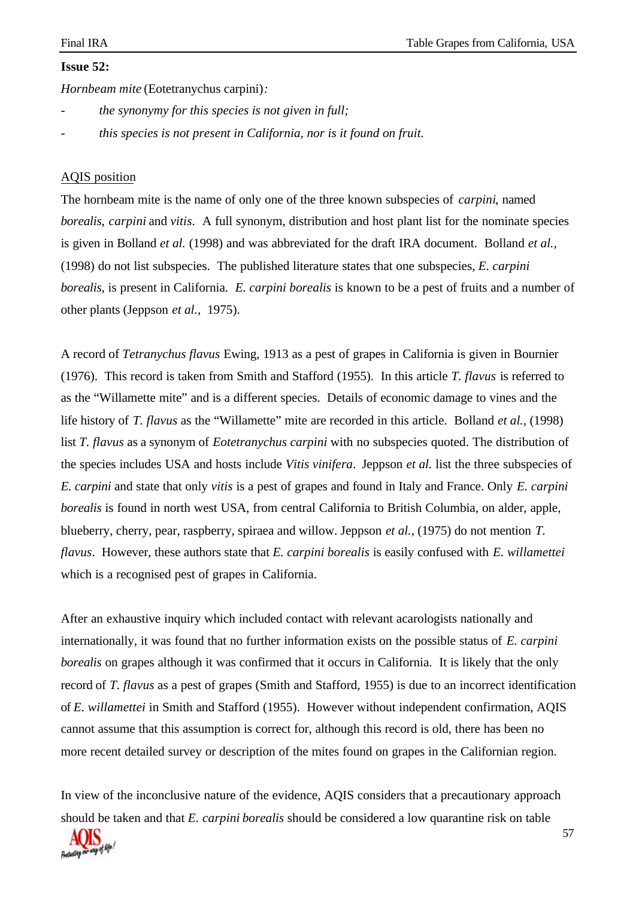**Issue 52:**

*Hornbeam mite* (Eotetranychus carpini)*:*

- *the synonymy for this species is not given in full;*
- *this species is not present in California, nor is it found on fruit.*

AQIS position

The hornbeam mite is the name of only one of the three known subspecies of *carpini*, named *borealis*, *carpini* and *vitis*. A full synonym, distribution and host plant list for the nominate species is given in Bolland *et al.* (1998) and was abbreviated for the draft IRA document. Bolland *et al.*, (1998) do not list subspecies. The published literature states that one subspecies, *E. carpini borealis*, is present in California. *E. carpini borealis* is known to be a pest of fruits and a number of other plants (Jeppson *et al.*, 1975).

A record of *Tetranychus flavus* Ewing, 1913 as a pest of grapes in California is given in Bournier (1976). This record is taken from Smith and Stafford (1955). In this article *T. flavus* is referred to as the "Willamette mite" and is a different species. Details of economic damage to vines and the life history of *T. flavus* as the "Willamette" mite are recorded in this article. Bolland *et al.*, (1998) list *T. flavus* as a synonym of *Eotetranychus carpini* with no subspecies quoted. The distribution of the species includes USA and hosts include *Vitis vinifera*. Jeppson *et al.* list the three subspecies of *E. carpini* and state that only *vitis* is a pest of grapes and found in Italy and France. Only *E. carpini borealis* is found in north west USA, from central California to British Columbia, on alder, apple, blueberry, cherry, pear, raspberry, spiraea and willow. Jeppson *et al.*, (1975) do not mention *T. flavus*. However, these authors state that *E. carpini borealis* is easily confused with *E. willamettei* which is a recognised pest of grapes in California.

After an exhaustive inquiry which included contact with relevant acarologists nationally and internationally, it was found that no further information exists on the possible status of *E. carpini borealis* on grapes although it was confirmed that it occurs in California. It is likely that the only record of *T. flavus* as a pest of grapes (Smith and Stafford, 1955) is due to an incorrect identification of *E. willamettei* in Smith and Stafford (1955). However without independent confirmation, AQIS cannot assume that this assumption is correct for, although this record is old, there has been no more recent detailed survey or description of the mites found on grapes in the Californian region.

In view of the inconclusive nature of the evidence, AQIS considers that a precautionary approach should be taken and that *E. carpini borealis* should be considered a low quarantine risk on table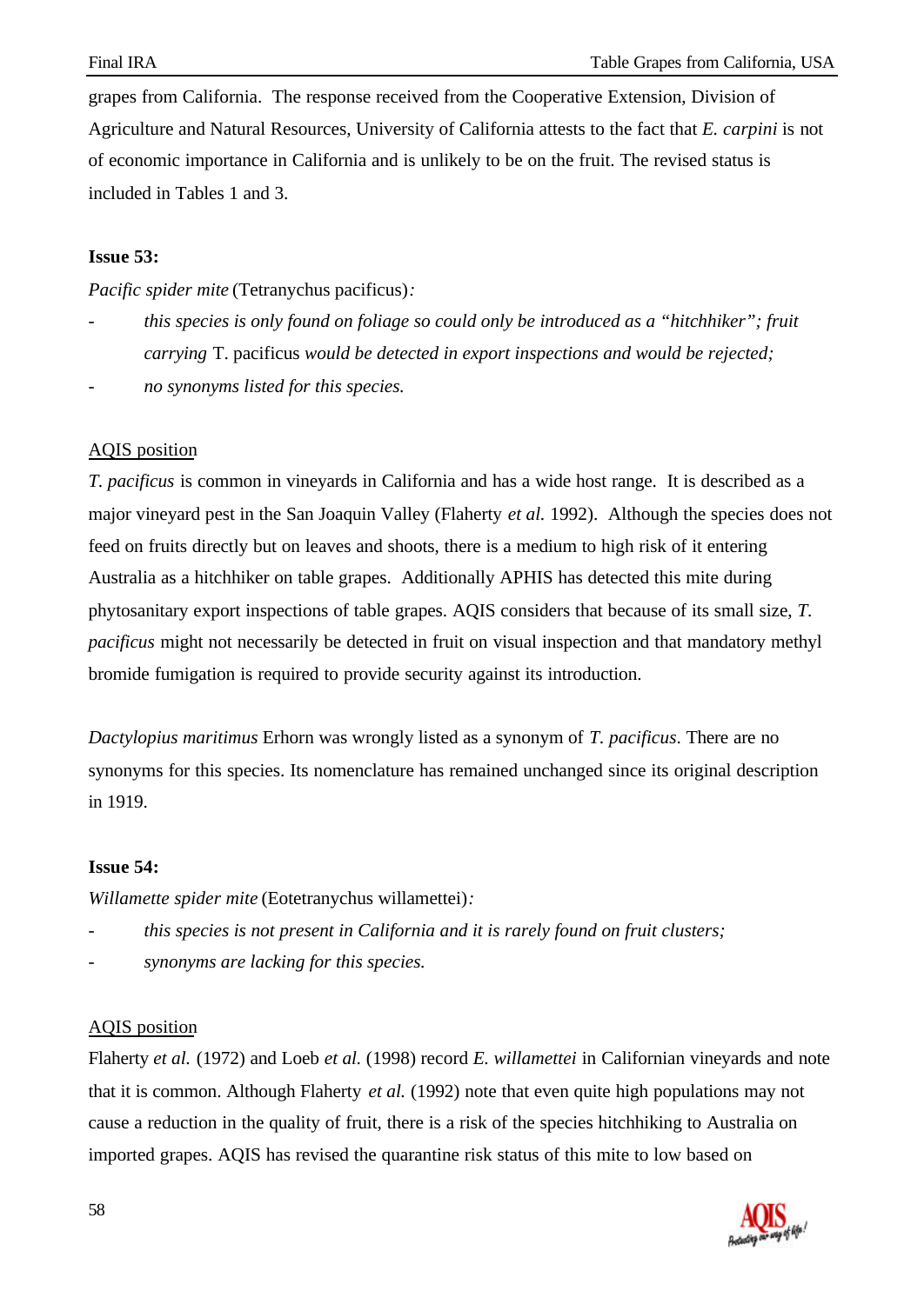grapes from California. The response received from the Cooperative Extension, Division of Agriculture and Natural Resources, University of California attests to the fact that *E. carpini* is not of economic importance in California and is unlikely to be on the fruit. The revised status is included in Tables 1 and 3.

**Issue 53:**

*Pacific spider mite* (Tetranychus pacificus)*:*

- *this species is only found on foliage so could only be introduced as a "hitchhiker"; fruit carrying* T. pacificus *would be detected in export inspections and would be rejected;*
- *no synonyms listed for this species.*

AQIS position

*T. pacificus* is common in vineyards in California and has a wide host range. It is described as a major vineyard pest in the San Joaquin Valley (Flaherty *et al.* 1992). Although the species does not feed on fruits directly but on leaves and shoots, there is a medium to high risk of it entering Australia as a hitchhiker on table grapes. Additionally APHIS has detected this mite during phytosanitary export inspections of table grapes. AQIS considers that because of its small size, *T. pacificus* might not necessarily be detected in fruit on visual inspection and that mandatory methyl bromide fumigation is required to provide security against its introduction.

*Dactylopius maritimus* Erhorn was wrongly listed as a synonym of *T. pacificus*. There are no synonyms for this species. Its nomenclature has remained unchanged since its original description in 1919.

**Issue 54:**

*Willamette spider mite* (Eotetranychus willamettei)*:*

- *this species is not present in California and it is rarely found on fruit clusters;*
- *synonyms are lacking for this species.*

AQIS position

Flaherty *et al.* (1972) and Loeb *et al.* (1998) record *E. willamettei* in Californian vineyards and note that it is common. Although Flaherty *et al.* (1992) note that even quite high populations may not cause a reduction in the quality of fruit, there is a risk of the species hitchhiking to Australia on imported grapes. AQIS has revised the quarantine risk status of this mite to low based on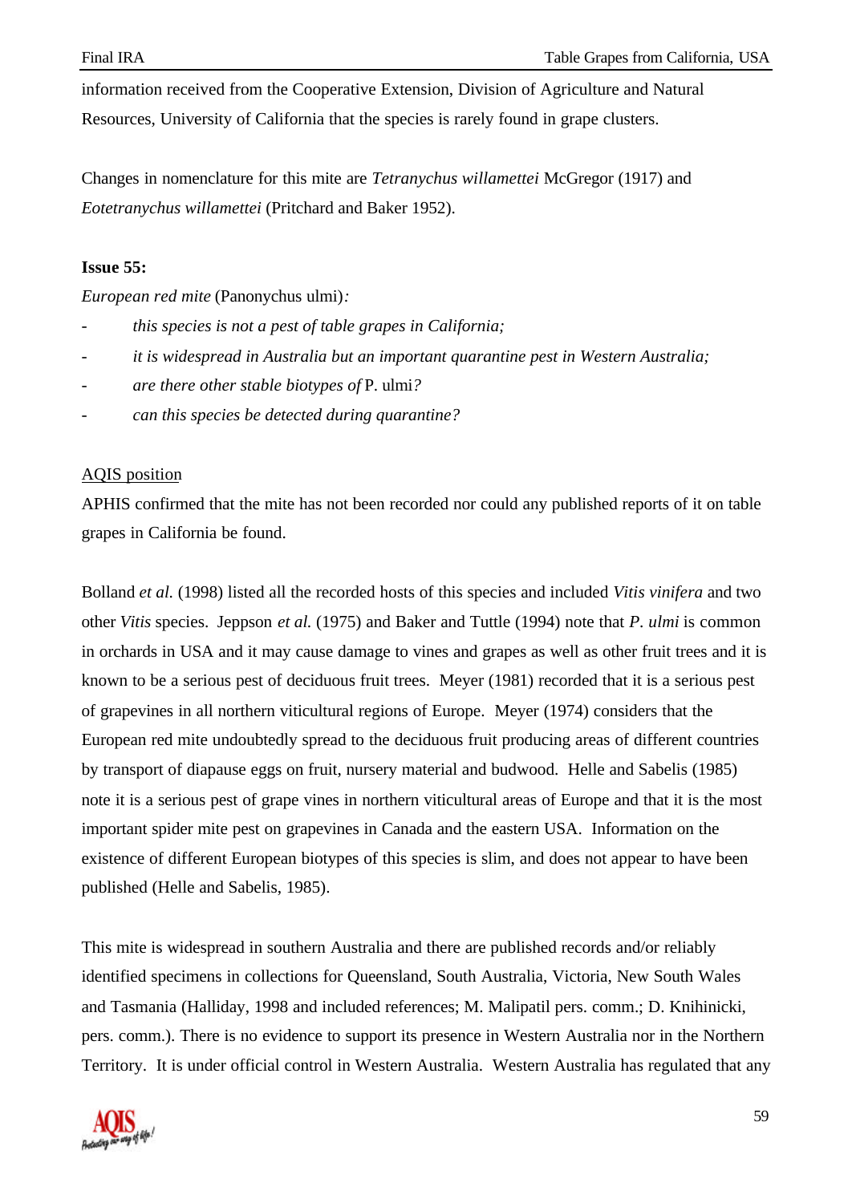information received from the Cooperative Extension, Division of Agriculture and Natural Resources, University of California that the species is rarely found in grape clusters.

Changes in nomenclature for this mite are *Tetranychus willamettei* McGregor (1917) and *Eotetranychus willamettei* (Pritchard and Baker 1952).

**Issue 55:**

*European red mite* (Panonychus ulmi)*:*

- *this species is not a pest of table grapes in California;*
- *it is widespread in Australia but an important quarantine pest in Western Australia;*
- *are there other stable biotypes of* P. ulmi*?*
- *can this species be detected during quarantine?*

AQIS position

APHIS confirmed that the mite has not been recorded nor could any published reports of it on table grapes in California be found.

Bolland *et al.* (1998) listed all the recorded hosts of this species and included *Vitis vinifera* and two other *Vitis* species. Jeppson *et al.* (1975) and Baker and Tuttle (1994) note that *P. ulmi* is common in orchards in USA and it may cause damage to vines and grapes as well as other fruit trees and it is known to be a serious pest of deciduous fruit trees. Meyer (1981) recorded that it is a serious pest of grapevines in all northern viticultural regions of Europe. Meyer (1974) considers that the European red mite undoubtedly spread to the deciduous fruit producing areas of different countries by transport of diapause eggs on fruit, nursery material and budwood. Helle and Sabelis (1985) note it is a serious pest of grape vines in northern viticultural areas of Europe and that it is the most important spider mite pest on grapevines in Canada and the eastern USA. Information on the existence of different European biotypes of this species is slim, and does not appear to have been published (Helle and Sabelis, 1985).

This mite is widespread in southern Australia and there are published records and/or reliably identified specimens in collections for Queensland, South Australia, Victoria, New South Wales and Tasmania (Halliday, 1998 and included references; M. Malipatil pers. comm.; D. Knihinicki, pers. comm.). There is no evidence to support its presence in Western Australia nor in the Northern Territory. It is under official control in Western Australia. Western Australia has regulated that any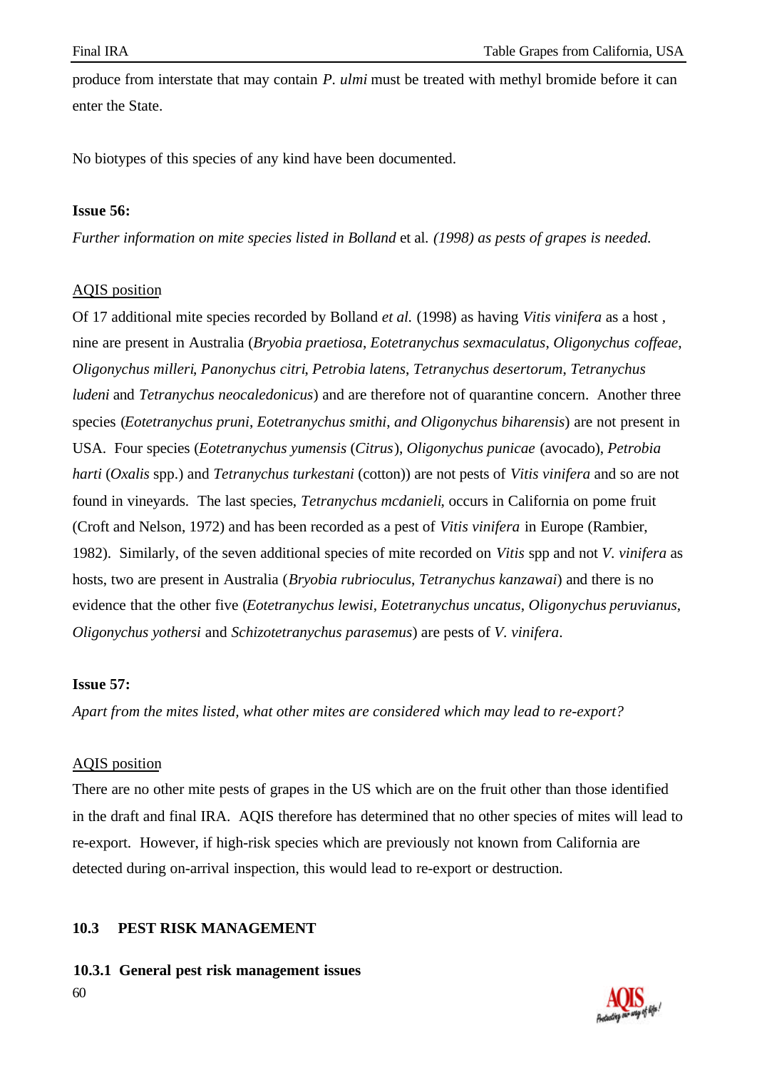produce from interstate that may contain *P. ulmi* must be treated with methyl bromide before it can enter the State.

No biotypes of this species of any kind have been documented.

**Issue 56:**

*Further information on mite species listed in Bolland* et al. *(1998) as pests of grapes is needed.*

AQIS position

Of 17 additional mite species recorded by Bolland *et al.* (1998) as having *Vitis vinifera* as a host , nine are present in Australia (*Bryobia praetiosa*, *Eotetranychus sexmaculatus*, *Oligonychus coffeae*, *Oligonychus milleri*, *Panonychus citri*, *Petrobia latens*, *Tetranychus desertorum*, *Tetranychus ludeni* and *Tetranychus neocaledonicus*) and are therefore not of quarantine concern. Another three species (*Eotetranychus pruni*, *Eotetranychus smithi*, *and Oligonychus biharensis*) are not present in USA. Four species (*Eotetranychus yumensis* (*Citrus*), *Oligonychus punicae* (avocado), *Petrobia harti* (*Oxalis* spp.) and *Tetranychus turkestani* (cotton)) are not pests of *Vitis vinifera* and so are not found in vineyards. The last species, *Tetranychus mcdanieli*, occurs in California on pome fruit (Croft and Nelson, 1972) and has been recorded as a pest of *Vitis vinifera* in Europe (Rambier, 1982). Similarly, of the seven additional species of mite recorded on *Vitis* spp and not *V. vinifera* as hosts, two are present in Australia (*Bryobia rubrioculus*, *Tetranychus kanzawai*) and there is no evidence that the other five (*Eotetranychus lewisi*, *Eotetranychus uncatus*, *Oligonychus peruvianus*, *Oligonychus yothersi* and *Schizotetranychus parasemus*) are pests of *V. vinifera*.

**Issue 57:**

*Apart from the mites listed, what other mites are considered which may lead to re-export?*

AQIS position

There are no other mite pests of grapes in the US which are on the fruit other than those identified in the draft and final IRA. AQIS therefore has determined that no other species of mites will lead to re-export. However, if high-risk species which are previously not known from California are detected during on-arrival inspection, this would lead to re-export or destruction.

## 10.3 PEST RISK MANAGEMENT

### 10.3.1 General pest risk management issues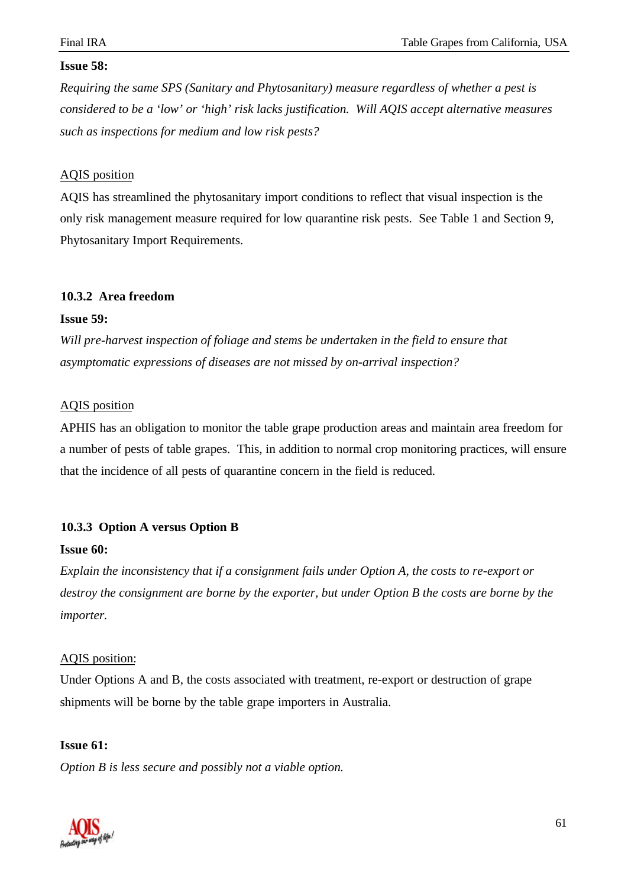**Issue 58:**

*Requiring the same SPS (Sanitary and Phytosanitary) measure regardless of whether a pest is considered to be a 'low' or 'high' risk lacks justification. Will AQIS accept alternative measures such as inspections for medium and low risk pests?*

AQIS position

AQIS has streamlined the phytosanitary import conditions to reflect that visual inspection is the only risk management measure required for low quarantine risk pests. See Table 1 and Section 9, Phytosanitary Import Requirements.

### 10.3.2 Area freedom

**Issue 59:**

*Will pre-harvest inspection of foliage and stems be undertaken in the field to ensure that asymptomatic expressions of diseases are not missed by on-arrival inspection?*

AQIS position

APHIS has an obligation to monitor the table grape production areas and maintain area freedom for a number of pests of table grapes. This, in addition to normal crop monitoring practices, will ensure that the incidence of all pests of quarantine concern in the field is reduced.

### 10.3.3 Option A versus Option B

**Issue 60:**

*Explain the inconsistency that if a consignment fails under Option A, the costs to re-export or destroy the consignment are borne by the exporter, but under Option B the costs are borne by the importer.*

AQIS position:

Under Options A and B, the costs associated with treatment, re-export or destruction of grape shipments will be borne by the table grape importers in Australia.

**Issue 61:**

*Option B is less secure and possibly not a viable option.*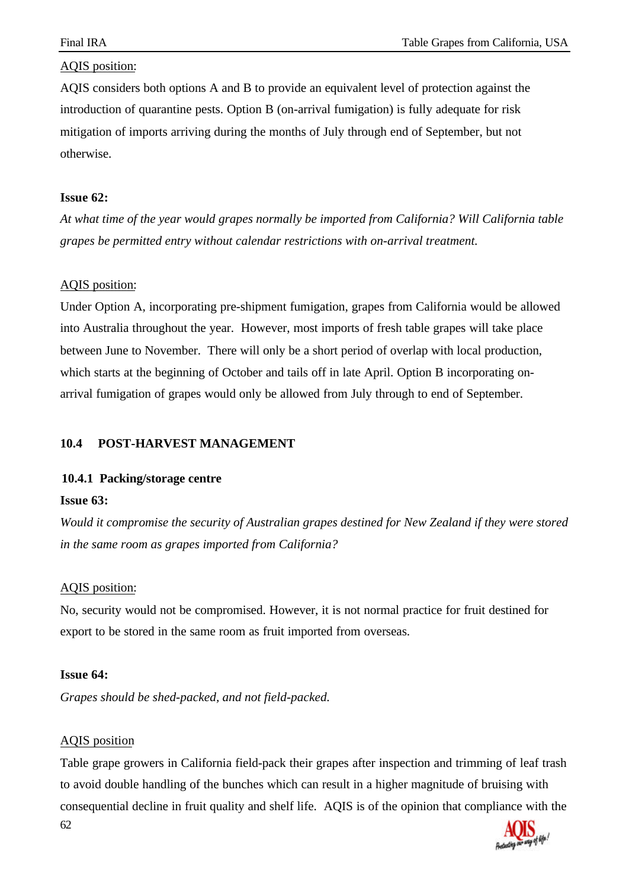AQIS position:

AQIS considers both options A and B to provide an equivalent level of protection against the introduction of quarantine pests. Option B (on-arrival fumigation) is fully adequate for risk mitigation of imports arriving during the months of July through end of September, but not otherwise.

**Issue 62:**

*At what time of the year would grapes normally be imported from California? Will California table grapes be permitted entry without calendar restrictions with on-arrival treatment.*

AQIS position:

Under Option A, incorporating pre-shipment fumigation, grapes from California would be allowed into Australia throughout the year. However, most imports of fresh table grapes will take place between June to November. There will only be a short period of overlap with local production, which starts at the beginning of October and tails off in late April. Option B incorporating on-arrival fumigation of grapes would only be allowed from July through to end of September.

## 10.4 POST-HARVEST MANAGEMENT

### 10.4.1 Packing/storage centre

**Issue 63:**

*Would it compromise the security of Australian grapes destined for New Zealand if they were stored in the same room as grapes imported from California?*

AQIS position:

No, security would not be compromised. However, it is not normal practice for fruit destined for export to be stored in the same room as fruit imported from overseas.

**Issue 64:**

*Grapes should be shed-packed, and not field-packed.*

AQIS position

Table grape growers in California field-pack their grapes after inspection and trimming of leaf trash to avoid double handling of the bunches which can result in a higher magnitude of bruising with consequential decline in fruit quality and shelf life. AQIS is of the opinion that compliance with the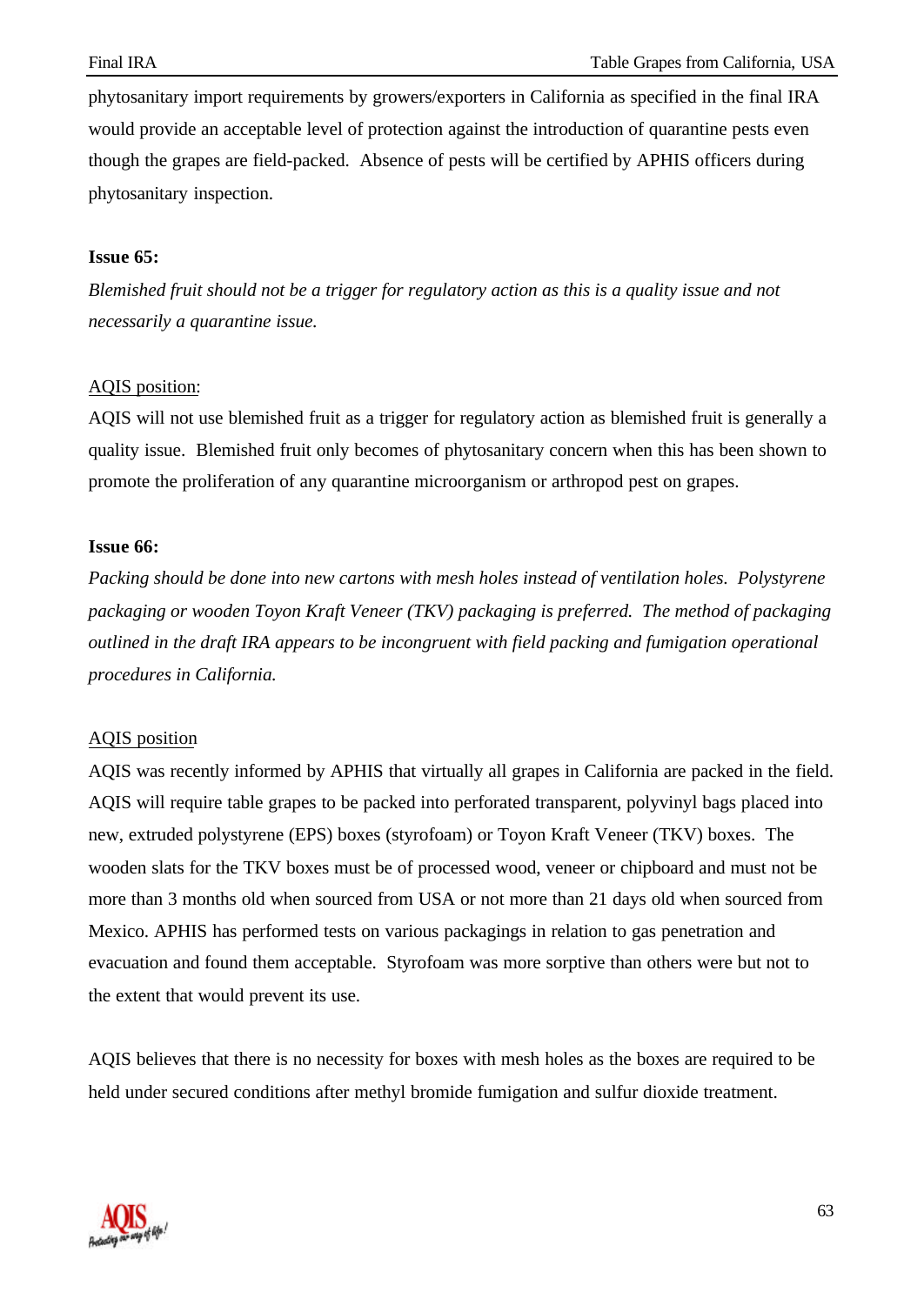phytosanitary import requirements by growers/exporters in California as specified in the final IRA would provide an acceptable level of protection against the introduction of quarantine pests even though the grapes are field-packed. Absence of pests will be certified by APHIS officers during phytosanitary inspection.

**Issue 65:**

*Blemished fruit should not be a trigger for regulatory action as this is a quality issue and not necessarily a quarantine issue.*

AQIS position:

AQIS will not use blemished fruit as a trigger for regulatory action as blemished fruit is generally a quality issue. Blemished fruit only becomes of phytosanitary concern when this has been shown to promote the proliferation of any quarantine microorganism or arthropod pest on grapes.

**Issue 66:**

*Packing should be done into new cartons with mesh holes instead of ventilation holes. Polystyrene packaging or wooden Toyon Kraft Veneer (TKV) packaging is preferred. The method of packaging outlined in the draft IRA appears to be incongruent with field packing and fumigation operational procedures in California.*

AQIS position

AQIS was recently informed by APHIS that virtually all grapes in California are packed in the field. AQIS will require table grapes to be packed into perforated transparent, polyvinyl bags placed into new, extruded polystyrene (EPS) boxes (styrofoam) or Toyon Kraft Veneer (TKV) boxes. The wooden slats for the TKV boxes must be of processed wood, veneer or chipboard and must not be more than 3 months old when sourced from USA or not more than 21 days old when sourced from Mexico. APHIS has performed tests on various packagings in relation to gas penetration and evacuation and found them acceptable. Styrofoam was more sorptive than others were but not to the extent that would prevent its use.

AQIS believes that there is no necessity for boxes with mesh holes as the boxes are required to be held under secured conditions after methyl bromide fumigation and sulfur dioxide treatment.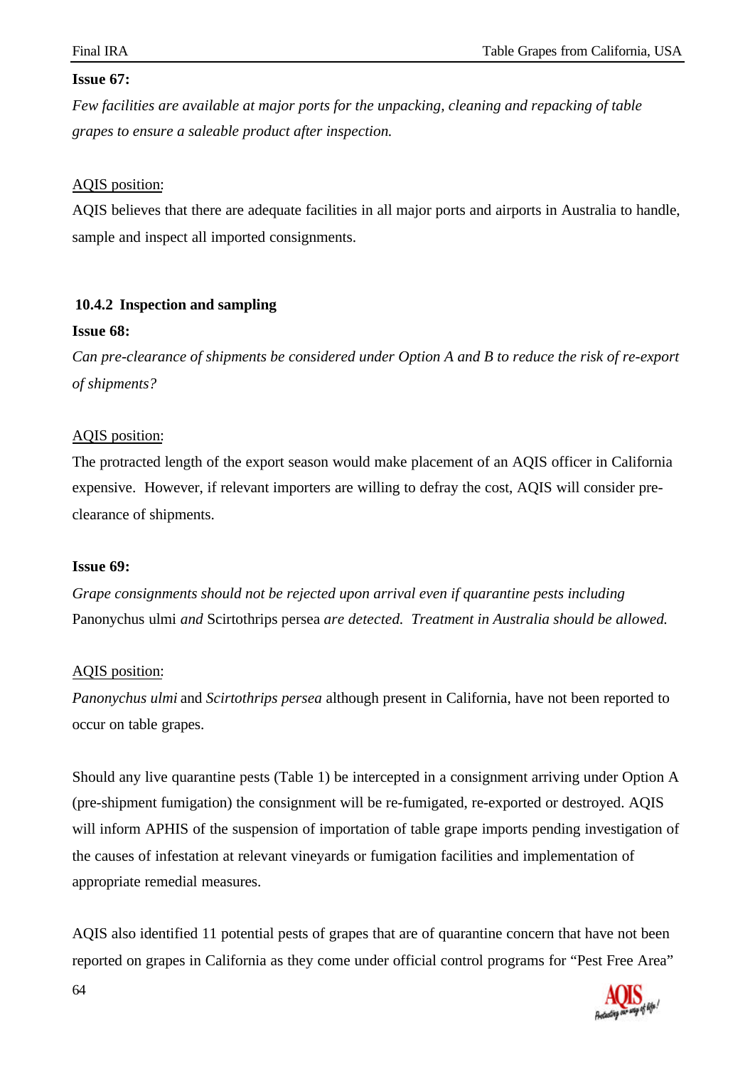**Issue 67:**

*Few facilities are available at major ports for the unpacking, cleaning and repacking of table grapes to ensure a saleable product after inspection.*

AQIS position:

AQIS believes that there are adequate facilities in all major ports and airports in Australia to handle, sample and inspect all imported consignments.

### 10.4.2 Inspection and sampling

**Issue 68:**

*Can pre-clearance of shipments be considered under Option A and B to reduce the risk of re-export of shipments?*

AQIS position:

The protracted length of the export season would make placement of an AQIS officer in California expensive. However, if relevant importers are willing to defray the cost, AQIS will consider pre-clearance of shipments.

**Issue 69:**

*Grape consignments should not be rejected upon arrival even if quarantine pests including* Panonychus ulmi *and* Scirtothrips persea *are detected. Treatment in Australia should be allowed.*

AQIS position:

*Panonychus ulmi* and *Scirtothrips persea* although present in California, have not been reported to occur on table grapes.

Should any live quarantine pests (Table 1) be intercepted in a consignment arriving under Option A (pre-shipment fumigation) the consignment will be re-fumigated, re-exported or destroyed. AQIS will inform APHIS of the suspension of importation of table grape imports pending investigation of the causes of infestation at relevant vineyards or fumigation facilities and implementation of appropriate remedial measures.

AQIS also identified 11 potential pests of grapes that are of quarantine concern that have not been reported on grapes in California as they come under official control programs for "Pest Free Area"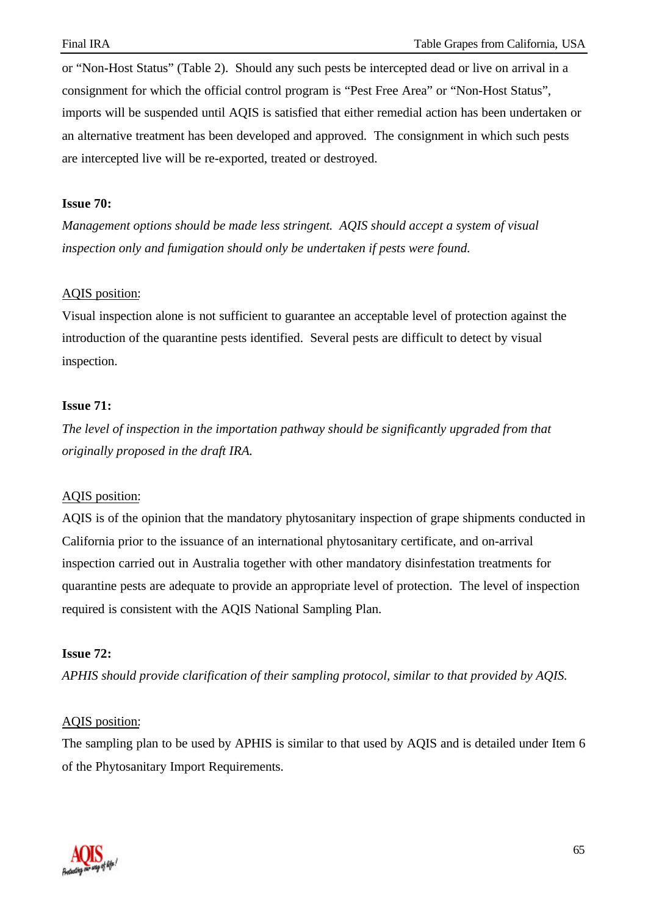or “Non-Host Status” (Table 2).  Should any such pests be intercepted dead or live on arrival in a consignment for which the official control program is “Pest Free Area” or “Non-Host Status”, imports will be suspended until AQIS is satisfied that either remedial action has been undertaken or an alternative treatment has been developed and approved.  The consignment in which such pests are intercepted live will be re-exported, treated or destroyed.

**Issue 70:**

*Management options should be made less stringent.  AQIS should accept a system of visual inspection only and fumigation should only be undertaken if pests were found.*

AQIS position:

Visual inspection alone is not sufficient to guarantee an acceptable level of protection against the introduction of the quarantine pests identified.  Several pests are difficult to detect by visual inspection.

**Issue 71:**

*The level of inspection in the importation pathway should be significantly upgraded from that originally proposed in the draft IRA.*

AQIS position:

AQIS is of the opinion that the mandatory phytosanitary inspection of grape shipments conducted in California prior to the issuance of an international phytosanitary certificate, and on-arrival inspection carried out in Australia together with other mandatory disinfestation treatments for quarantine pests are adequate to provide an appropriate level of protection.  The level of inspection required is consistent with the AQIS National Sampling Plan.

**Issue 72:**

*APHIS should provide clarification of their sampling protocol, similar to that provided by AQIS.*

AQIS position:

The sampling plan to be used by APHIS is similar to that used by AQIS and is detailed under Item 6 of the Phytosanitary Import Requirements.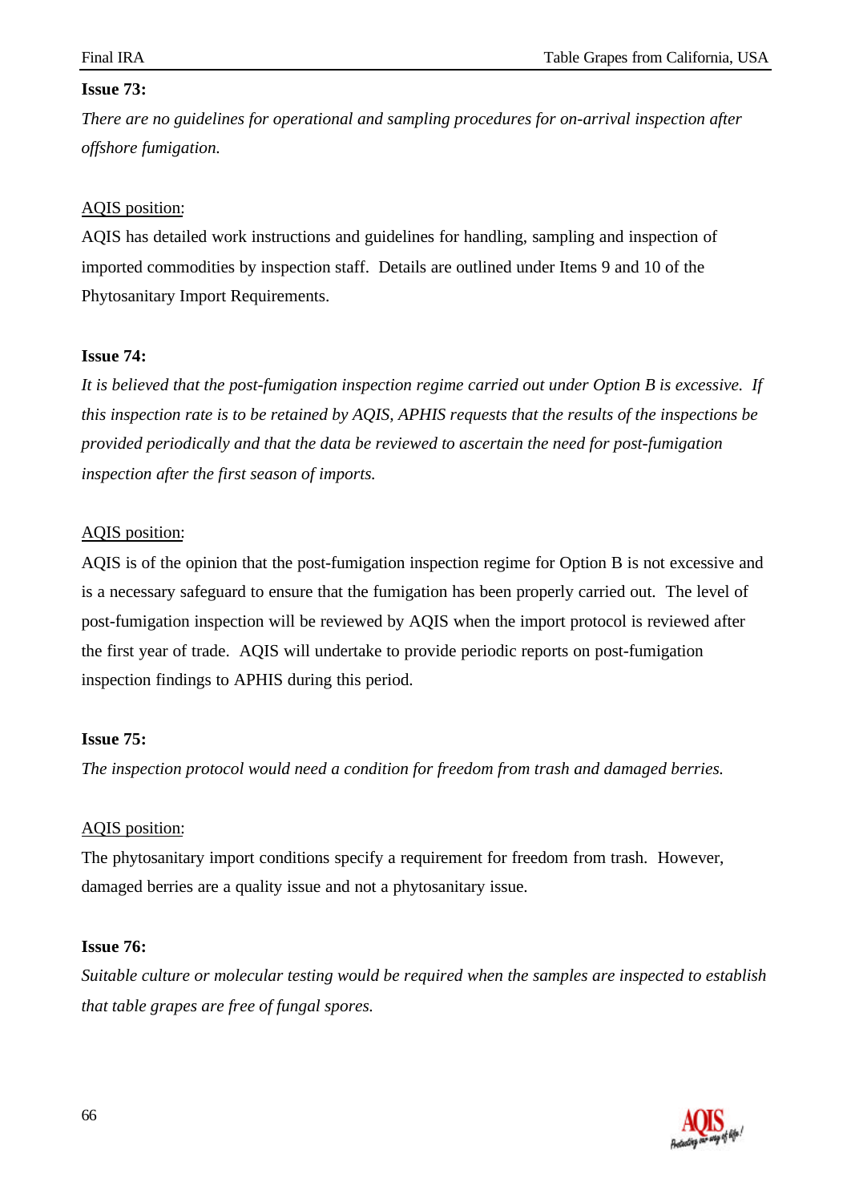**Issue 73:**

*There are no guidelines for operational and sampling procedures for on-arrival inspection after offshore fumigation.*

AQIS position:

AQIS has detailed work instructions and guidelines for handling, sampling and inspection of imported commodities by inspection staff. Details are outlined under Items 9 and 10 of the Phytosanitary Import Requirements.

**Issue 74:**

*It is believed that the post-fumigation inspection regime carried out under Option B is excessive. If this inspection rate is to be retained by AQIS, APHIS requests that the results of the inspections be provided periodically and that the data be reviewed to ascertain the need for post-fumigation inspection after the first season of imports.*

AQIS position:

AQIS is of the opinion that the post-fumigation inspection regime for Option B is not excessive and is a necessary safeguard to ensure that the fumigation has been properly carried out. The level of post-fumigation inspection will be reviewed by AQIS when the import protocol is reviewed after the first year of trade. AQIS will undertake to provide periodic reports on post-fumigation inspection findings to APHIS during this period.

**Issue 75:**

*The inspection protocol would need a condition for freedom from trash and damaged berries.*

AQIS position:

The phytosanitary import conditions specify a requirement for freedom from trash. However, damaged berries are a quality issue and not a phytosanitary issue.

**Issue 76:**

*Suitable culture or molecular testing would be required when the samples are inspected to establish that table grapes are free of fungal spores.*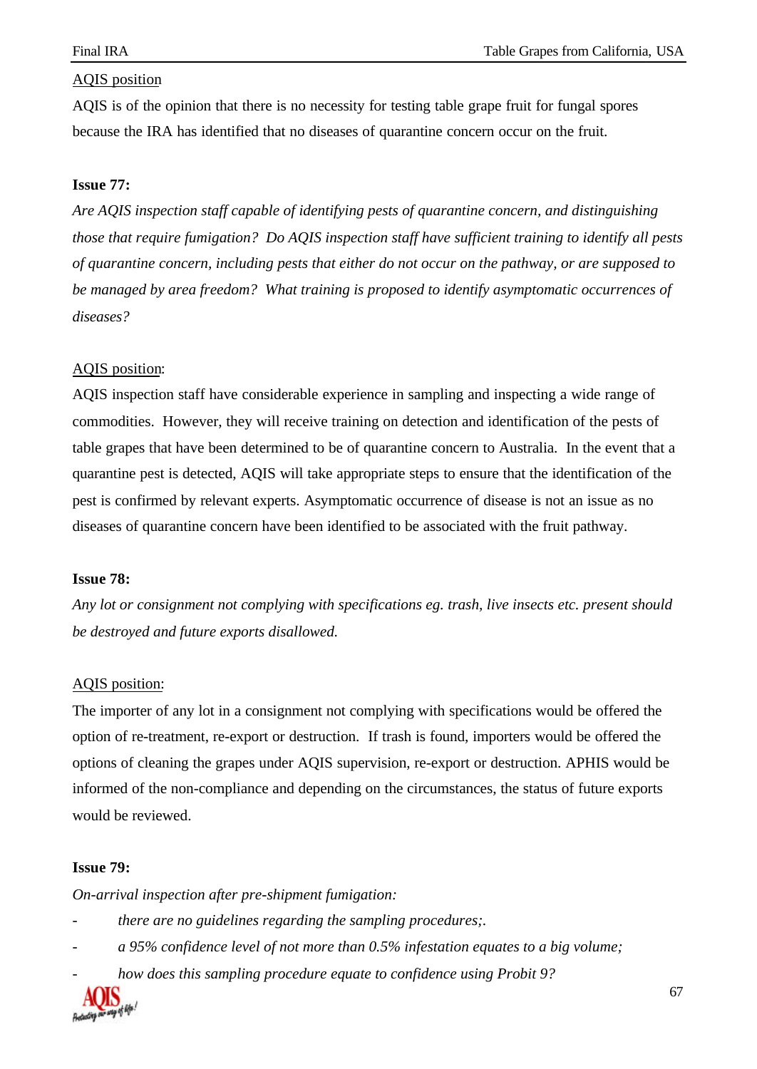AQIS position

AQIS is of the opinion that there is no necessity for testing table grape fruit for fungal spores because the IRA has identified that no diseases of quarantine concern occur on the fruit.

**Issue 77:**

*Are AQIS inspection staff capable of identifying pests of quarantine concern, and distinguishing those that require fumigation? Do AQIS inspection staff have sufficient training to identify all pests of quarantine concern, including pests that either do not occur on the pathway, or are supposed to be managed by area freedom? What training is proposed to identify asymptomatic occurrences of diseases?*

AQIS position:

AQIS inspection staff have considerable experience in sampling and inspecting a wide range of commodities. However, they will receive training on detection and identification of the pests of table grapes that have been determined to be of quarantine concern to Australia. In the event that a quarantine pest is detected, AQIS will take appropriate steps to ensure that the identification of the pest is confirmed by relevant experts. Asymptomatic occurrence of disease is not an issue as no diseases of quarantine concern have been identified to be associated with the fruit pathway.

**Issue 78:**

*Any lot or consignment not complying with specifications eg. trash, live insects etc. present should be destroyed and future exports disallowed.*

AQIS position:

The importer of any lot in a consignment not complying with specifications would be offered the option of re-treatment, re-export or destruction. If trash is found, importers would be offered the options of cleaning the grapes under AQIS supervision, re-export or destruction. APHIS would be informed of the non-compliance and depending on the circumstances, the status of future exports would be reviewed.

**Issue 79:**

*On-arrival inspection after pre-shipment fumigation:*

- *there are no guidelines regarding the sampling procedures;.*
- *a 95% confidence level of not more than 0.5% infestation equates to a big volume;*
- *how does this sampling procedure equate to confidence using Probit 9?*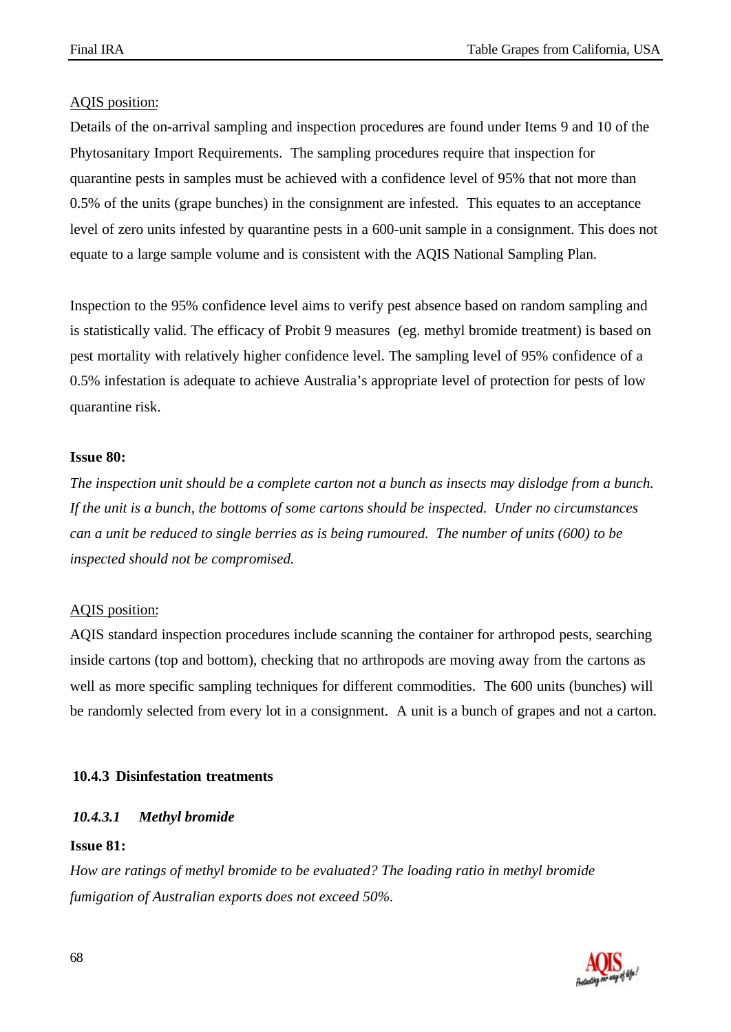AQIS position:

Details of the on-arrival sampling and inspection procedures are found under Items 9 and 10 of the Phytosanitary Import Requirements. The sampling procedures require that inspection for quarantine pests in samples must be achieved with a confidence level of 95% that not more than 0.5% of the units (grape bunches) in the consignment are infested. This equates to an acceptance level of zero units infested by quarantine pests in a 600-unit sample in a consignment. This does not equate to a large sample volume and is consistent with the AQIS National Sampling Plan.

Inspection to the 95% confidence level aims to verify pest absence based on random sampling and is statistically valid. The efficacy of Probit 9 measures (eg. methyl bromide treatment) is based on pest mortality with relatively higher confidence level. The sampling level of 95% confidence of a 0.5% infestation is adequate to achieve Australia's appropriate level of protection for pests of low quarantine risk.

**Issue 80:**

*The inspection unit should be a complete carton not a bunch as insects may dislodge from a bunch. If the unit is a bunch, the bottoms of some cartons should be inspected. Under no circumstances can a unit be reduced to single berries as is being rumoured. The number of units (600) to be inspected should not be compromised.*

AQIS position:

AQIS standard inspection procedures include scanning the container for arthropod pests, searching inside cartons (top and bottom), checking that no arthropods are moving away from the cartons as well as more specific sampling techniques for different commodities. The 600 units (bunches) will be randomly selected from every lot in a consignment. A unit is a bunch of grapes and not a carton.

### 10.4.3 Disinfestation treatments

#### *10.4.3.1 Methyl bromide*

**Issue 81:**

*How are ratings of methyl bromide to be evaluated? The loading ratio in methyl bromide fumigation of Australian exports does not exceed 50%.*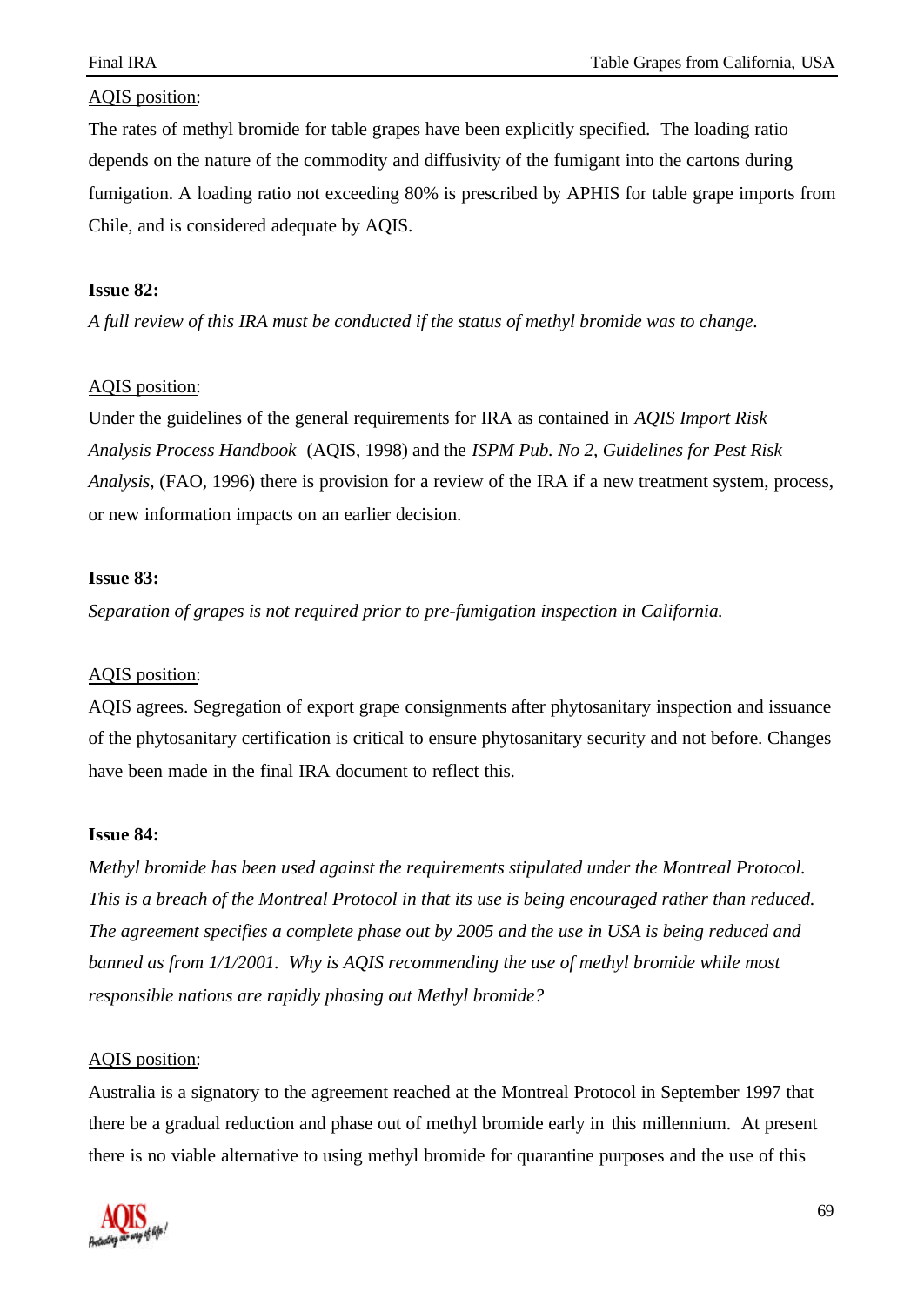AQIS position:

The rates of methyl bromide for table grapes have been explicitly specified. The loading ratio depends on the nature of the commodity and diffusivity of the fumigant into the cartons during fumigation. A loading ratio not exceeding 80% is prescribed by APHIS for table grape imports from Chile, and is considered adequate by AQIS.

**Issue 82:**

*A full review of this IRA must be conducted if the status of methyl bromide was to change.*

AQIS position:

Under the guidelines of the general requirements for IRA as contained in *AQIS Import Risk Analysis Process Handbook* (AQIS, 1998) and the *ISPM Pub. No 2, Guidelines for Pest Risk Analysis*, (FAO, 1996) there is provision for a review of the IRA if a new treatment system, process, or new information impacts on an earlier decision.

**Issue 83:**

*Separation of grapes is not required prior to pre-fumigation inspection in California.*

AQIS position:

AQIS agrees. Segregation of export grape consignments after phytosanitary inspection and issuance of the phytosanitary certification is critical to ensure phytosanitary security and not before. Changes have been made in the final IRA document to reflect this.

**Issue 84:**

*Methyl bromide has been used against the requirements stipulated under the Montreal Protocol. This is a breach of the Montreal Protocol in that its use is being encouraged rather than reduced. The agreement specifies a complete phase out by 2005 and the use in USA is being reduced and banned as from 1/1/2001. Why is AQIS recommending the use of methyl bromide while most responsible nations are rapidly phasing out Methyl bromide?*

AQIS position:

Australia is a signatory to the agreement reached at the Montreal Protocol in September 1997 that there be a gradual reduction and phase out of methyl bromide early in this millennium. At present there is no viable alternative to using methyl bromide for quarantine purposes and the use of this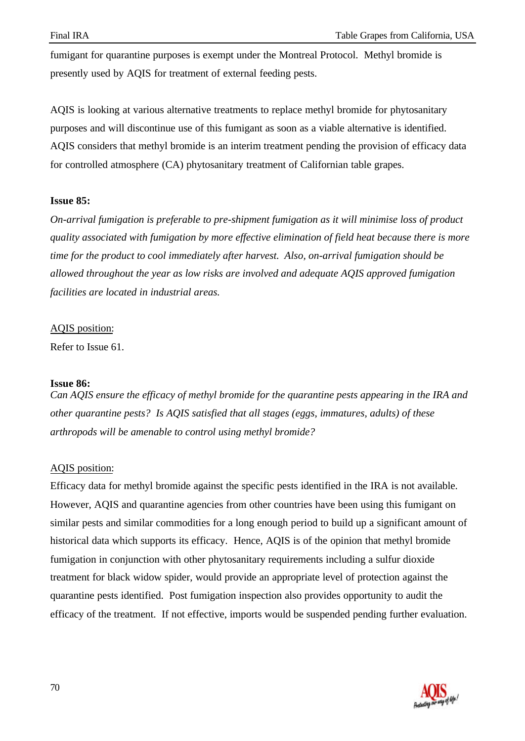fumigant for quarantine purposes is exempt under the Montreal Protocol. Methyl bromide is presently used by AQIS for treatment of external feeding pests.

AQIS is looking at various alternative treatments to replace methyl bromide for phytosanitary purposes and will discontinue use of this fumigant as soon as a viable alternative is identified. AQIS considers that methyl bromide is an interim treatment pending the provision of efficacy data for controlled atmosphere (CA) phytosanitary treatment of Californian table grapes.

**Issue 85:**

*On-arrival fumigation is preferable to pre-shipment fumigation as it will minimise loss of product quality associated with fumigation by more effective elimination of field heat because there is more time for the product to cool immediately after harvest. Also, on-arrival fumigation should be allowed throughout the year as low risks are involved and adequate AQIS approved fumigation facilities are located in industrial areas.*

<u>AQIS position</u>:

Refer to Issue 61.

**Issue 86:**

*Can AQIS ensure the efficacy of methyl bromide for the quarantine pests appearing in the IRA and other quarantine pests? Is AQIS satisfied that all stages (eggs, immatures, adults) of these arthropods will be amenable to control using methyl bromide?*

<u>AQIS position</u>:

Efficacy data for methyl bromide against the specific pests identified in the IRA is not available. However, AQIS and quarantine agencies from other countries have been using this fumigant on similar pests and similar commodities for a long enough period to build up a significant amount of historical data which supports its efficacy. Hence, AQIS is of the opinion that methyl bromide fumigation in conjunction with other phytosanitary requirements including a sulfur dioxide treatment for black widow spider, would provide an appropriate level of protection against the quarantine pests identified. Post fumigation inspection also provides opportunity to audit the efficacy of the treatment. If not effective, imports would be suspended pending further evaluation.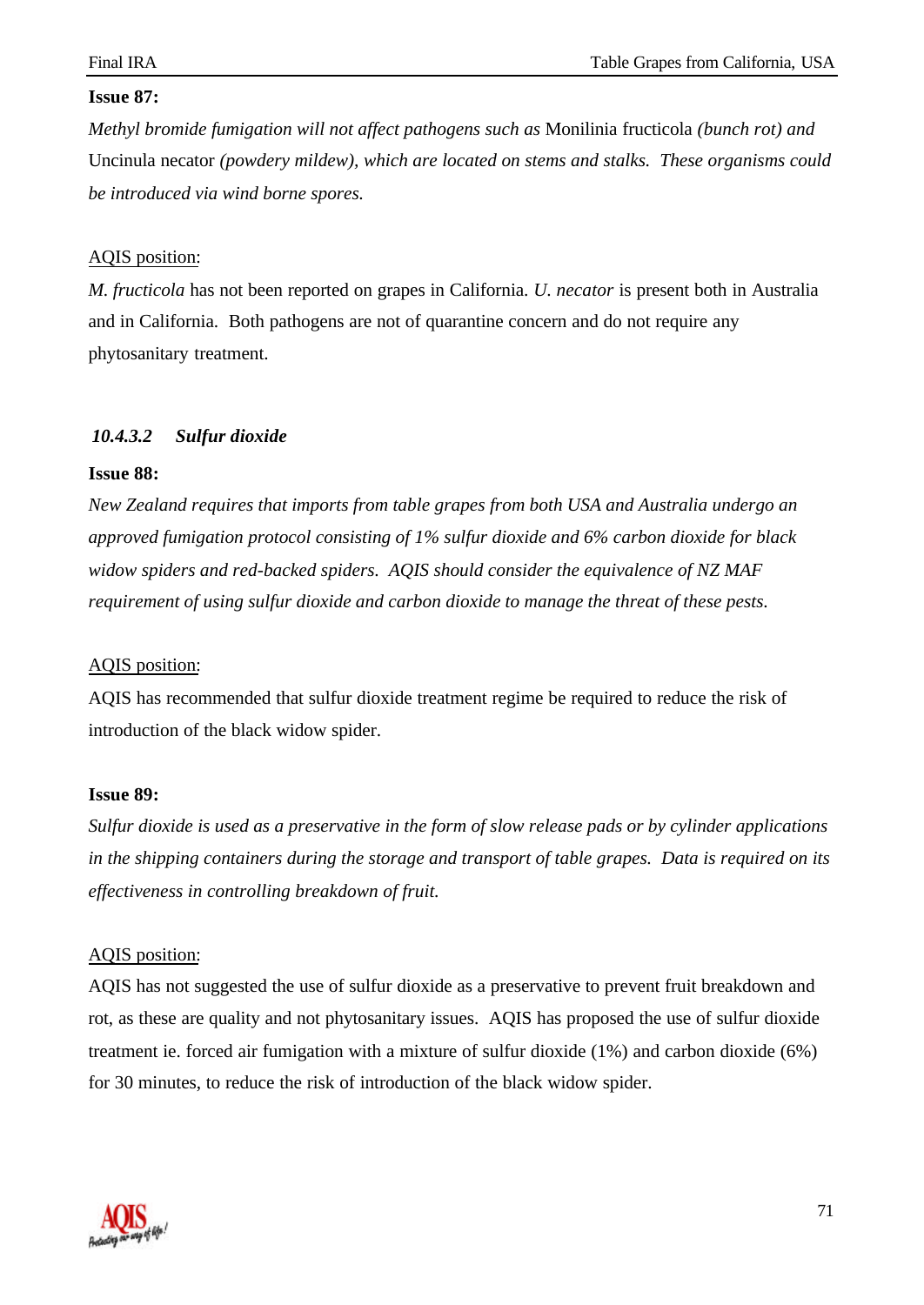**Issue 87:**

*Methyl bromide fumigation will not affect pathogens such as* Monilinia fructicola *(bunch rot) and* Uncinula necator *(powdery mildew), which are located on stems and stalks. These organisms could be introduced via wind borne spores.*

AQIS position:

*M. fructicola* has not been reported on grapes in California. *U. necator* is present both in Australia and in California. Both pathogens are not of quarantine concern and do not require any phytosanitary treatment.

#### *10.4.3.2 Sulfur dioxide*

**Issue 88:**

*New Zealand requires that imports from table grapes from both USA and Australia undergo an approved fumigation protocol consisting of 1% sulfur dioxide and 6% carbon dioxide for black widow spiders and red-backed spiders. AQIS should consider the equivalence of NZ MAF requirement of using sulfur dioxide and carbon dioxide to manage the threat of these pests.*

AQIS position:

AQIS has recommended that sulfur dioxide treatment regime be required to reduce the risk of introduction of the black widow spider.

**Issue 89:**

*Sulfur dioxide is used as a preservative in the form of slow release pads or by cylinder applications in the shipping containers during the storage and transport of table grapes. Data is required on its effectiveness in controlling breakdown of fruit.*

AQIS position:

AQIS has not suggested the use of sulfur dioxide as a preservative to prevent fruit breakdown and rot, as these are quality and not phytosanitary issues. AQIS has proposed the use of sulfur dioxide treatment ie. forced air fumigation with a mixture of sulfur dioxide (1%) and carbon dioxide (6%) for 30 minutes, to reduce the risk of introduction of the black widow spider.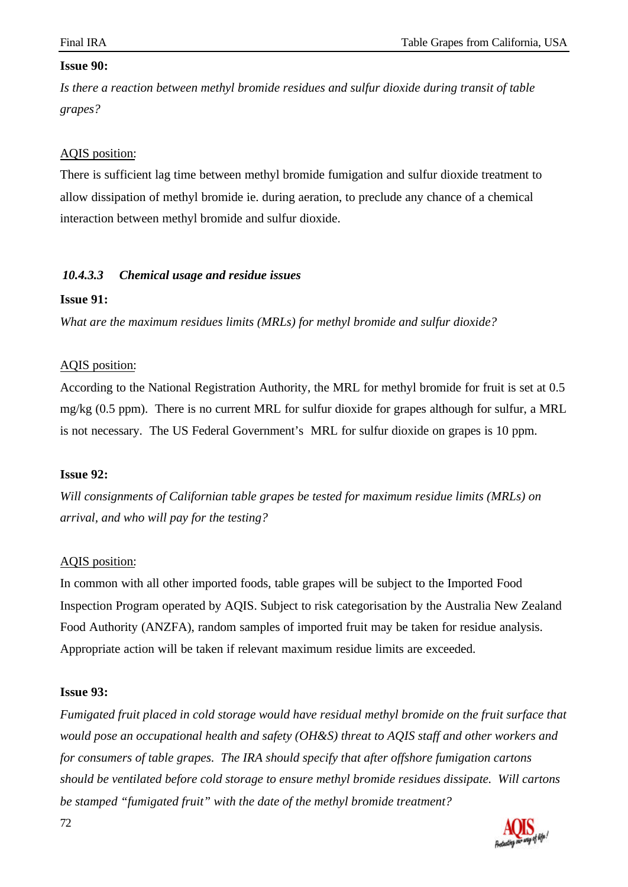**Issue 90:**

*Is there a reaction between methyl bromide residues and sulfur dioxide during transit of table grapes?*

AQIS position:

There is sufficient lag time between methyl bromide fumigation and sulfur dioxide treatment to allow dissipation of methyl bromide ie. during aeration, to preclude any chance of a chemical interaction between methyl bromide and sulfur dioxide.

#### *10.4.3.3 Chemical usage and residue issues*

**Issue 91:**

*What are the maximum residues limits (MRLs) for methyl bromide and sulfur dioxide?*

AQIS position:

According to the National Registration Authority, the MRL for methyl bromide for fruit is set at 0.5 mg/kg (0.5 ppm). There is no current MRL for sulfur dioxide for grapes although for sulfur, a MRL is not necessary. The US Federal Government's MRL for sulfur dioxide on grapes is 10 ppm.

**Issue 92:**

*Will consignments of Californian table grapes be tested for maximum residue limits (MRLs) on arrival, and who will pay for the testing?*

AQIS position:

In common with all other imported foods, table grapes will be subject to the Imported Food Inspection Program operated by AQIS. Subject to risk categorisation by the Australia New Zealand Food Authority (ANZFA), random samples of imported fruit may be taken for residue analysis. Appropriate action will be taken if relevant maximum residue limits are exceeded.

**Issue 93:**

*Fumigated fruit placed in cold storage would have residual methyl bromide on the fruit surface that would pose an occupational health and safety (OH&S) threat to AQIS staff and other workers and for consumers of table grapes. The IRA should specify that after offshore fumigation cartons should be ventilated before cold storage to ensure methyl bromide residues dissipate. Will cartons be stamped "fumigated fruit" with the date of the methyl bromide treatment?*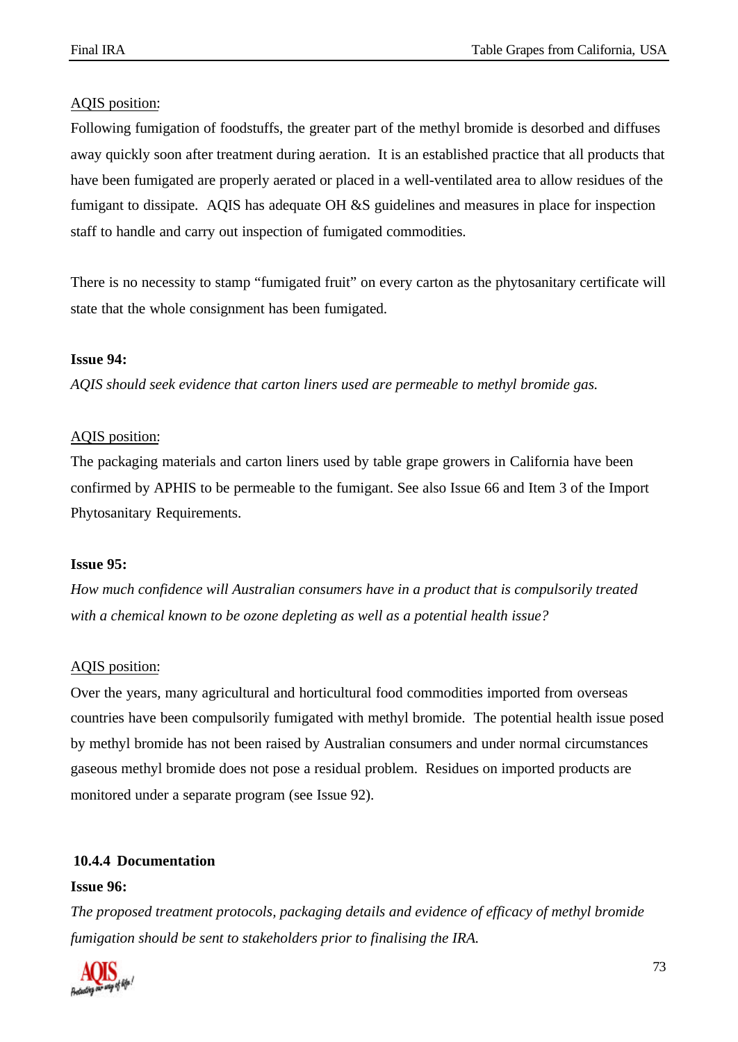AQIS position:

Following fumigation of foodstuffs, the greater part of the methyl bromide is desorbed and diffuses away quickly soon after treatment during aeration. It is an established practice that all products that have been fumigated are properly aerated or placed in a well-ventilated area to allow residues of the fumigant to dissipate. AQIS has adequate OH &S guidelines and measures in place for inspection staff to handle and carry out inspection of fumigated commodities.

There is no necessity to stamp “fumigated fruit” on every carton as the phytosanitary certificate will state that the whole consignment has been fumigated.

**Issue 94:**

*AQIS should seek evidence that carton liners used are permeable to methyl bromide gas.*

AQIS position:

The packaging materials and carton liners used by table grape growers in California have been confirmed by APHIS to be permeable to the fumigant. See also Issue 66 and Item 3 of the Import Phytosanitary Requirements.

**Issue 95:**

*How much confidence will Australian consumers have in a product that is compulsorily treated with a chemical known to be ozone depleting as well as a potential health issue?*

AQIS position:

Over the years, many agricultural and horticultural food commodities imported from overseas countries have been compulsorily fumigated with methyl bromide. The potential health issue posed by methyl bromide has not been raised by Australian consumers and under normal circumstances gaseous methyl bromide does not pose a residual problem. Residues on imported products are monitored under a separate program (see Issue 92).

### 10.4.4 Documentation

**Issue 96:**

*The proposed treatment protocols, packaging details and evidence of efficacy of methyl bromide fumigation should be sent to stakeholders prior to finalising the IRA.*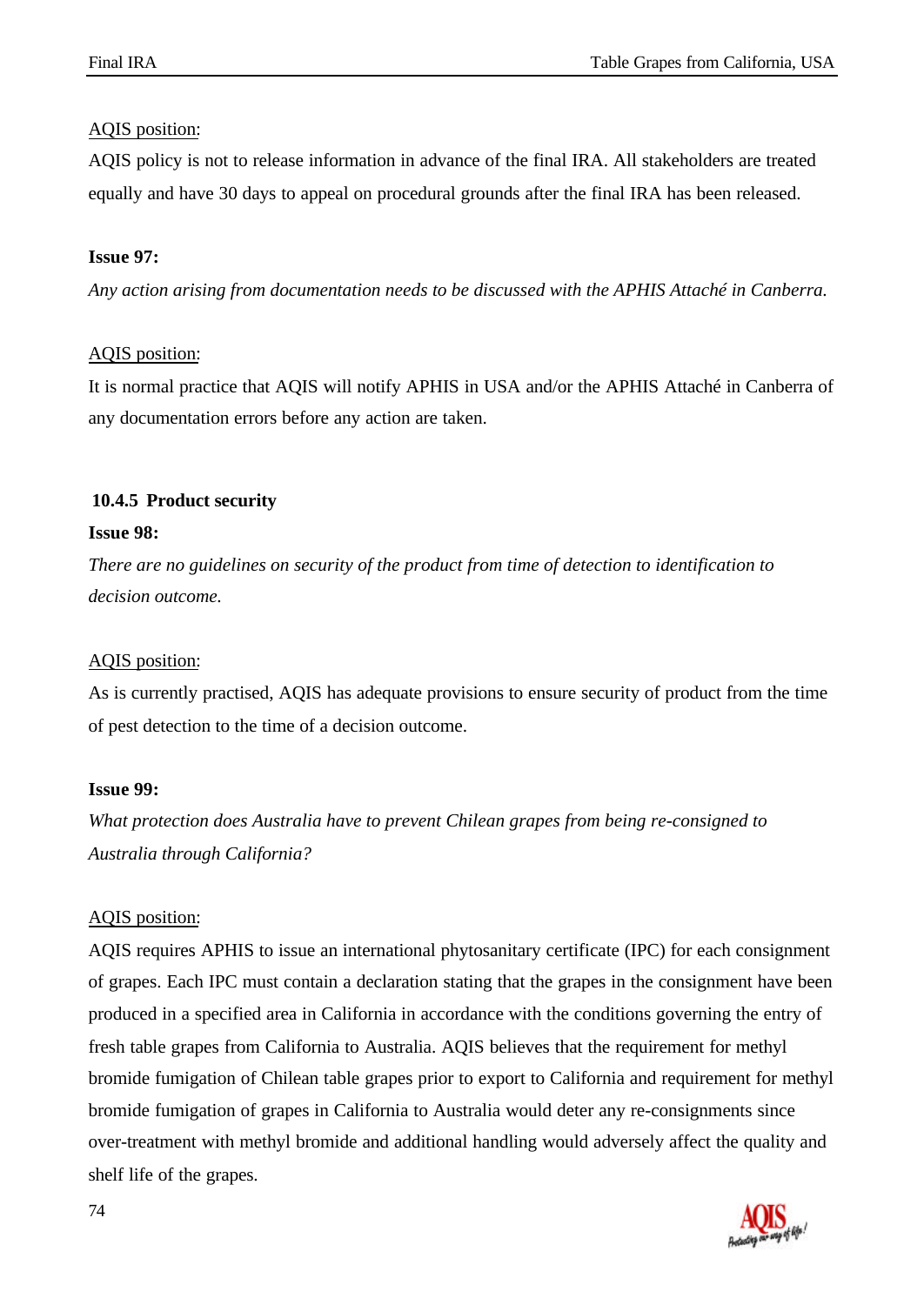AQIS position:

AQIS policy is not to release information in advance of the final IRA. All stakeholders are treated equally and have 30 days to appeal on procedural grounds after the final IRA has been released.

**Issue 97:**

*Any action arising from documentation needs to be discussed with the APHIS Attaché in Canberra.*

AQIS position:

It is normal practice that AQIS will notify APHIS in USA and/or the APHIS Attaché in Canberra of any documentation errors before any action are taken.

### 10.4.5 Product security

**Issue 98:**

*There are no guidelines on security of the product from time of detection to identification to decision outcome.*

AQIS position:

As is currently practised, AQIS has adequate provisions to ensure security of product from the time of pest detection to the time of a decision outcome.

**Issue 99:**

*What protection does Australia have to prevent Chilean grapes from being re-consigned to Australia through California?*

AQIS position:

AQIS requires APHIS to issue an international phytosanitary certificate (IPC) for each consignment of grapes. Each IPC must contain a declaration stating that the grapes in the consignment have been produced in a specified area in California in accordance with the conditions governing the entry of fresh table grapes from California to Australia. AQIS believes that the requirement for methyl bromide fumigation of Chilean table grapes prior to export to California and requirement for methyl bromide fumigation of grapes in California to Australia would deter any re-consignments since over-treatment with methyl bromide and additional handling would adversely affect the quality and shelf life of the grapes.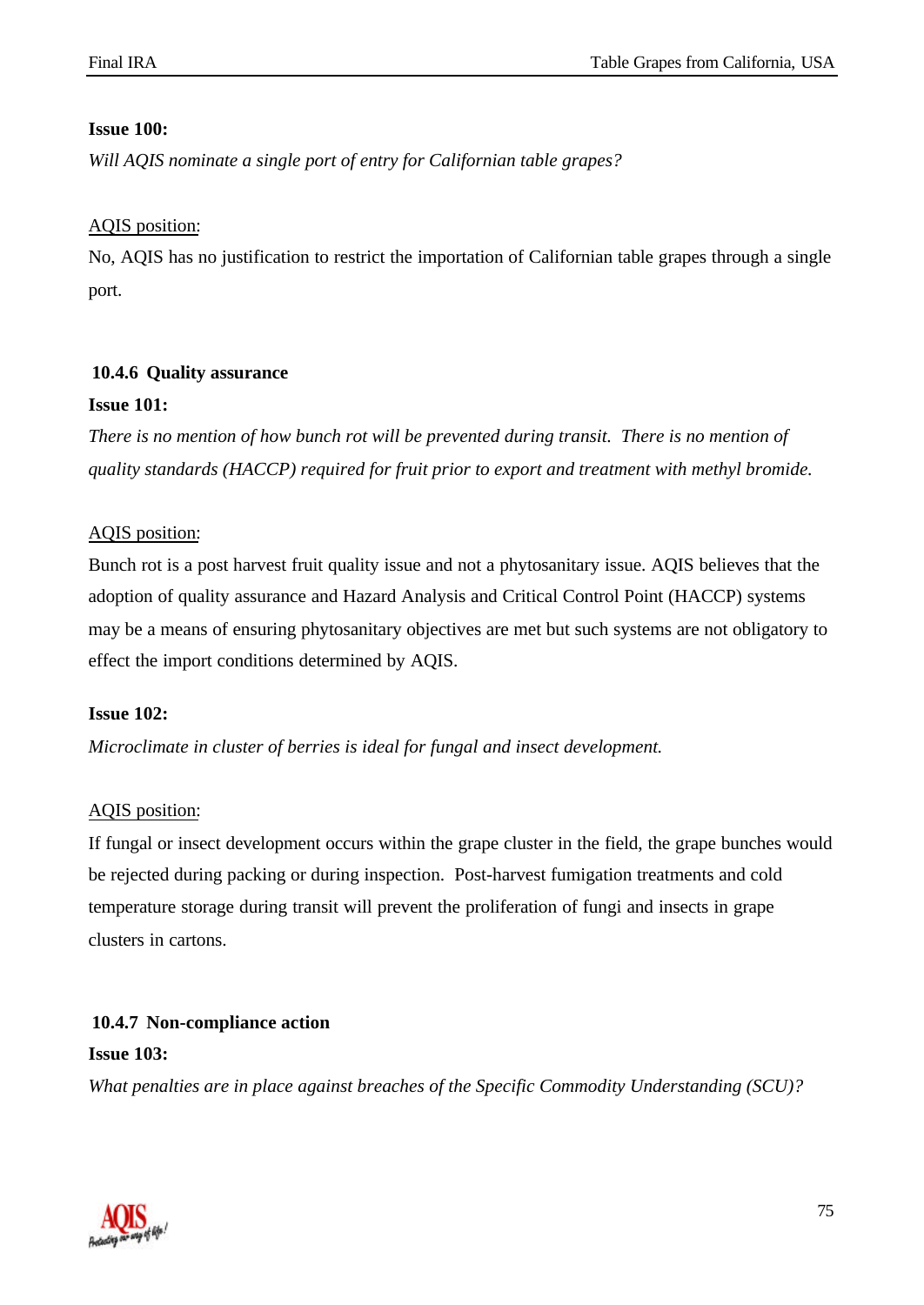**Issue 100:**

*Will AQIS nominate a single port of entry for Californian table grapes?*

AQIS position:

No, AQIS has no justification to restrict the importation of Californian table grapes through a single port.

### 10.4.6 Quality assurance

**Issue 101:**

*There is no mention of how bunch rot will be prevented during transit. There is no mention of quality standards (HACCP) required for fruit prior to export and treatment with methyl bromide.*

AQIS position:

Bunch rot is a post harvest fruit quality issue and not a phytosanitary issue. AQIS believes that the adoption of quality assurance and Hazard Analysis and Critical Control Point (HACCP) systems may be a means of ensuring phytosanitary objectives are met but such systems are not obligatory to effect the import conditions determined by AQIS.

**Issue 102:**

*Microclimate in cluster of berries is ideal for fungal and insect development.*

AQIS position:

If fungal or insect development occurs within the grape cluster in the field, the grape bunches would be rejected during packing or during inspection. Post-harvest fumigation treatments and cold temperature storage during transit will prevent the proliferation of fungi and insects in grape clusters in cartons.

### 10.4.7 Non-compliance action

**Issue 103:**

*What penalties are in place against breaches of the Specific Commodity Understanding (SCU)?*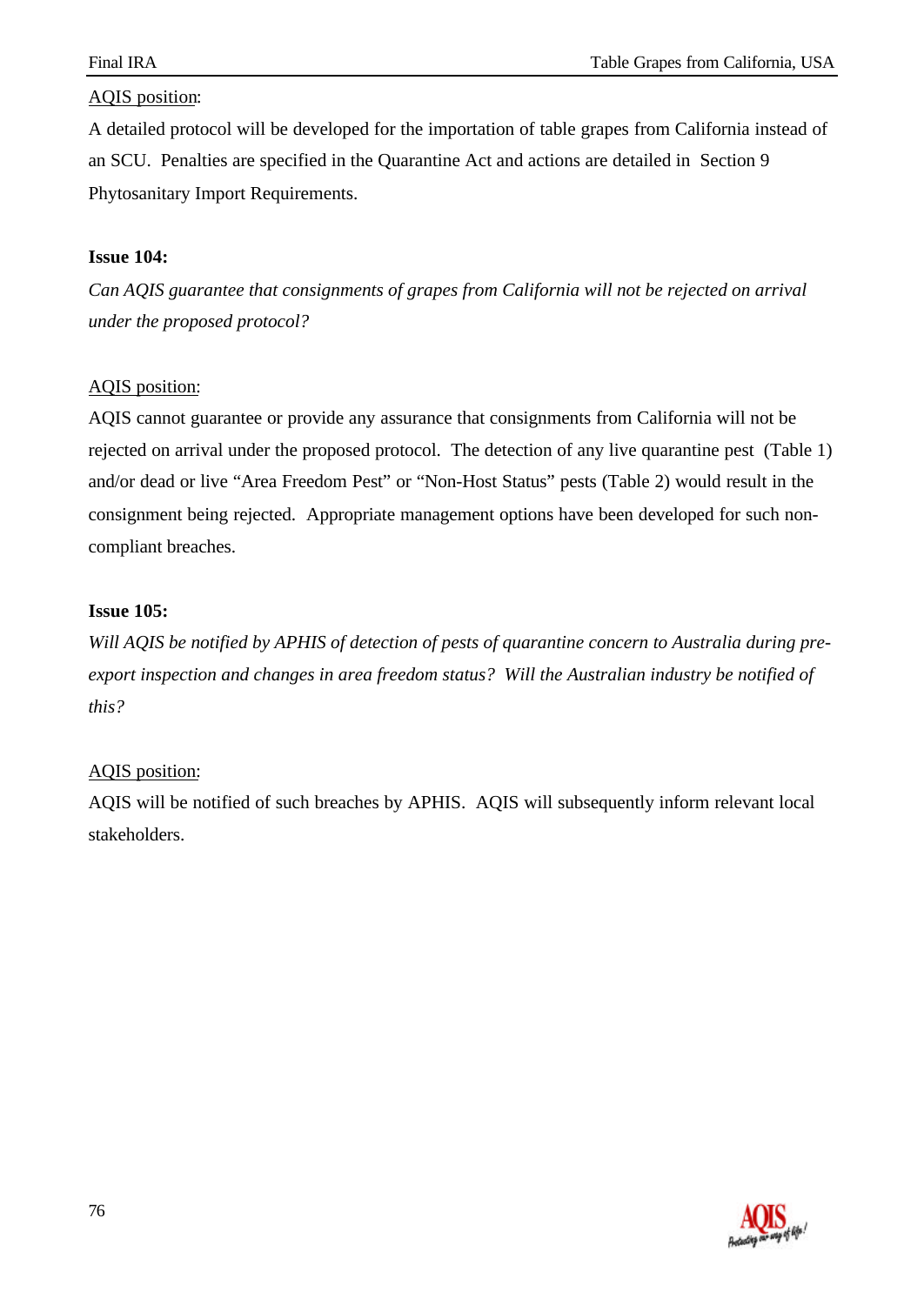AQIS position:

A detailed protocol will be developed for the importation of table grapes from California instead of an SCU. Penalties are specified in the Quarantine Act and actions are detailed in Section 9 Phytosanitary Import Requirements.

**Issue 104:**

*Can AQIS guarantee that consignments of grapes from California will not be rejected on arrival under the proposed protocol?*

AQIS position:

AQIS cannot guarantee or provide any assurance that consignments from California will not be rejected on arrival under the proposed protocol. The detection of any live quarantine pest (Table 1) and/or dead or live "Area Freedom Pest" or "Non-Host Status" pests (Table 2) would result in the consignment being rejected. Appropriate management options have been developed for such non-compliant breaches.

**Issue 105:**

*Will AQIS be notified by APHIS of detection of pests of quarantine concern to Australia during pre-export inspection and changes in area freedom status? Will the Australian industry be notified of this?*

AQIS position:

AQIS will be notified of such breaches by APHIS. AQIS will subsequently inform relevant local stakeholders.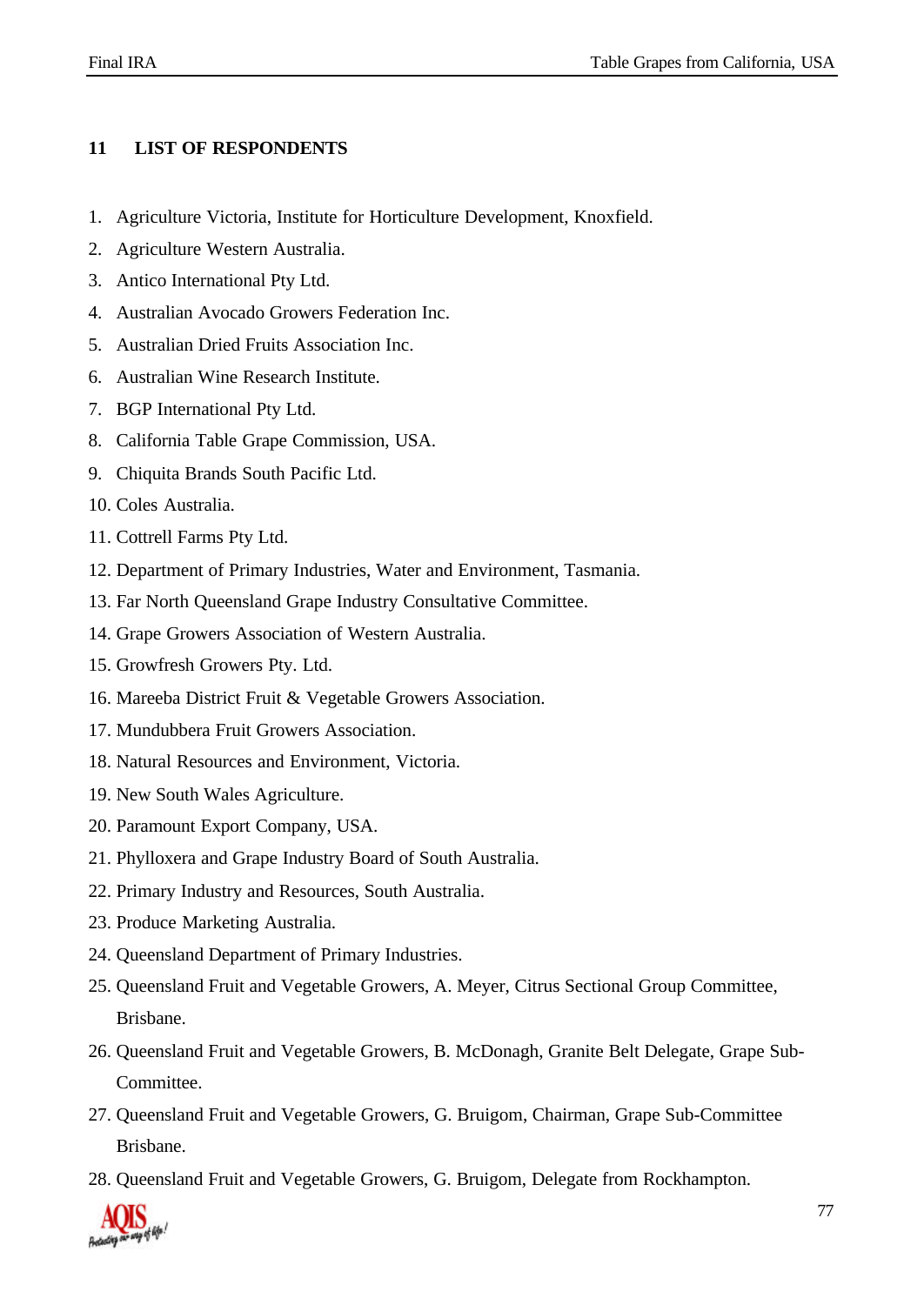## 11 LIST OF RESPONDENTS

1. Agriculture Victoria, Institute for Horticulture Development, Knoxfield.
2. Agriculture Western Australia.
3. Antico International Pty Ltd.
4. Australian Avocado Growers Federation Inc.
5. Australian Dried Fruits Association Inc.
6. Australian Wine Research Institute.
7. BGP International Pty Ltd.
8. California Table Grape Commission, USA.
9. Chiquita Brands South Pacific Ltd.
10. Coles Australia.
11. Cottrell Farms Pty Ltd.
12. Department of Primary Industries, Water and Environment, Tasmania.
13. Far North Queensland Grape Industry Consultative Committee.
14. Grape Growers Association of Western Australia.
15. Growfresh Growers Pty. Ltd.
16. Mareeba District Fruit & Vegetable Growers Association.
17. Mundubbera Fruit Growers Association.
18. Natural Resources and Environment, Victoria.
19. New South Wales Agriculture.
20. Paramount Export Company, USA.
21. Phylloxera and Grape Industry Board of South Australia.
22. Primary Industry and Resources, South Australia.
23. Produce Marketing Australia.
24. Queensland Department of Primary Industries.
25. Queensland Fruit and Vegetable Growers, A. Meyer, Citrus Sectional Group Committee, Brisbane.
26. Queensland Fruit and Vegetable Growers, B. McDonagh, Granite Belt Delegate, Grape Sub-Committee.
27. Queensland Fruit and Vegetable Growers, G. Bruigom, Chairman, Grape Sub-Committee Brisbane.
28. Queensland Fruit and Vegetable Growers, G. Bruigom, Delegate from Rockhampton.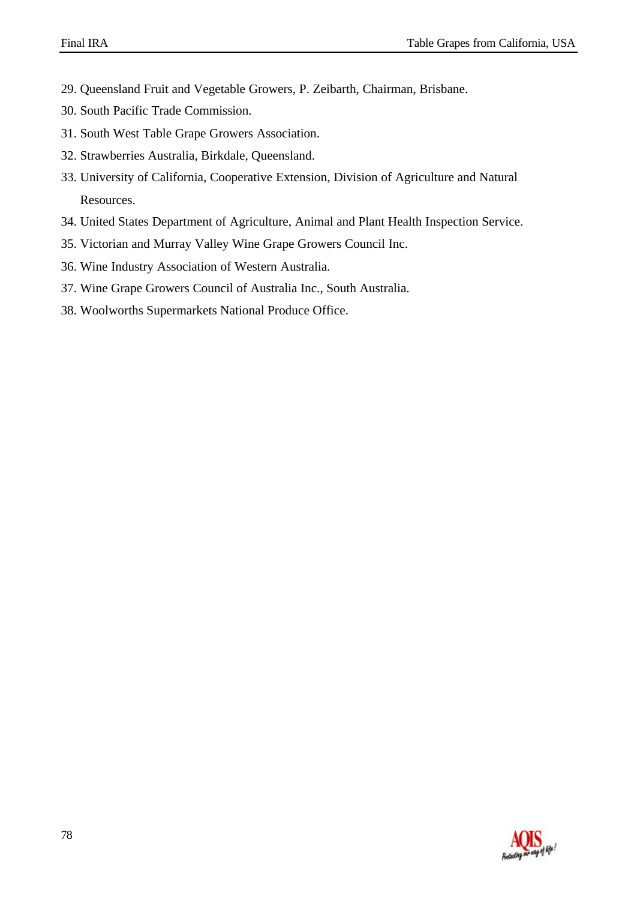29. Queensland Fruit and Vegetable Growers, P. Zeibarth, Chairman, Brisbane.
30. South Pacific Trade Commission.
31. South West Table Grape Growers Association.
32. Strawberries Australia, Birkdale, Queensland.
33. University of California, Cooperative Extension, Division of Agriculture and Natural Resources.
34. United States Department of Agriculture, Animal and Plant Health Inspection Service.
35. Victorian and Murray Valley Wine Grape Growers Council Inc.
36. Wine Industry Association of Western Australia.
37. Wine Grape Growers Council of Australia Inc., South Australia.
38. Woolworths Supermarkets National Produce Office.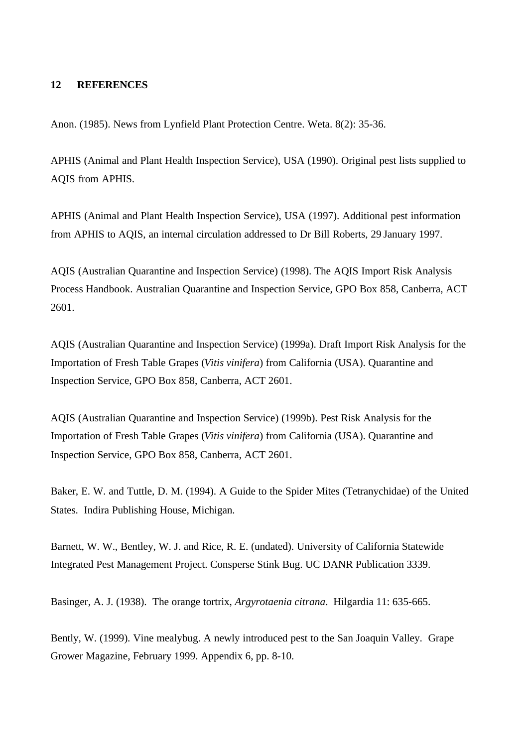## 12 REFERENCES

Anon. (1985). News from Lynfield Plant Protection Centre. Weta. 8(2): 35-36.

APHIS (Animal and Plant Health Inspection Service), USA (1990). Original pest lists supplied to AQIS from APHIS.

APHIS (Animal and Plant Health Inspection Service), USA (1997). Additional pest information from APHIS to AQIS, an internal circulation addressed to Dr Bill Roberts, 29 January 1997.

AQIS (Australian Quarantine and Inspection Service) (1998). The AQIS Import Risk Analysis Process Handbook. Australian Quarantine and Inspection Service, GPO Box 858, Canberra, ACT 2601.

AQIS (Australian Quarantine and Inspection Service) (1999a). Draft Import Risk Analysis for the Importation of Fresh Table Grapes (*Vitis vinifera*) from California (USA). Quarantine and Inspection Service, GPO Box 858, Canberra, ACT 2601.

AQIS (Australian Quarantine and Inspection Service) (1999b). Pest Risk Analysis for the Importation of Fresh Table Grapes (*Vitis vinifera*) from California (USA). Quarantine and Inspection Service, GPO Box 858, Canberra, ACT 2601.

Baker, E. W. and Tuttle, D. M. (1994). A Guide to the Spider Mites (Tetranychidae) of the United States. Indira Publishing House, Michigan.

Barnett, W. W., Bentley, W. J. and Rice, R. E. (undated). University of California Statewide Integrated Pest Management Project. Consperse Stink Bug. UC DANR Publication 3339.

Basinger, A. J. (1938). The orange tortrix, *Argyrotaenia citrana*. Hilgardia 11: 635-665.

Bently, W. (1999). Vine mealybug. A newly introduced pest to the San Joaquin Valley. Grape Grower Magazine, February 1999. Appendix 6, pp. 8-10.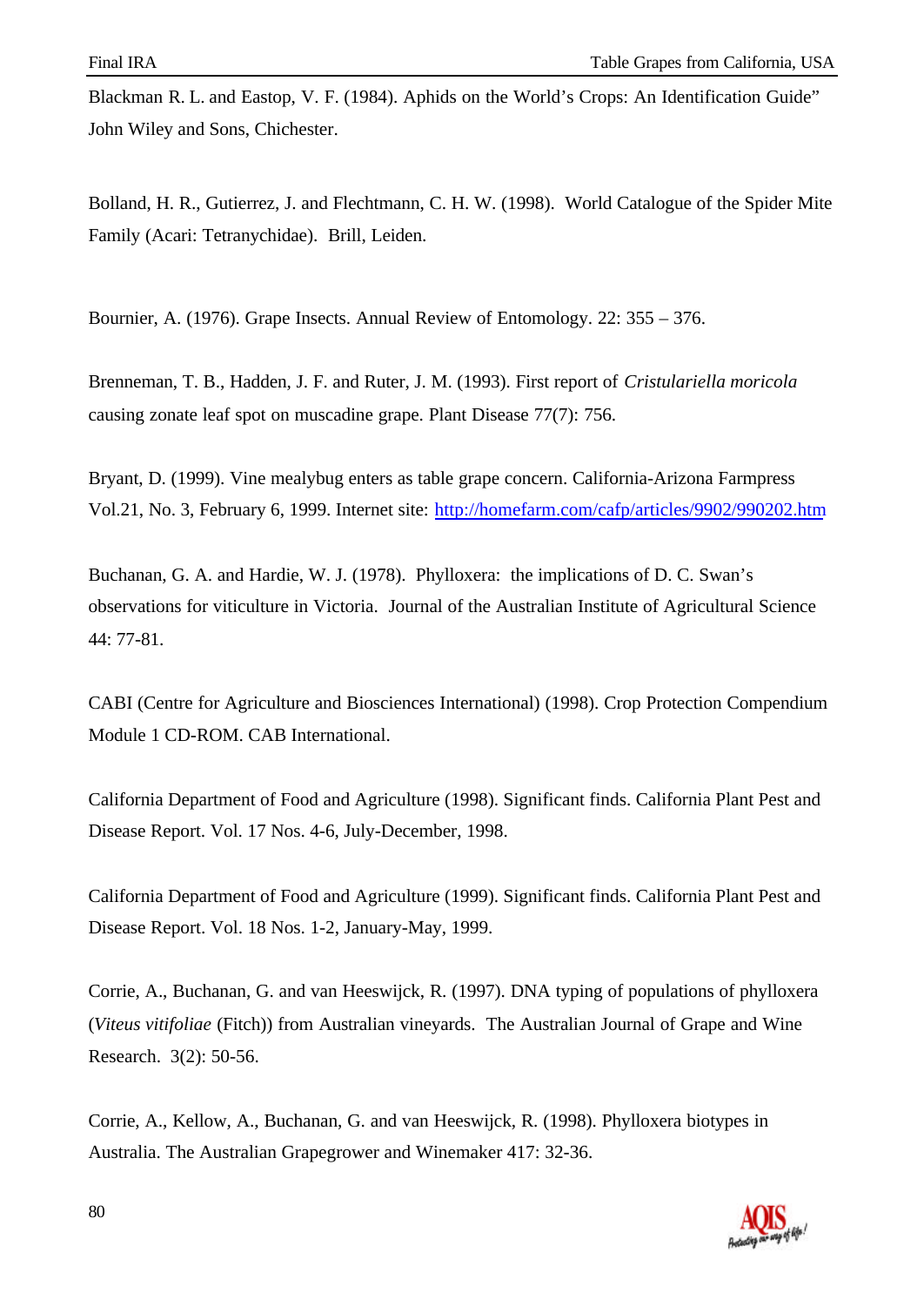Blackman R. L. and Eastop, V. F. (1984). Aphids on the World's Crops: An Identification Guide" John Wiley and Sons, Chichester.

Bolland, H. R., Gutierrez, J. and Flechtmann, C. H. W. (1998). World Catalogue of the Spider Mite Family (Acari: Tetranychidae). Brill, Leiden.

Bournier, A. (1976). Grape Insects. Annual Review of Entomology. 22: 355 – 376.

Brenneman, T. B., Hadden, J. F. and Ruter, J. M. (1993). First report of *Cristulariella moricola* causing zonate leaf spot on muscadine grape. Plant Disease 77(7): 756.

Bryant, D. (1999). Vine mealybug enters as table grape concern. California-Arizona Farmpress Vol.21, No. 3, February 6, 1999. Internet site: http://homefarm.com/cafp/articles/9902/990202.htm

Buchanan, G. A. and Hardie, W. J. (1978). Phylloxera: the implications of D. C. Swan's observations for viticulture in Victoria. Journal of the Australian Institute of Agricultural Science 44: 77-81.

CABI (Centre for Agriculture and Biosciences International) (1998). Crop Protection Compendium Module 1 CD-ROM. CAB International.

California Department of Food and Agriculture (1998). Significant finds. California Plant Pest and Disease Report. Vol. 17 Nos. 4-6, July-December, 1998.

California Department of Food and Agriculture (1999). Significant finds. California Plant Pest and Disease Report. Vol. 18 Nos. 1-2, January-May, 1999.

Corrie, A., Buchanan, G. and van Heeswijck, R. (1997). DNA typing of populations of phylloxera (*Viteus vitifoliae* (Fitch)) from Australian vineyards. The Australian Journal of Grape and Wine Research. 3(2): 50-56.

Corrie, A., Kellow, A., Buchanan, G. and van Heeswijck, R. (1998). Phylloxera biotypes in Australia. The Australian Grapegrower and Winemaker 417: 32-36.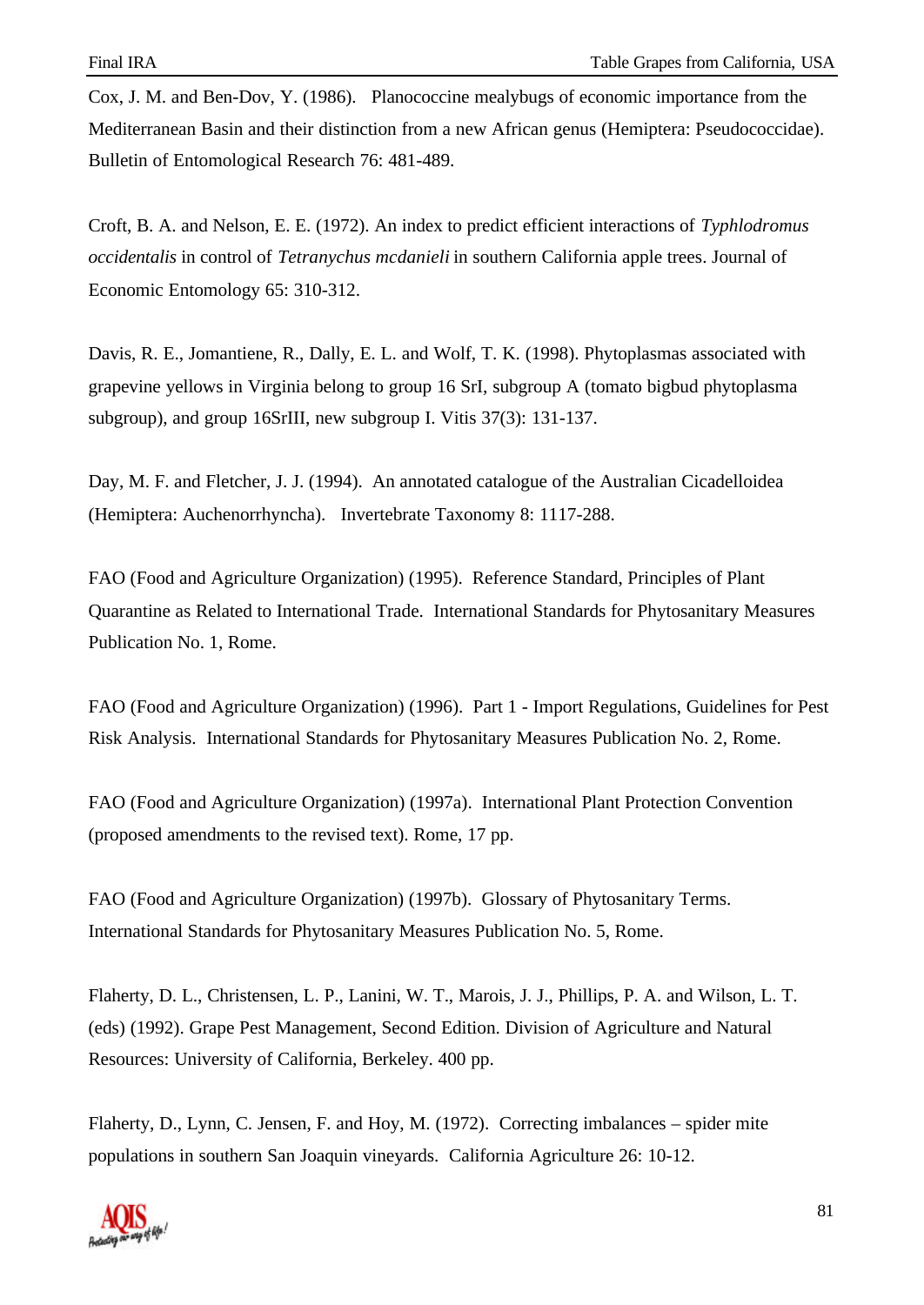Cox, J. M. and Ben-Dov, Y. (1986). Planococcine mealybugs of economic importance from the Mediterranean Basin and their distinction from a new African genus (Hemiptera: Pseudococcidae). Bulletin of Entomological Research 76: 481-489.

Croft, B. A. and Nelson, E. E. (1972). An index to predict efficient interactions of *Typhlodromus occidentalis* in control of *Tetranychus mcdanieli* in southern California apple trees. Journal of Economic Entomology 65: 310-312.

Davis, R. E., Jomantiene, R., Dally, E. L. and Wolf, T. K. (1998). Phytoplasmas associated with grapevine yellows in Virginia belong to group 16 SrI, subgroup A (tomato bigbud phytoplasma subgroup), and group 16SrIII, new subgroup I. Vitis 37(3): 131-137.

Day, M. F. and Fletcher, J. J. (1994). An annotated catalogue of the Australian Cicadelloidea (Hemiptera: Auchenorrhyncha). Invertebrate Taxonomy 8: 1117-288.

FAO (Food and Agriculture Organization) (1995). Reference Standard, Principles of Plant Quarantine as Related to International Trade. International Standards for Phytosanitary Measures Publication No. 1, Rome.

FAO (Food and Agriculture Organization) (1996). Part 1 - Import Regulations, Guidelines for Pest Risk Analysis. International Standards for Phytosanitary Measures Publication No. 2, Rome.

FAO (Food and Agriculture Organization) (1997a). International Plant Protection Convention (proposed amendments to the revised text). Rome, 17 pp.

FAO (Food and Agriculture Organization) (1997b). Glossary of Phytosanitary Terms. International Standards for Phytosanitary Measures Publication No. 5, Rome.

Flaherty, D. L., Christensen, L. P., Lanini, W. T., Marois, J. J., Phillips, P. A. and Wilson, L. T. (eds) (1992). Grape Pest Management, Second Edition. Division of Agriculture and Natural Resources: University of California, Berkeley. 400 pp.

Flaherty, D., Lynn, C. Jensen, F. and Hoy, M. (1972). Correcting imbalances – spider mite populations in southern San Joaquin vineyards. California Agriculture 26: 10-12.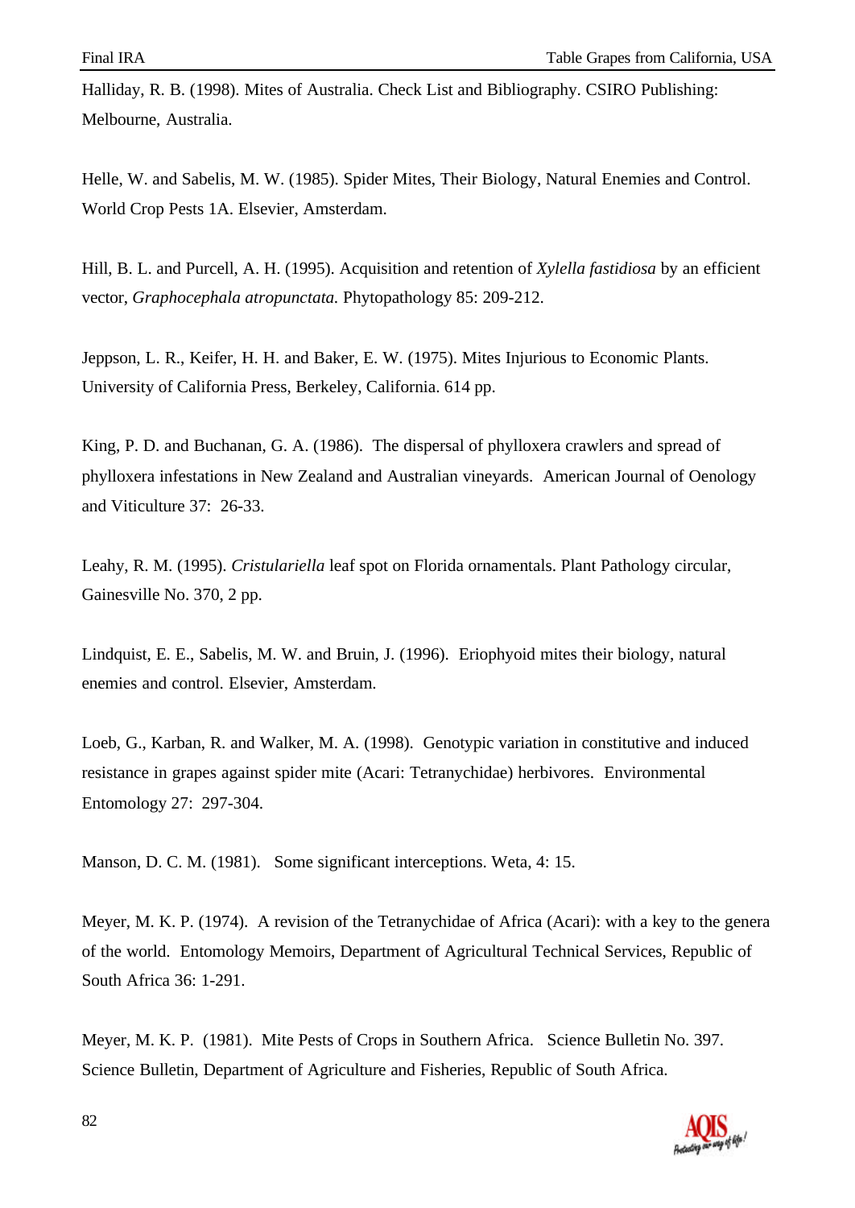Halliday, R. B. (1998). Mites of Australia. Check List and Bibliography. CSIRO Publishing: Melbourne, Australia.

Helle, W. and Sabelis, M. W. (1985). Spider Mites, Their Biology, Natural Enemies and Control. World Crop Pests 1A. Elsevier, Amsterdam.

Hill, B. L. and Purcell, A. H. (1995). Acquisition and retention of *Xylella fastidiosa* by an efficient vector, *Graphocephala atropunctata.* Phytopathology 85: 209-212.

Jeppson, L. R., Keifer, H. H. and Baker, E. W. (1975). Mites Injurious to Economic Plants. University of California Press, Berkeley, California. 614 pp.

King, P. D. and Buchanan, G. A. (1986). The dispersal of phylloxera crawlers and spread of phylloxera infestations in New Zealand and Australian vineyards. American Journal of Oenology and Viticulture 37: 26-33.

Leahy, R. M. (1995). *Cristulariella* leaf spot on Florida ornamentals. Plant Pathology circular, Gainesville No. 370, 2 pp.

Lindquist, E. E., Sabelis, M. W. and Bruin, J. (1996). Eriophyoid mites their biology, natural enemies and control. Elsevier, Amsterdam.

Loeb, G., Karban, R. and Walker, M. A. (1998). Genotypic variation in constitutive and induced resistance in grapes against spider mite (Acari: Tetranychidae) herbivores. Environmental Entomology 27: 297-304.

Manson, D. C. M. (1981). Some significant interceptions. Weta, 4: 15.

Meyer, M. K. P. (1974). A revision of the Tetranychidae of Africa (Acari): with a key to the genera of the world. Entomology Memoirs, Department of Agricultural Technical Services, Republic of South Africa 36: 1-291.

Meyer, M. K. P. (1981). Mite Pests of Crops in Southern Africa. Science Bulletin No. 397. Science Bulletin, Department of Agriculture and Fisheries, Republic of South Africa.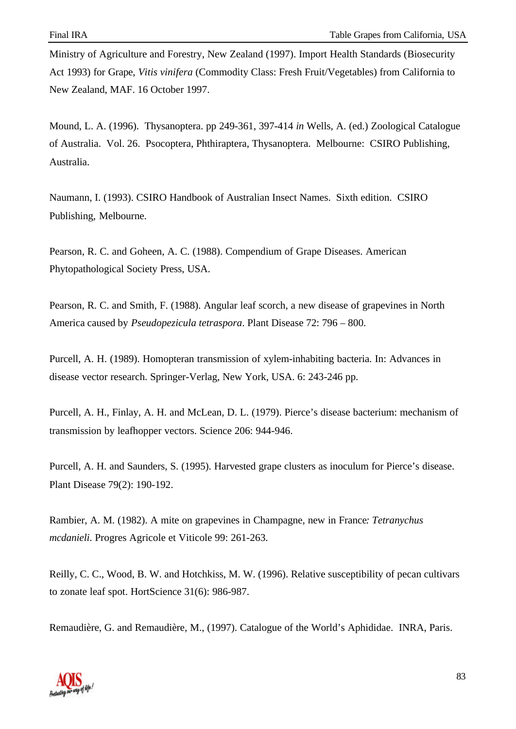Ministry of Agriculture and Forestry, New Zealand (1997). Import Health Standards (Biosecurity Act 1993) for Grape, *Vitis vinifera* (Commodity Class: Fresh Fruit/Vegetables) from California to New Zealand, MAF. 16 October 1997.

Mound, L. A. (1996). Thysanoptera. pp 249-361, 397-414 *in* Wells, A. (ed.) Zoological Catalogue of Australia. Vol. 26. Psocoptera, Phthiraptera, Thysanoptera. Melbourne: CSIRO Publishing, Australia.

Naumann, I. (1993). CSIRO Handbook of Australian Insect Names. Sixth edition. CSIRO Publishing, Melbourne.

Pearson, R. C. and Goheen, A. C. (1988). Compendium of Grape Diseases. American Phytopathological Society Press, USA.

Pearson, R. C. and Smith, F. (1988). Angular leaf scorch, a new disease of grapevines in North America caused by *Pseudopezicula tetraspora*. Plant Disease 72: 796 – 800.

Purcell, A. H. (1989). Homopteran transmission of xylem-inhabiting bacteria. In: Advances in disease vector research. Springer-Verlag, New York, USA. 6: 243-246 pp.

Purcell, A. H., Finlay, A. H. and McLean, D. L. (1979). Pierce's disease bacterium: mechanism of transmission by leafhopper vectors. Science 206: 944-946.

Purcell, A. H. and Saunders, S. (1995). Harvested grape clusters as inoculum for Pierce's disease. Plant Disease 79(2): 190-192.

Rambier, A. M. (1982). A mite on grapevines in Champagne, new in France*: Tetranychus mcdanieli*. Progres Agricole et Viticole 99: 261-263.

Reilly, C. C., Wood, B. W. and Hotchkiss, M. W. (1996). Relative susceptibility of pecan cultivars to zonate leaf spot. HortScience 31(6): 986-987.

Remaudière, G. and Remaudière, M., (1997). Catalogue of the World's Aphididae. INRA, Paris.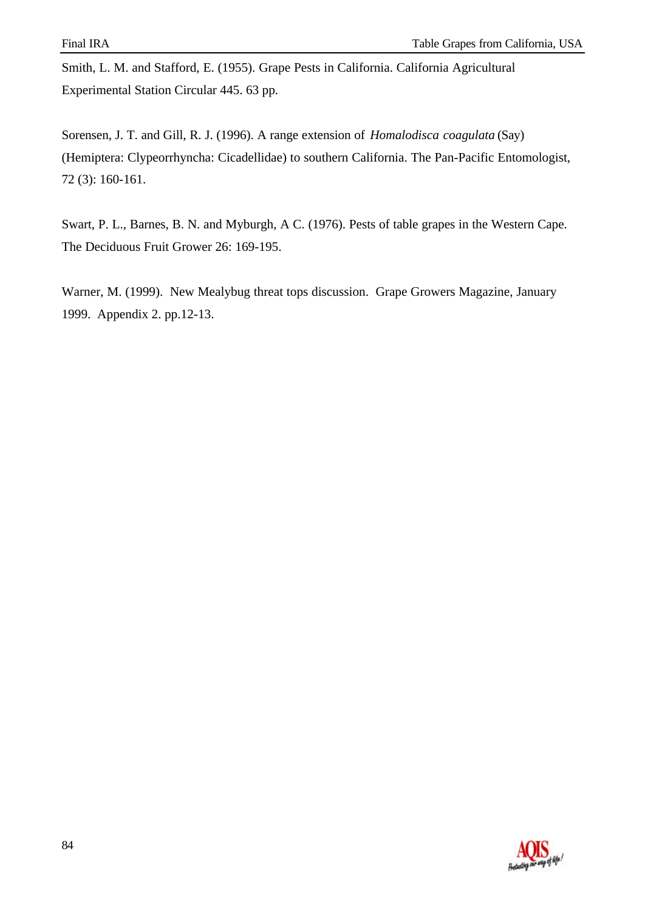Smith, L. M. and Stafford, E. (1955). Grape Pests in California. California Agricultural Experimental Station Circular 445. 63 pp.

Sorensen, J. T. and Gill, R. J. (1996). A range extension of *Homalodisca coagulata* (Say) (Hemiptera: Clypeorrhyncha: Cicadellidae) to southern California. The Pan-Pacific Entomologist, 72 (3): 160-161.

Swart, P. L., Barnes, B. N. and Myburgh, A C. (1976). Pests of table grapes in the Western Cape. The Deciduous Fruit Grower 26: 169-195.

Warner, M. (1999). New Mealybug threat tops discussion. Grape Growers Magazine, January 1999. Appendix 2. pp.12-13.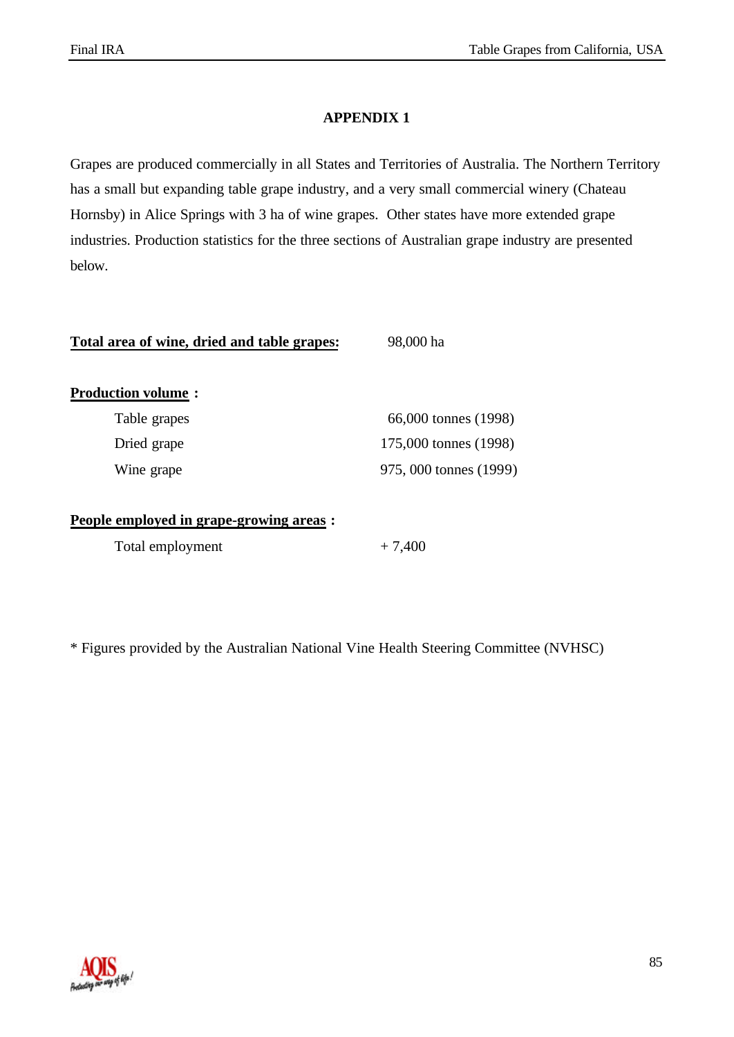# APPENDIX 1

Grapes are produced commercially in all States and Territories of Australia. The Northern Territory has a small but expanding table grape industry, and a very small commercial winery (Chateau Hornsby) in Alice Springs with 3 ha of wine grapes.  Other states have more extended grape industries. Production statistics for the three sections of Australian grape industry are presented below.

**Total area of wine, dried and table grapes:** 98,000 ha

**Production volume :**

| | |
|---|---|
| Table grapes | 66,000 tonnes (1998) |
| Dried grape | 175,000 tonnes (1998) |
| Wine grape | 975, 000 tonnes (1999) |

**People employed in grape-growing areas :**

| | |
|---|---|
| Total employment | + 7,400 |

* Figures provided by the Australian National Vine Health Steering Committee (NVHSC)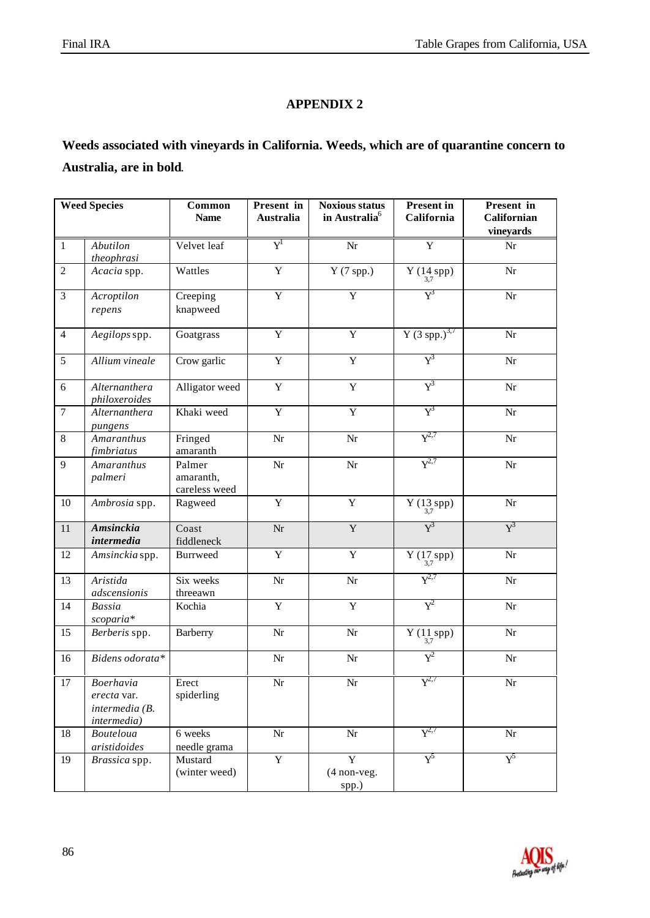## APPENDIX 2

**Weeds associated with vineyards in California. Weeds, which are of quarantine concern to Australia, are in bold.**

| Weed Species | | Common Name | Present in Australia | Noxious status in Australia[6] | Present in California | Present in Californian vineyards |
|---|---|---|---|---|---|---|
| 1 | *Abutilon theophrasi* | Velvet leaf | Y[1] | Nr | Y | Nr |
| 2 | *Acacia* spp. | Wattles | Y | Y (7 spp.) | Y (14 spp) [3,7] | Nr |
| 3 | *Acroptilon repens* | Creeping knapweed | Y | Y | Y[3] | Nr |
| 4 | *Aegilops* spp. | Goatgrass | Y | Y | Y (3 spp.)[3,7] | Nr |
| 5 | *Allium vineale* | Crow garlic | Y | Y | Y[3] | Nr |
| 6 | *Alternanthera philoxeroides* | Alligator weed | Y | Y | Y[3] | Nr |
| 7 | *Alternanthera pungens* | Khaki weed | Y | Y | Y[3] | Nr |
| 8 | *Amaranthus fimbriatus* | Fringed amaranth | Nr | Nr | Y[2,7] | Nr |
| 9 | *Amaranthus palmeri* | Palmer amaranth, careless weed | Nr | Nr | Y[2,7] | Nr |
| 10 | *Ambrosia* spp. | Ragweed | Y | Y | Y (13 spp) [3,7] | Nr |
| 11 | ***Amsinckia intermedia*** | Coast fiddleneck | Nr | Y | Y[3] | Y[3] |
| 12 | *Amsinckia* spp. | Burrweed | Y | Y | Y (17 spp) [3,7] | Nr |
| 13 | *Aristida adscensionis* | Six weeks threeawn | Nr | Nr | Y[2,7] | Nr |
| 14 | *Bassia scoparia** | Kochia | Y | Y | Y[2] | Nr |
| 15 | *Berberis* spp. | Barberry | Nr | Nr | Y (11 spp) [3,7] | Nr |
| 16 | *Bidens odorata** | | Nr | Nr | Y[2] | Nr |
| 17 | *Boerhavia erecta* var. *intermedia (B. intermedia)* | Erect spiderling | Nr | Nr | Y[2,7] | Nr |
| 18 | *Bouteloua aristidoides* | 6 weeks needle grama | Nr | Nr | Y[2,7] | Nr |
| 19 | *Brassica* spp. | Mustard (winter weed) | Y | Y (4 non-veg. spp.) | Y[5] | Y[5] |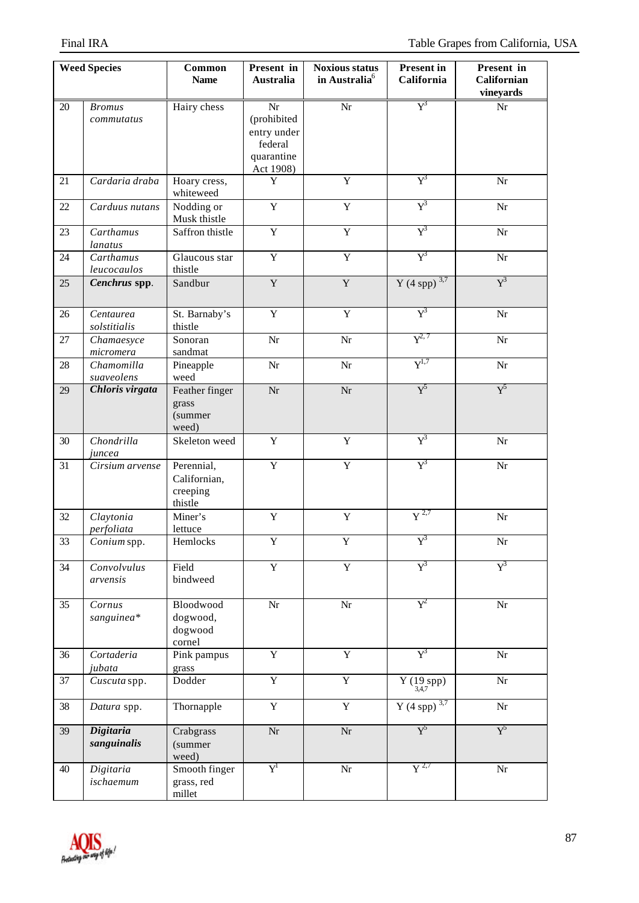| | Weed Species | Common Name | Present in Australia | Noxious status in Australia[6] | Present in California | Present in Californian vineyards |
|---|---|---|---|---|---|---|
| 20 | *Bromus commutatus* | Hairy chess | Nr (prohibited entry under federal quarantine Act 1908) | Nr | Y[3] | Nr |
| 21 | *Cardaria draba* | Hoary cress, whiteweed | Y | Y | Y[3] | Nr |
| 22 | *Carduus nutans* | Nodding or Musk thistle | Y | Y | Y[3] | Nr |
| 23 | *Carthamus lanatus* | Saffron thistle | Y | Y | Y[3] | Nr |
| 24 | *Carthamus leucocaulos* | Glaucous star thistle | Y | Y | Y[3] | Nr |
| 25 | ***Cenchrus* spp.** | Sandbur | Y | Y | Y (4 spp) [3,7] | Y[3] |
| 26 | *Centaurea solstitialis* | St. Barnaby's thistle | Y | Y | Y[3] | Nr |
| 27 | *Chamaesyce micromera* | Sonoran sandmat | Nr | Nr | Y[2,7] | Nr |
| 28 | *Chamomilla suaveolens* | Pineapple weed | Nr | Nr | Y[1,7] | Nr |
| 29 | ***Chloris virgata*** | Feather finger grass (summer weed) | Nr | Nr | Y[5] | Y[5] |
| 30 | *Chondrilla juncea* | Skeleton weed | Y | Y | Y[3] | Nr |
| 31 | *Cirsium arvense* | Perennial, Californian, creeping thistle | Y | Y | Y[3] | Nr |
| 32 | *Claytonia perfoliata* | Miner's lettuce | Y | Y | Y [2,7] | Nr |
| 33 | *Conium* spp. | Hemlocks | Y | Y | Y[3] | Nr |
| 34 | *Convolvulus arvensis* | Field bindweed | Y | Y | Y[3] | Y[3] |
| 35 | *Cornus sanguinea** | Bloodwood dogwood, dogwood cornel | Nr | Nr | Y[2] | Nr |
| 36 | *Cortaderia jubata* | Pink pampus grass | Y | Y | Y[3] | Nr |
| 37 | *Cuscuta* spp. | Dodder | Y | Y | Y (19 spp) [3,4,7] | Nr |
| 38 | *Datura* spp. | Thornapple | Y | Y | Y (4 spp) [3,7] | Nr |
| 39 | ***Digitaria sanguinalis*** | Crabgrass (summer weed) | Nr | Nr | Y[5] | Y[5] |
| 40 | *Digitaria ischaemum* | Smooth finger grass, red millet | Y[1] | Nr | Y [2,7] | Nr |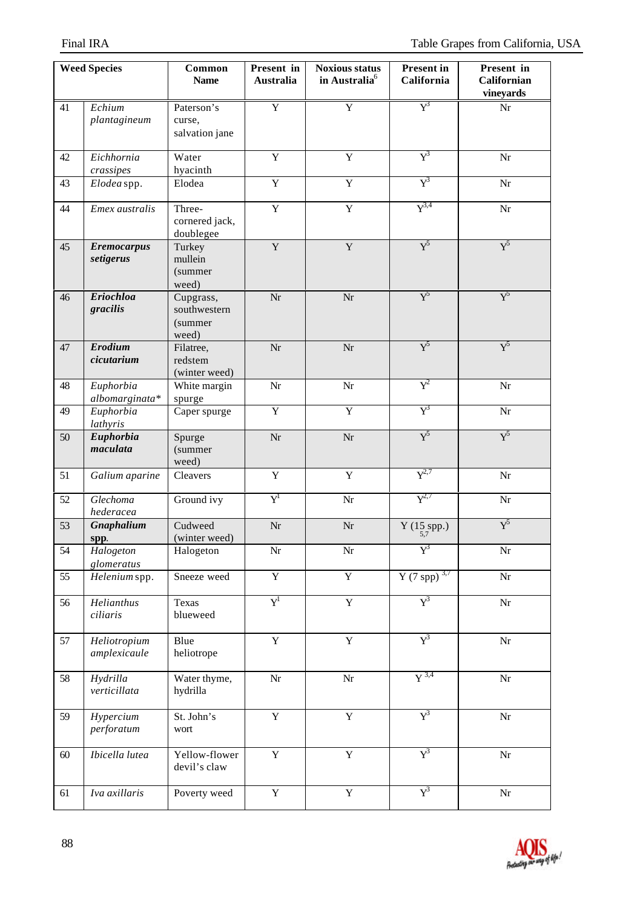| Weed Species | | Common Name | Present in Australia | Noxious status in Australia[6] | Present in California | Present in Californian vineyards |
|---|---|---|---|---|---|---|
| 41 | *Echium plantagineum* | Paterson's curse, salvation jane | Y | Y | Y[3] | Nr |
| 42 | *Eichhornia crassipes* | Water hyacinth | Y | Y | Y[3] | Nr |
| 43 | *Elodea* spp. | Elodea | Y | Y | Y[3] | Nr |
| 44 | *Emex australis* | Three-cornered jack, doublegee | Y | Y | Y[3,4] | Nr |
| 45 | ***Eremocarpus setigerus*** | Turkey mullein (summer weed) | Y | Y | Y[5] | Y[5] |
| 46 | ***Eriochloa gracilis*** | Cupgrass, southwestern (summer weed) | Nr | Nr | Y[5] | Y[5] |
| 47 | ***Erodium cicutarium*** | Filatree, redstem (winter weed) | Nr | Nr | Y[5] | Y[5] |
| 48 | *Euphorbia albomarginata\** | White margin spurge | Nr | Nr | Y[2] | Nr |
| 49 | *Euphorbia lathyris* | Caper spurge | Y | Y | Y[3] | Nr |
| 50 | ***Euphorbia maculata*** | Spurge (summer weed) | Nr | Nr | Y[5] | Y[5] |
| 51 | *Galium aparine* | Cleavers | Y | Y | Y[2,7] | Nr |
| 52 | *Glechoma hederacea* | Ground ivy | Y[1] | Nr | Y[2,7] | Nr |
| 53 | ***Gnaphalium* spp.** | Cudweed (winter weed) | Nr | Nr | Y (15 spp.)[5,7] | Y[5] |
| 54 | *Halogeton glomeratus* | Halogeton | Nr | Nr | Y[3] | Nr |
| 55 | *Helenium* spp. | Sneeze weed | Y | Y | Y (7 spp)[3,7] | Nr |
| 56 | *Helianthus ciliaris* | Texas blueweed | Y[1] | Y | Y[3] | Nr |
| 57 | *Heliotropium amplexicaule* | Blue heliotrope | Y | Y | Y[3] | Nr |
| 58 | *Hydrilla verticillata* | Water thyme, hydrilla | Nr | Nr | Y[3,4] | Nr |
| 59 | *Hypercium perforatum* | St. John's wort | Y | Y | Y[3] | Nr |
| 60 | *Ibicella lutea* | Yellow-flower devil's claw | Y | Y | Y[3] | Nr |
| 61 | *Iva axillaris* | Poverty weed | Y | Y | Y[3] | Nr |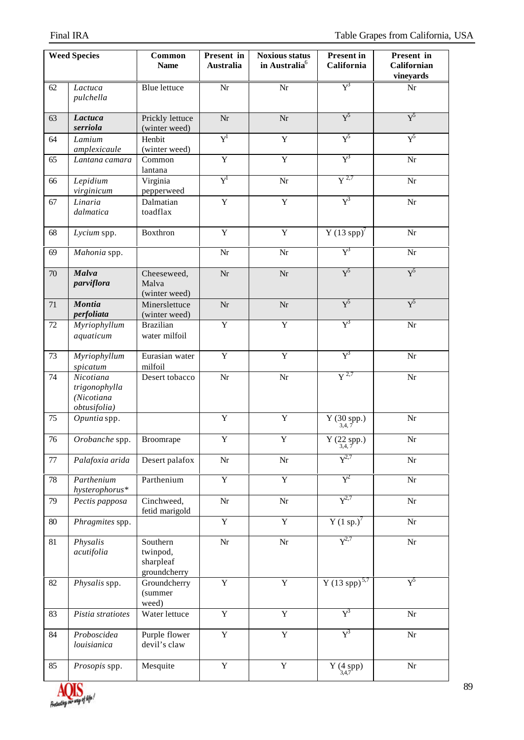| Weed Species | | Common Name | Present in Australia | Noxious status in Australia[6] | Present in California | Present in Californian vineyards |
|---|---|---|---|---|---|---|
| 62 | *Lactuca pulchella* | Blue lettuce | Nr | Nr | Y[3] | Nr |
| 63 | ***Lactuca serriola*** | Prickly lettuce (winter weed) | Nr | Nr | Y[5] | Y[5] |
| 64 | *Lamium amplexicaule* | Henbit (winter weed) | Y[1] | Y | Y[5] | Y[5] |
| 65 | *Lantana camara* | Common lantana | Y | Y | Y[3] | Nr |
| 66 | *Lepidium virginicum* | Virginia pepperweed | Y[1] | Nr | Y [2,7] | Nr |
| 67 | *Linaria dalmatica* | Dalmatian toadflax | Y | Y | Y[3] | Nr |
| 68 | *Lycium* spp. | Boxthron | Y | Y | Y (13 spp)[7] | Nr |
| 69 | *Mahonia* spp. | | Nr | Nr | Y[3] | Nr |
| 70 | ***Malva parviflora*** | Cheeseweed, Malva (winter weed) | Nr | Nr | Y[5] | Y[5] |
| 71 | ***Montia perfoliata*** | Minerslettuce (winter weed) | Nr | Nr | Y[5] | Y[5] |
| 72 | *Myriophyllum aquaticum* | Brazilian water milfoil | Y | Y | Y[3] | Nr |
| 73 | *Myriophyllum spicatum* | Eurasian water milfoil | Y | Y | Y[3] | Nr |
| 74 | *Nicotiana trigonophylla (Nicotiana obtusifolia)* | Desert tobacco | Nr | Nr | Y [2,7] | Nr |
| 75 | *Opuntia* spp. | | Y | Y | Y (30 spp.) [3,4,7] | Nr |
| 76 | *Orobanche* spp. | Broomrape | Y | Y | Y (22 spp.) [3,4,7] | Nr |
| 77 | *Palafoxia arida* | Desert palafox | Nr | Nr | Y[2,7] | Nr |
| 78 | *Parthenium hysterophorus** | Parthenium | Y | Y | Y[2] | Nr |
| 79 | *Pectis papposa* | Cinchweed, fetid marigold | Nr | Nr | Y[2,7] | Nr |
| 80 | *Phragmites* spp. | | Y | Y | Y (1 sp.)[7] | Nr |
| 81 | *Physalis acutifolia* | Southern twinpod, sharpleaf groundcherry | Nr | Nr | Y[2,7] | Nr |
| 82 | *Physalis* spp. | Groundcherry (summer weed) | Y | Y | Y (13 spp) [5,7] | Y[5] |
| 83 | *Pistia stratiotes* | Water lettuce | Y | Y | Y[3] | Nr |
| 84 | *Proboscidea louisianica* | Purple flower devil's claw | Y | Y | Y[3] | Nr |
| 85 | *Prosopis* spp. | Mesquite | Y | Y | Y (4 spp) [3,4,7] | Nr |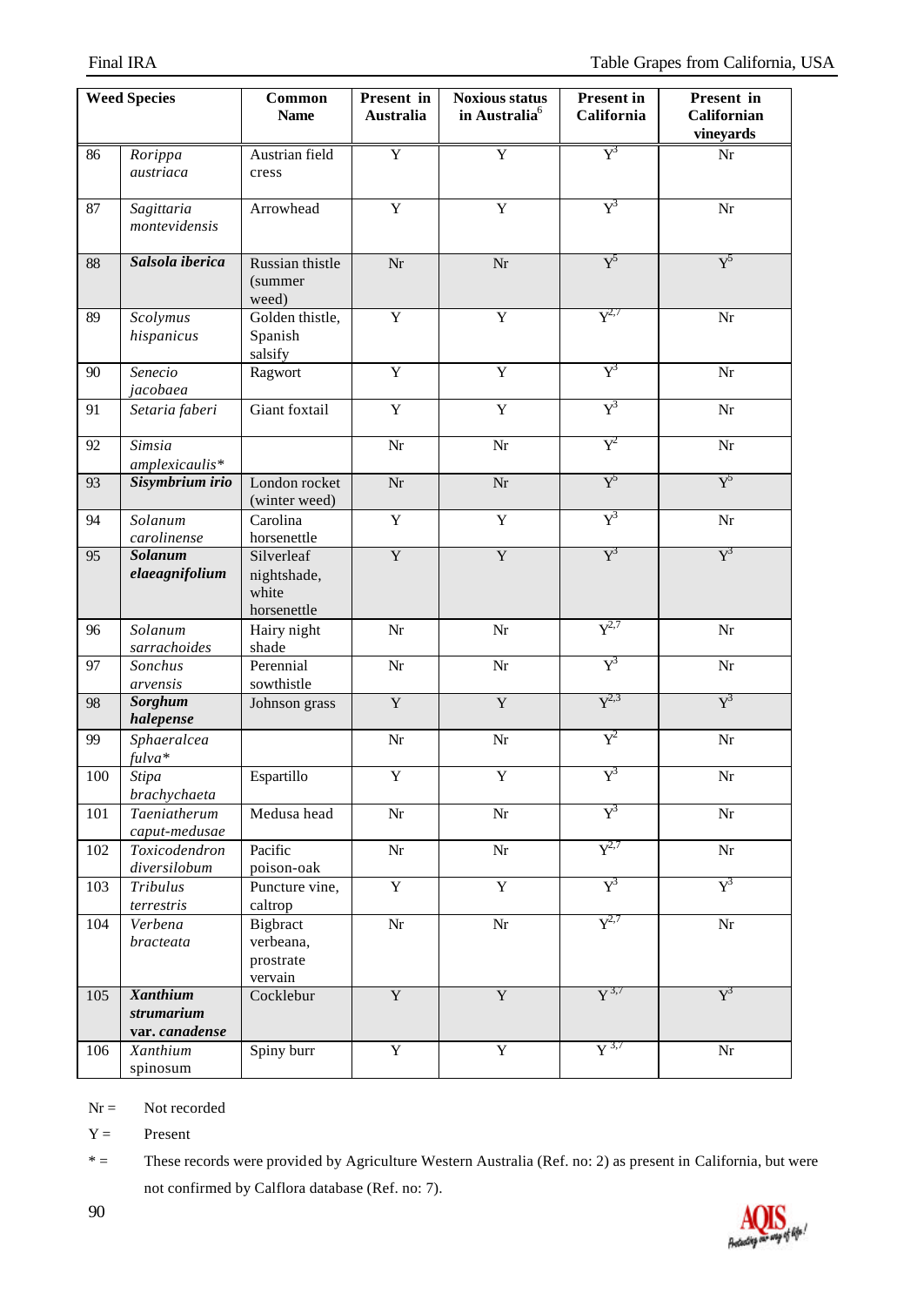| Weed Species | | Common Name | Present in Australia | Noxious status in Australia[6] | Present in California | Present in Californian vineyards |
|---|---|---|---|---|---|---|
| 86 | *Rorippa austriaca* | Austrian field cress | Y | Y | Y[3] | Nr |
| 87 | *Sagittaria montevidensis* | Arrowhead | Y | Y | Y[3] | Nr |
| 88 | ***Salsola iberica*** | Russian thistle (summer weed) | Nr | Nr | Y[5] | Y[5] |
| 89 | *Scolymus hispanicus* | Golden thistle, Spanish salsify | Y | Y | Y[2,7] | Nr |
| 90 | *Senecio jacobaea* | Ragwort | Y | Y | Y[3] | Nr |
| 91 | *Setaria faberi* | Giant foxtail | Y | Y | Y[3] | Nr |
| 92 | *Simsia amplexicaulis** | | Nr | Nr | Y[2] | Nr |
| 93 | ***Sisymbrium irio*** | London rocket (winter weed) | Nr | Nr | Y[5] | Y[5] |
| 94 | *Solanum carolinense* | Carolina horsenettle | Y | Y | Y[3] | Nr |
| 95 | ***Solanum elaeagnifolium*** | Silverleaf nightshade, white horsenettle | Y | Y | Y[3] | Y[3] |
| 96 | *Solanum sarrachoides* | Hairy night shade | Nr | Nr | Y[2,7] | Nr |
| 97 | *Sonchus arvensis* | Perennial sowthistle | Nr | Nr | Y[3] | Nr |
| 98 | ***Sorghum halepense*** | Johnson grass | Y | Y | Y[2,3] | Y[3] |
| 99 | *Sphaeralcea fulva** | | Nr | Nr | Y[2] | Nr |
| 100 | *Stipa brachychaeta* | Espartillo | Y | Y | Y[3] | Nr |
| 101 | *Taeniatherum caput-medusae* | Medusa head | Nr | Nr | Y[3] | Nr |
| 102 | *Toxicodendron diversilobum* | Pacific poison-oak | Nr | Nr | Y[2,7] | Nr |
| 103 | *Tribulus terrestris* | Puncture vine, caltrop | Y | Y | Y[3] | Y[3] |
| 104 | *Verbena bracteata* | Bigbract verbeana, prostrate vervain | Nr | Nr | Y[2,7] | Nr |
| 105 | ***Xanthium strumarium* var. *canadense*** | Cocklebur | Y | Y | Y[3,7] | Y[3] |
| 106 | *Xanthium* spinosum | Spiny burr | Y | Y | Y[3,7] | Nr |

Nr = Not recorded

Y = Present

* = These records were provided by Agriculture Western Australia (Ref. no: 2) as present in California, but were not confirmed by Calflora database (Ref. no: 7).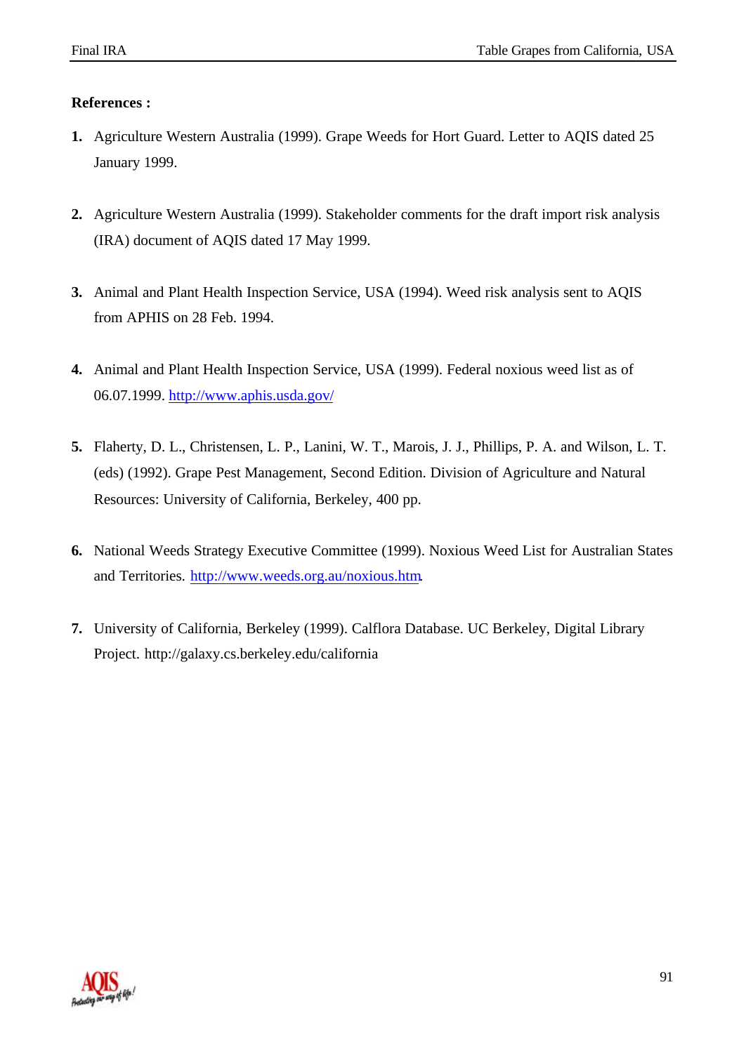**References :**

1. Agriculture Western Australia (1999). Grape Weeds for Hort Guard. Letter to AQIS dated 25 January 1999.

2. Agriculture Western Australia (1999). Stakeholder comments for the draft import risk analysis (IRA) document of AQIS dated 17 May 1999.

3. Animal and Plant Health Inspection Service, USA (1994). Weed risk analysis sent to AQIS from APHIS on 28 Feb. 1994.

4. Animal and Plant Health Inspection Service, USA (1999). Federal noxious weed list as of 06.07.1999. http://www.aphis.usda.gov/

5. Flaherty, D. L., Christensen, L. P., Lanini, W. T., Marois, J. J., Phillips, P. A. and Wilson, L. T. (eds) (1992). Grape Pest Management, Second Edition. Division of Agriculture and Natural Resources: University of California, Berkeley, 400 pp.

6. National Weeds Strategy Executive Committee (1999). Noxious Weed List for Australian States and Territories. http://www.weeds.org.au/noxious.htm.

7. University of California, Berkeley (1999). Calflora Database. UC Berkeley, Digital Library Project. http://galaxy.cs.berkeley.edu/california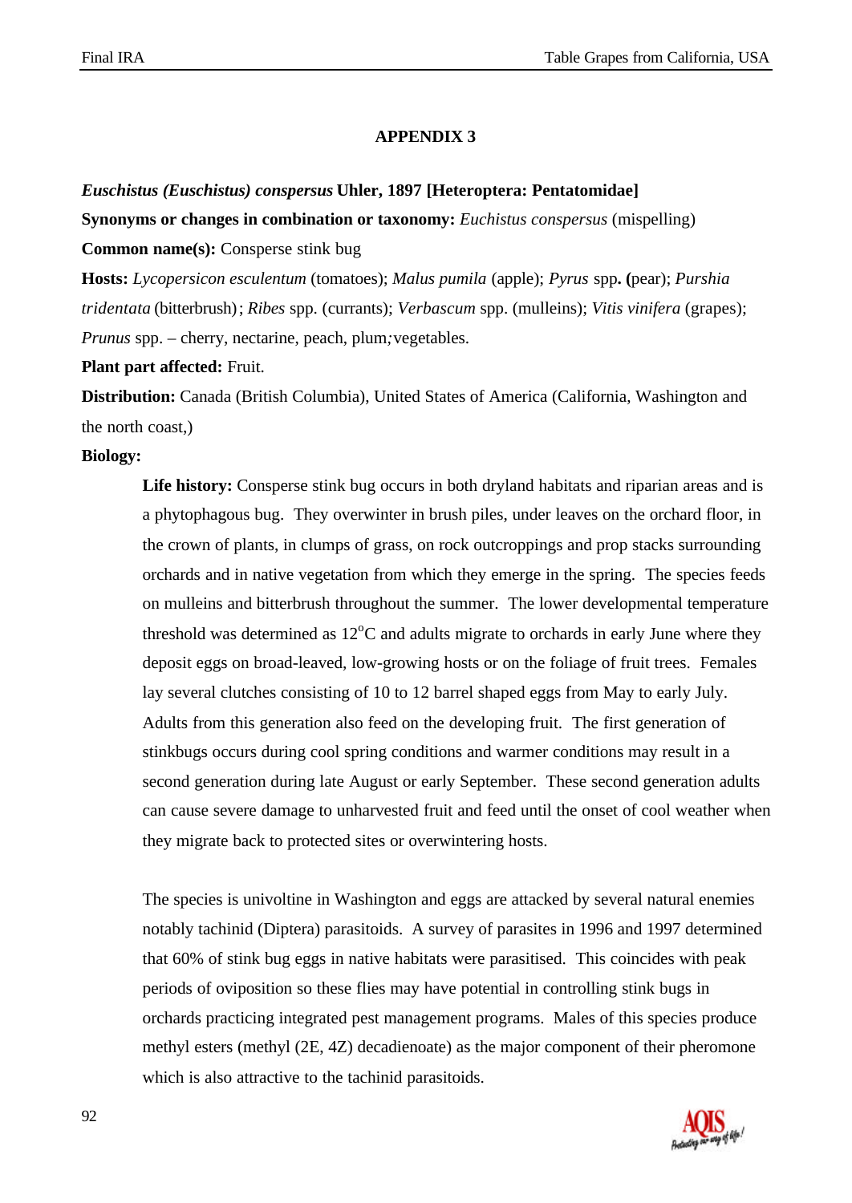## APPENDIX 3

***Euschistus (Euschistus) conspersus* Uhler, 1897 [Heteroptera: Pentatomidae]**

**Synonyms or changes in combination or taxonomy:** *Euchistus conspersus* (mispelling)

**Common name(s):** Consperse stink bug

**Hosts:** *Lycopersicon esculentum* (tomatoes); *Malus pumila* (apple); *Pyrus* spp**. (**pear); *Purshia tridentata* (bitterbrush); *Ribes* spp. (currants); *Verbascum* spp. (mulleins); *Vitis vinifera* (grapes); *Prunus* spp. – cherry, nectarine, peach, plum*;* vegetables.

**Plant part affected:** Fruit.

**Distribution:** Canada (British Columbia), United States of America (California, Washington and the north coast,)

**Biology:**

> **Life history:** Consperse stink bug occurs in both dryland habitats and riparian areas and is a phytophagous bug. They overwinter in brush piles, under leaves on the orchard floor, in the crown of plants, in clumps of grass, on rock outcroppings and prop stacks surrounding orchards and in native vegetation from which they emerge in the spring. The species feeds on mulleins and bitterbrush throughout the summer. The lower developmental temperature threshold was determined as 12°C and adults migrate to orchards in early June where they deposit eggs on broad-leaved, low-growing hosts or on the foliage of fruit trees. Females lay several clutches consisting of 10 to 12 barrel shaped eggs from May to early July. Adults from this generation also feed on the developing fruit. The first generation of stinkbugs occurs during cool spring conditions and warmer conditions may result in a second generation during late August or early September. These second generation adults can cause severe damage to unharvested fruit and feed until the onset of cool weather when they migrate back to protected sites or overwintering hosts.
>
> The species is univoltine in Washington and eggs are attacked by several natural enemies notably tachinid (Diptera) parasitoids. A survey of parasites in 1996 and 1997 determined that 60% of stink bug eggs in native habitats were parasitised. This coincides with peak periods of oviposition so these flies may have potential in controlling stink bugs in orchards practicing integrated pest management programs. Males of this species produce methyl esters (methyl (2E, 4Z) decadienoate) as the major component of their pheromone which is also attractive to the tachinid parasitoids.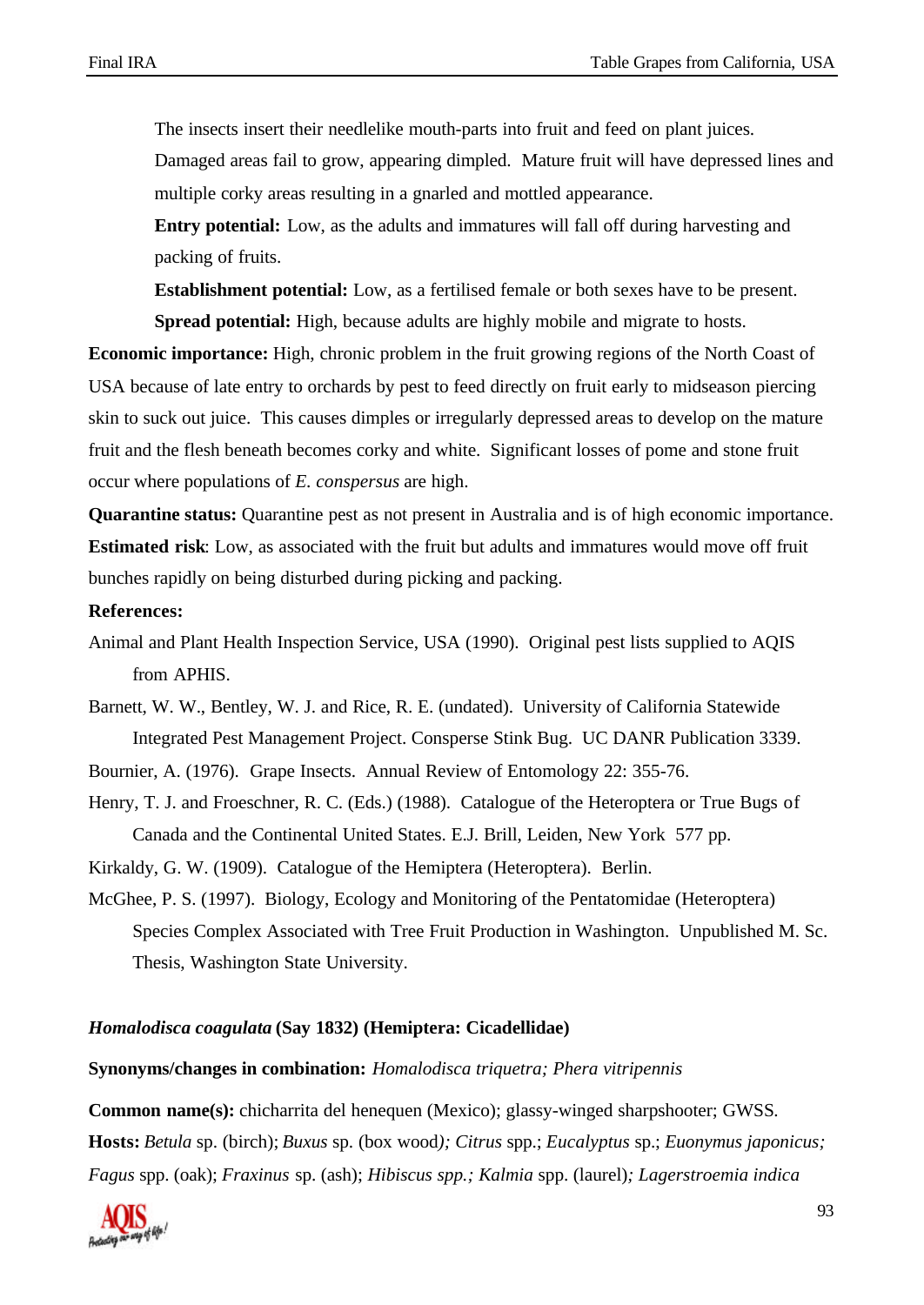The insects insert their needlelike mouth-parts into fruit and feed on plant juices. Damaged areas fail to grow, appearing dimpled. Mature fruit will have depressed lines and multiple corky areas resulting in a gnarled and mottled appearance.

**Entry potential:** Low, as the adults and immatures will fall off during harvesting and packing of fruits.

**Establishment potential:** Low, as a fertilised female or both sexes have to be present.

**Spread potential:** High, because adults are highly mobile and migrate to hosts.

**Economic importance:** High, chronic problem in the fruit growing regions of the North Coast of USA because of late entry to orchards by pest to feed directly on fruit early to midseason piercing skin to suck out juice. This causes dimples or irregularly depressed areas to develop on the mature fruit and the flesh beneath becomes corky and white. Significant losses of pome and stone fruit occur where populations of *E. conspersus* are high.

**Quarantine status:** Quarantine pest as not present in Australia and is of high economic importance.

**Estimated risk**: Low, as associated with the fruit but adults and immatures would move off fruit bunches rapidly on being disturbed during picking and packing.

**References:**

Animal and Plant Health Inspection Service, USA (1990). Original pest lists supplied to AQIS from APHIS.

Barnett, W. W., Bentley, W. J. and Rice, R. E. (undated). University of California Statewide Integrated Pest Management Project. Consperse Stink Bug. UC DANR Publication 3339.

Bournier, A. (1976). Grape Insects. Annual Review of Entomology 22: 355-76.

Henry, T. J. and Froeschner, R. C. (Eds.) (1988). Catalogue of the Heteroptera or True Bugs of Canada and the Continental United States. E.J. Brill, Leiden, New York 577 pp.

Kirkaldy, G. W. (1909). Catalogue of the Hemiptera (Heteroptera). Berlin.

McGhee, P. S. (1997). Biology, Ecology and Monitoring of the Pentatomidae (Heteroptera) Species Complex Associated with Tree Fruit Production in Washington. Unpublished M. Sc. Thesis, Washington State University.

***Homalodisca coagulata*** **(Say 1832) (Hemiptera: Cicadellidae)**

**Synonyms/changes in combination:** *Homalodisca triquetra; Phera vitripennis*

**Common name(s):** chicharrita del henequen (Mexico); glassy-winged sharpshooter; GWSS.

**Hosts:** *Betula* sp. (birch); *Buxus* sp. (box wood*); Citrus* spp.; *Eucalyptus* sp.; *Euonymus japonicus; Fagus* spp. (oak); *Fraxinus* sp. (ash); *Hibiscus spp.; Kalmia* spp. (laurel)*; Lagerstroemia indica*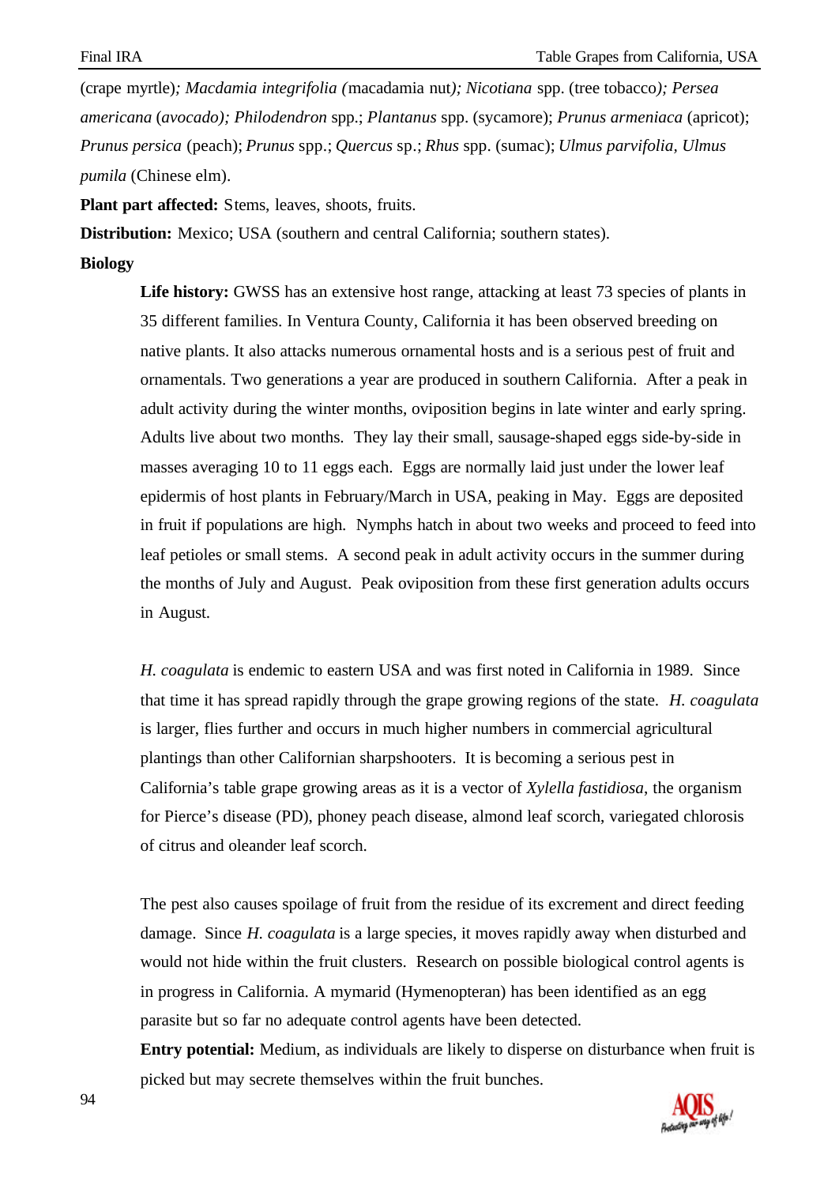(crape myrtle); *Macdamia integrifolia (*macadamia nut*); Nicotiana* spp. (tree tobacco*); Persea americana* (*avocado); Philodendron* spp.; *Plantanus* spp. (sycamore); *Prunus armeniaca* (apricot); *Prunus persica* (peach); *Prunus* spp.; *Quercus* sp.; *Rhus* spp. (sumac); *Ulmus parvifolia, Ulmus pumila* (Chinese elm).

**Plant part affected:** Stems, leaves, shoots, fruits.

**Distribution:** Mexico; USA (southern and central California; southern states).

**Biology**

**Life history:** GWSS has an extensive host range, attacking at least 73 species of plants in 35 different families. In Ventura County, California it has been observed breeding on native plants. It also attacks numerous ornamental hosts and is a serious pest of fruit and ornamentals. Two generations a year are produced in southern California. After a peak in adult activity during the winter months, oviposition begins in late winter and early spring. Adults live about two months. They lay their small, sausage-shaped eggs side-by-side in masses averaging 10 to 11 eggs each. Eggs are normally laid just under the lower leaf epidermis of host plants in February/March in USA, peaking in May. Eggs are deposited in fruit if populations are high. Nymphs hatch in about two weeks and proceed to feed into leaf petioles or small stems. A second peak in adult activity occurs in the summer during the months of July and August. Peak oviposition from these first generation adults occurs in August.

*H. coagulata* is endemic to eastern USA and was first noted in California in 1989. Since that time it has spread rapidly through the grape growing regions of the state. *H. coagulata* is larger, flies further and occurs in much higher numbers in commercial agricultural plantings than other Californian sharpshooters. It is becoming a serious pest in California's table grape growing areas as it is a vector of *Xylella fastidiosa*, the organism for Pierce's disease (PD), phoney peach disease, almond leaf scorch, variegated chlorosis of citrus and oleander leaf scorch.

The pest also causes spoilage of fruit from the residue of its excrement and direct feeding damage. Since *H. coagulata* is a large species, it moves rapidly away when disturbed and would not hide within the fruit clusters. Research on possible biological control agents is in progress in California. A mymarid (Hymenopteran) has been identified as an egg parasite but so far no adequate control agents have been detected.

**Entry potential:** Medium, as individuals are likely to disperse on disturbance when fruit is picked but may secrete themselves within the fruit bunches.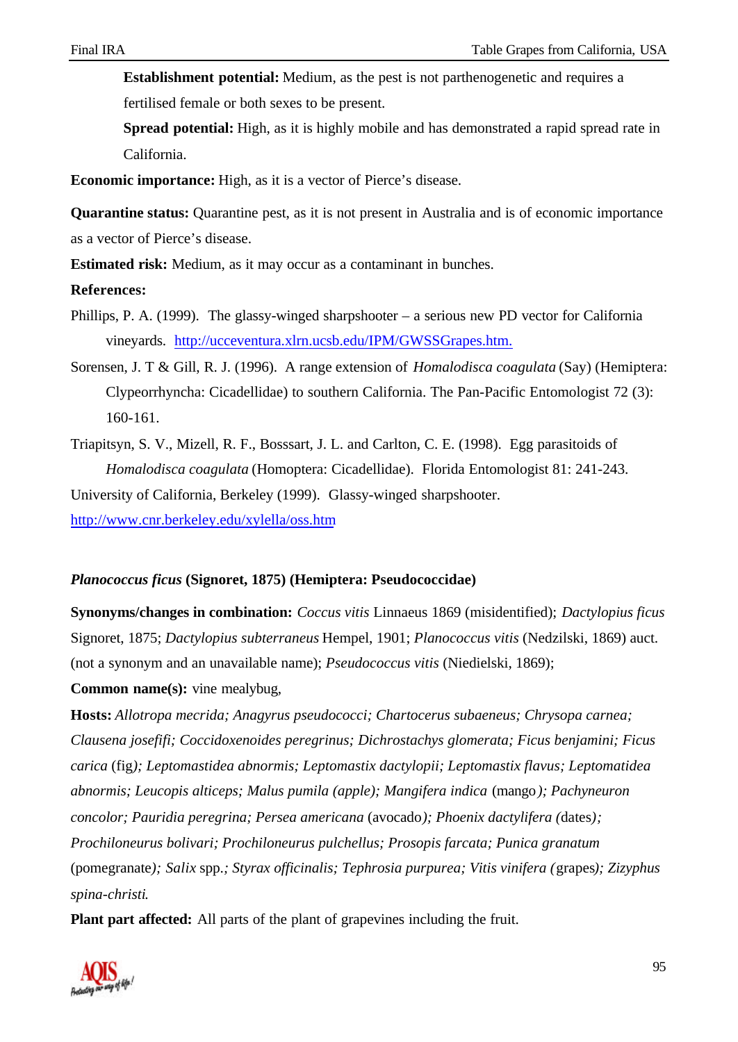**Establishment potential:** Medium, as the pest is not parthenogenetic and requires a fertilised female or both sexes to be present.

**Spread potential:** High, as it is highly mobile and has demonstrated a rapid spread rate in California.

**Economic importance:** High, as it is a vector of Pierce's disease.

**Quarantine status:** Quarantine pest, as it is not present in Australia and is of economic importance as a vector of Pierce's disease.

**Estimated risk:** Medium, as it may occur as a contaminant in bunches.

**References:**

Phillips, P. A. (1999). The glassy-winged sharpshooter – a serious new PD vector for California vineyards. http://ucceventura.xlrn.ucsb.edu/IPM/GWSSGrapes.htm.

Sorensen, J. T & Gill, R. J. (1996). A range extension of *Homalodisca coagulata* (Say) (Hemiptera: Clypeorrhyncha: Cicadellidae) to southern California. The Pan-Pacific Entomologist 72 (3): 160-161.

Triapitsyn, S. V., Mizell, R. F., Bosssart, J. L. and Carlton, C. E. (1998). Egg parasitoids of *Homalodisca coagulata* (Homoptera: Cicadellidae). Florida Entomologist 81: 241-243.

University of California, Berkeley (1999). Glassy-winged sharpshooter. http://www.cnr.berkeley.edu/xylella/oss.htm

### *Planococcus ficus* (Signoret, 1875) (Hemiptera: Pseudococcidae)

**Synonyms/changes in combination:** *Coccus vitis* Linnaeus 1869 (misidentified); *Dactylopius ficus* Signoret, 1875; *Dactylopius subterraneus* Hempel, 1901; *Planococcus vitis* (Nedzilski, 1869) auct. (not a synonym and an unavailable name); *Pseudococcus vitis* (Niedielski, 1869);

**Common name(s):** vine mealybug,

**Hosts:** *Allotropa mecrida; Anagyrus pseudococci; Chartocerus subaeneus; Chrysopa carnea; Clausena josefifi; Coccidoxenoides peregrinus; Dichrostachys glomerata; Ficus benjamini; Ficus carica* (fig); *Leptomastidea abnormis; Leptomastix dactylopii; Leptomastix flavus; Leptomatidea abnormis; Leucopis alticeps; Malus pumila (apple); Mangifera indica* (mango); *Pachyneuron concolor; Pauridia peregrina; Persea americana* (avocado); *Phoenix dactylifera* (dates); *Prochiloneurus bolivari; Prochiloneurus pulchellus; Prosopis farcata; Punica granatum* (pomegranate); *Salix* spp.; *Styrax officinalis; Tephrosia purpurea; Vitis vinifera* (grapes); *Zizyphus spina-christi.*

**Plant part affected:** All parts of the plant of grapevines including the fruit.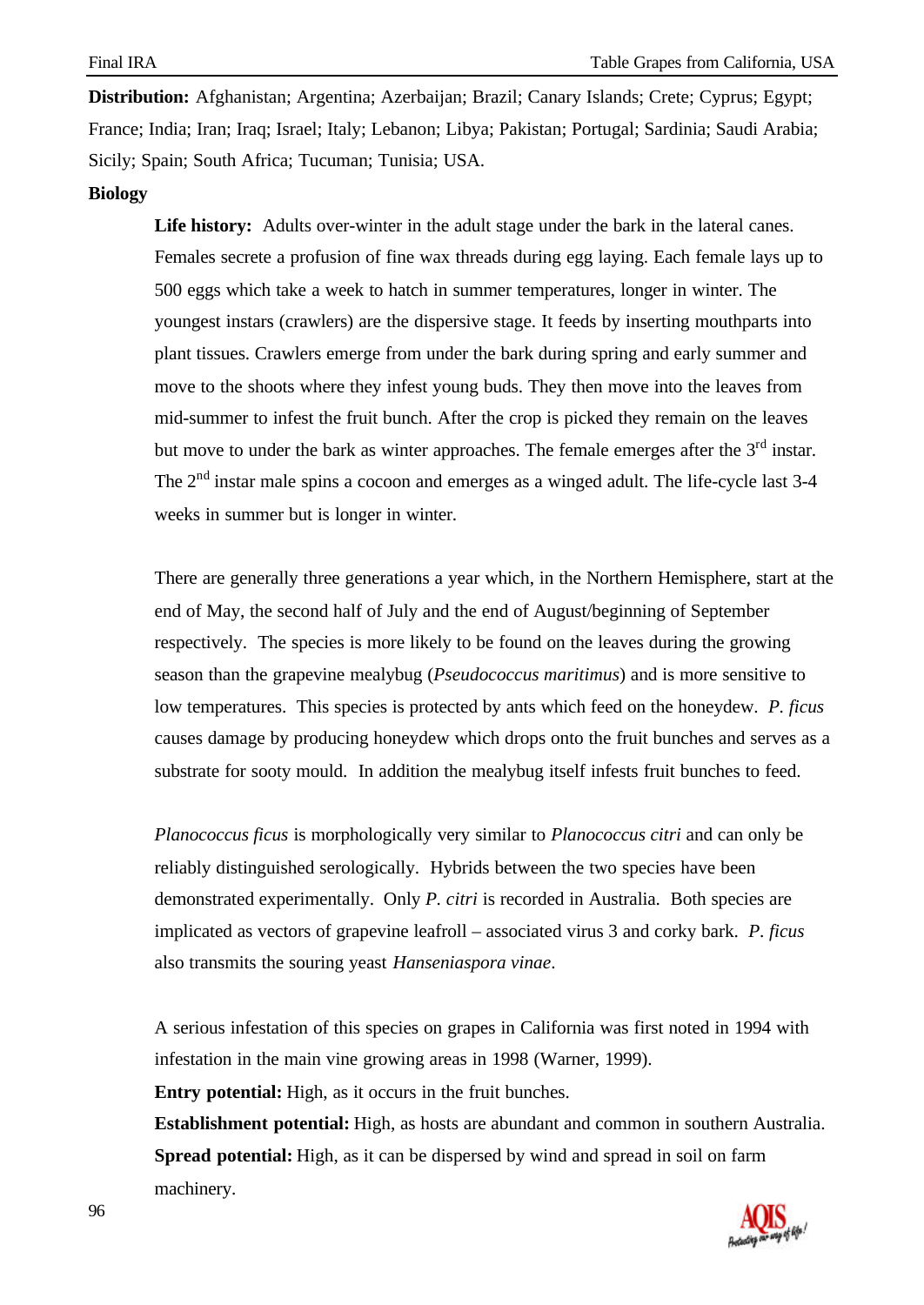**Distribution:** Afghanistan; Argentina; Azerbaijan; Brazil; Canary Islands; Crete; Cyprus; Egypt; France; India; Iran; Iraq; Israel; Italy; Lebanon; Libya; Pakistan; Portugal; Sardinia; Saudi Arabia; Sicily; Spain; South Africa; Tucuman; Tunisia; USA.

**Biology**

**Life history:** Adults over-winter in the adult stage under the bark in the lateral canes. Females secrete a profusion of fine wax threads during egg laying. Each female lays up to 500 eggs which take a week to hatch in summer temperatures, longer in winter. The youngest instars (crawlers) are the dispersive stage. It feeds by inserting mouthparts into plant tissues. Crawlers emerge from under the bark during spring and early summer and move to the shoots where they infest young buds. They then move into the leaves from mid-summer to infest the fruit bunch. After the crop is picked they remain on the leaves but move to under the bark as winter approaches. The female emerges after the 3rd instar. The 2nd instar male spins a cocoon and emerges as a winged adult. The life-cycle last 3-4 weeks in summer but is longer in winter.

There are generally three generations a year which, in the Northern Hemisphere, start at the end of May, the second half of July and the end of August/beginning of September respectively. The species is more likely to be found on the leaves during the growing season than the grapevine mealybug (*Pseudococcus maritimus*) and is more sensitive to low temperatures. This species is protected by ants which feed on the honeydew. *P. ficus* causes damage by producing honeydew which drops onto the fruit bunches and serves as a substrate for sooty mould. In addition the mealybug itself infests fruit bunches to feed.

*Planococcus ficus* is morphologically very similar to *Planococcus citri* and can only be reliably distinguished serologically. Hybrids between the two species have been demonstrated experimentally. Only *P. citri* is recorded in Australia. Both species are implicated as vectors of grapevine leafroll – associated virus 3 and corky bark. *P. ficus* also transmits the souring yeast *Hanseniaspora vinae*.

A serious infestation of this species on grapes in California was first noted in 1994 with infestation in the main vine growing areas in 1998 (Warner, 1999).

**Entry potential:** High, as it occurs in the fruit bunches.

**Establishment potential:** High, as hosts are abundant and common in southern Australia.

**Spread potential:** High, as it can be dispersed by wind and spread in soil on farm machinery.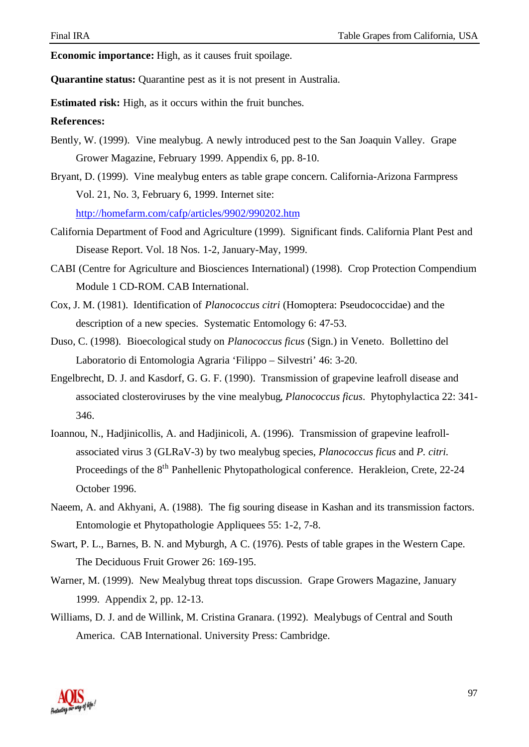**Economic importance:** High, as it causes fruit spoilage.

**Quarantine status:** Quarantine pest as it is not present in Australia.

**Estimated risk:** High, as it occurs within the fruit bunches.

**References:**

Bently, W. (1999). Vine mealybug. A newly introduced pest to the San Joaquin Valley. Grape Grower Magazine, February 1999. Appendix 6, pp. 8-10.

Bryant, D. (1999). Vine mealybug enters as table grape concern. California-Arizona Farmpress Vol. 21, No. 3, February 6, 1999. Internet site: http://homefarm.com/cafp/articles/9902/990202.htm

California Department of Food and Agriculture (1999). Significant finds. California Plant Pest and Disease Report. Vol. 18 Nos. 1-2, January-May, 1999.

CABI (Centre for Agriculture and Biosciences International) (1998). Crop Protection Compendium Module 1 CD-ROM. CAB International.

Cox, J. M. (1981). Identification of *Planococcus citri* (Homoptera: Pseudococcidae) and the description of a new species. Systematic Entomology 6: 47-53.

Duso, C. (1998). Bioecological study on *Planococcus ficus* (Sign.) in Veneto. Bollettino del Laboratorio di Entomologia Agraria 'Filippo – Silvestri' 46: 3-20.

Engelbrecht, D. J. and Kasdorf, G. G. F. (1990). Transmission of grapevine leafroll disease and associated closteroviruses by the vine mealybug, *Planococcus ficus*. Phytophylactica 22: 341-346.

Ioannou, N., Hadjinicollis, A. and Hadjinicoli, A. (1996). Transmission of grapevine leafroll-associated virus 3 (GLRaV-3) by two mealybug species, *Planococcus ficus* and *P. citri*. Proceedings of the 8th Panhellenic Phytopathological conference. Herakleion, Crete, 22-24 October 1996.

Naeem, A. and Akhyani, A. (1988). The fig souring disease in Kashan and its transmission factors. Entomologie et Phytopathologie Appliquees 55: 1-2, 7-8.

Swart, P. L., Barnes, B. N. and Myburgh, A C. (1976). Pests of table grapes in the Western Cape. The Deciduous Fruit Grower 26: 169-195.

Warner, M. (1999). New Mealybug threat tops discussion. Grape Growers Magazine, January 1999. Appendix 2, pp. 12-13.

Williams, D. J. and de Willink, M. Cristina Granara. (1992). Mealybugs of Central and South America. CAB International. University Press: Cambridge.